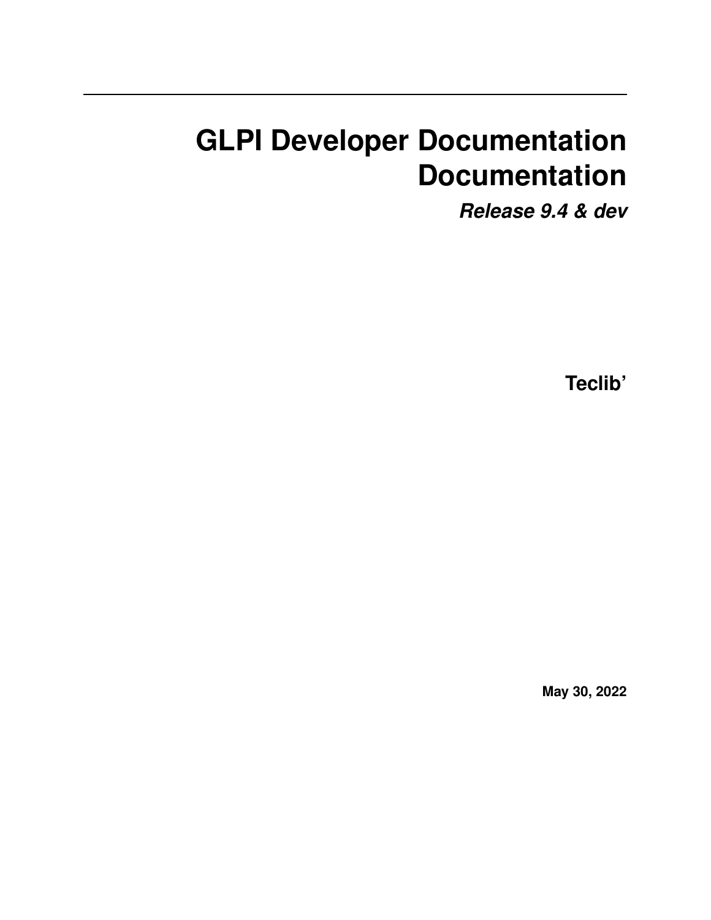# GLPI Developer Documentation Documentation

***Release 9.4 & dev***

**Teclib'**

**May 30, 2022**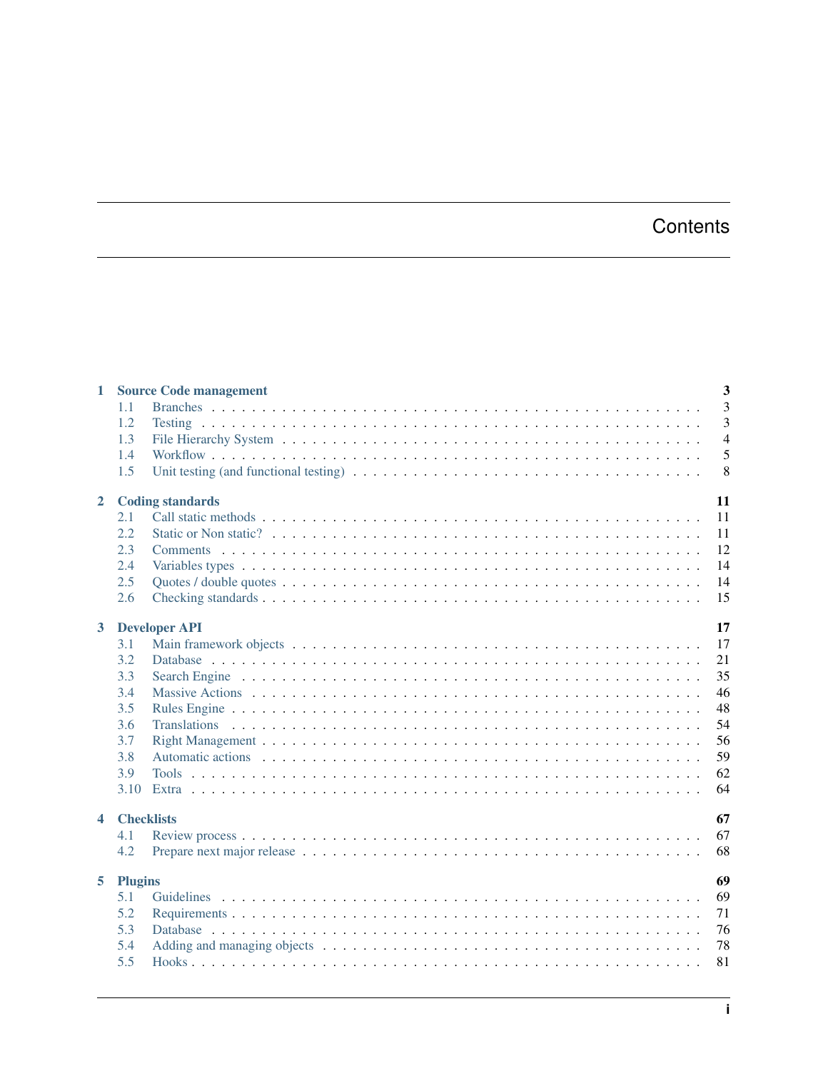# Contents

- **1 Source Code management** — 3
  - 1.1 Branches — 3
  - 1.2 Testing — 3
  - 1.3 File Hierarchy System — 4
  - 1.4 Workflow — 5
  - 1.5 Unit testing (and functional testing) — 8
- **2 Coding standards** — 11
  - 2.1 Call static methods — 11
  - 2.2 Static or Non static? — 11
  - 2.3 Comments — 12
  - 2.4 Variables types — 14
  - 2.5 Quotes / double quotes — 14
  - 2.6 Checking standards — 15
- **3 Developer API** — 17
  - 3.1 Main framework objects — 17
  - 3.2 Database — 21
  - 3.3 Search Engine — 35
  - 3.4 Massive Actions — 46
  - 3.5 Rules Engine — 48
  - 3.6 Translations — 54
  - 3.7 Right Management — 56
  - 3.8 Automatic actions — 59
  - 3.9 Tools — 62
  - 3.10 Extra — 64
- **4 Checklists** — 67
  - 4.1 Review process — 67
  - 4.2 Prepare next major release — 68
- **5 Plugins** — 69
  - 5.1 Guidelines — 69
  - 5.2 Requirements — 71
  - 5.3 Database — 76
  - 5.4 Adding and managing objects — 78
  - 5.5 Hooks — 81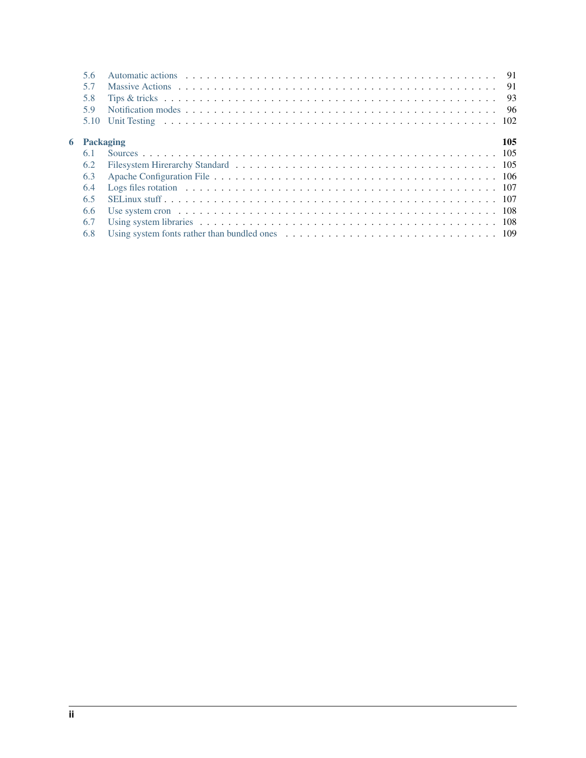- 5.6 Automatic actions . . . 91
- 5.7 Massive Actions . . . 91
- 5.8 Tips & tricks . . . 93
- 5.9 Notification modes . . . 96
- 5.10 Unit Testing . . . 102

**6 Packaging** **105**

- 6.1 Sources . . . 105
- 6.2 Filesystem Hirerarchy Standard . . . 105
- 6.3 Apache Configuration File . . . 106
- 6.4 Logs files rotation . . . 107
- 6.5 SELinux stuff . . . 107
- 6.6 Use system cron . . . 108
- 6.7 Using system libraries . . . 108
- 6.8 Using system fonts rather than bundled ones . . . 109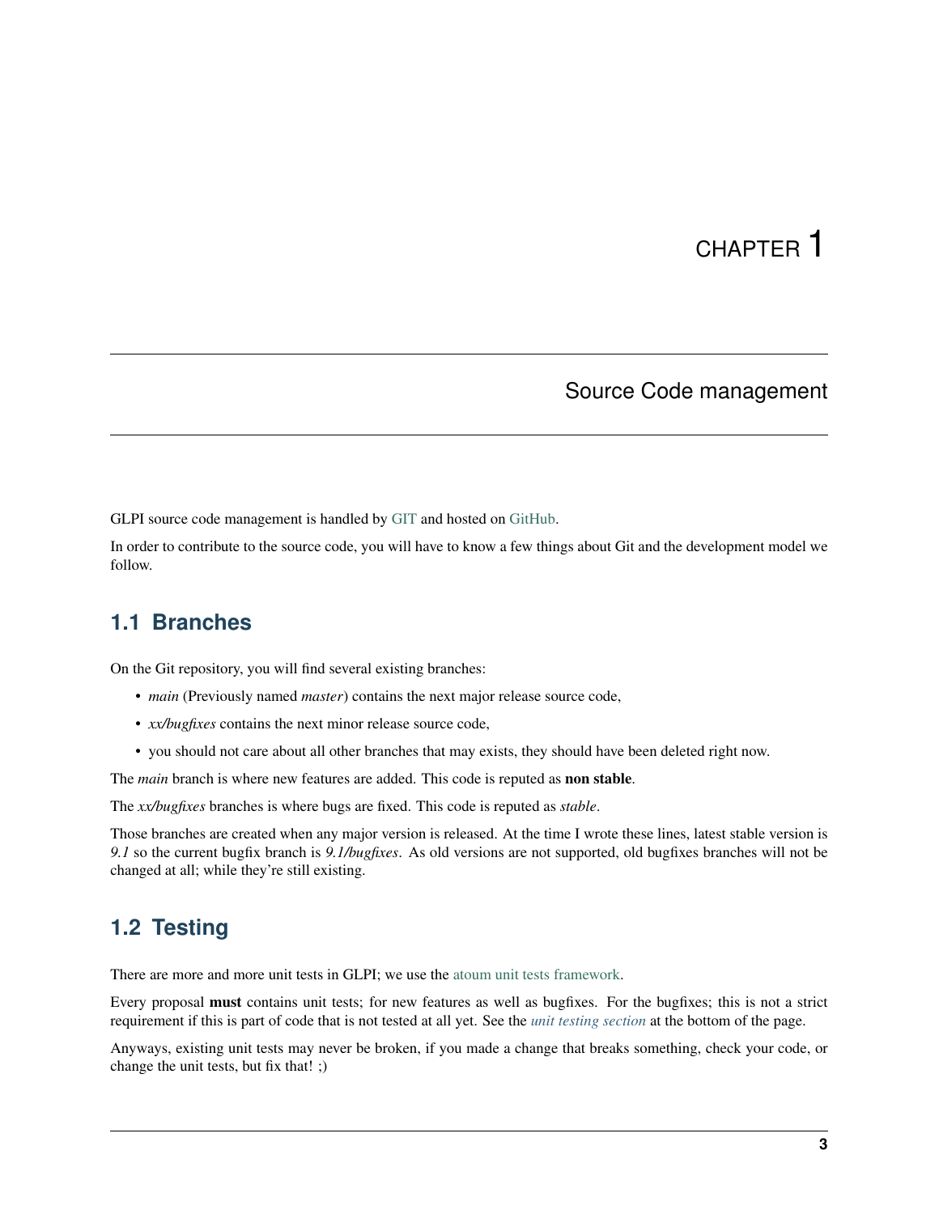# CHAPTER 1

# Source Code management

GLPI source code management is handled by GIT and hosted on GitHub.

In order to contribute to the source code, you will have to know a few things about Git and the development model we follow.

## 1.1 Branches

On the Git repository, you will find several existing branches:

- *main* (Previously named *master*) contains the next major release source code,
- *xx/bugfixes* contains the next minor release source code,
- you should not care about all other branches that may exists, they should have been deleted right now.

The *main* branch is where new features are added. This code is reputed as **non stable**.

The *xx/bugfixes* branches is where bugs are fixed. This code is reputed as *stable*.

Those branches are created when any major version is released. At the time I wrote these lines, latest stable version is *9.1* so the current bugfix branch is *9.1/bugfixes*. As old versions are not supported, old bugfixes branches will not be changed at all; while they're still existing.

## 1.2 Testing

There are more and more unit tests in GLPI; we use the atoum unit tests framework.

Every proposal **must** contains unit tests; for new features as well as bugfixes. For the bugfixes; this is not a strict requirement if this is part of code that is not tested at all yet. See the *unit testing section* at the bottom of the page.

Anyways, existing unit tests may never be broken, if you made a change that breaks something, check your code, or change the unit tests, but fix that! ;)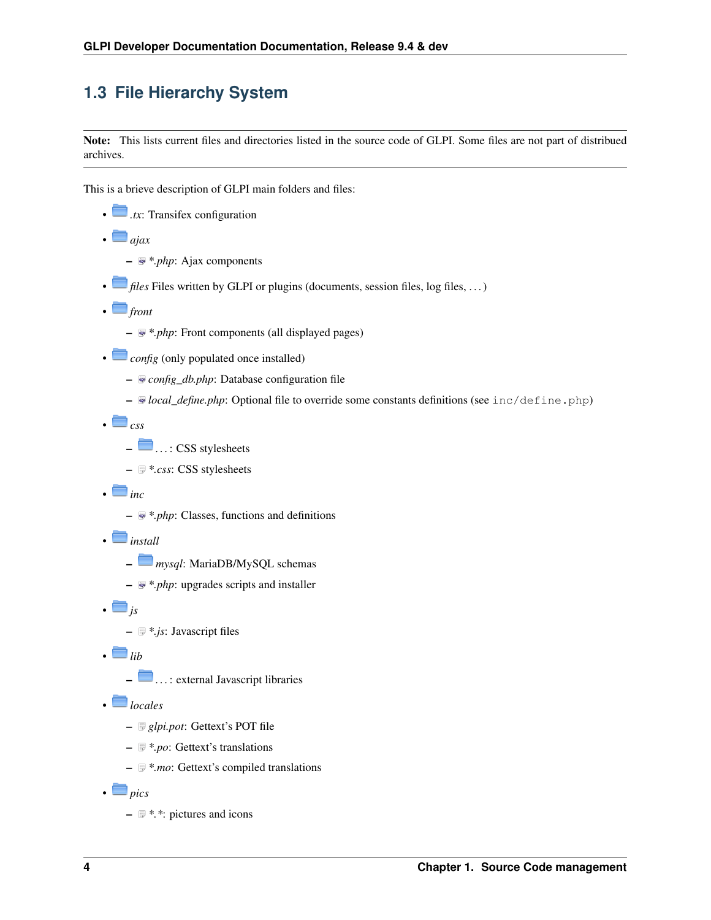## 1.3 File Hierarchy System

**Note:** This lists current files and directories listed in the source code of GLPI. Some files are not part of distribued archives.

This is a brieve description of GLPI main folders and files:

- *.tx*: Transifex configuration
- *ajax*
  - **.php*: Ajax components
- *files* Files written by GLPI or plugins (documents, session files, log files, . . . )
- *front*
  - **.php*: Front components (all displayed pages)
- *config* (only populated once installed)
  - *config_db.php*: Database configuration file
  - *local_define.php*: Optional file to override some constants definitions (see `inc/define.php`)
- *css*
  - . . . : CSS stylesheets
  - **.css*: CSS stylesheets
- *inc*
  - **.php*: Classes, functions and definitions
- *install*
  - *mysql*: MariaDB/MySQL schemas
  - **.php*: upgrades scripts and installer
- *js*
  - **.js*: Javascript files
- *lib*
  - . . . : external Javascript libraries
- *locales*
  - *glpi.pot*: Gettext's POT file
  - **.po*: Gettext's translations
  - **.mo*: Gettext's compiled translations
- *pics*
  - **.**: pictures and icons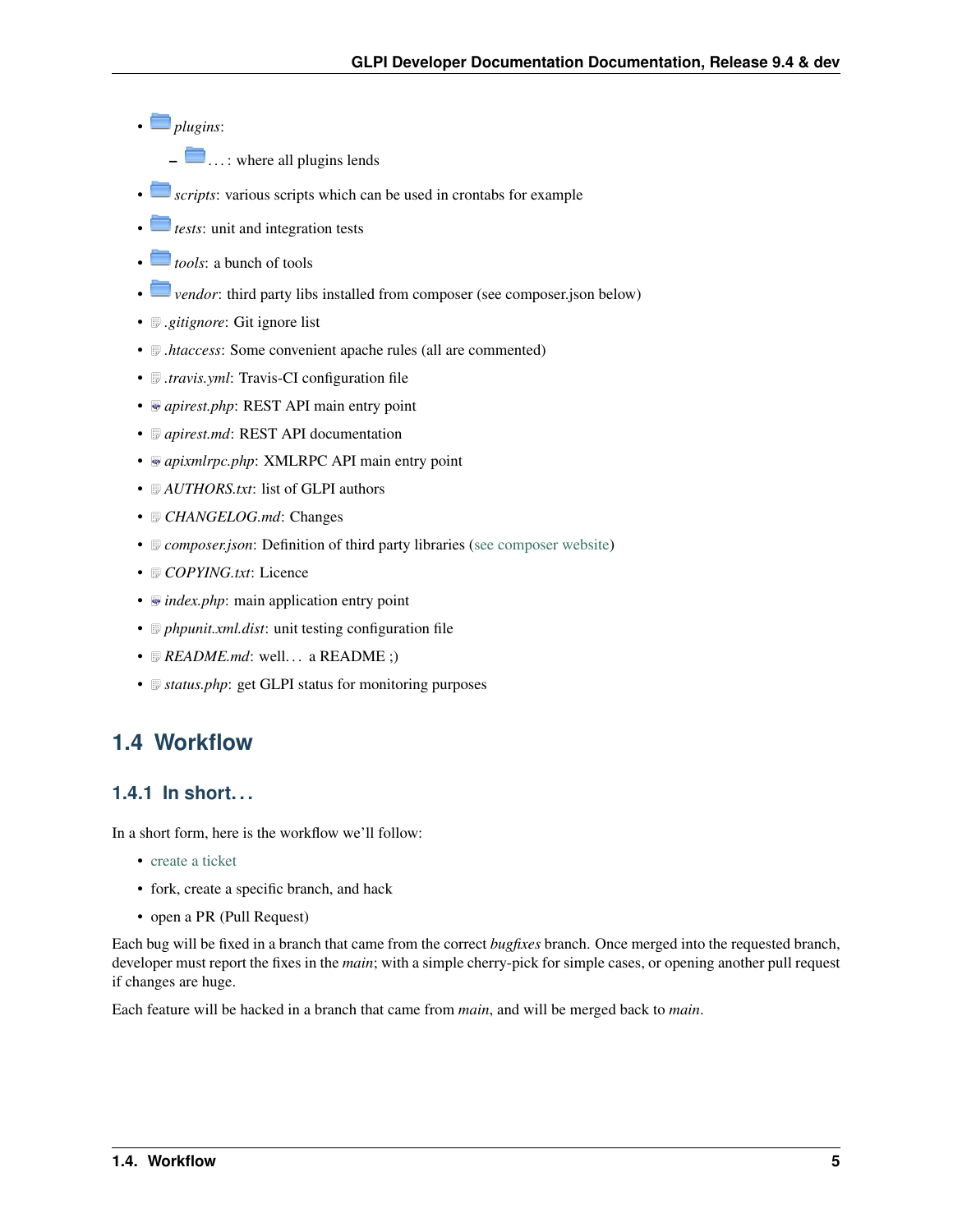- *plugins*:
  - …: where all plugins lends
- *scripts*: various scripts which can be used in crontabs for example
- *tests*: unit and integration tests
- *tools*: a bunch of tools
- *vendor*: third party libs installed from composer (see composer.json below)
- *.gitignore*: Git ignore list
- *.htaccess*: Some convenient apache rules (all are commented)
- *.travis.yml*: Travis-CI configuration file
- *apirest.php*: REST API main entry point
- *apirest.md*: REST API documentation
- *apixmlrpc.php*: XMLRPC API main entry point
- *AUTHORS.txt*: list of GLPI authors
- *CHANGELOG.md*: Changes
- *composer.json*: Definition of third party libraries (see composer website)
- *COPYING.txt*: Licence
- *index.php*: main application entry point
- *phpunit.xml.dist*: unit testing configuration file
- *README.md*: well… a README ;)
- *status.php*: get GLPI status for monitoring purposes

## 1.4 Workflow

### 1.4.1 In short…

In a short form, here is the workflow we'll follow:

- create a ticket
- fork, create a specific branch, and hack
- open a PR (Pull Request)

Each bug will be fixed in a branch that came from the correct *bugfixes* branch. Once merged into the requested branch, developer must report the fixes in the *main*; with a simple cherry-pick for simple cases, or opening another pull request if changes are huge.

Each feature will be hacked in a branch that came from *main*, and will be merged back to *main*.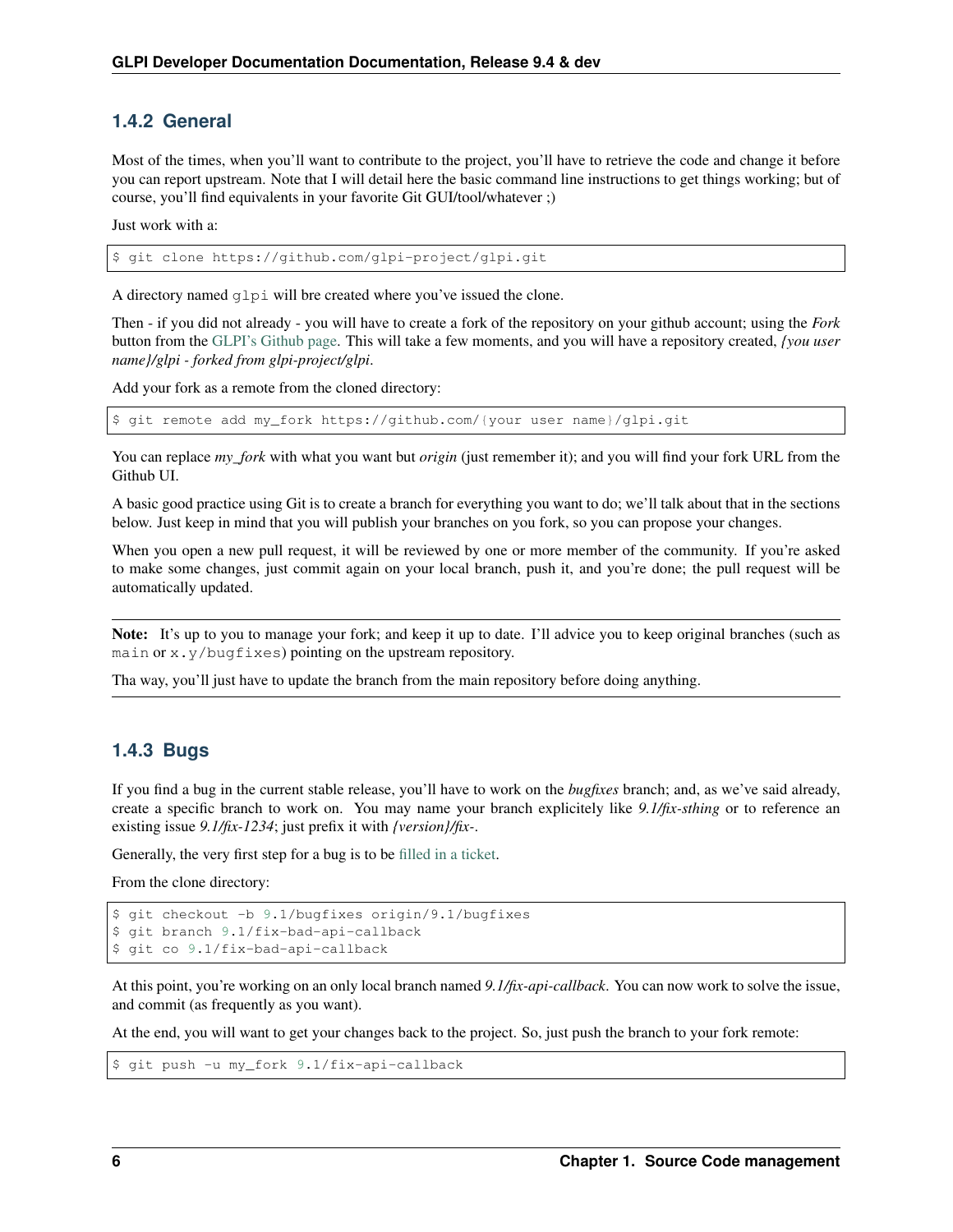### 1.4.2 General

Most of the times, when you'll want to contribute to the project, you'll have to retrieve the code and change it before you can report upstream. Note that I will detail here the basic command line instructions to get things working; but of course, you'll find equivalents in your favorite Git GUI/tool/whatever ;)

Just work with a:

```
$ git clone https://github.com/glpi-project/glpi.git
```

A directory named `glpi` will bre created where you've issued the clone.

Then - if you did not already - you will have to create a fork of the repository on your github account; using the *Fork* button from the GLPI's Github page. This will take a few moments, and you will have a repository created, *{you user name}/glpi - forked from glpi-project/glpi*.

Add your fork as a remote from the cloned directory:

```
$ git remote add my_fork https://github.com/{your user name}/glpi.git
```

You can replace *my_fork* with what you want but *origin* (just remember it); and you will find your fork URL from the Github UI.

A basic good practice using Git is to create a branch for everything you want to do; we'll talk about that in the sections below. Just keep in mind that you will publish your branches on you fork, so you can propose your changes.

When you open a new pull request, it will be reviewed by one or more member of the community. If you're asked to make some changes, just commit again on your local branch, push it, and you're done; the pull request will be automatically updated.

---

**Note:** It's up to you to manage your fork; and keep it up to date. I'll advice you to keep original branches (such as `main` or `x.y/bugfixes`) pointing on the upstream repository.

Tha way, you'll just have to update the branch from the main repository before doing anything.

---

### 1.4.3 Bugs

If you find a bug in the current stable release, you'll have to work on the *bugfixes* branch; and, as we've said already, create a specific branch to work on. You may name your branch explicitely like *9.1/fix-sthing* or to reference an existing issue *9.1/fix-1234*; just prefix it with *{version}/fix-*.

Generally, the very first step for a bug is to be filled in a ticket.

From the clone directory:

```
$ git checkout -b 9.1/bugfixes origin/9.1/bugfixes
$ git branch 9.1/fix-bad-api-callback
$ git co 9.1/fix-bad-api-callback
```

At this point, you're working on an only local branch named *9.1/fix-api-callback*. You can now work to solve the issue, and commit (as frequently as you want).

At the end, you will want to get your changes back to the project. So, just push the branch to your fork remote:

```
$ git push -u my_fork 9.1/fix-api-callback
```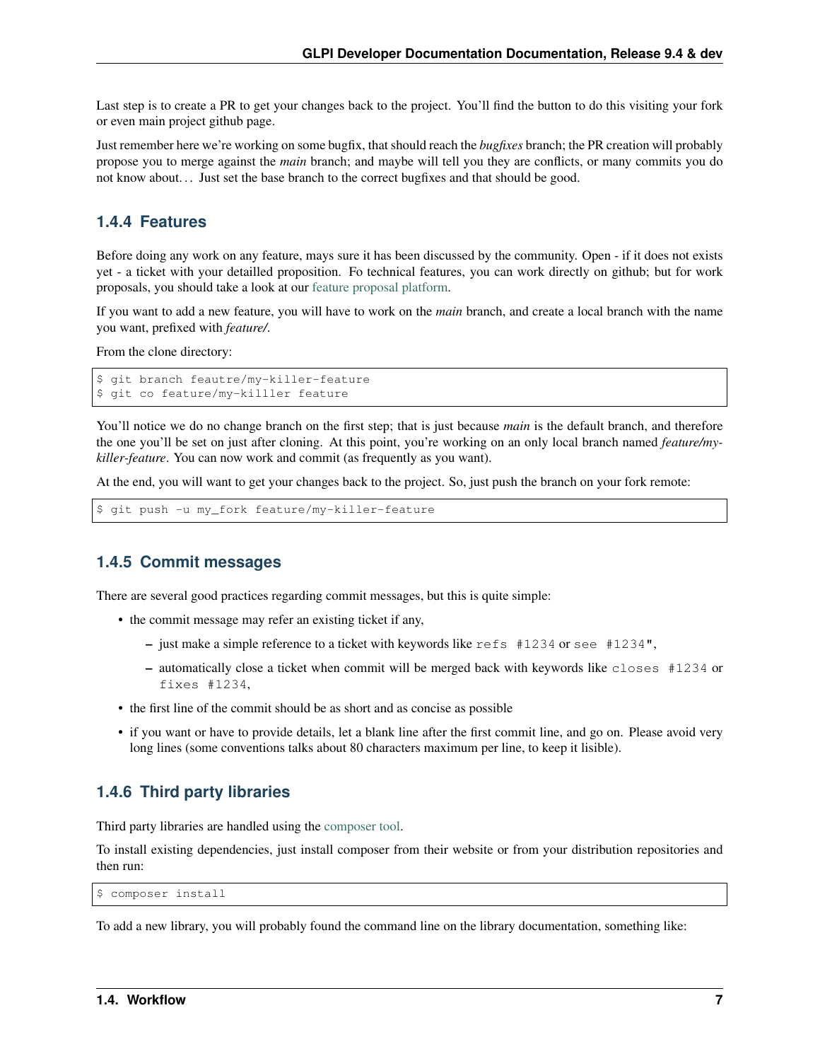Last step is to create a PR to get your changes back to the project. You'll find the button to do this visiting your fork or even main project github page.

Just remember here we're working on some bugfix, that should reach the *bugfixes* branch; the PR creation will probably propose you to merge against the *main* branch; and maybe will tell you they are conflicts, or many commits you do not know about… Just set the base branch to the correct bugfixes and that should be good.

### 1.4.4 Features

Before doing any work on any feature, mays sure it has been discussed by the community. Open - if it does not exists yet - a ticket with your detailled proposition. Fo technical features, you can work directly on github; but for work proposals, you should take a look at our feature proposal platform.

If you want to add a new feature, you will have to work on the *main* branch, and create a local branch with the name you want, prefixed with *feature/*.

From the clone directory:

```
$ git branch feautre/my-killer-feature
$ git co feature/my-killler feature
```

You'll notice we do no change branch on the first step; that is just because *main* is the default branch, and therefore the one you'll be set on just after cloning. At this point, you're working on an only local branch named *feature/my-killer-feature*. You can now work and commit (as frequently as you want).

At the end, you will want to get your changes back to the project. So, just push the branch on your fork remote:

```
$ git push -u my_fork feature/my-killer-feature
```

### 1.4.5 Commit messages

There are several good practices regarding commit messages, but this is quite simple:

- the commit message may refer an existing ticket if any,
  - just make a simple reference to a ticket with keywords like `refs #1234` or `see #1234"`,
  - automatically close a ticket when commit will be merged back with keywords like `closes #1234` or `fixes #1234`,
- the first line of the commit should be as short and as concise as possible
- if you want or have to provide details, let a blank line after the first commit line, and go on. Please avoid very long lines (some conventions talks about 80 characters maximum per line, to keep it lisible).

### 1.4.6 Third party libraries

Third party libraries are handled using the composer tool.

To install existing dependencies, just install composer from their website or from your distribution repositories and then run:

```
$ composer install
```

To add a new library, you will probably found the command line on the library documentation, something like: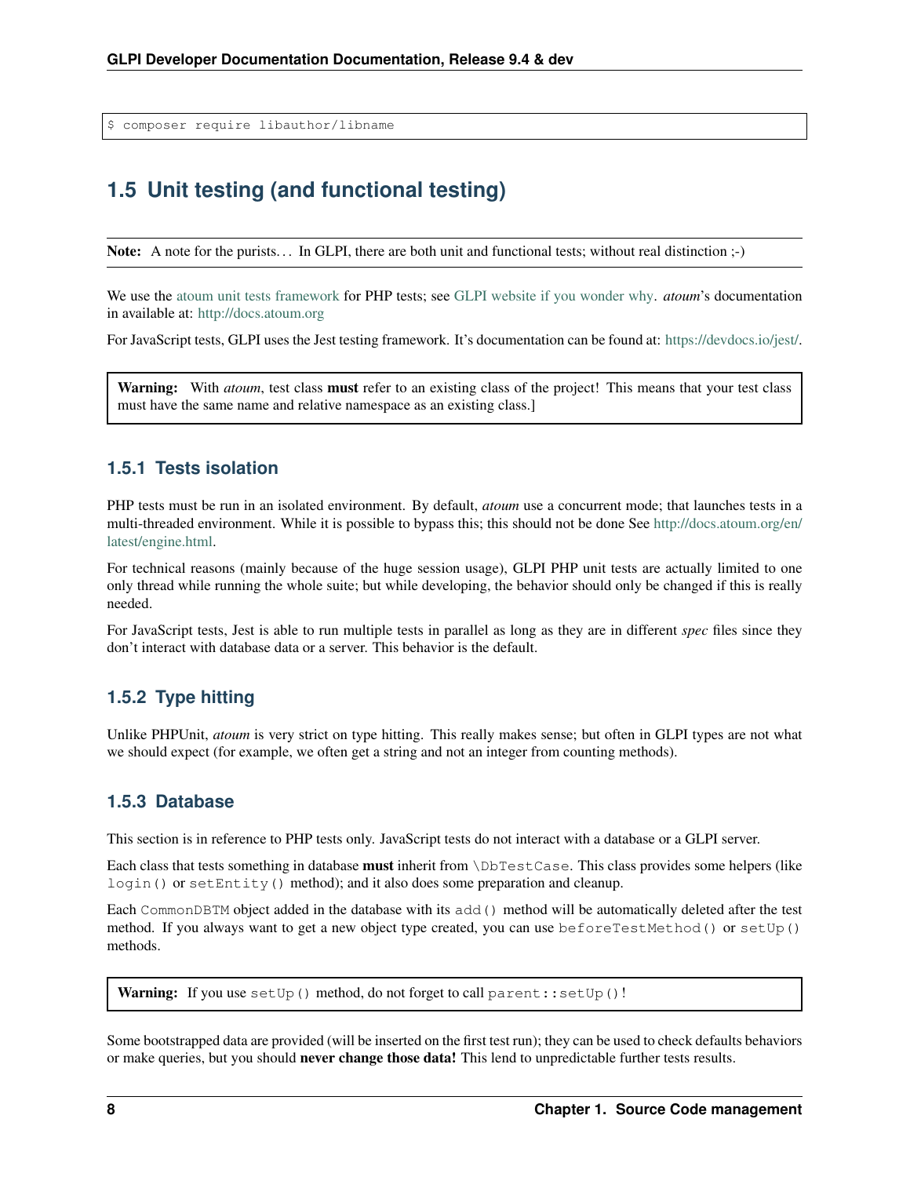```
$ composer require libauthor/libname
```

## 1.5 Unit testing (and functional testing)

**Note:** A note for the purists… In GLPI, there are both unit and functional tests; without real distinction ;-)

We use the atoum unit tests framework for PHP tests; see GLPI website if you wonder why. *atoum*'s documentation in available at: http://docs.atoum.org

For JavaScript tests, GLPI uses the Jest testing framework. It's documentation can be found at: https://devdocs.io/jest/.

**Warning:** With *atoum*, test class **must** refer to an existing class of the project! This means that your test class must have the same name and relative namespace as an existing class.]

### 1.5.1 Tests isolation

PHP tests must be run in an isolated environment. By default, *atoum* use a concurrent mode; that launches tests in a multi-threaded environment. While it is possible to bypass this; this should not be done See http://docs.atoum.org/en/latest/engine.html.

For technical reasons (mainly because of the huge session usage), GLPI PHP unit tests are actually limited to one only thread while running the whole suite; but while developing, the behavior should only be changed if this is really needed.

For JavaScript tests, Jest is able to run multiple tests in parallel as long as they are in different *spec* files since they don't interact with database data or a server. This behavior is the default.

### 1.5.2 Type hitting

Unlike PHPUnit, *atoum* is very strict on type hitting. This really makes sense; but often in GLPI types are not what we should expect (for example, we often get a string and not an integer from counting methods).

### 1.5.3 Database

This section is in reference to PHP tests only. JavaScript tests do not interact with a database or a GLPI server.

Each class that tests something in database **must** inherit from `\DbTestCase`. This class provides some helpers (like `login()` or `setEntity()` method); and it also does some preparation and cleanup.

Each `CommonDBTM` object added in the database with its `add()` method will be automatically deleted after the test method. If you always want to get a new object type created, you can use `beforeTestMethod()` or `setUp()` methods.

**Warning:** If you use `setUp()` method, do not forget to call `parent::setUp()`!

Some bootstrapped data are provided (will be inserted on the first test run); they can be used to check defaults behaviors or make queries, but you should **never change those data!** This lend to unpredictable further tests results.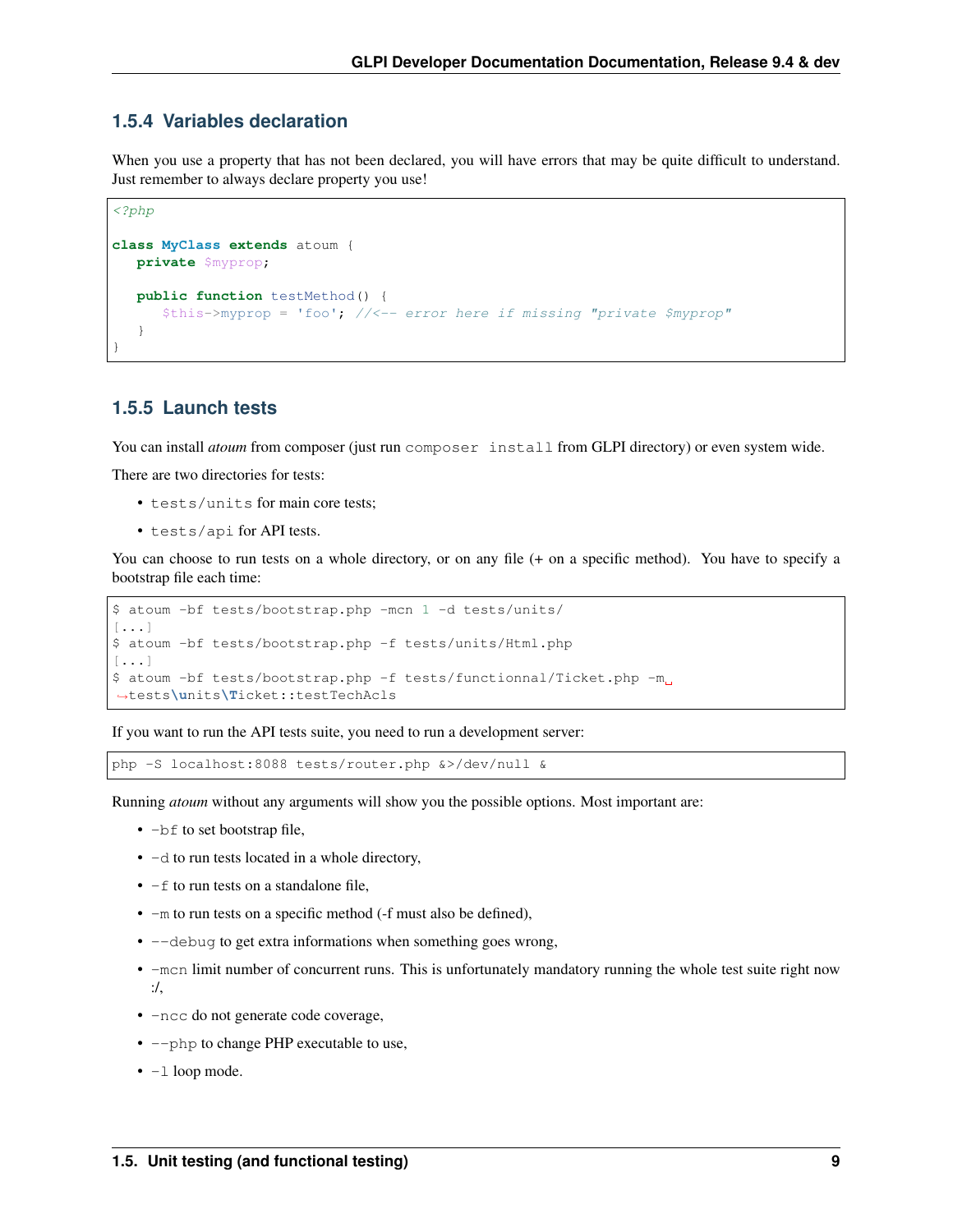### 1.5.4 Variables declaration

When you use a property that has not been declared, you will have errors that may be quite difficult to understand. Just remember to always declare property you use!

```php
<?php

class MyClass extends atoum {
   private $myprop;

   public function testMethod() {
      $this->myprop = 'foo'; //<-- error here if missing "private $myprop"
   }
}
```

### 1.5.5 Launch tests

You can install *atoum* from composer (just run `composer install` from GLPI directory) or even system wide.

There are two directories for tests:

- `tests/units` for main core tests;
- `tests/api` for API tests.

You can choose to run tests on a whole directory, or on any file (+ on a specific method). You have to specify a bootstrap file each time:

```
$ atoum -bf tests/bootstrap.php -mcn 1 -d tests/units/
[...]
$ atoum -bf tests/bootstrap.php -f tests/units/Html.php
[...]
$ atoum -bf tests/bootstrap.php -f tests/functionnal/Ticket.php -m tests\units\Ticket::testTechAcls
```

If you want to run the API tests suite, you need to run a development server:

```
php -S localhost:8088 tests/router.php &>/dev/null &
```

Running *atoum* without any arguments will show you the possible options. Most important are:

- `-bf` to set bootstrap file,
- `-d` to run tests located in a whole directory,
- `-f` to run tests on a standalone file,
- `-m` to run tests on a specific method (-f must also be defined),
- `--debug` to get extra informations when something goes wrong,
- `-mcn` limit number of concurrent runs. This is unfortunately mandatory running the whole test suite right now :/,
- `-ncc` do not generate code coverage,
- `--php` to change PHP executable to use,
- `-l` loop mode.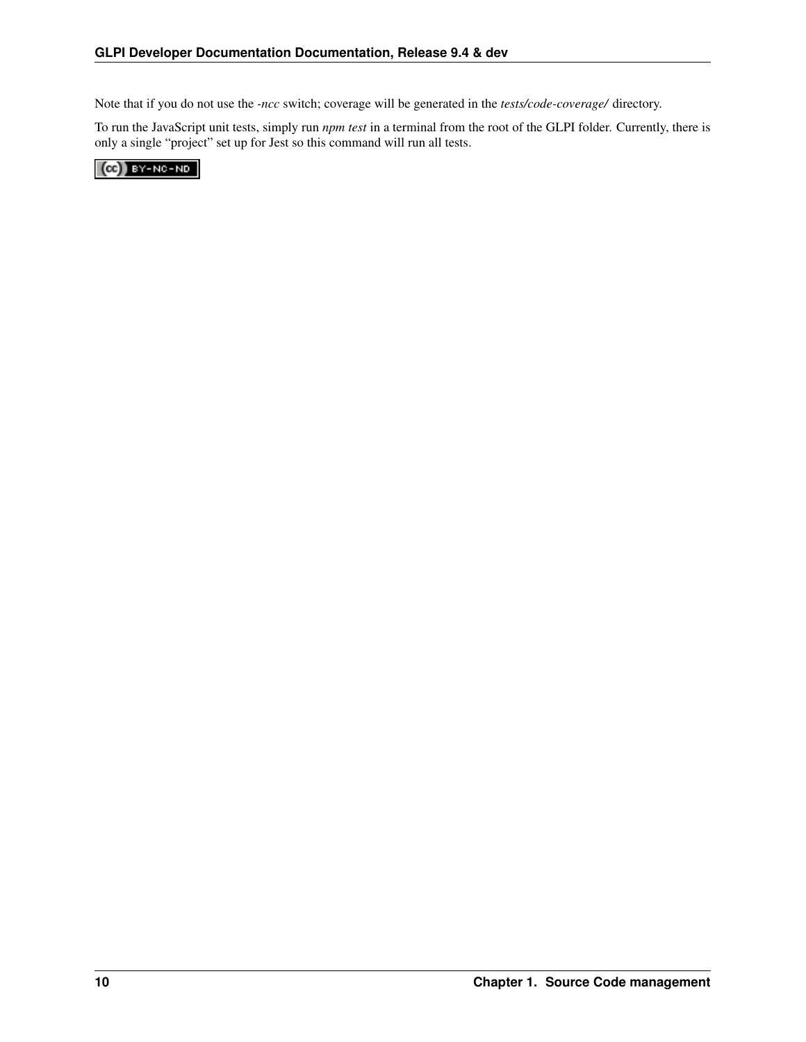Note that if you do not use the *-ncc* switch; coverage will be generated in the *tests/code-coverage/* directory.

To run the JavaScript unit tests, simply run *npm test* in a terminal from the root of the GLPI folder. Currently, there is only a single "project" set up for Jest so this command will run all tests.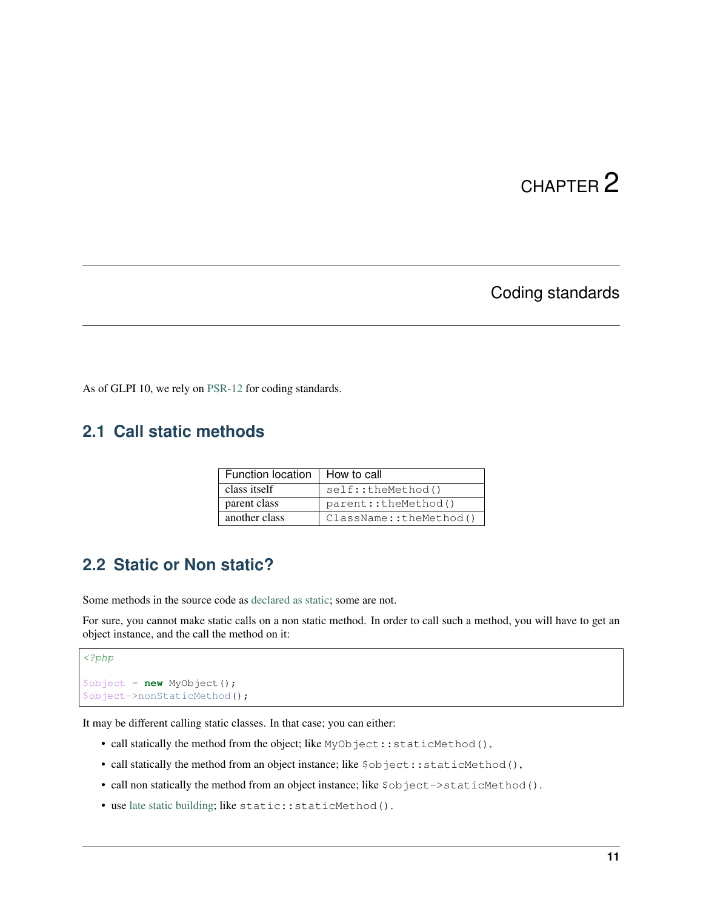# CHAPTER 2

# Coding standards

As of GLPI 10, we rely on PSR-12 for coding standards.

## 2.1 Call static methods

| Function location | How to call |
|---|---|
| class itself | `self::theMethod()` |
| parent class | `parent::theMethod()` |
| another class | `ClassName::theMethod()` |

## 2.2 Static or Non static?

Some methods in the source code as declared as static; some are not.

For sure, you cannot make static calls on a non static method. In order to call such a method, you will have to get an object instance, and the call the method on it:

```php
<?php

$object = new MyObject();
$object->nonStaticMethod();
```

It may be different calling static classes. In that case; you can either:

- call statically the method from the object; like `MyObject::staticMethod()`,
- call statically the method from an object instance; like `$object::staticMethod()`,
- call non statically the method from an object instance; like `$object->staticMethod()`.
- use late static building; like `static::staticMethod()`.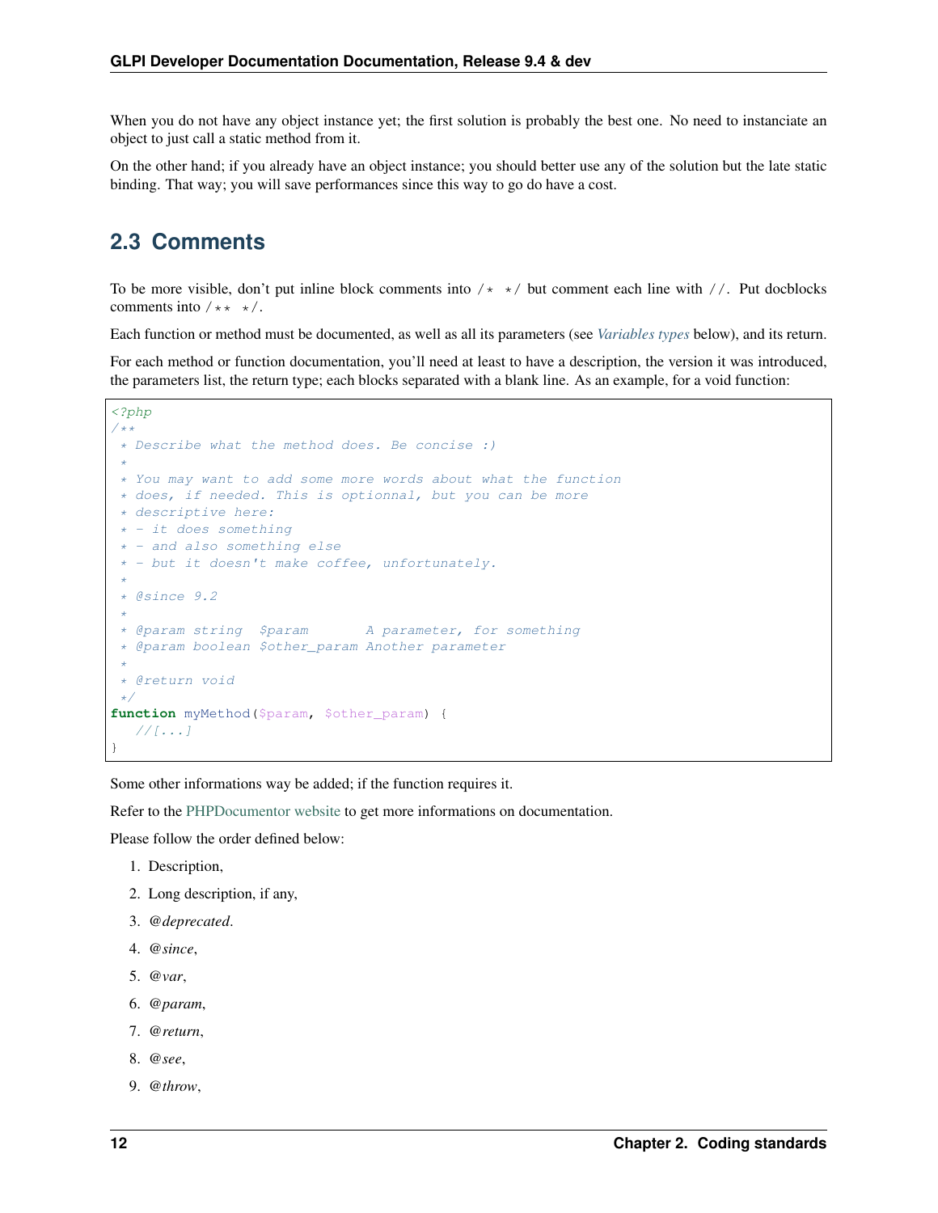When you do not have any object instance yet; the first solution is probably the best one. No need to instanciate an object to just call a static method from it.

On the other hand; if you already have an object instance; you should better use any of the solution but the late static binding. That way; you will save performances since this way to go do have a cost.

## 2.3 Comments

To be more visible, don't put inline block comments into `/* */` but comment each line with `//`. Put docblocks comments into `/** */`.

Each function or method must be documented, as well as all its parameters (see *Variables types* below), and its return.

For each method or function documentation, you'll need at least to have a description, the version it was introduced, the parameters list, the return type; each blocks separated with a blank line. As an example, for a void function:

```php
<?php
/**
 * Describe what the method does. Be concise :)
 *
 * You may want to add some more words about what the function
 * does, if needed. This is optionnal, but you can be more
 * descriptive here:
 * - it does something
 * - and also something else
 * - but it doesn't make coffee, unfortunately.
 *
 * @since 9.2
 *
 * @param string  $param       A parameter, for something
 * @param boolean $other_param Another parameter
 *
 * @return void
 */
function myMethod($param, $other_param) {
   //[...]
}
```

Some other informations way be added; if the function requires it.

Refer to the PHPDocumentor website to get more informations on documentation.

Please follow the order defined below:

1. Description,
2. Long description, if any,
3. *@deprecated*.
4. *@since*,
5. *@var*,
6. *@param*,
7. *@return*,
8. *@see*,
9. *@throw*,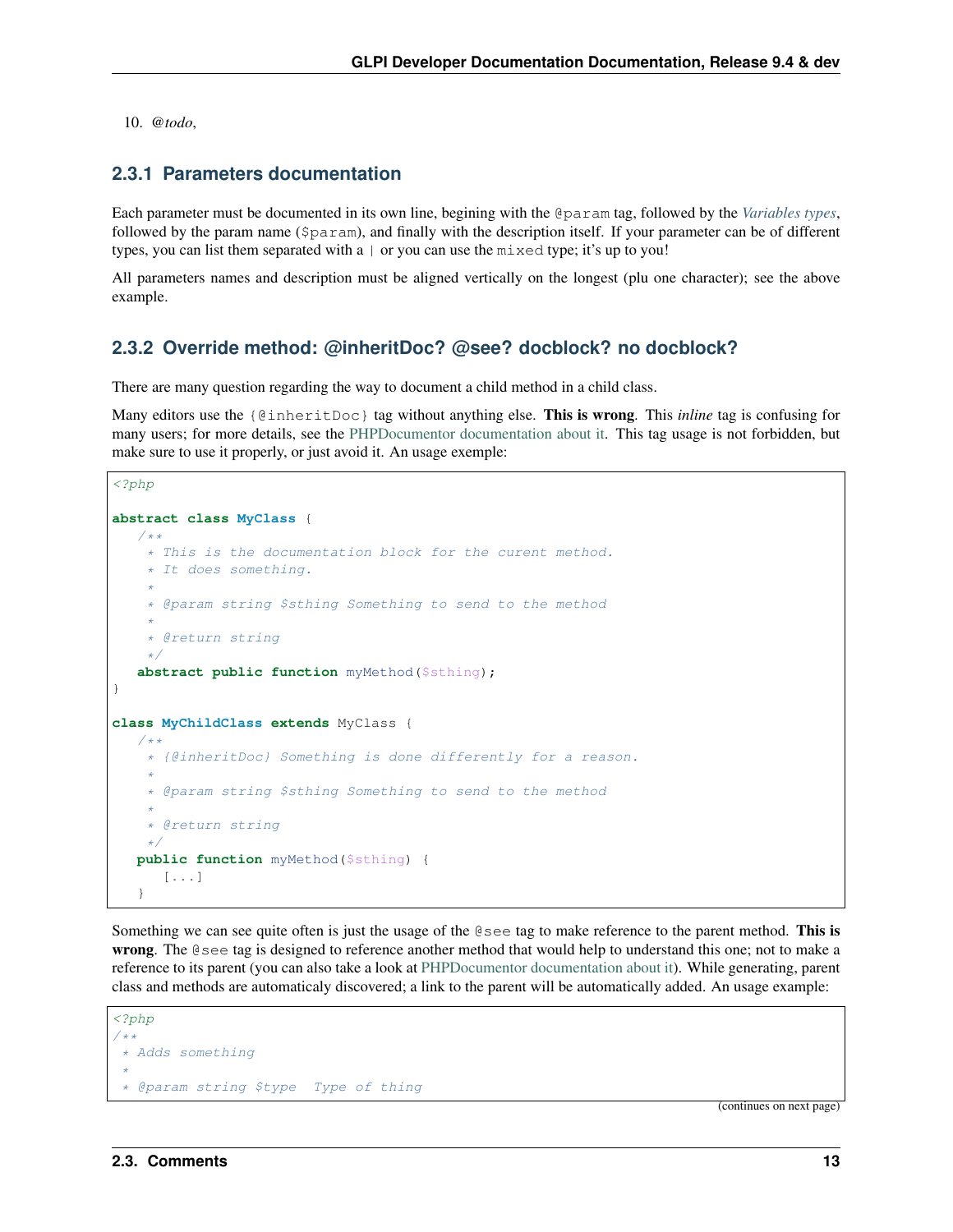10. *@todo*,

### 2.3.1 Parameters documentation

Each parameter must be documented in its own line, begining with the `@param` tag, followed by the *Variables types*, followed by the param name (`$param`), and finally with the description itself. If your parameter can be of different types, you can list them separated with a `|` or you can use the `mixed` type; it's up to you!

All parameters names and description must be aligned vertically on the longest (plu one character); see the above example.

### 2.3.2 Override method: @inheritDoc? @see? docblock? no docblock?

There are many question regarding the way to document a child method in a child class.

Many editors use the `{@inheritDoc}` tag without anything else. **This is wrong**. This *inline* tag is confusing for many users; for more details, see the PHPDocumentor documentation about it. This tag usage is not forbidden, but make sure to use it properly, or just avoid it. An usage exemple:

```php
<?php

abstract class MyClass {
   /**
    * This is the documentation block for the curent method.
    * It does something.
    *
    * @param string $sthing Something to send to the method
    *
    * @return string
    */
   abstract public function myMethod($sthing);
}

class MyChildClass extends MyClass {
   /**
    * {@inheritDoc} Something is done differently for a reason.
    *
    * @param string $sthing Something to send to the method
    *
    * @return string
    */
   public function myMethod($sthing) {
      [...]
   }
```

Something we can see quite often is just the usage of the `@see` tag to make reference to the parent method. **This is wrong**. The `@see` tag is designed to reference another method that would help to understand this one; not to make a reference to its parent (you can also take a look at PHPDocumentor documentation about it). While generating, parent class and methods are automaticaly discovered; a link to the parent will be automatically added. An usage example:

```php
<?php
/**
 * Adds something
 *
 * @param string $type  Type of thing
```

(continues on next page)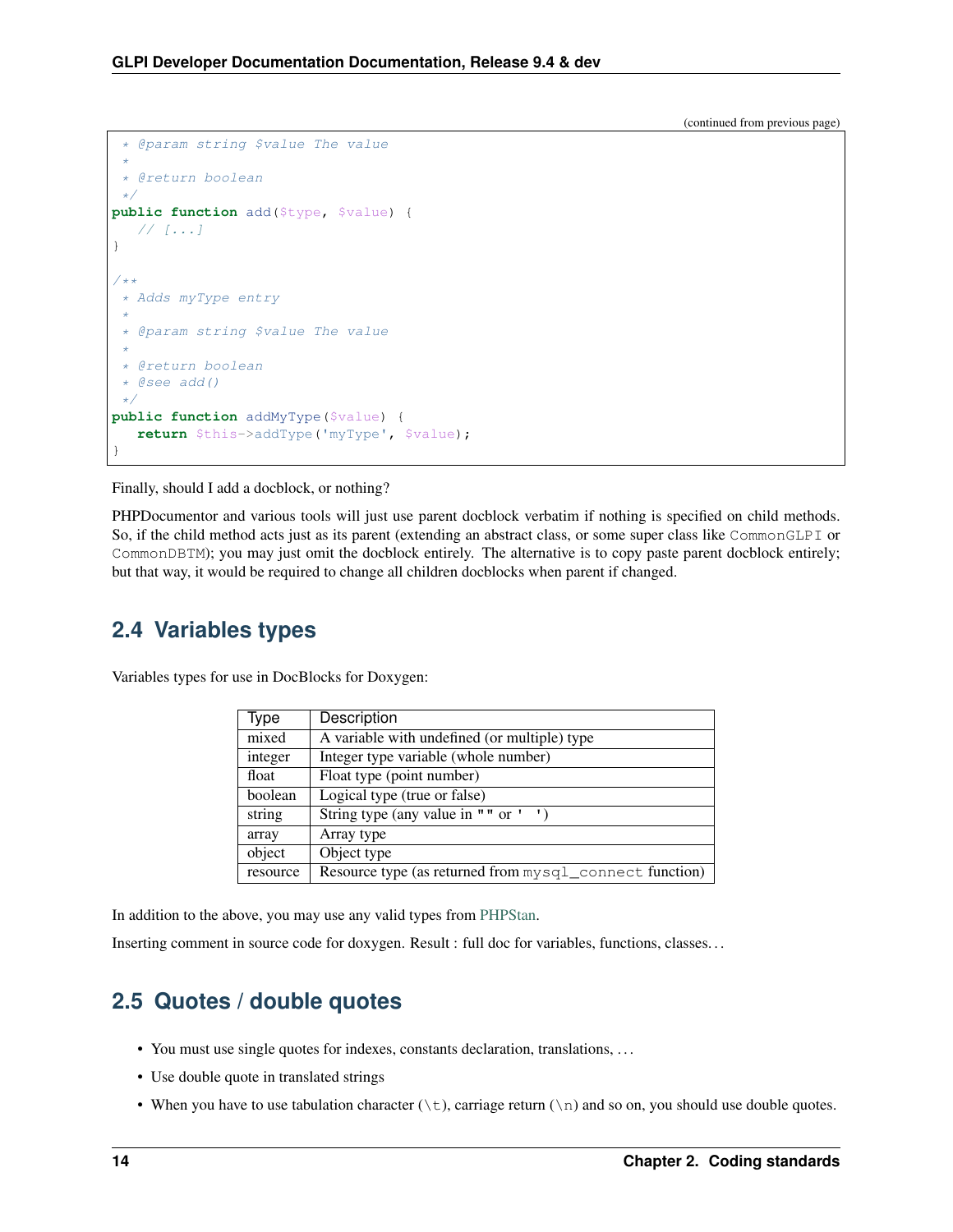(continued from previous page)

```php
 * @param string $value The value
 *
 * @return boolean
 */
public function add($type, $value) {
   // [...]
}

/**
 * Adds myType entry
 *
 * @param string $value The value
 *
 * @return boolean
 * @see add()
 */
public function addMyType($value) {
   return $this->addType('myType', $value);
}
```

Finally, should I add a docblock, or nothing?

PHPDocumentor and various tools will just use parent docblock verbatim if nothing is specified on child methods. So, if the child method acts just as its parent (extending an abstract class, or some super class like `CommonGLPI` or `CommonDBTM`); you may just omit the docblock entirely. The alternative is to copy paste parent docblock entirely; but that way, it would be required to change all children docblocks when parent if changed.

## 2.4 Variables types

Variables types for use in DocBlocks for Doxygen:

| Type | Description |
|---|---|
| mixed | A variable with undefined (or multiple) type |
| integer | Integer type variable (whole number) |
| float | Float type (point number) |
| boolean | Logical type (true or false) |
| string | String type (any value in `""` or `' '`) |
| array | Array type |
| object | Object type |
| resource | Resource type (as returned from `mysql_connect` function) |

In addition to the above, you may use any valid types from PHPStan.

Inserting comment in source code for doxygen. Result : full doc for variables, functions, classes...

## 2.5 Quotes / double quotes

- You must use single quotes for indexes, constants declaration, translations, ...
- Use double quote in translated strings
- When you have to use tabulation character (`\t`), carriage return (`\n`) and so on, you should use double quotes.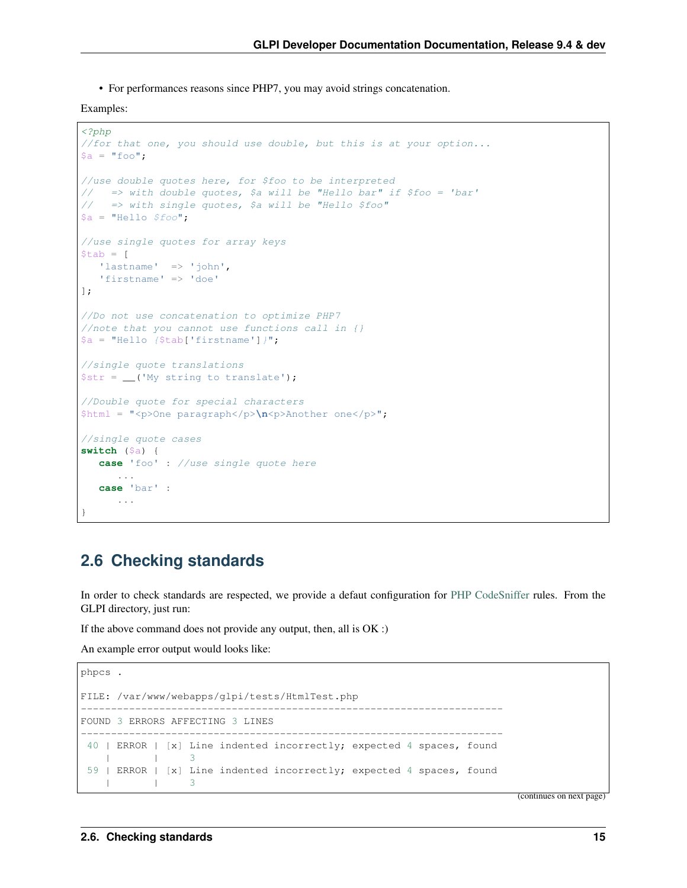- For performances reasons since PHP7, you may avoid strings concatenation.

Examples:

```php
<?php
//for that one, you should use double, but this is at your option...
$a = "foo";

//use double quotes here, for $foo to be interpreted
//   => with double quotes, $a will be "Hello bar" if $foo = 'bar'
//   => with single quotes, $a will be "Hello $foo"
$a = "Hello $foo";

//use single quotes for array keys
$tab = [
   'lastname'  => 'john',
   'firstname' => 'doe'
];

//Do not use concatenation to optimize PHP7
//note that you cannot use functions call in {}
$a = "Hello {$tab['firstname']}";

//single quote translations
$str = __('My string to translate');

//Double quote for special characters
$html = "<p>One paragraph</p>\n<p>Another one</p>";

//single quote cases
switch ($a) {
   case 'foo' : //use single quote here
      ...
   case 'bar' :
      ...
}
```

## 2.6 Checking standards

In order to check standards are respected, we provide a defaut configuration for PHP CodeSniffer rules. From the GLPI directory, just run:

If the above command does not provide any output, then, all is OK :)

An example error output would looks like:

```
phpcs .

FILE: /var/www/webapps/glpi/tests/HtmlTest.php
----------------------------------------------------------------------
FOUND 3 ERRORS AFFECTING 3 LINES
----------------------------------------------------------------------
 40 | ERROR | [x] Line indented incorrectly; expected 4 spaces, found
    |       |     3
 59 | ERROR | [x] Line indented incorrectly; expected 4 spaces, found
    |       |     3
```

(continues on next page)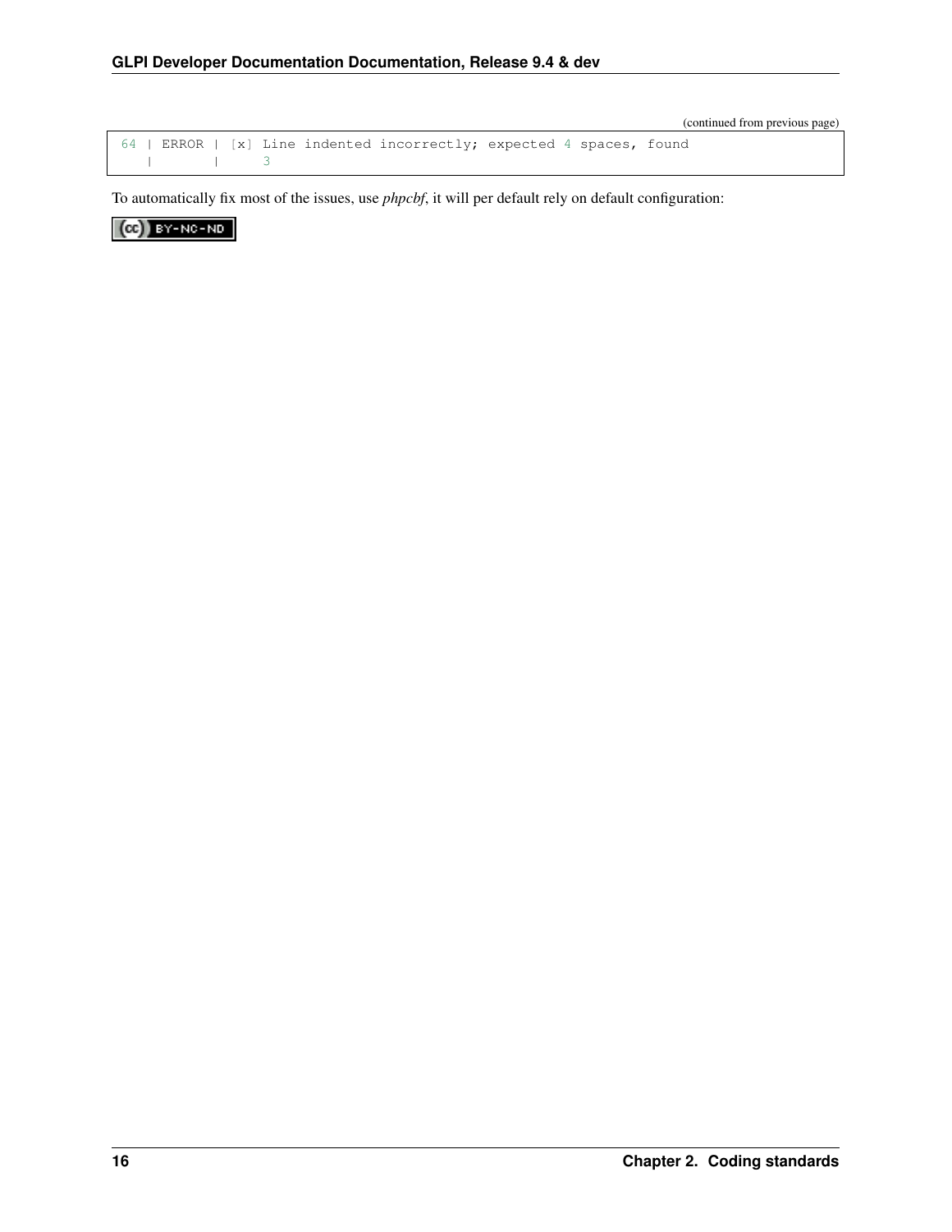(continued from previous page)

```
64 | ERROR | [x] Line indented incorrectly; expected 4 spaces, found
   |       |     3
```

To automatically fix most of the issues, use *phpcbf*, it will per default rely on default configuration: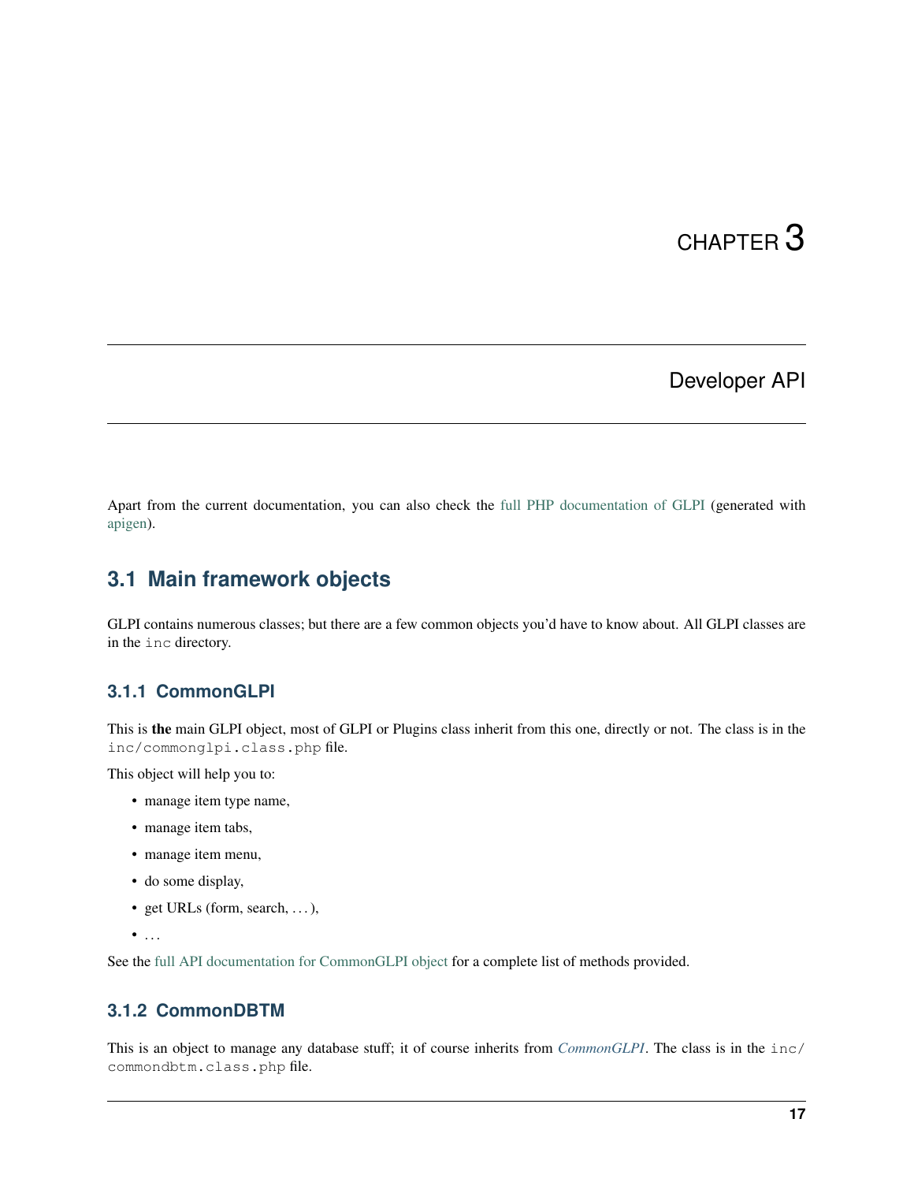# CHAPTER 3

# Developer API

Apart from the current documentation, you can also check the full PHP documentation of GLPI (generated with apigen).

## 3.1 Main framework objects

GLPI contains numerous classes; but there are a few common objects you'd have to know about. All GLPI classes are in the `inc` directory.

### 3.1.1 CommonGLPI

This is **the** main GLPI object, most of GLPI or Plugins class inherit from this one, directly or not. The class is in the `inc/commonglpi.class.php` file.

This object will help you to:

- manage item type name,
- manage item tabs,
- manage item menu,
- do some display,
- get URLs (form, search, ...),
- ...

See the full API documentation for CommonGLPI object for a complete list of methods provided.

### 3.1.2 CommonDBTM

This is an object to manage any database stuff; it of course inherits from *CommonGLPI*. The class is in the `inc/commondbtm.class.php` file.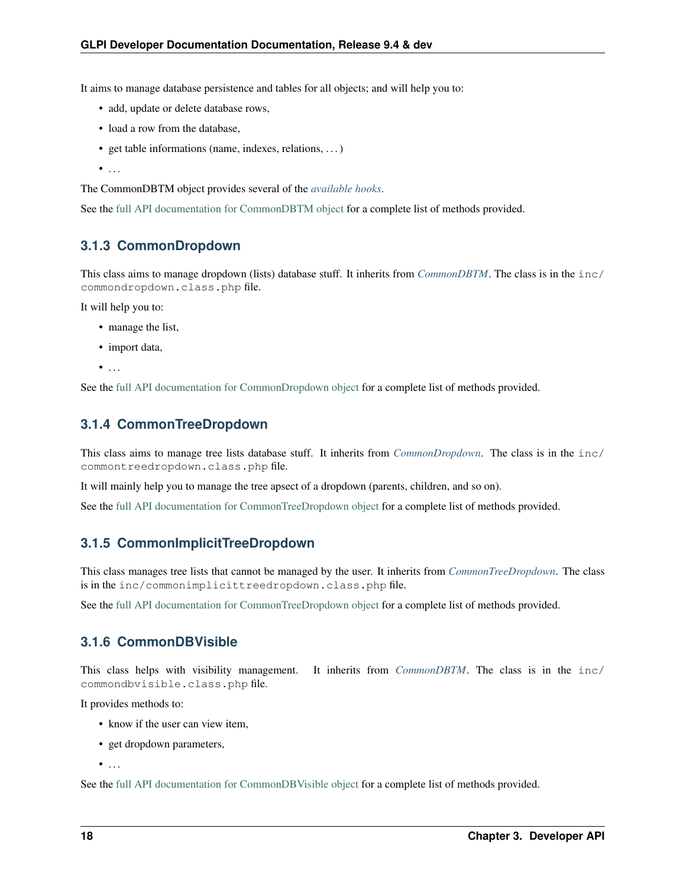It aims to manage database persistence and tables for all objects; and will help you to:

- add, update or delete database rows,
- load a row from the database,
- get table informations (name, indexes, relations, . . . )
- . . .

The CommonDBTM object provides several of the *available hooks*.

See the full API documentation for CommonDBTM object for a complete list of methods provided.

### 3.1.3 CommonDropdown

This class aims to manage dropdown (lists) database stuff. It inherits from *CommonDBTM*. The class is in the `inc/commondropdown.class.php` file.

It will help you to:

- manage the list,
- import data,
- . . .

See the full API documentation for CommonDropdown object for a complete list of methods provided.

### 3.1.4 CommonTreeDropdown

This class aims to manage tree lists database stuff. It inherits from *CommonDropdown*. The class is in the `inc/commontreedropdown.class.php` file.

It will mainly help you to manage the tree apsect of a dropdown (parents, children, and so on).

See the full API documentation for CommonTreeDropdown object for a complete list of methods provided.

### 3.1.5 CommonImplicitTreeDropdown

This class manages tree lists that cannot be managed by the user. It inherits from *CommonTreeDropdown*. The class is in the `inc/commonimplicittreedropdown.class.php` file.

See the full API documentation for CommonTreeDropdown object for a complete list of methods provided.

### 3.1.6 CommonDBVisible

This class helps with visibility management. It inherits from *CommonDBTM*. The class is in the `inc/commondbvisible.class.php` file.

It provides methods to:

- know if the user can view item,
- get dropdown parameters,
- . . .

See the full API documentation for CommonDBVisible object for a complete list of methods provided.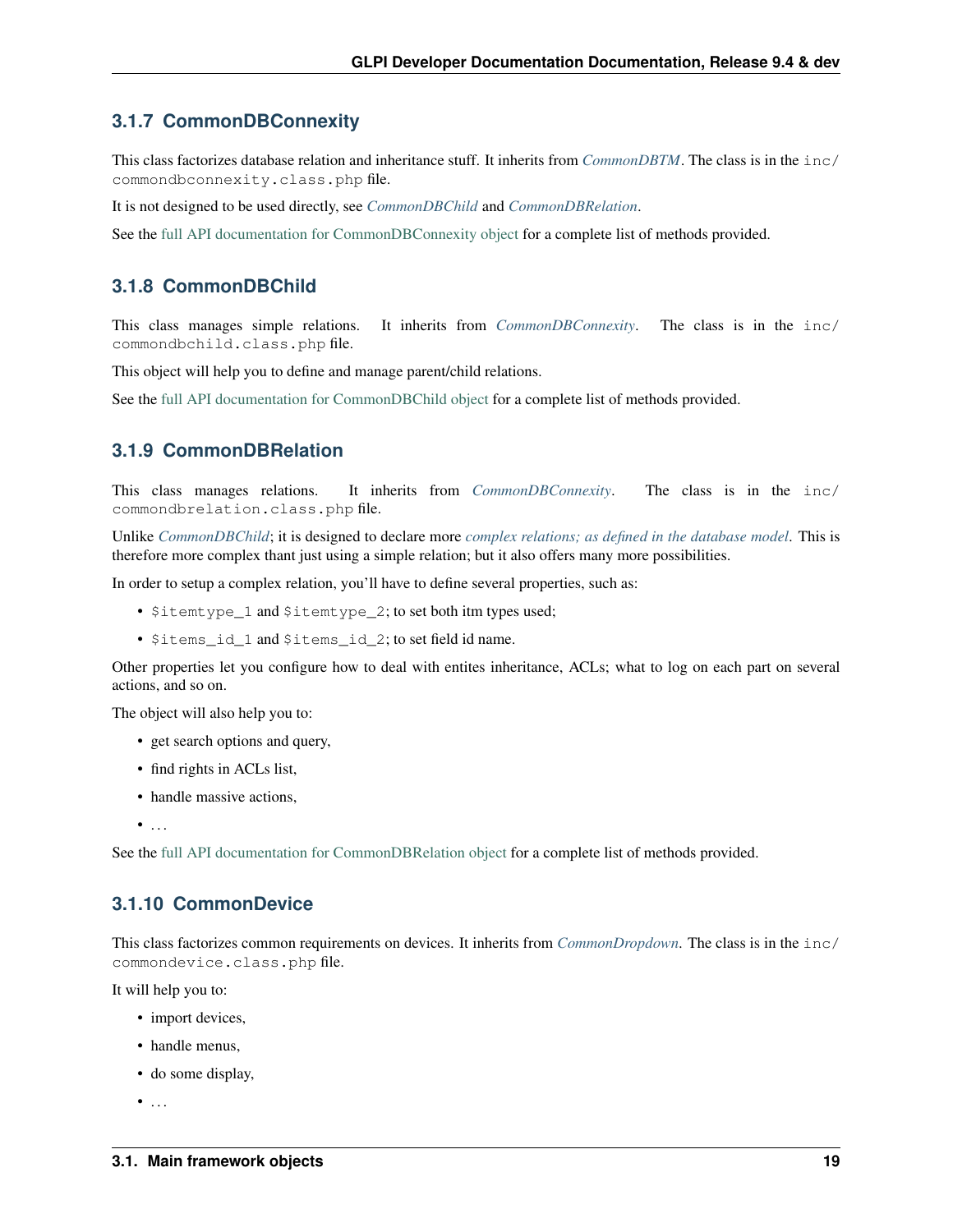### 3.1.7 CommonDBConnexity

This class factorizes database relation and inheritance stuff. It inherits from *CommonDBTM*. The class is in the `inc/commondbconnexity.class.php` file.

It is not designed to be used directly, see *CommonDBChild* and *CommonDBRelation*.

See the full API documentation for CommonDBConnexity object for a complete list of methods provided.

### 3.1.8 CommonDBChild

This class manages simple relations. It inherits from *CommonDBConnexity*. The class is in the `inc/commondbchild.class.php` file.

This object will help you to define and manage parent/child relations.

See the full API documentation for CommonDBChild object for a complete list of methods provided.

### 3.1.9 CommonDBRelation

This class manages relations. It inherits from *CommonDBConnexity*. The class is in the `inc/commondbrelation.class.php` file.

Unlike *CommonDBChild*; it is designed to declare more *complex relations; as defined in the database model*. This is therefore more complex thant just using a simple relation; but it also offers many more possibilities.

In order to setup a complex relation, you'll have to define several properties, such as:

- `$itemtype_1` and `$itemtype_2`; to set both itm types used;
- `$items_id_1` and `$items_id_2`; to set field id name.

Other properties let you configure how to deal with entites inheritance, ACLs; what to log on each part on several actions, and so on.

The object will also help you to:

- get search options and query,
- find rights in ACLs list,
- handle massive actions,
- …

See the full API documentation for CommonDBRelation object for a complete list of methods provided.

### 3.1.10 CommonDevice

This class factorizes common requirements on devices. It inherits from *CommonDropdown*. The class is in the `inc/commondevice.class.php` file.

It will help you to:

- import devices,
- handle menus,
- do some display,
- …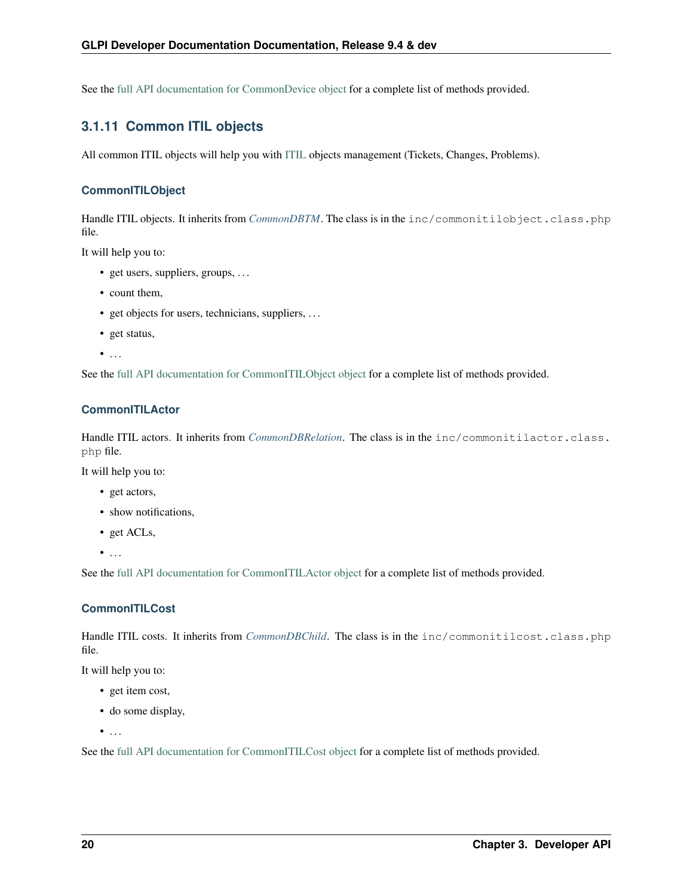See the full API documentation for CommonDevice object for a complete list of methods provided.

### 3.1.11 Common ITIL objects

All common ITIL objects will help you with ITIL objects management (Tickets, Changes, Problems).

#### CommonITILObject

Handle ITIL objects. It inherits from *CommonDBTM*. The class is in the `inc/commonitilobject.class.php` file.

It will help you to:

- get users, suppliers, groups, …
- count them,
- get objects for users, technicians, suppliers, …
- get status,
- …

See the full API documentation for CommonITILObject object for a complete list of methods provided.

#### CommonITILActor

Handle ITIL actors. It inherits from *CommonDBRelation*. The class is in the `inc/commonitilactor.class.php` file.

It will help you to:

- get actors,
- show notifications,
- get ACLs,
- …

See the full API documentation for CommonITILActor object for a complete list of methods provided.

#### CommonITILCost

Handle ITIL costs. It inherits from *CommonDBChild*. The class is in the `inc/commonitilcost.class.php` file.

It will help you to:

- get item cost,
- do some display,
- …

See the full API documentation for CommonITILCost object for a complete list of methods provided.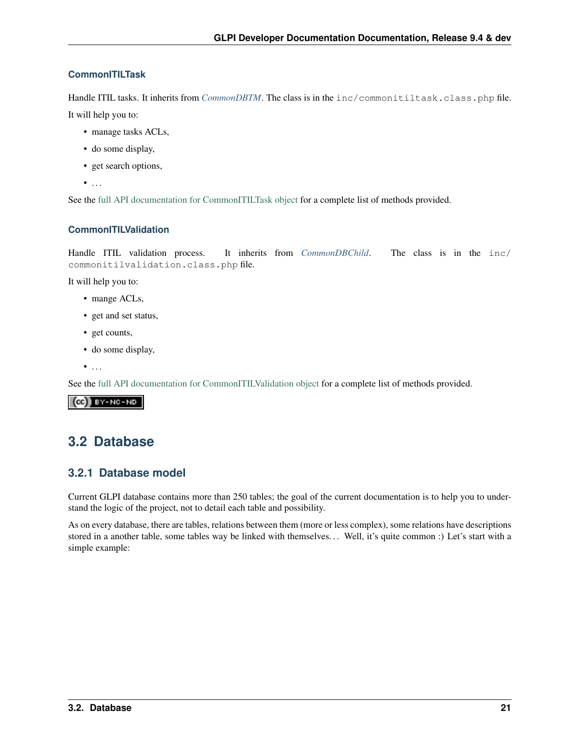#### CommonITILTask

Handle ITIL tasks. It inherits from *CommonDBTM*. The class is in the `inc/commonitiltask.class.php` file.

It will help you to:

- manage tasks ACLs,
- do some display,
- get search options,
- ...

See the full API documentation for CommonITILTask object for a complete list of methods provided.

#### CommonITILValidation

Handle ITIL validation process. It inherits from *CommonDBChild*. The class is in the `inc/commonitilvalidation.class.php` file.

It will help you to:

- mange ACLs,
- get and set status,
- get counts,
- do some display,
- ...

See the full API documentation for CommonITILValidation object for a complete list of methods provided.

## 3.2 Database

### 3.2.1 Database model

Current GLPI database contains more than 250 tables; the goal of the current documentation is to help you to understand the logic of the project, not to detail each table and possibility.

As on every database, there are tables, relations between them (more or less complex), some relations have descriptions stored in a another table, some tables way be linked with themselves... Well, it's quite common :) Let's start with a simple example: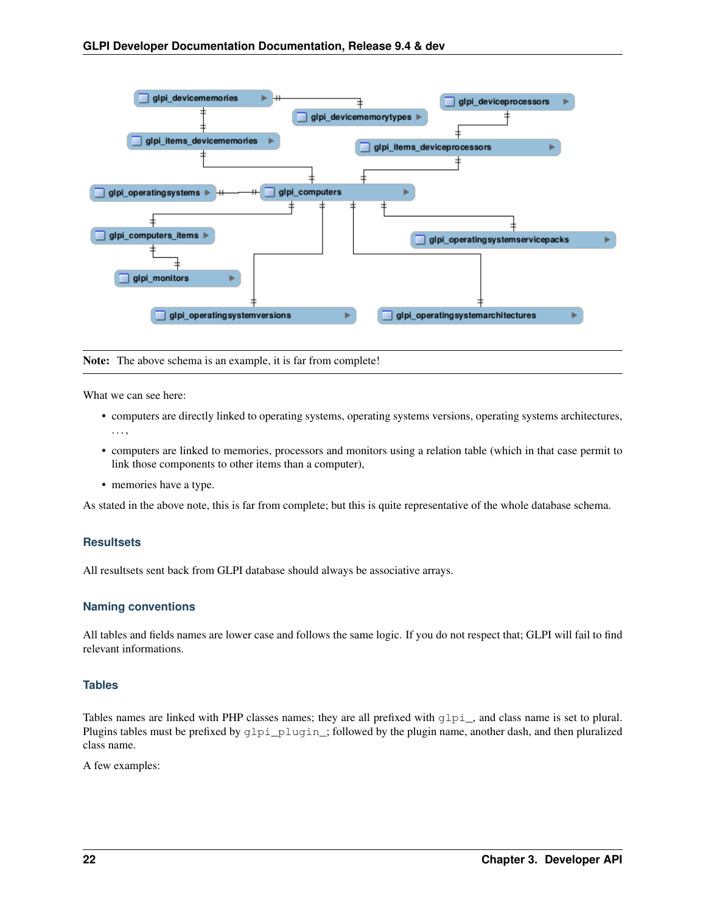**Note:** The above schema is an example, it is far from complete!

What we can see here:

- computers are directly linked to operating systems, operating systems versions, operating systems architectures, . . . ,
- computers are linked to memories, processors and monitors using a relation table (which in that case permit to link those components to other items than a computer),
- memories have a type.

As stated in the above note, this is far from complete; but this is quite representative of the whole database schema.

### Resultsets

All resultsets sent back from GLPI database should always be associative arrays.

### Naming conventions

All tables and fields names are lower case and follows the same logic. If you do not respect that; GLPI will fail to find relevant informations.

#### Tables

Tables names are linked with PHP classes names; they are all prefixed with `glpi_`, and class name is set to plural. Plugins tables must be prefixed by `glpi_plugin_`; followed by the plugin name, another dash, and then pluralized class name.

A few examples: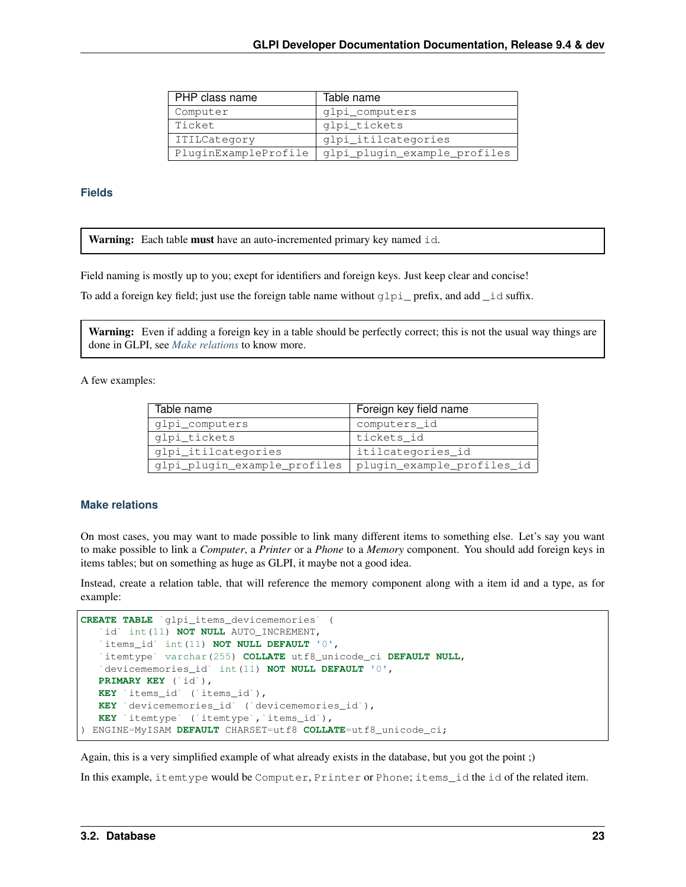| PHP class name | Table name |
| --- | --- |
| `Computer` | `glpi_computers` |
| `Ticket` | `glpi_tickets` |
| `ITILCategory` | `glpi_itilcategories` |
| `PluginExampleProfile` | `glpi_plugin_example_profiles` |

#### Fields

> **Warning:** Each table **must** have an auto-incremented primary key named `id`.

Field naming is mostly up to you; exept for identifiers and foreign keys. Just keep clear and concise!

To add a foreign key field; just use the foreign table name without `glpi_` prefix, and add `_id` suffix.

> **Warning:** Even if adding a foreign key in a table should be perfectly correct; this is not the usual way things are done in GLPI, see *Make relations* to know more.

A few examples:

| Table name | Foreign key field name |
| --- | --- |
| `glpi_computers` | `computers_id` |
| `glpi_tickets` | `tickets_id` |
| `glpi_itilcategories` | `itilcategories_id` |
| `glpi_plugin_example_profiles` | `plugin_example_profiles_id` |

#### Make relations

On most cases, you may want to made possible to link many different items to something else. Let's say you want to make possible to link a *Computer*, a *Printer* or a *Phone* to a *Memory* component. You should add foreign keys in items tables; but on something as huge as GLPI, it maybe not a good idea.

Instead, create a relation table, that will reference the memory component along with a item id and a type, as for example:

```sql
CREATE TABLE `glpi_items_devicememories` (
   `id` int(11) NOT NULL AUTO_INCREMENT,
   `items_id` int(11) NOT NULL DEFAULT '0',
   `itemtype` varchar(255) COLLATE utf8_unicode_ci DEFAULT NULL,
   `devicememories_id` int(11) NOT NULL DEFAULT '0',
   PRIMARY KEY (`id`),
   KEY `items_id` (`items_id`),
   KEY `devicememories_id` (`devicememories_id`),
   KEY `itemtype` (`itemtype`,`items_id`),
) ENGINE=MyISAM DEFAULT CHARSET=utf8 COLLATE=utf8_unicode_ci;
```

Again, this is a very simplified example of what already exists in the database, but you got the point ;)

In this example, `itemtype` would be `Computer`, `Printer` or `Phone`; `items_id` the `id` of the related item.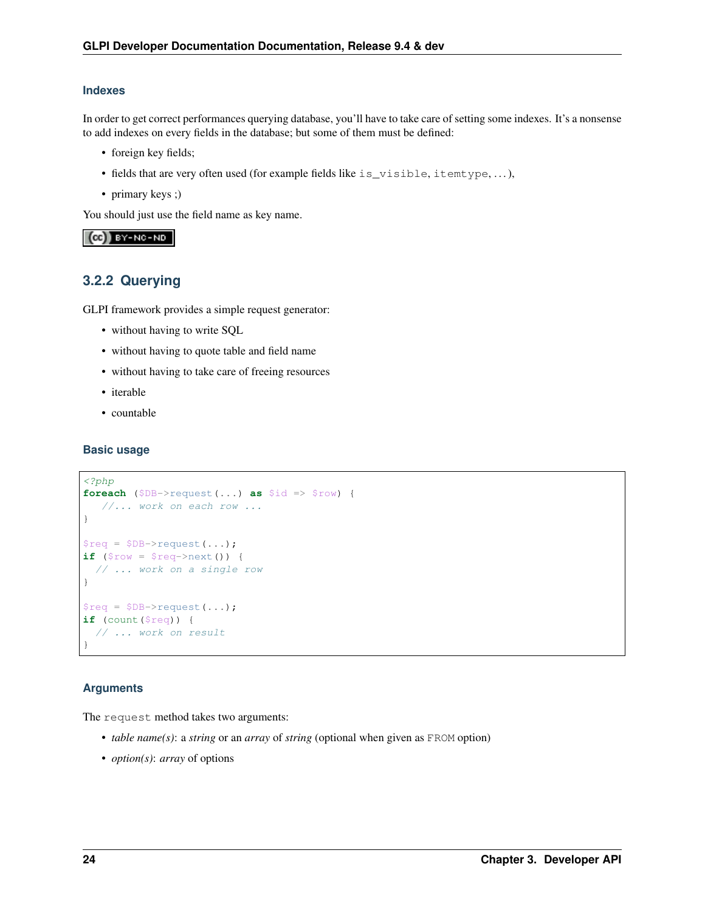#### Indexes

In order to get correct performances querying database, you'll have to take care of setting some indexes. It's a nonsense to add indexes on every fields in the database; but some of them must be defined:

- foreign key fields;
- fields that are very often used (for example fields like `is_visible`, `itemtype`, . . . ),
- primary keys ;)

You should just use the field name as key name.

CC BY-NC-ND

### 3.2.2 Querying

GLPI framework provides a simple request generator:

- without having to write SQL
- without having to quote table and field name
- without having to take care of freeing resources
- iterable
- countable

#### Basic usage

```php
<?php
foreach ($DB->request(...) as $id => $row) {
    //... work on each row ...
}

$req = $DB->request(...);
if ($row = $req->next()) {
   // ... work on a single row
}

$req = $DB->request(...);
if (count($req)) {
   // ... work on result
}
```

#### Arguments

The `request` method takes two arguments:

- *table name(s)*: a *string* or an *array* of *string* (optional when given as `FROM` option)
- *option(s)*: *array* of options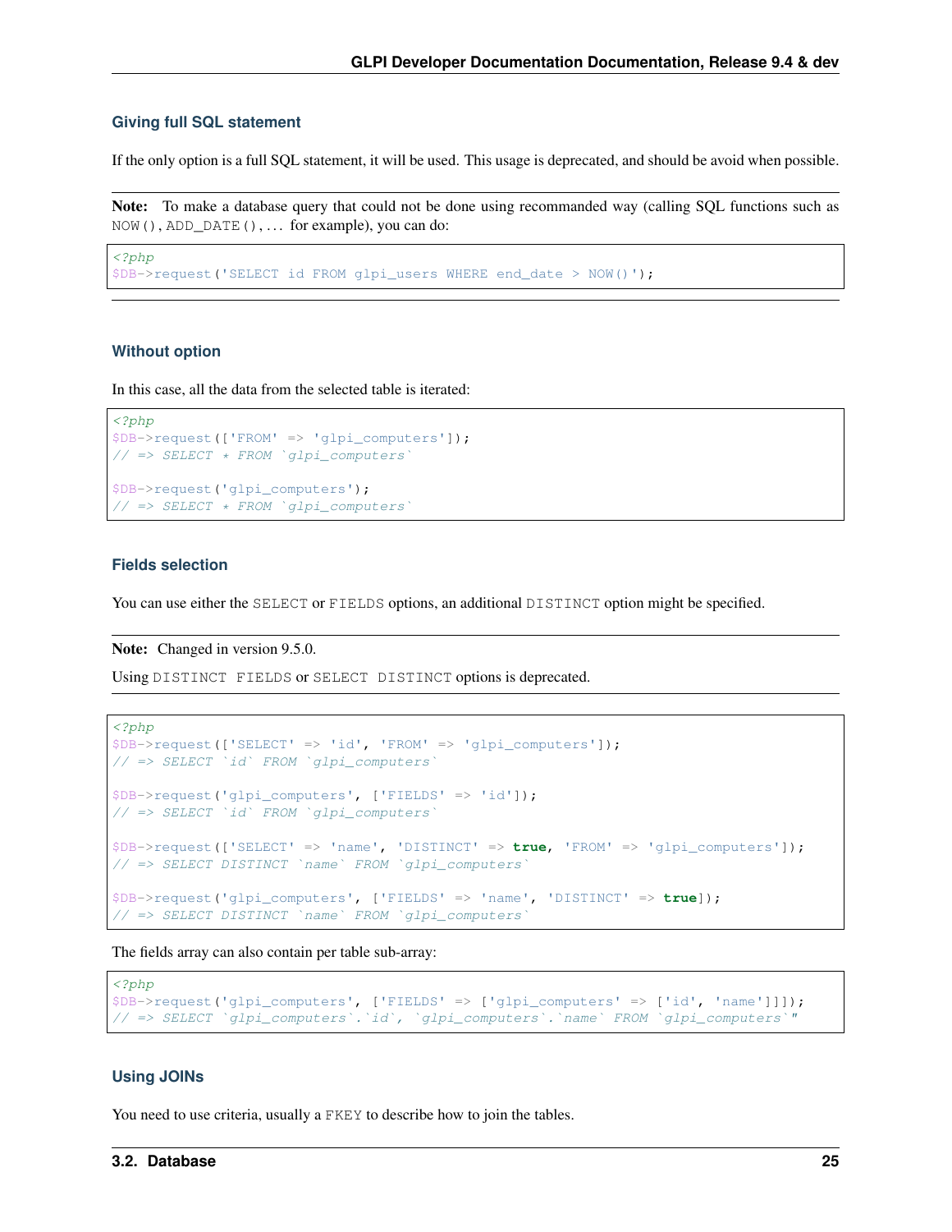### Giving full SQL statement

If the only option is a full SQL statement, it will be used. This usage is deprecated, and should be avoid when possible.

**Note:** To make a database query that could not be done using recommanded way (calling SQL functions such as `NOW()`, `ADD_DATE()`, ... for example), you can do:

```php
<?php
$DB->request('SELECT id FROM glpi_users WHERE end_date > NOW()');
```

### Without option

In this case, all the data from the selected table is iterated:

```php
<?php
$DB->request(['FROM' => 'glpi_computers']);
// => SELECT * FROM `glpi_computers`

$DB->request('glpi_computers');
// => SELECT * FROM `glpi_computers`
```

### Fields selection

You can use either the `SELECT` or `FIELDS` options, an additional `DISTINCT` option might be specified.

**Note:** Changed in version 9.5.0.

Using `DISTINCT FIELDS` or `SELECT DISTINCT` options is deprecated.

```php
<?php
$DB->request(['SELECT' => 'id', 'FROM' => 'glpi_computers']);
// => SELECT `id` FROM `glpi_computers`

$DB->request('glpi_computers', ['FIELDS' => 'id']);
// => SELECT `id` FROM `glpi_computers`

$DB->request(['SELECT' => 'name', 'DISTINCT' => true, 'FROM' => 'glpi_computers']);
// => SELECT DISTINCT `name` FROM `glpi_computers`

$DB->request('glpi_computers', ['FIELDS' => 'name', 'DISTINCT' => true]);
// => SELECT DISTINCT `name` FROM `glpi_computers`
```

The fields array can also contain per table sub-array:

```php
<?php
$DB->request('glpi_computers', ['FIELDS' => ['glpi_computers' => ['id', 'name']]]);
// => SELECT `glpi_computers`.`id`, `glpi_computers`.`name` FROM `glpi_computers`"
```

### Using JOINs

You need to use criteria, usually a `FKEY` to describe how to join the tables.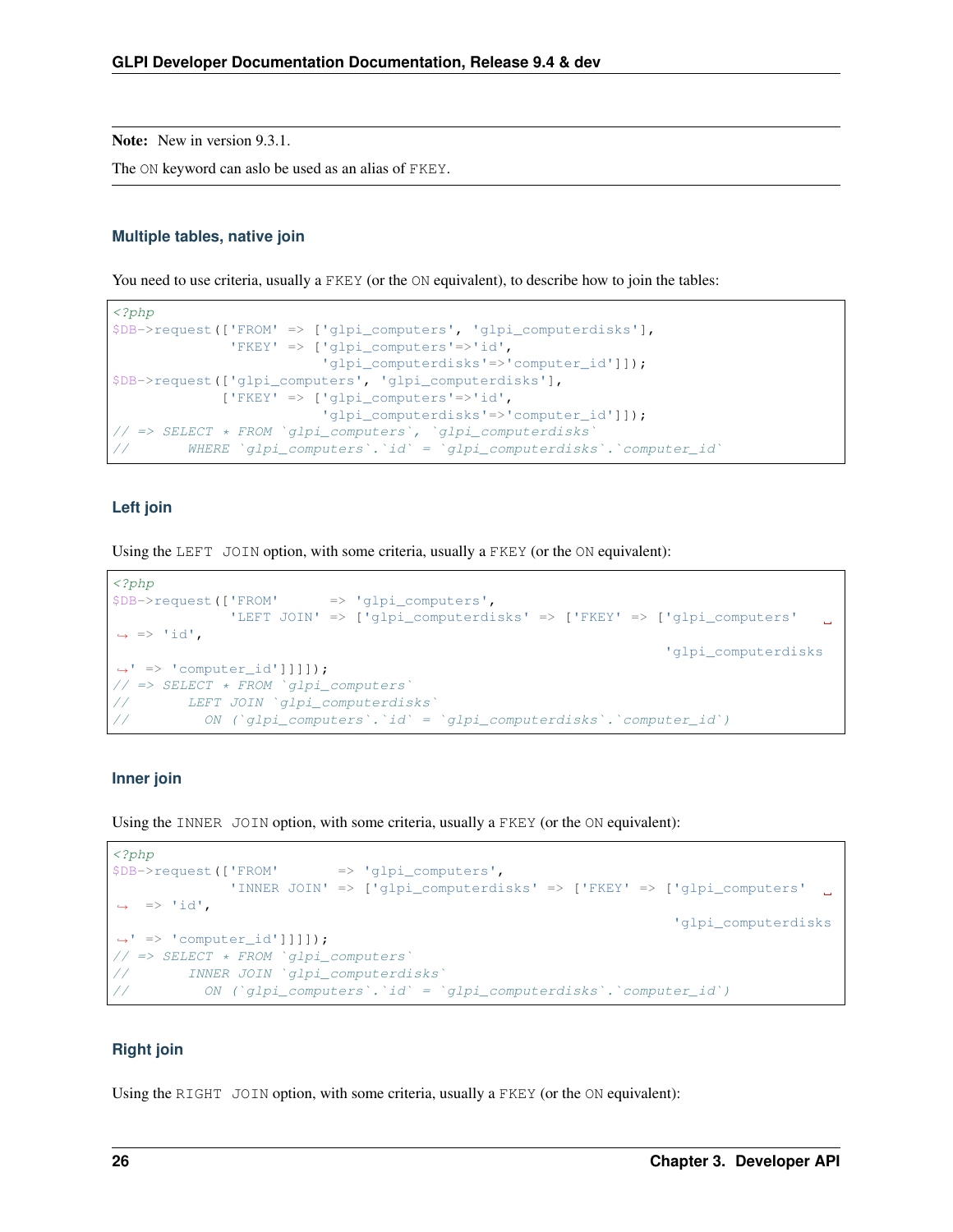**Note:** New in version 9.3.1.

The ON keyword can aslo be used as an alias of FKEY.

### Multiple tables, native join

You need to use criteria, usually a FKEY (or the ON equivalent), to describe how to join the tables:

```
<?php
$DB->request(['FROM' => ['glpi_computers', 'glpi_computerdisks'],
              'FKEY' => ['glpi_computers'=>'id',
                         'glpi_computerdisks'=>'computer_id']]);
$DB->request(['glpi_computers', 'glpi_computerdisks'],
             ['FKEY' => ['glpi_computers'=>'id',
                         'glpi_computerdisks'=>'computer_id']]);
// => SELECT * FROM `glpi_computers`, `glpi_computerdisks`
//       WHERE `glpi_computers`.`id` = `glpi_computerdisks`.`computer_id`
```

### Left join

Using the LEFT JOIN option, with some criteria, usually a FKEY (or the ON equivalent):

```
<?php
$DB->request(['FROM'      => 'glpi_computers',
              'LEFT JOIN' => ['glpi_computerdisks' => ['FKEY' => ['glpi_computers'
→ => 'id',
                                                                    'glpi_computerdisks
→' => 'computer_id']]]]);
// => SELECT * FROM `glpi_computers`
//       LEFT JOIN `glpi_computerdisks`
//         ON (`glpi_computers`.`id` = `glpi_computerdisks`.`computer_id`)
```

### Inner join

Using the INNER JOIN option, with some criteria, usually a FKEY (or the ON equivalent):

```
<?php
$DB->request(['FROM'       => 'glpi_computers',
              'INNER JOIN' => ['glpi_computerdisks' => ['FKEY' => ['glpi_computers'
→  => 'id',
                                                                     'glpi_computerdisks
→' => 'computer_id']]]]);
// => SELECT * FROM `glpi_computers`
//       INNER JOIN `glpi_computerdisks`
//         ON (`glpi_computers`.`id` = `glpi_computerdisks`.`computer_id`)
```

### Right join

Using the RIGHT JOIN option, with some criteria, usually a FKEY (or the ON equivalent):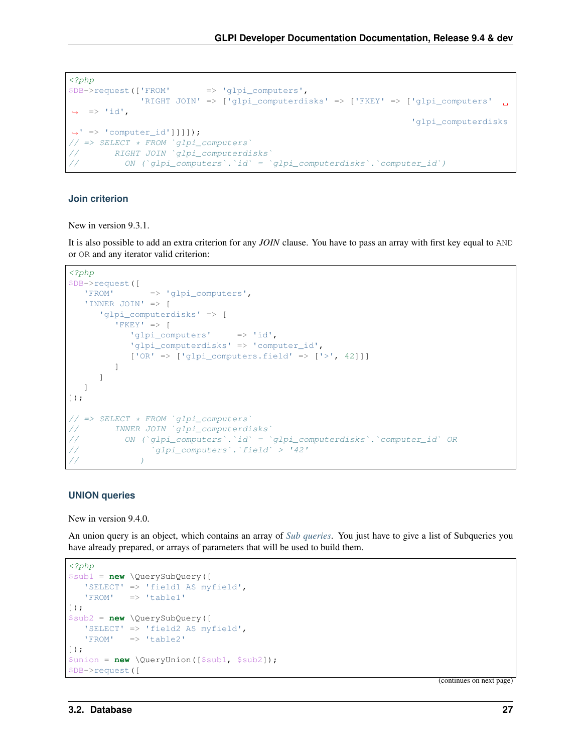```php
<?php
$DB->request(['FROM'       => 'glpi_computers',
              'RIGHT JOIN' => ['glpi_computerdisks' => ['FKEY' => ['glpi_computers'
 => 'id',
                                                                       'glpi_computerdisks
' => 'computer_id']]]]);
// => SELECT * FROM `glpi_computers`
//       RIGHT JOIN `glpi_computerdisks`
//         ON (`glpi_computers`.`id` = `glpi_computerdisks`.`computer_id`)
```

### Join criterion

New in version 9.3.1.

It is also possible to add an extra criterion for any *JOIN* clause. You have to pass an array with first key equal to AND or OR and any iterator valid criterion:

```php
<?php
$DB->request([
   'FROM'       => 'glpi_computers',
   'INNER JOIN' => [
      'glpi_computerdisks' => [
         'FKEY' => [
            'glpi_computers'     => 'id',
            'glpi_computerdisks' => 'computer_id',
            ['OR' => ['glpi_computers.field' => ['>', 42]]]
         ]
      ]
   ]
]);

// => SELECT * FROM `glpi_computers`
//       INNER JOIN `glpi_computerdisks`
//         ON (`glpi_computers`.`id` = `glpi_computerdisks`.`computer_id` OR
//              `glpi_computers`.`field` > '42'
//            )
```

### UNION queries

New in version 9.4.0.

An union query is an object, which contains an array of *Sub queries*. You just have to give a list of Subqueries you have already prepared, or arrays of parameters that will be used to build them.

```php
<?php
$sub1 = new \QuerySubQuery([
   'SELECT' => 'field1 AS myfield',
   'FROM'   => 'table1'
]);
$sub2 = new \QuerySubQuery([
   'SELECT' => 'field2 AS myfield',
   'FROM'   => 'table2'
]);
$union = new \QueryUnion([$sub1, $sub2]);
$DB->request([
```

(continues on next page)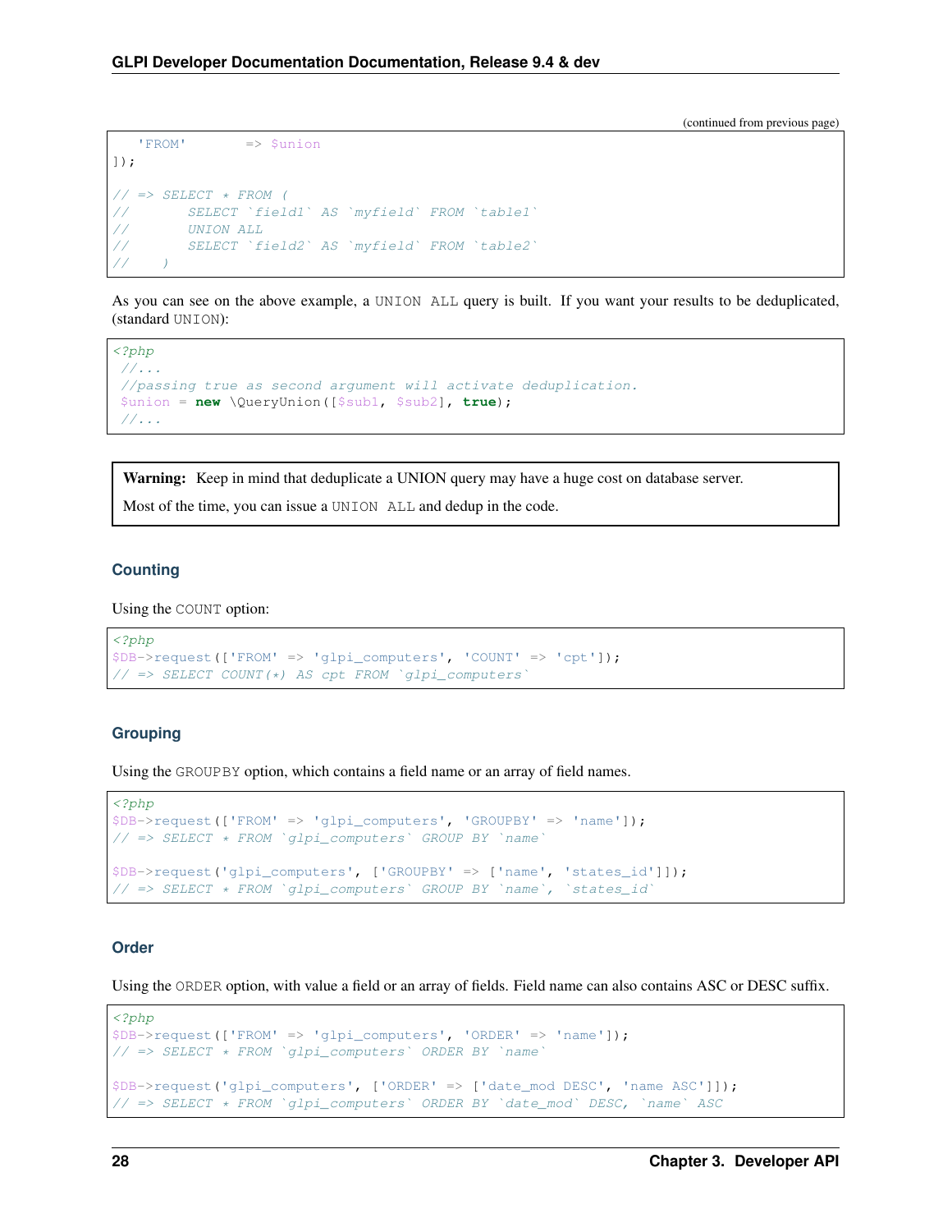(continued from previous page)

```
    'FROM'       => $union
]);

// => SELECT * FROM (
//       SELECT `field1` AS `myfield` FROM `table1`
//       UNION ALL
//       SELECT `field2` AS `myfield` FROM `table2`
//    )
```

As you can see on the above example, a UNION ALL query is built. If you want your results to be deduplicated, (standard UNION):

```
<?php
 //...
 //passing true as second argument will activate deduplication.
 $union = new \QueryUnion([$sub1, $sub2], true);
 //...
```

**Warning:** Keep in mind that deduplicate a UNION query may have a huge cost on database server.

Most of the time, you can issue a UNION ALL and dedup in the code.

### Counting

Using the COUNT option:

```
<?php
$DB->request(['FROM' => 'glpi_computers', 'COUNT' => 'cpt']);
// => SELECT COUNT(*) AS cpt FROM `glpi_computers`
```

### Grouping

Using the GROUPBY option, which contains a field name or an array of field names.

```
<?php
$DB->request(['FROM' => 'glpi_computers', 'GROUPBY' => 'name']);
// => SELECT * FROM `glpi_computers` GROUP BY `name`

$DB->request('glpi_computers', ['GROUPBY' => ['name', 'states_id']]);
// => SELECT * FROM `glpi_computers` GROUP BY `name`, `states_id`
```

### Order

Using the ORDER option, with value a field or an array of fields. Field name can also contains ASC or DESC suffix.

```
<?php
$DB->request(['FROM' => 'glpi_computers', 'ORDER' => 'name']);
// => SELECT * FROM `glpi_computers` ORDER BY `name`

$DB->request('glpi_computers', ['ORDER' => ['date_mod DESC', 'name ASC']]);
// => SELECT * FROM `glpi_computers` ORDER BY `date_mod` DESC, `name` ASC
```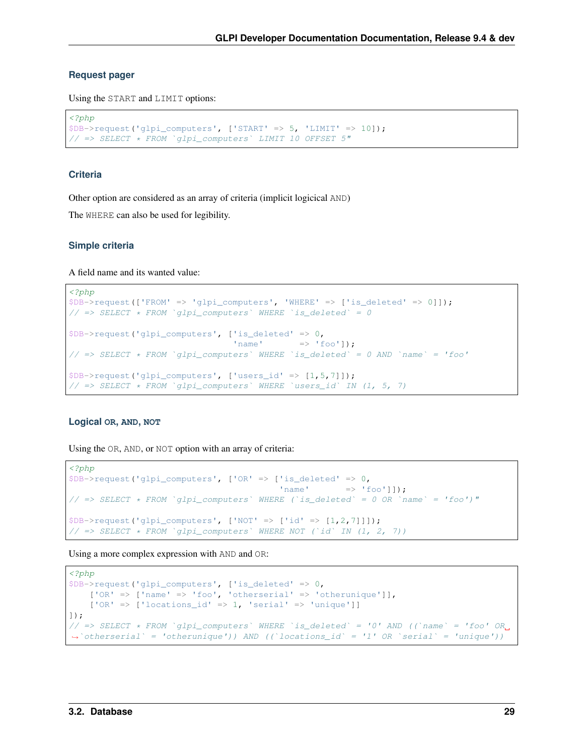### Request pager

Using the `START` and `LIMIT` options:

```php
<?php
$DB->request('glpi_computers', ['START' => 5, 'LIMIT' => 10]);
// => SELECT * FROM `glpi_computers` LIMIT 10 OFFSET 5"
```

### Criteria

Other option are considered as an array of criteria (implicit logicical `AND`)

The `WHERE` can also be used for legibility.

### Simple criteria

A field name and its wanted value:

```php
<?php
$DB->request(['FROM' => 'glpi_computers', 'WHERE' => ['is_deleted' => 0]]);
// => SELECT * FROM `glpi_computers` WHERE `is_deleted` = 0

$DB->request('glpi_computers', ['is_deleted' => 0,
                                'name'       => 'foo']);
// => SELECT * FROM `glpi_computers` WHERE `is_deleted` = 0 AND `name` = 'foo'

$DB->request('glpi_computers', ['users_id' => [1,5,7]]);
// => SELECT * FROM `glpi_computers` WHERE `users_id` IN (1, 5, 7)
```

### Logical OR, AND, NOT

Using the `OR`, `AND`, or `NOT` option with an array of criteria:

```php
<?php
$DB->request('glpi_computers', ['OR' => ['is_deleted' => 0,
                                         'name'       => 'foo']]);
// => SELECT * FROM `glpi_computers` WHERE (`is_deleted` = 0 OR `name` = 'foo')"

$DB->request('glpi_computers', ['NOT' => ['id' => [1,2,7]]]);
// => SELECT * FROM `glpi_computers` WHERE NOT (`id` IN (1, 2, 7))
```

Using a more complex expression with `AND` and `OR`:

```php
<?php
$DB->request('glpi_computers', ['is_deleted' => 0,
    ['OR' => ['name' => 'foo', 'otherserial' => 'otherunique']],
    ['OR' => ['locations_id' => 1, 'serial' => 'unique']]
]);
// => SELECT * FROM `glpi_computers` WHERE `is_deleted` = '0' AND ((`name` = 'foo' OR
 ↪`otherserial` = 'otherunique')) AND ((`locations_id` = '1' OR `serial` = 'unique'))
```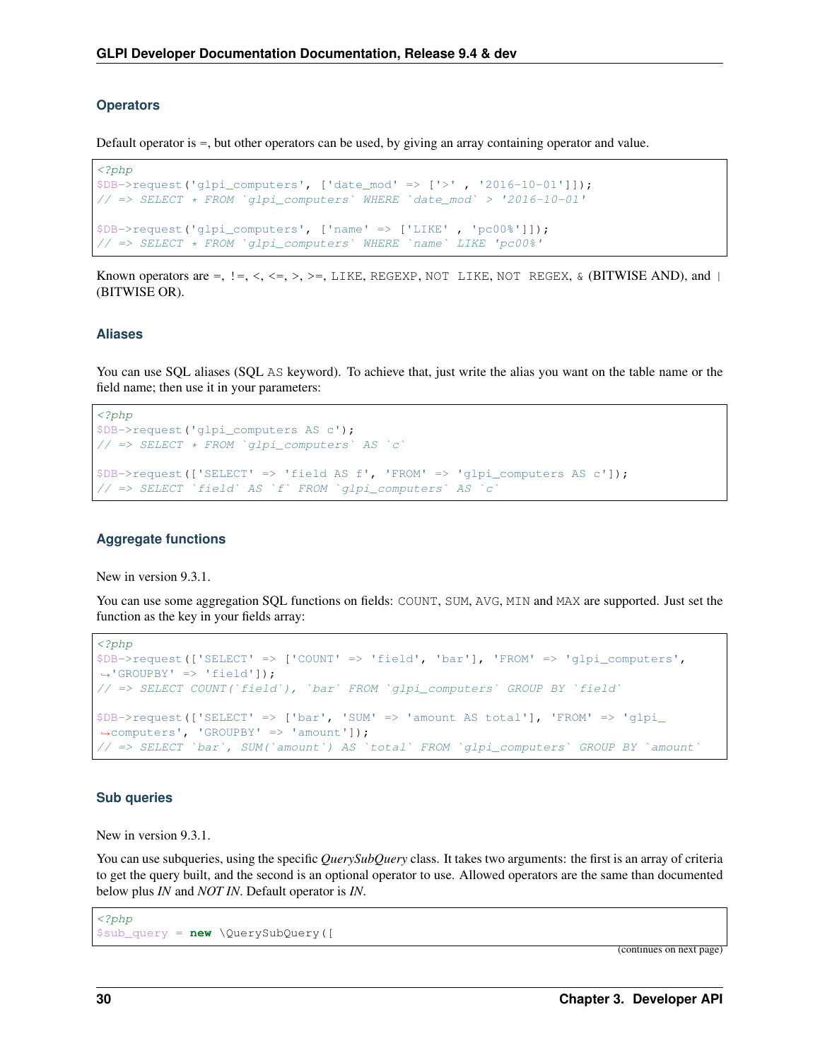### Operators

Default operator is =, but other operators can be used, by giving an array containing operator and value.

```
<?php
$DB->request('glpi_computers', ['date_mod' => ['>' , '2016-10-01']]);
// => SELECT * FROM `glpi_computers` WHERE `date_mod` > '2016-10-01'

$DB->request('glpi_computers', ['name' => ['LIKE' , 'pc00%']]);
// => SELECT * FROM `glpi_computers` WHERE `name` LIKE 'pc00%'
```

Known operators are =, !=, <, <=, >, >=, `LIKE`, `REGEXP`, `NOT LIKE`, `NOT REGEX`, `&` (BITWISE AND), and `|` (BITWISE OR).

### Aliases

You can use SQL aliases (SQL `AS` keyword). To achieve that, just write the alias you want on the table name or the field name; then use it in your parameters:

```
<?php
$DB->request('glpi_computers AS c');
// => SELECT * FROM `glpi_computers` AS `c`

$DB->request(['SELECT' => 'field AS f', 'FROM' => 'glpi_computers AS c']);
// => SELECT `field` AS `f` FROM `glpi_computers` AS `c`
```

### Aggregate functions

New in version 9.3.1.

You can use some aggregation SQL functions on fields: `COUNT`, `SUM`, `AVG`, `MIN` and `MAX` are supported. Just set the function as the key in your fields array:

```
<?php
$DB->request(['SELECT' => ['COUNT' => 'field', 'bar'], 'FROM' => 'glpi_computers',
→'GROUPBY' => 'field']);
// => SELECT COUNT(`field`), `bar` FROM `glpi_computers` GROUP BY `field`

$DB->request(['SELECT' => ['bar', 'SUM' => 'amount AS total'], 'FROM' => 'glpi_
→computers', 'GROUPBY' => 'amount']);
// => SELECT `bar`, SUM(`amount`) AS `total` FROM `glpi_computers` GROUP BY `amount`
```

### Sub queries

New in version 9.3.1.

You can use subqueries, using the specific *QuerySubQuery* class. It takes two arguments: the first is an array of criteria to get the query built, and the second is an optional operator to use. Allowed operators are the same than documented below plus *IN* and *NOT IN*. Default operator is *IN*.

```
<?php
$sub_query = new \QuerySubQuery([
```

(continues on next page)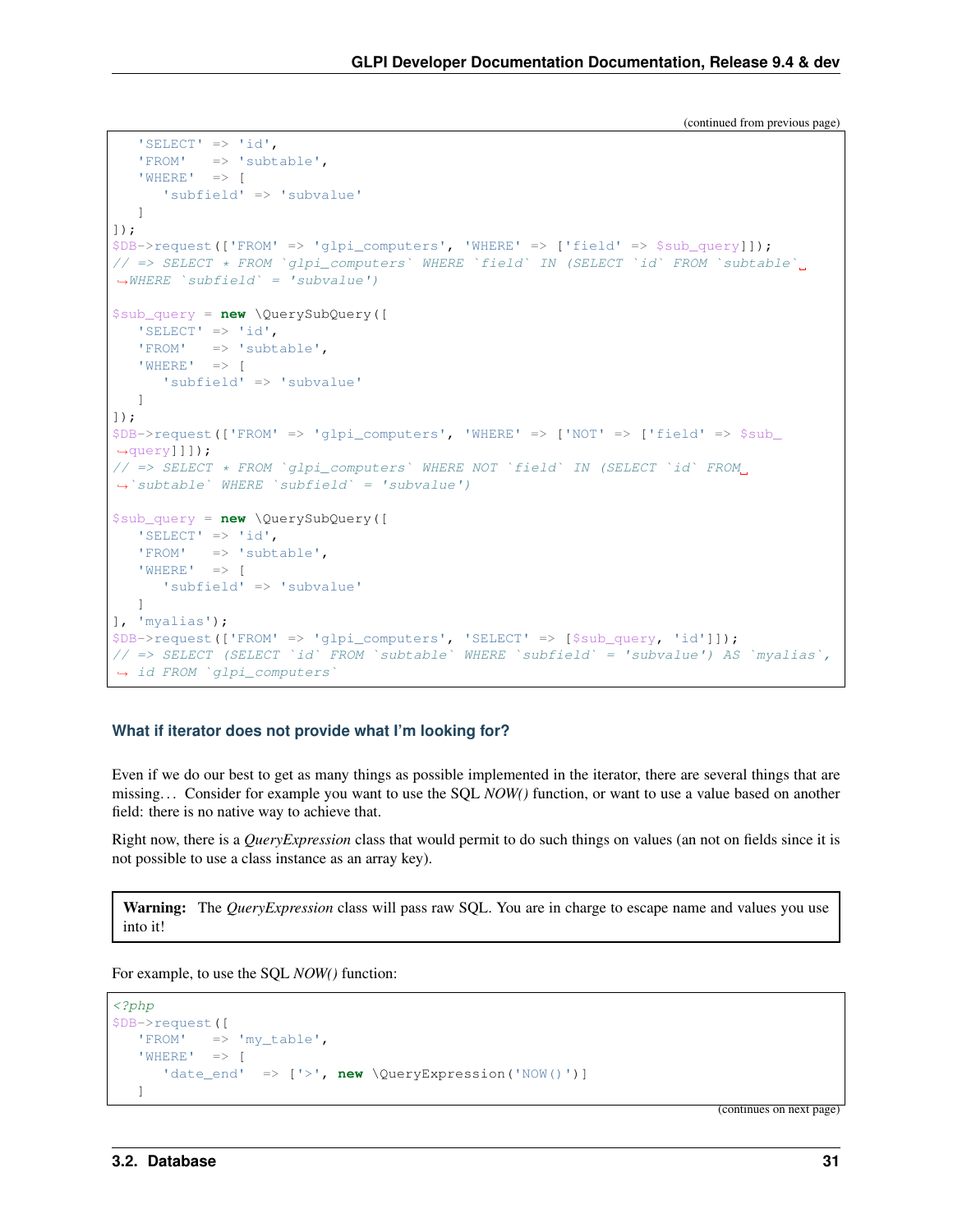(continued from previous page)

```
    'SELECT' => 'id',
    'FROM'   => 'subtable',
    'WHERE'  => [
       'subfield' => 'subvalue'
    ]
]);
$DB->request(['FROM' => 'glpi_computers', 'WHERE' => ['field' => $sub_query]]);
// => SELECT * FROM `glpi_computers` WHERE `field` IN (SELECT `id` FROM `subtable`
↪WHERE `subfield` = 'subvalue')

$sub_query = new \QuerySubQuery([
    'SELECT' => 'id',
    'FROM'   => 'subtable',
    'WHERE'  => [
       'subfield' => 'subvalue'
    ]
]);
$DB->request(['FROM' => 'glpi_computers', 'WHERE' => ['NOT' => ['field' => $sub_
↪query]]]);
// => SELECT * FROM `glpi_computers` WHERE NOT `field` IN (SELECT `id` FROM
↪`subtable` WHERE `subfield` = 'subvalue')

$sub_query = new \QuerySubQuery([
    'SELECT' => 'id',
    'FROM'   => 'subtable',
    'WHERE'  => [
       'subfield' => 'subvalue'
    ]
], 'myalias');
$DB->request(['FROM' => 'glpi_computers', 'SELECT' => [$sub_query, 'id']]);
// => SELECT (SELECT `id` FROM `subtable` WHERE `subfield` = 'subvalue') AS `myalias`,
↪ id FROM `glpi_computers`
```

#### What if iterator does not provide what I'm looking for?

Even if we do our best to get as many things as possible implemented in the iterator, there are several things that are missing... Consider for example you want to use the SQL *NOW()* function, or want to use a value based on another field: there is no native way to achieve that.

Right now, there is a *QueryExpression* class that would permit to do such things on values (an not on fields since it is not possible to use a class instance as an array key).

> **Warning:** The *QueryExpression* class will pass raw SQL. You are in charge to escape name and values you use into it!

For example, to use the SQL *NOW()* function:

```php
<?php
$DB->request([
    'FROM'   => 'my_table',
    'WHERE'  => [
       'date_end'  => ['>', new \QueryExpression('NOW()')]
    ]
```

(continues on next page)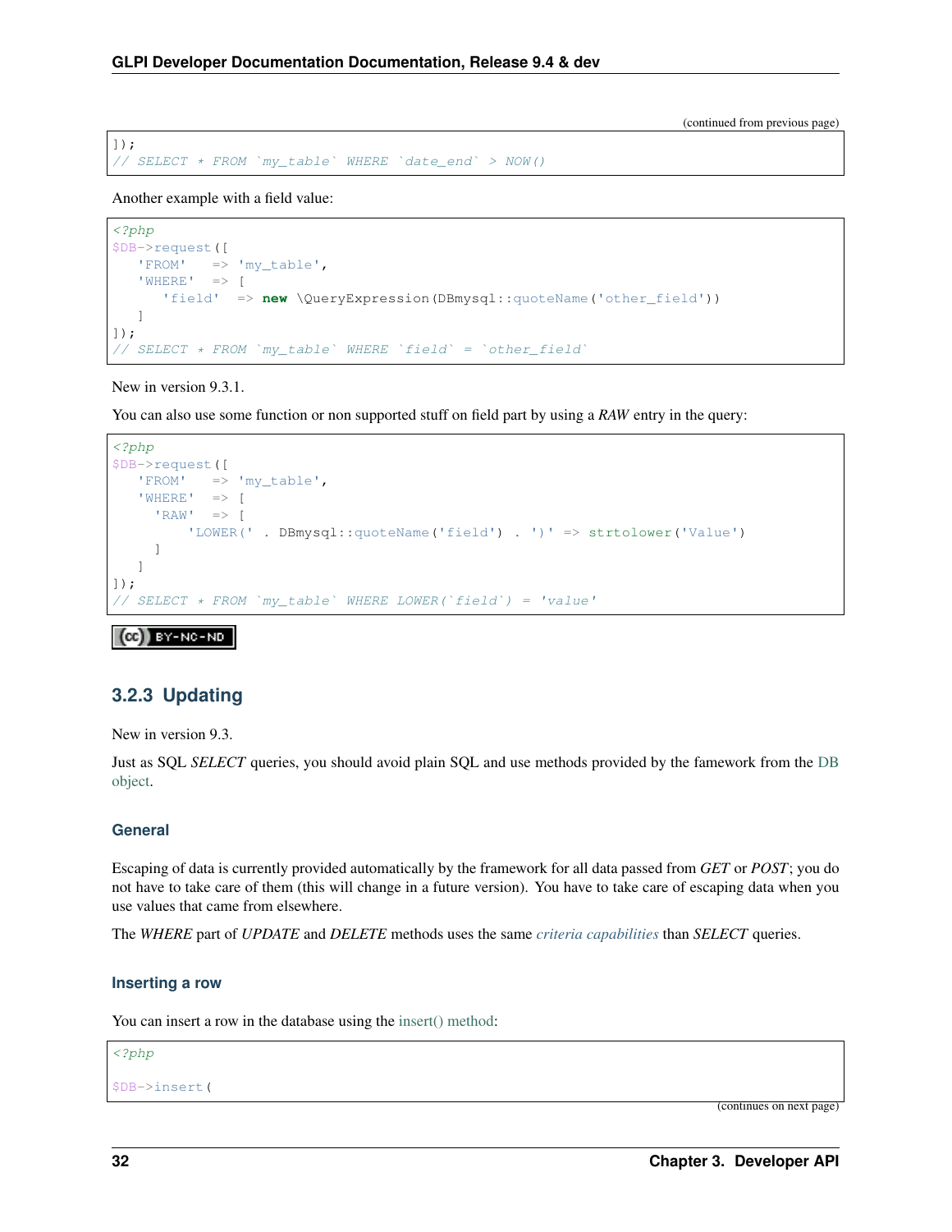(continued from previous page)

```
]);
// SELECT * FROM `my_table` WHERE `date_end` > NOW()
```

Another example with a field value:

```php
<?php
$DB->request([
   'FROM'   => 'my_table',
   'WHERE'  => [
      'field'  => new \QueryExpression(DBmysql::quoteName('other_field'))
   ]
]);
// SELECT * FROM `my_table` WHERE `field` = `other_field`
```

New in version 9.3.1.

You can also use some function or non supported stuff on field part by using a *RAW* entry in the query:

```php
<?php
$DB->request([
   'FROM'   => 'my_table',
   'WHERE'  => [
     'RAW'  => [
         'LOWER(' . DBmysql::quoteName('field') . ')' => strtolower('Value')
      ]
   ]
]);
// SELECT * FROM `my_table` WHERE LOWER(`field`) = 'value'
```

BY-NC-ND

### 3.2.3 Updating

New in version 9.3.

Just as SQL *SELECT* queries, you should avoid plain SQL and use methods provided by the famework from the DB object.

#### General

Escaping of data is currently provided automatically by the framework for all data passed from *GET* or *POST*; you do not have to take care of them (this will change in a future version). You have to take care of escaping data when you use values that came from elsewhere.

The *WHERE* part of *UPDATE* and *DELETE* methods uses the same *criteria capabilities* than *SELECT* queries.

#### Inserting a row

You can insert a row in the database using the insert() method:

```php
<?php

$DB->insert(
```

(continues on next page)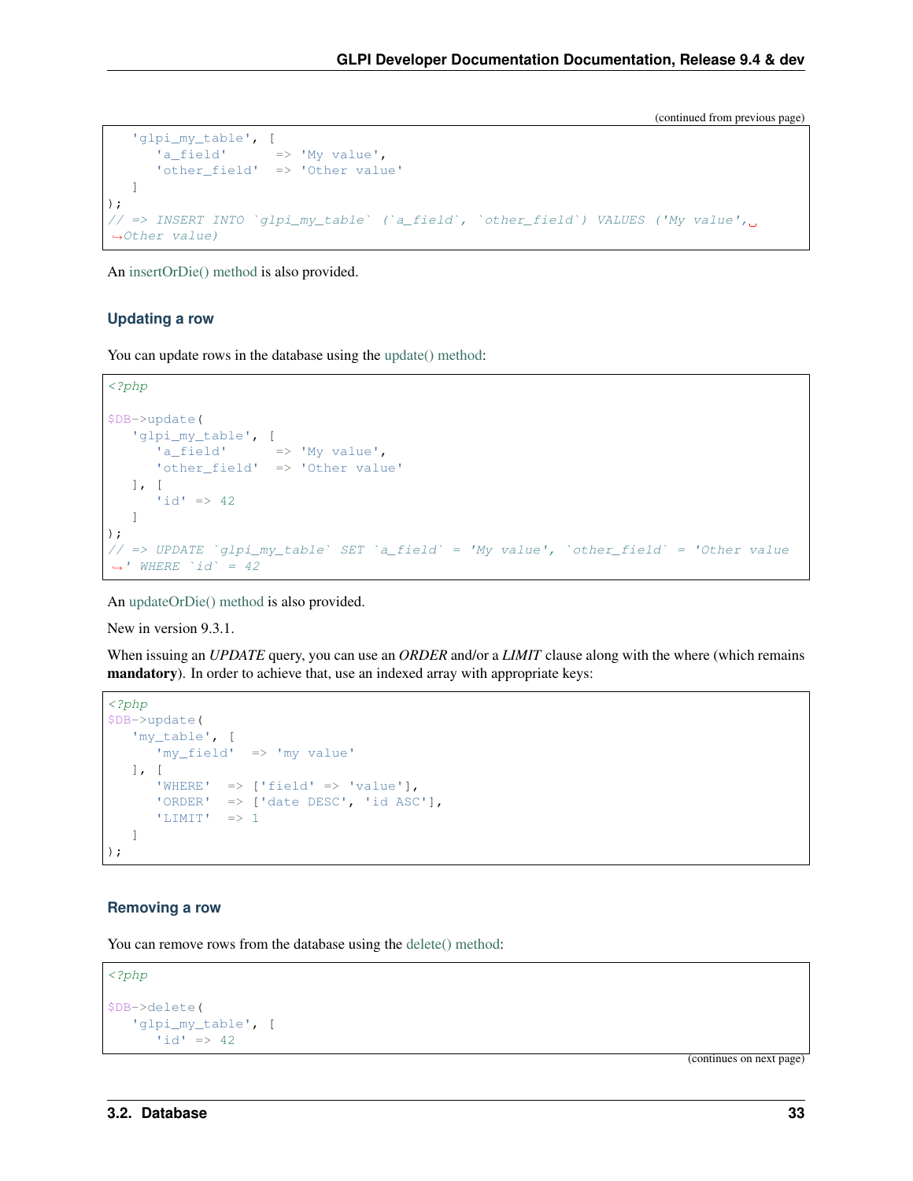(continued from previous page)

```php
   'glpi_my_table', [
      'a_field'      => 'My value',
      'other_field'  => 'Other value'
   ]
);
// => INSERT INTO `glpi_my_table` (`a_field`, `other_field`) VALUES ('My value', 'Other value')
```

An insertOrDie() method is also provided.

### Updating a row

You can update rows in the database using the update() method:

```php
<?php

$DB->update(
   'glpi_my_table', [
      'a_field'      => 'My value',
      'other_field'  => 'Other value'
   ], [
      'id' => 42
   ]
);
// => UPDATE `glpi_my_table` SET `a_field` = 'My value', `other_field` = 'Other value' WHERE `id` = 42
```

An updateOrDie() method is also provided.

New in version 9.3.1.

When issuing an *UPDATE* query, you can use an *ORDER* and/or a *LIMIT* clause along with the where (which remains **mandatory**). In order to achieve that, use an indexed array with appropriate keys:

```php
<?php
$DB->update(
   'my_table', [
      'my_field'  => 'my value'
   ], [
      'WHERE'  => ['field' => 'value'],
      'ORDER'  => ['date DESC', 'id ASC'],
      'LIMIT'  => 1
   ]
);
```

### Removing a row

You can remove rows from the database using the delete() method:

```php
<?php

$DB->delete(
   'glpi_my_table', [
      'id' => 42
```

(continues on next page)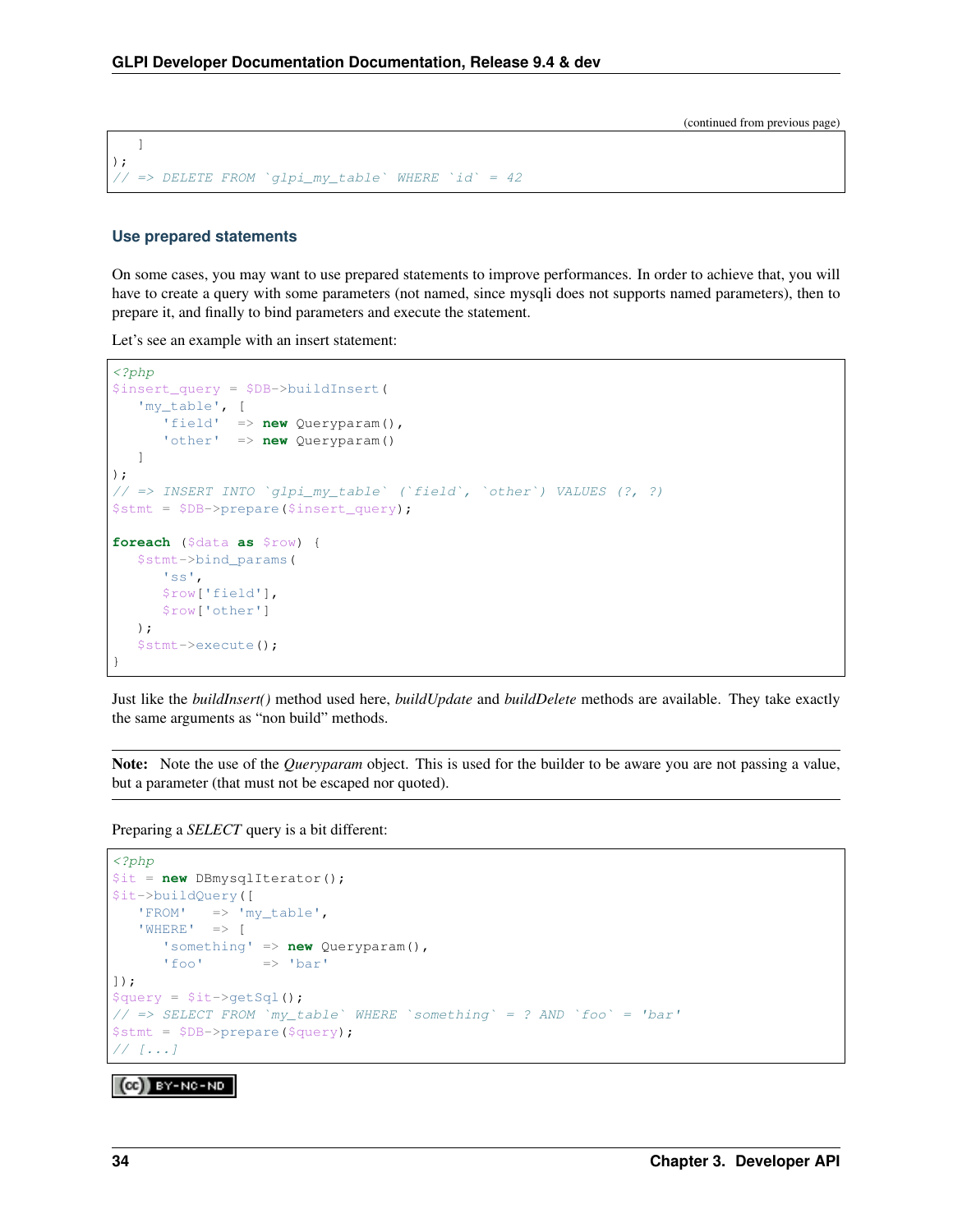(continued from previous page)

```
   ]
);
// => DELETE FROM `glpi_my_table` WHERE `id` = 42
```

### Use prepared statements

On some cases, you may want to use prepared statements to improve performances. In order to achieve that, you will have to create a query with some parameters (not named, since mysqli does not supports named parameters), then to prepare it, and finally to bind parameters and execute the statement.

Let's see an example with an insert statement:

```php
<?php
$insert_query = $DB->buildInsert(
   'my_table', [
      'field'  => new Queryparam(),
      'other'  => new Queryparam()
   ]
);
// => INSERT INTO `glpi_my_table` (`field`, `other`) VALUES (?, ?)
$stmt = $DB->prepare($insert_query);

foreach ($data as $row) {
   $stmt->bind_params(
      'ss',
      $row['field'],
      $row['other']
   );
   $stmt->execute();
}
```

Just like the *buildInsert()* method used here, *buildUpdate* and *buildDelete* methods are available. They take exactly the same arguments as "non build" methods.

**Note:** Note the use of the *Queryparam* object. This is used for the builder to be aware you are not passing a value, but a parameter (that must not be escaped nor quoted).

Preparing a *SELECT* query is a bit different:

```php
<?php
$it = new DBmysqlIterator();
$it->buildQuery([
   'FROM'   => 'my_table',
   'WHERE'  => [
      'something' => new Queryparam(),
      'foo'       => 'bar'
]);
$query = $it->getSql();
// => SELECT FROM `my_table` WHERE `something` = ? AND `foo` = 'bar'
$stmt = $DB->prepare($query);
// [...]
```

(cc) BY-NC-ND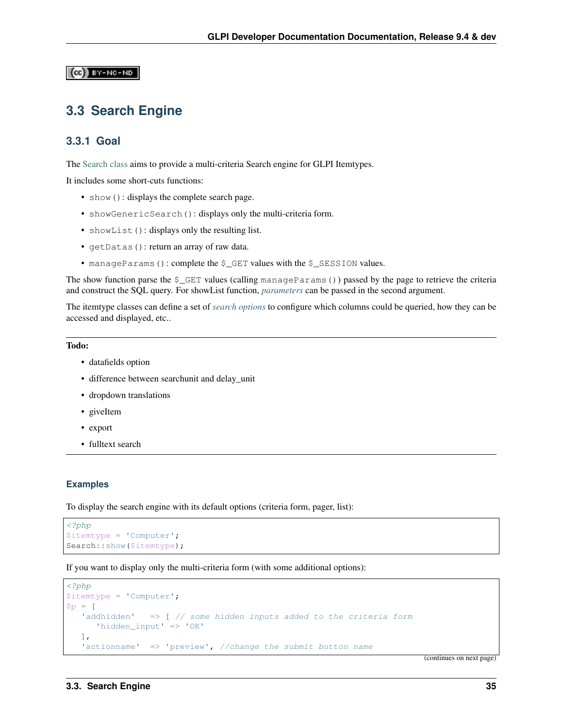CC BY-NC-ND

## 3.3 Search Engine

### 3.3.1 Goal

The Search class aims to provide a multi-criteria Search engine for GLPI Itemtypes.

It includes some short-cuts functions:

- `show()`: displays the complete search page.
- `showGenericSearch()`: displays only the multi-criteria form.
- `showList()`: displays only the resulting list.
- `getDatas()`: return an array of raw data.
- `manageParams()`: complete the `$_GET` values with the `$_SESSION` values.

The show function parse the `$_GET` values (calling `manageParams()`) passed by the page to retrieve the criteria and construct the SQL query. For showList function, *parameters* can be passed in the second argument.

The itemtype classes can define a set of *search options* to configure which columns could be queried, how they can be accessed and displayed, etc..

---

**Todo:**

- datafields option
- difference between searchunit and delay_unit
- dropdown translations
- giveItem
- export
- fulltext search

---

#### Examples

To display the search engine with its default options (criteria form, pager, list):

```php
<?php
$itemtype = 'Computer';
Search::show($itemtype);
```

If you want to display only the multi-criteria form (with some additional options):

```php
<?php
$itemtype = 'Computer';
$p = [
   'addhidden'   => [ // some hidden inputs added to the criteria form
      'hidden_input' => 'OK'
   ],
   'actionname'  => 'preview', //change the submit button name
```

(continues on next page)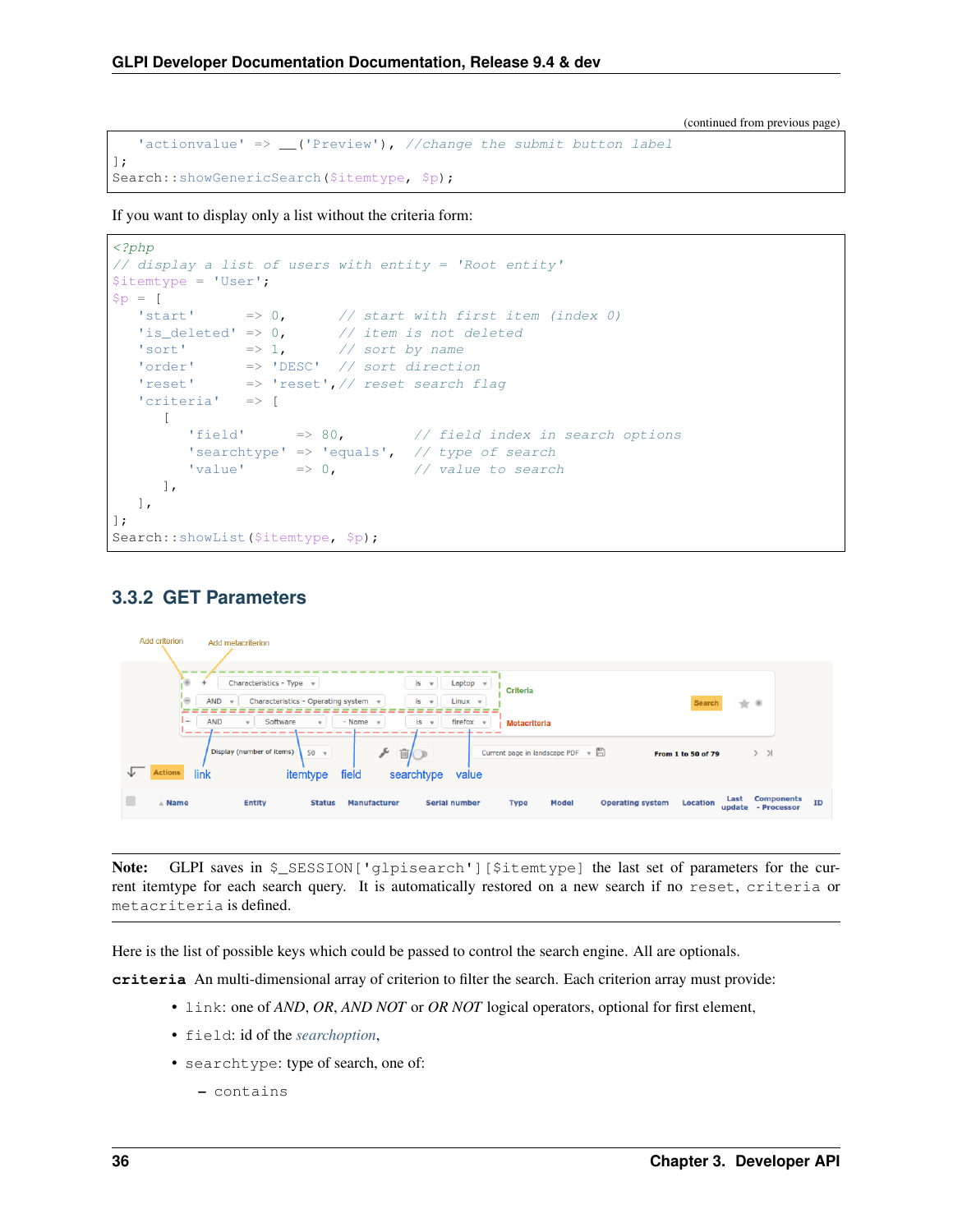(continued from previous page)

```php
    'actionvalue' => __('Preview'), //change the submit button label
];
Search::showGenericSearch($itemtype, $p);
```

If you want to display only a list without the criteria form:

```php
<?php
// display a list of users with entity = 'Root entity'
$itemtype = 'User';
$p = [
    'start'      => 0,      // start with first item (index 0)
    'is_deleted' => 0,      // item is not deleted
    'sort'       => 1,      // sort by name
    'order'      => 'DESC'  // sort direction
    'reset'      => 'reset',// reset search flag
    'criteria'   => [
        [
            'field'      => 80,         // field index in search options
            'searchtype' => 'equals',   // type of search
            'value'      => 0,          // value to search
        ],
    ],
];
Search::showList($itemtype, $p);
```

### 3.3.2 GET Parameters

**Note:** GLPI saves in `$_SESSION['glpisearch'][$itemtype]` the last set of parameters for the current itemtype for each search query. It is automatically restored on a new search if no `reset`, `criteria` or `metacriteria` is defined.

Here is the list of possible keys which could be passed to control the search engine. All are optionals.

**criteria** An multi-dimensional array of criterion to filter the search. Each criterion array must provide:

- `link`: one of *AND*, *OR*, *AND NOT* or *OR NOT* logical operators, optional for first element,
- `field`: id of the *searchoption*,
- `searchtype`: type of search, one of:
  - `contains`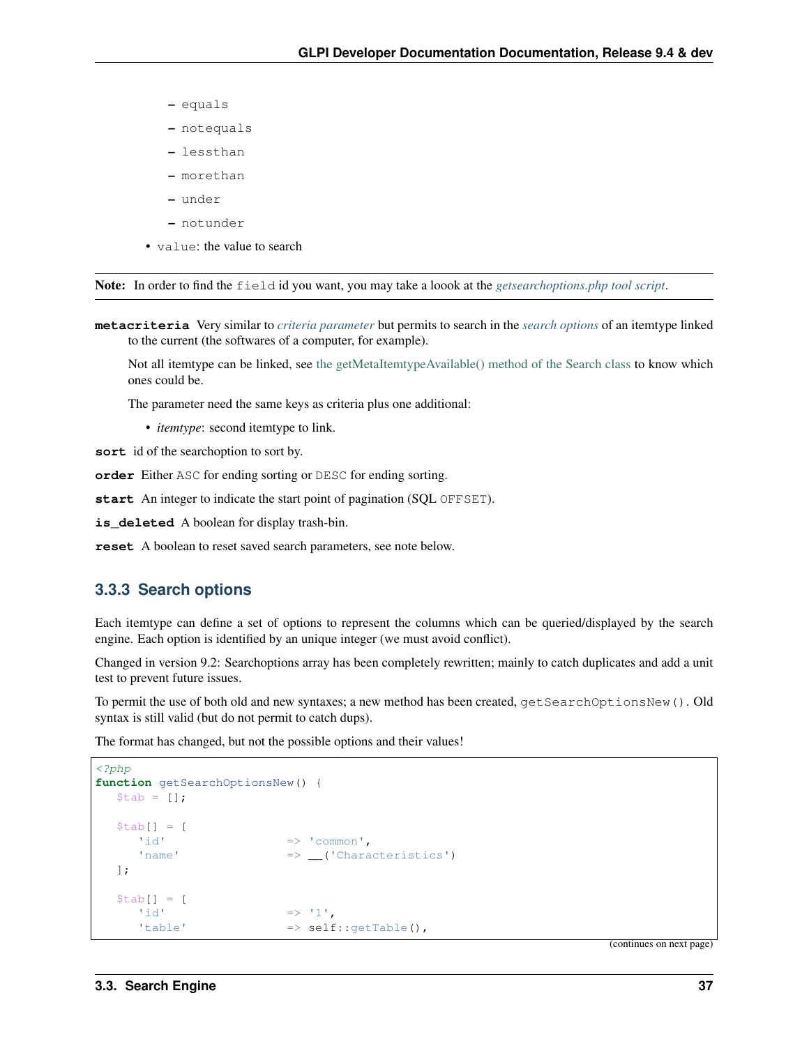- equals
  - notequals
  - lessthan
  - morethan
  - under
  - notunder
- `value`: the value to search

**Note:** In order to find the `field` id you want, you may take a loook at the *getsearchoptions.php tool script*.

**metacriteria** Very similar to *criteria parameter* but permits to search in the *search options* of an itemtype linked to the current (the softwares of a computer, for example).

Not all itemtype can be linked, see the getMetaItemtypeAvailable() method of the Search class to know which ones could be.

The parameter need the same keys as criteria plus one additional:

- *itemtype*: second itemtype to link.

**sort** id of the searchoption to sort by.

**order** Either `ASC` for ending sorting or `DESC` for ending sorting.

**start** An integer to indicate the start point of pagination (SQL `OFFSET`).

**is_deleted** A boolean for display trash-bin.

**reset** A boolean to reset saved search parameters, see note below.

### 3.3.3 Search options

Each itemtype can define a set of options to represent the columns which can be queried/displayed by the search engine. Each option is identified by an unique integer (we must avoid conflict).

Changed in version 9.2: Searchoptions array has been completely rewritten; mainly to catch duplicates and add a unit test to prevent future issues.

To permit the use of both old and new syntaxes; a new method has been created, `getSearchOptionsNew()`. Old syntax is still valid (but do not permit to catch dups).

The format has changed, but not the possible options and their values!

```php
<?php
function getSearchOptionsNew() {
   $tab = [];

   $tab[] = [
      'id'                 => 'common',
      'name'               => __('Characteristics')
   ];

   $tab[] = [
      'id'                 => '1',
      'table'              => self::getTable(),
```

(continues on next page)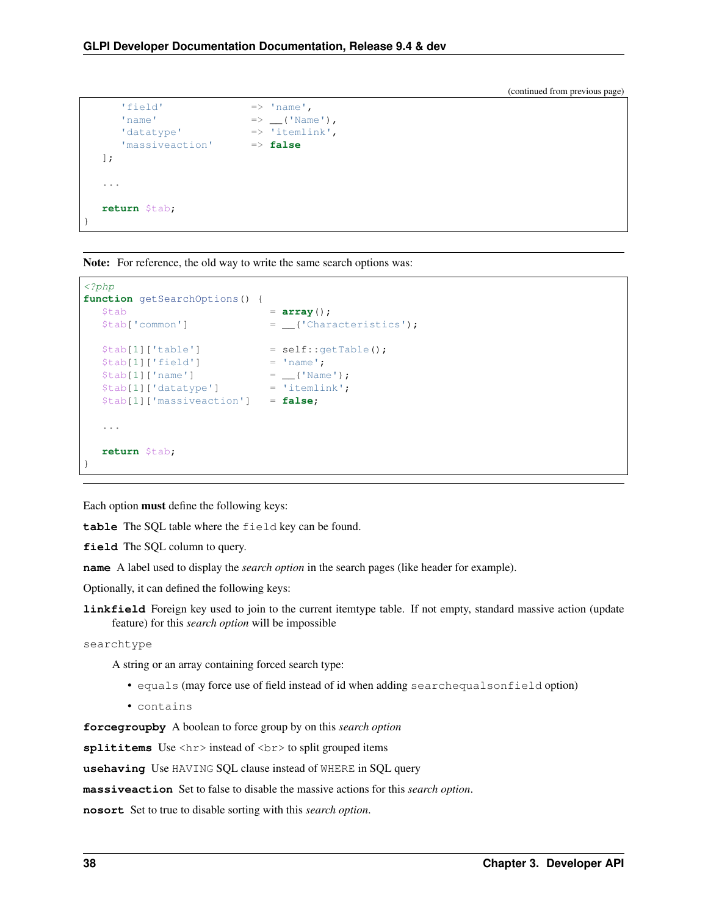(continued from previous page)

```
      'field'              => 'name',
      'name'               => __('Name'),
      'datatype'           => 'itemlink',
      'massiveaction'      => false
   ];

   ...

   return $tab;
}
```

**Note:** For reference, the old way to write the same search options was:

```php
<?php
function getSearchOptions() {
   $tab                       = array();
   $tab['common']             = __('Characteristics');

   $tab[1]['table']           = self::getTable();
   $tab[1]['field']           = 'name';
   $tab[1]['name']            = __('Name');
   $tab[1]['datatype']        = 'itemlink';
   $tab[1]['massiveaction']   = false;

   ...

   return $tab;
}
```

Each option **must** define the following keys:

**table** The SQL table where the `field` key can be found.

**field** The SQL column to query.

**name** A label used to display the *search option* in the search pages (like header for example).

Optionally, it can defined the following keys:

**linkfield** Foreign key used to join to the current itemtype table. If not empty, standard massive action (update feature) for this *search option* will be impossible

`searchtype`

A string or an array containing forced search type:

- `equals` (may force use of field instead of id when adding `searchequalsonfield` option)
- `contains`

**forcegroupby** A boolean to force group by on this *search option*

**splititems** Use `<hr>` instead of `<br>` to split grouped items

**usehaving** Use `HAVING` SQL clause instead of `WHERE` in SQL query

**massiveaction** Set to false to disable the massive actions for this *search option*.

**nosort** Set to true to disable sorting with this *search option*.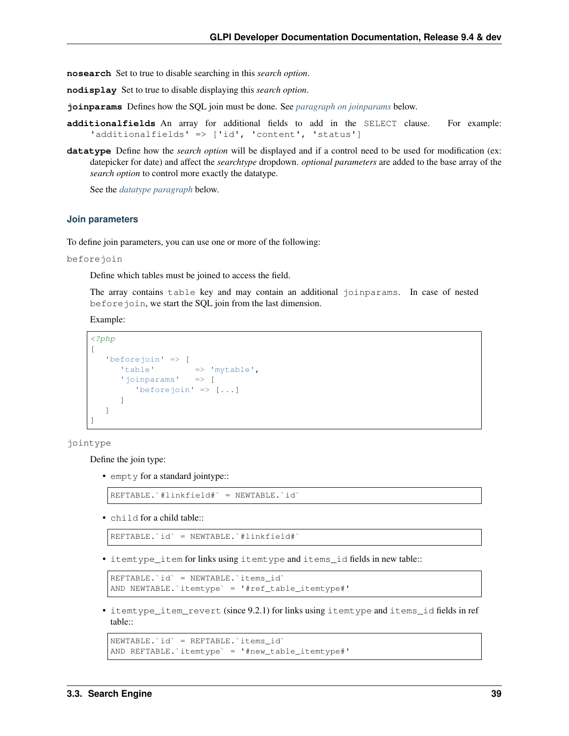**nosearch** Set to true to disable searching in this *search option*.

**nodisplay** Set to true to disable displaying this *search option*.

**joinparams** Defines how the SQL join must be done. See *paragraph on joinparams* below.

**additionalfields** An array for additional fields to add in the `SELECT` clause. For example: `'additionalfields' => ['id', 'content', 'status']`

**datatype** Define how the *search option* will be displayed and if a control need to be used for modification (ex: datepicker for date) and affect the *searchtype* dropdown. *optional parameters* are added to the base array of the *search option* to control more exactly the datatype.

See the *datatype paragraph* below.

### Join parameters

To define join parameters, you can use one or more of the following:

`beforejoin`

Define which tables must be joined to access the field.

The array contains `table` key and may contain an additional `joinparams`. In case of nested `beforejoin`, we start the SQL join from the last dimension.

Example:

```php
<?php
[
   'beforejoin' => [
      'table'        => 'mytable',
      'joinparams'   => [
         'beforejoin' => [...]
      ]
   ]
]
```

`jointype`

Define the join type:

- `empty` for a standard jointype::

```
REFTABLE.`#linkfield#` = NEWTABLE.`id`
```

- `child` for a child table::

```
REFTABLE.`id` = NEWTABLE.`#linkfield#`
```

- `itemtype_item` for links using `itemtype` and `items_id` fields in new table::

```
REFTABLE.`id` = NEWTABLE.`items_id`
AND NEWTABLE.`itemtype` = '#ref_table_itemtype#'
```

- `itemtype_item_revert` (since 9.2.1) for links using `itemtype` and `items_id` fields in ref table::

```
NEWTABLE.`id` = REFTABLE.`items_id`
AND REFTABLE.`itemtype` = '#new_table_itemtype#'
```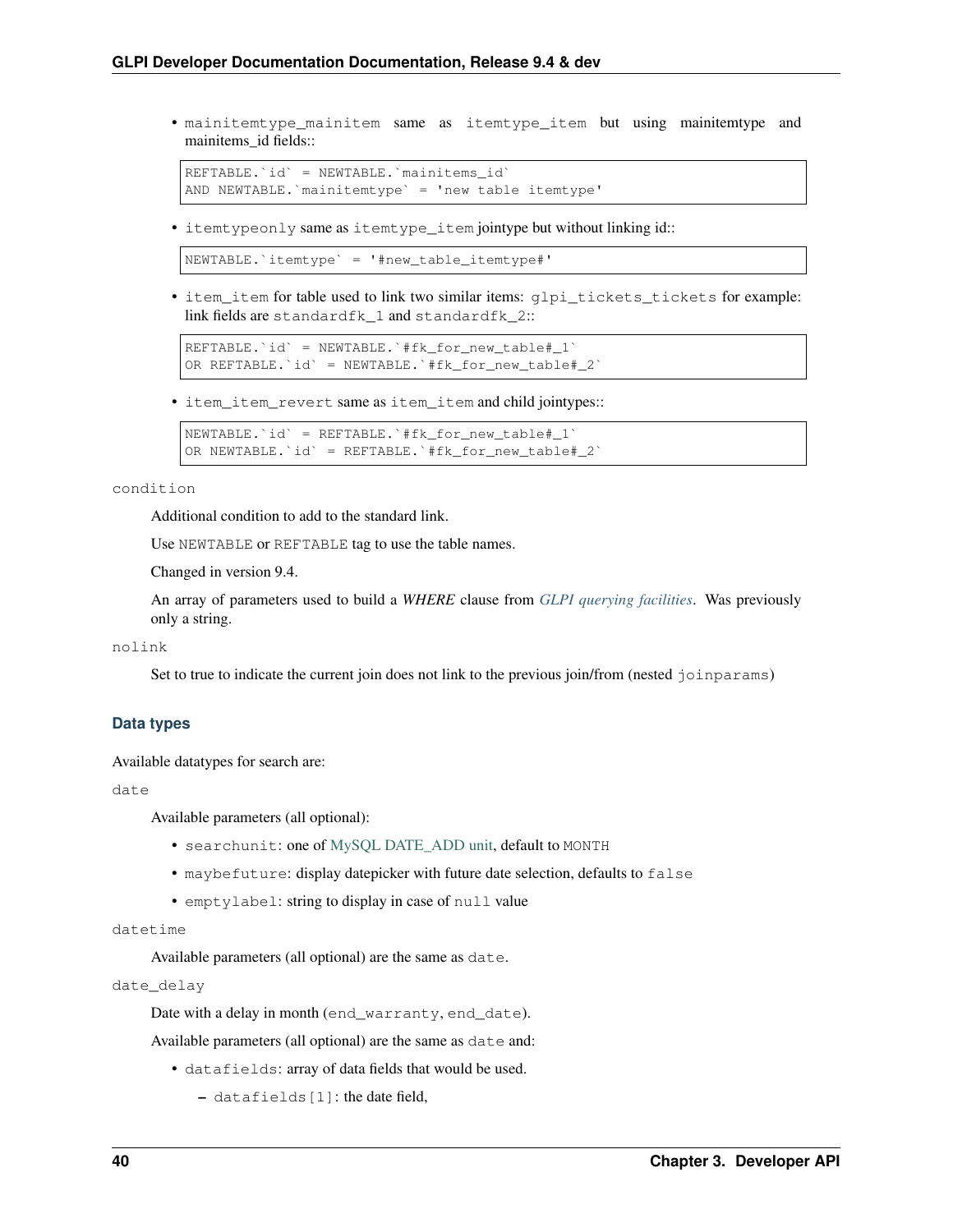- `mainitemtype_mainitem` same as `itemtype_item` but using mainitemtype and mainitems_id fields::

```
REFTABLE.`id` = NEWTABLE.`mainitems_id`
AND NEWTABLE.`mainitemtype` = 'new table itemtype'
```

- `itemtypeonly` same as `itemtype_item` jointype but without linking id::

```
NEWTABLE.`itemtype` = '#new_table_itemtype#'
```

- `item_item` for table used to link two similar items: `glpi_tickets_tickets` for example: link fields are `standardfk_1` and `standardfk_2`::

```
REFTABLE.`id` = NEWTABLE.`#fk_for_new_table#_1`
OR REFTABLE.`id` = NEWTABLE.`#fk_for_new_table#_2`
```

- `item_item_revert` same as `item_item` and child jointypes::

```
NEWTABLE.`id` = REFTABLE.`#fk_for_new_table#_1`
OR NEWTABLE.`id` = REFTABLE.`#fk_for_new_table#_2`
```

`condition`

Additional condition to add to the standard link.

Use `NEWTABLE` or `REFTABLE` tag to use the table names.

Changed in version 9.4.

An array of parameters used to build a *WHERE* clause from *GLPI querying facilities*. Was previously only a string.

`nolink`

Set to true to indicate the current join does not link to the previous join/from (nested `joinparams`)

### Data types

Available datatypes for search are:

`date`

Available parameters (all optional):

- `searchunit`: one of MySQL DATE_ADD unit, default to `MONTH`
- `maybefuture`: display datepicker with future date selection, defaults to `false`
- `emptylabel`: string to display in case of `null` value

`datetime`

Available parameters (all optional) are the same as `date`.

`date_delay`

Date with a delay in month (`end_warranty`, `end_date`).

Available parameters (all optional) are the same as `date` and:

- `datafields`: array of data fields that would be used.
  - `datafields[1]`: the date field,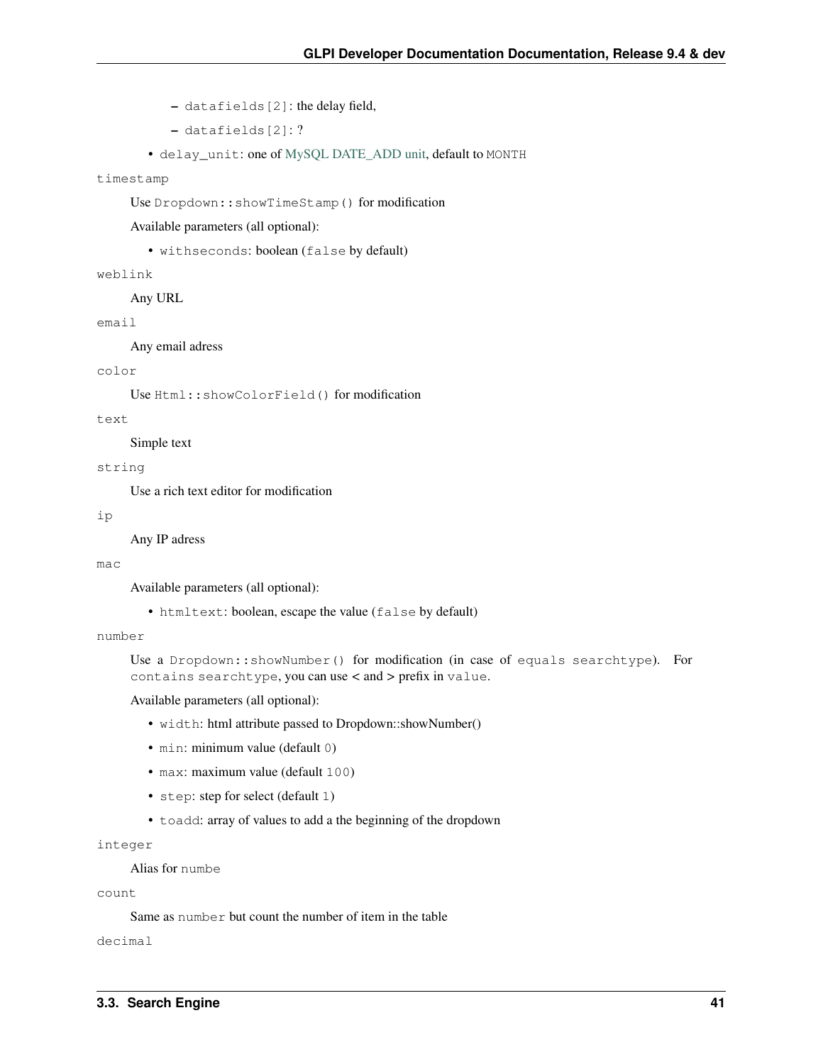- `datafields[2]`: the delay field,
- `datafields[2]`: ?

- `delay_unit`: one of MySQL DATE_ADD unit, default to `MONTH`

`timestamp`

Use `Dropdown::showTimeStamp()` for modification

Available parameters (all optional):

- `withseconds`: boolean (`false` by default)

`weblink`

Any URL

`email`

Any email adress

`color`

Use `Html::showColorField()` for modification

`text`

Simple text

`string`

Use a rich text editor for modification

`ip`

Any IP adress

`mac`

Available parameters (all optional):

- `htmltext`: boolean, escape the value (`false` by default)

`number`

Use a `Dropdown::showNumber()` for modification (in case of `equals searchtype`). For `contains searchtype`, you can use < and > prefix in `value`.

Available parameters (all optional):

- `width`: html attribute passed to Dropdown::showNumber()
- `min`: minimum value (default `0`)
- `max`: maximum value (default `100`)
- `step`: step for select (default `1`)
- `toadd`: array of values to add a the beginning of the dropdown

`integer`

Alias for `numbe`

`count`

Same as `number` but count the number of item in the table

`decimal`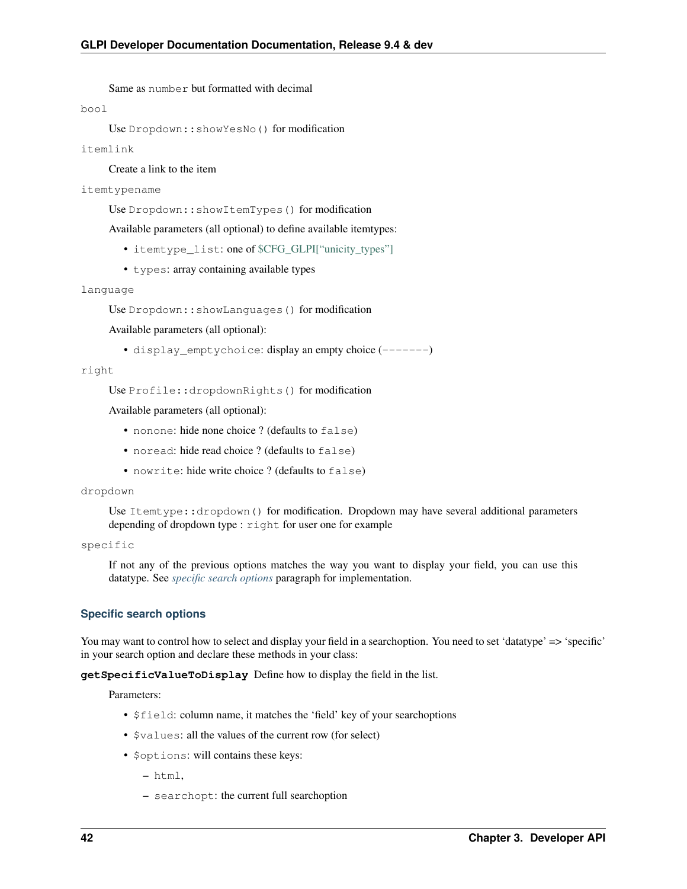Same as `number` but formatted with decimal

`bool`

Use `Dropdown::showYesNo()` for modification

`itemlink`

Create a link to the item

`itemtypename`

Use `Dropdown::showItemTypes()` for modification

Available parameters (all optional) to define available itemtypes:

- `itemtype_list`: one of $CFG_GLPI["unicity_types"]
- `types`: array containing available types

`language`

Use `Dropdown::showLanguages()` for modification

Available parameters (all optional):

- `display_emptychoice`: display an empty choice (`-------`)

`right`

Use `Profile::dropdownRights()` for modification

Available parameters (all optional):

- `nonone`: hide none choice ? (defaults to `false`)
- `noread`: hide read choice ? (defaults to `false`)
- `nowrite`: hide write choice ? (defaults to `false`)

`dropdown`

Use `Itemtype::dropdown()` for modification. Dropdown may have several additional parameters depending of dropdown type : `right` for user one for example

`specific`

If not any of the previous options matches the way you want to display your field, you can use this datatype. See *specific search options* paragraph for implementation.

### Specific search options

You may want to control how to select and display your field in a searchoption. You need to set 'datatype' => 'specific' in your search option and declare these methods in your class:

**`getSpecificValueToDisplay`** Define how to display the field in the list.

Parameters:

- `$field`: column name, it matches the 'field' key of your searchoptions
- `$values`: all the values of the current row (for select)
- `$options`: will contains these keys:
  - `html`,
  - `searchopt`: the current full searchoption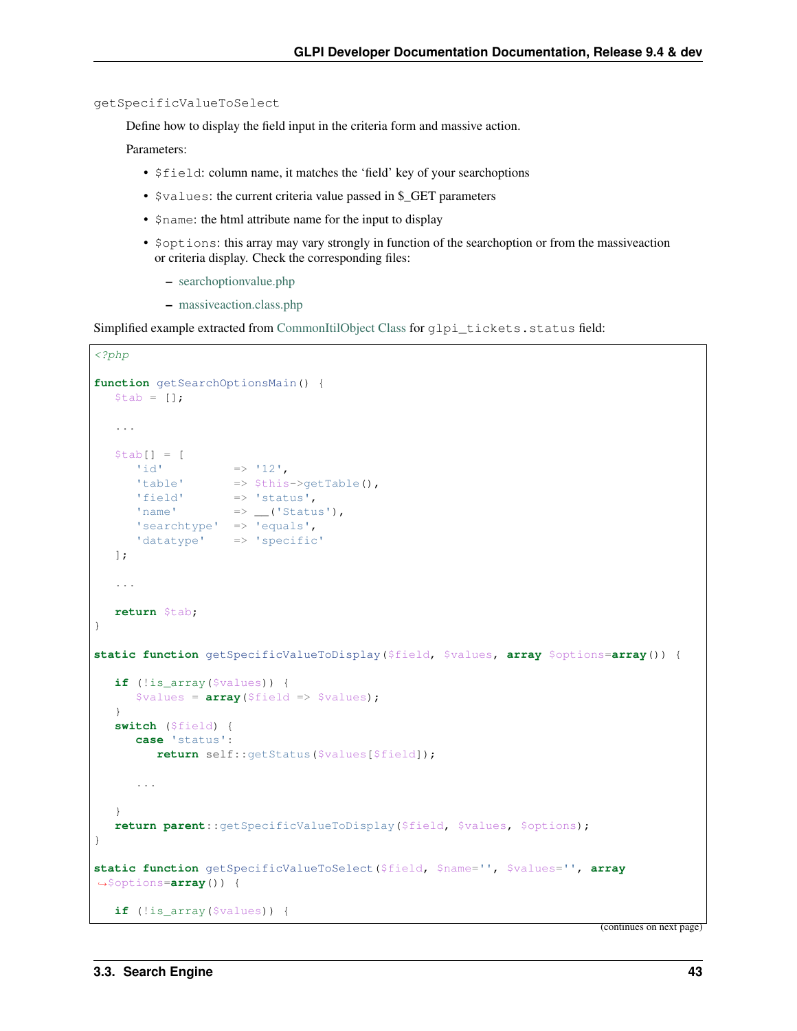getSpecificValueToSelect

Define how to display the field input in the criteria form and massive action.

Parameters:

- `$field`: column name, it matches the 'field' key of your searchoptions
- `$values`: the current criteria value passed in $_GET parameters
- `$name`: the html attribute name for the input to display
- `$options`: this array may vary strongly in function of the searchoption or from the massiveaction or criteria display. Check the corresponding files:
  - searchoptionvalue.php
  - massiveaction.class.php

Simplified example extracted from CommonItilObject Class for `glpi_tickets.status` field:

```php
<?php

function getSearchOptionsMain() {
   $tab = [];

   ...

   $tab[] = [
      'id'           => '12',
      'table'        => $this->getTable(),
      'field'        => 'status',
      'name'         => __('Status'),
      'searchtype'   => 'equals',
      'datatype'     => 'specific'
   ];

   ...

   return $tab;
}

static function getSpecificValueToDisplay($field, $values, array $options=array()) {

   if (!is_array($values)) {
      $values = array($field => $values);
   }
   switch ($field) {
      case 'status':
         return self::getStatus($values[$field]);

      ...

   }
   return parent::getSpecificValueToDisplay($field, $values, $options);
}

static function getSpecificValueToSelect($field, $name='', $values='', array
↪$options=array()) {

   if (!is_array($values)) {
```

(continues on next page)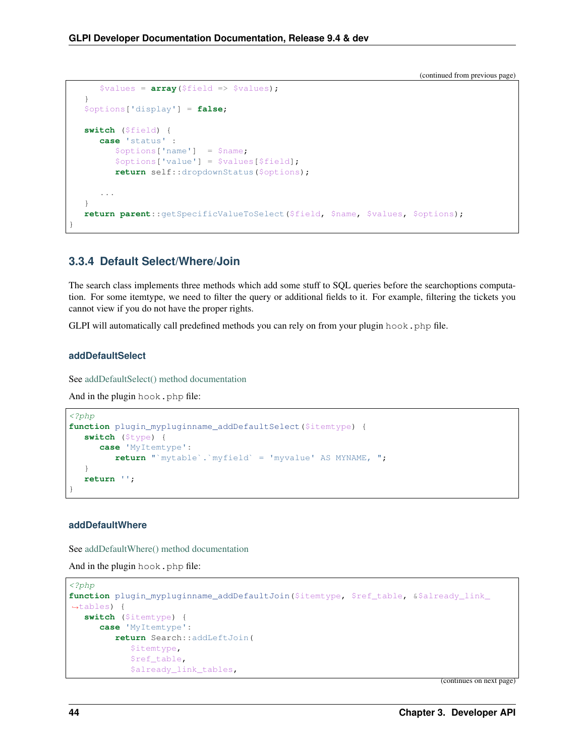(continued from previous page)

```
      $values = array($field => $values);
   }
   $options['display'] = false;

   switch ($field) {
      case 'status' :
         $options['name']  = $name;
         $options['value'] = $values[$field];
         return self::dropdownStatus($options);

      ...
   }
   return parent::getSpecificValueToSelect($field, $name, $values, $options);
}
```

### 3.3.4 Default Select/Where/Join

The search class implements three methods which add some stuff to SQL queries before the searchoptions computation. For some itemtype, we need to filter the query or additional fields to it. For example, filtering the tickets you cannot view if you do not have the proper rights.

GLPI will automatically call predefined methods you can rely on from your plugin hook.php file.

#### addDefaultSelect

See addDefaultSelect() method documentation

And in the plugin hook.php file:

```php
<?php
function plugin_mypluginname_addDefaultSelect($itemtype) {
   switch ($type) {
      case 'MyItemtype':
         return "`mytable`.`myfield` = 'myvalue' AS MYNAME, ";
   }
   return '';
}
```

#### addDefaultWhere

See addDefaultWhere() method documentation

And in the plugin hook.php file:

```php
<?php
function plugin_mypluginname_addDefaultJoin($itemtype, $ref_table, &$already_link_
→tables) {
   switch ($itemtype) {
      case 'MyItemtype':
         return Search::addLeftJoin(
            $itemtype,
            $ref_table,
            $already_link_tables,
```

(continues on next page)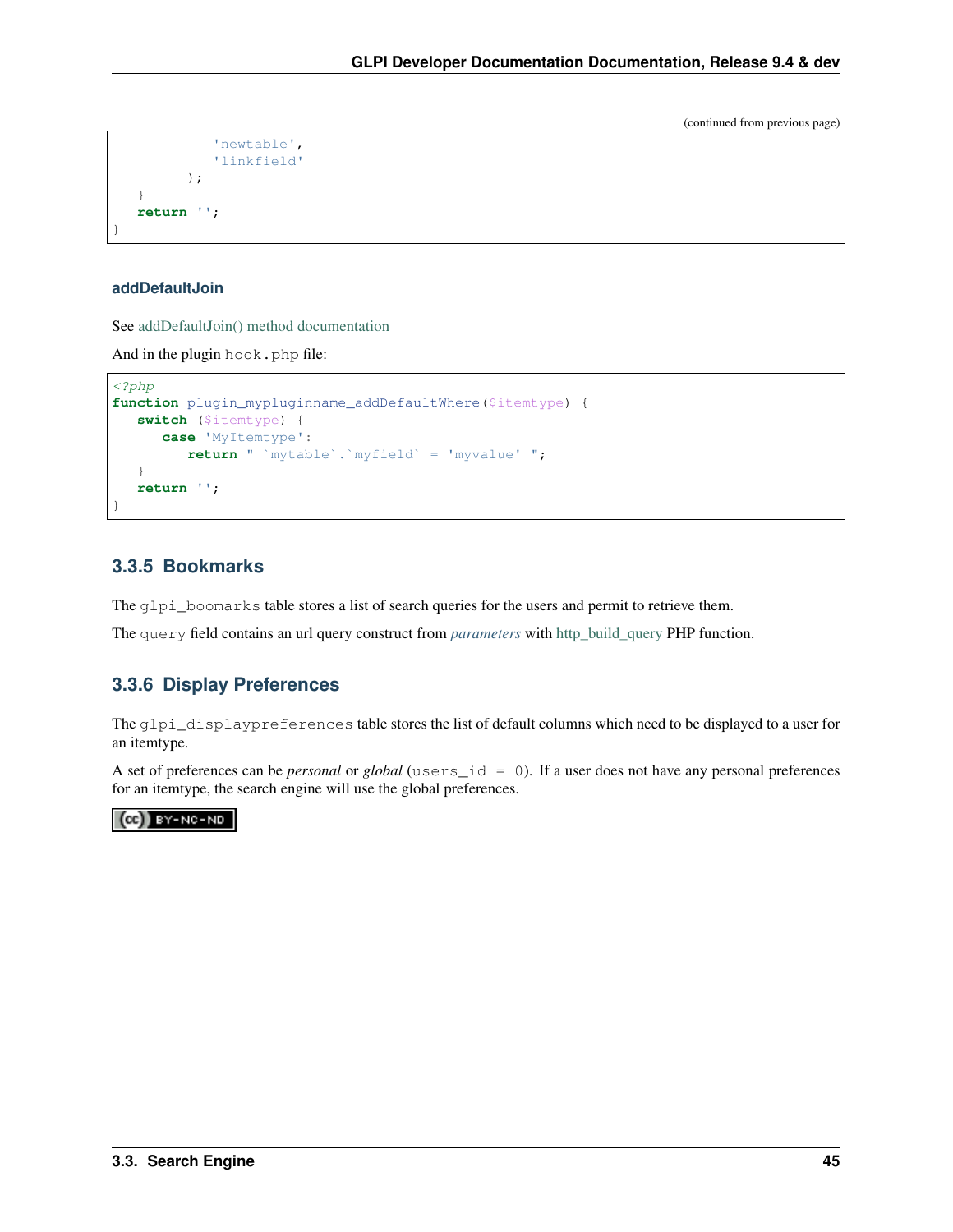(continued from previous page)

```
            'newtable',
            'linkfield'
        );
    }
    return '';
}
```

#### addDefaultJoin

See addDefaultJoin() method documentation

And in the plugin hook.php file:

```php
<?php
function plugin_mypluginname_addDefaultWhere($itemtype) {
    switch ($itemtype) {
        case 'MyItemtype':
            return " `mytable`.`myfield` = 'myvalue' ";
    }
    return '';
}
```

### 3.3.5 Bookmarks

The glpi_boomarks table stores a list of search queries for the users and permit to retrieve them.

The query field contains an url query construct from *parameters* with http_build_query PHP function.

### 3.3.6 Display Preferences

The glpi_displaypreferences table stores the list of default columns which need to be displayed to a user for an itemtype.

A set of preferences can be *personal* or *global* (users_id = 0). If a user does not have any personal preferences for an itemtype, the search engine will use the global preferences.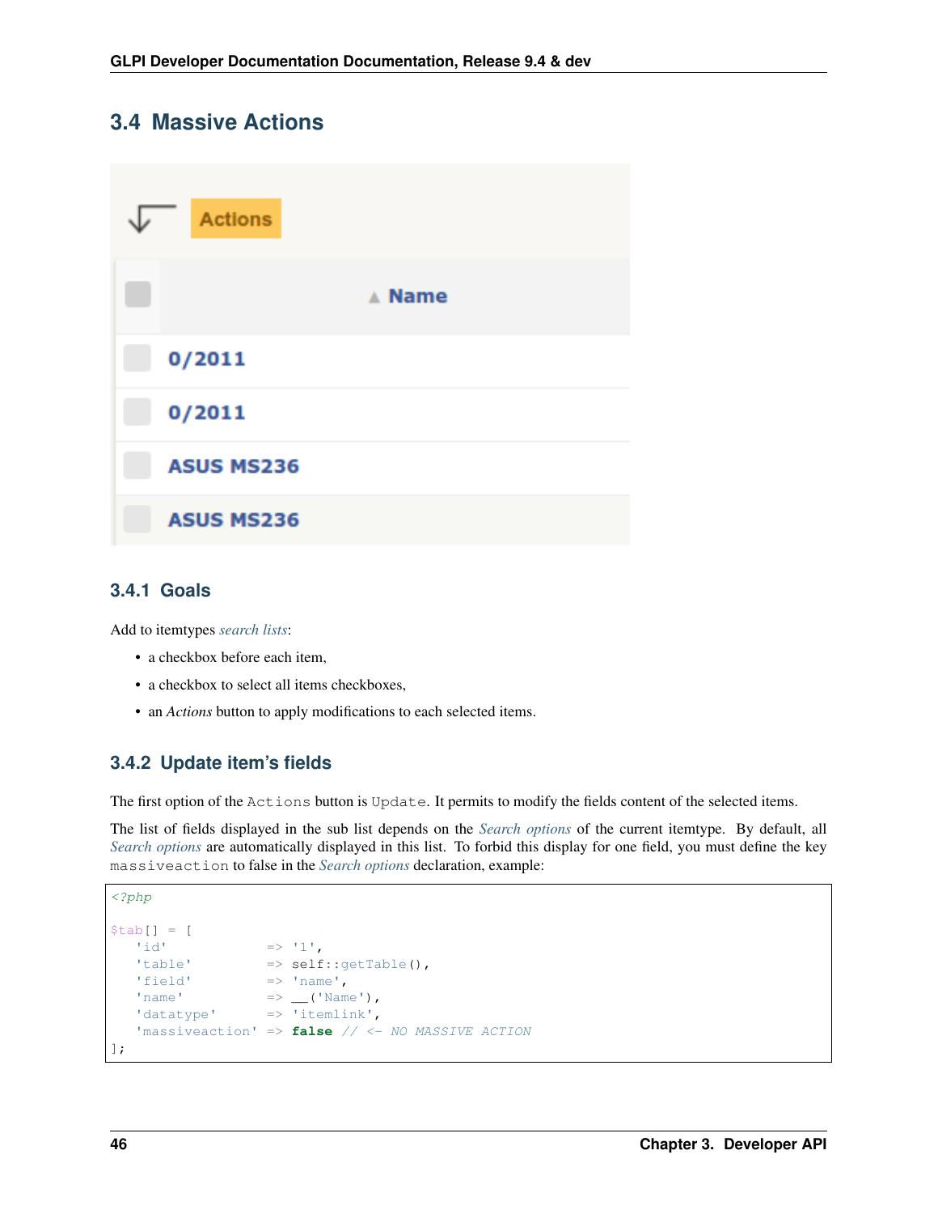## 3.4 Massive Actions

### 3.4.1 Goals

Add to itemtypes *search lists*:

- a checkbox before each item,
- a checkbox to select all items checkboxes,
- an *Actions* button to apply modifications to each selected items.

### 3.4.2 Update item's fields

The first option of the `Actions` button is `Update`. It permits to modify the fields content of the selected items.

The list of fields displayed in the sub list depends on the *Search options* of the current itemtype. By default, all *Search options* are automatically displayed in this list. To forbid this display for one field, you must define the key `massiveaction` to false in the *Search options* declaration, example:

```php
<?php

$tab[] = [
   'id'            => '1',
   'table'         => self::getTable(),
   'field'         => 'name',
   'name'          => __('Name'),
   'datatype'      => 'itemlink',
   'massiveaction' => false // <- NO MASSIVE ACTION
];
```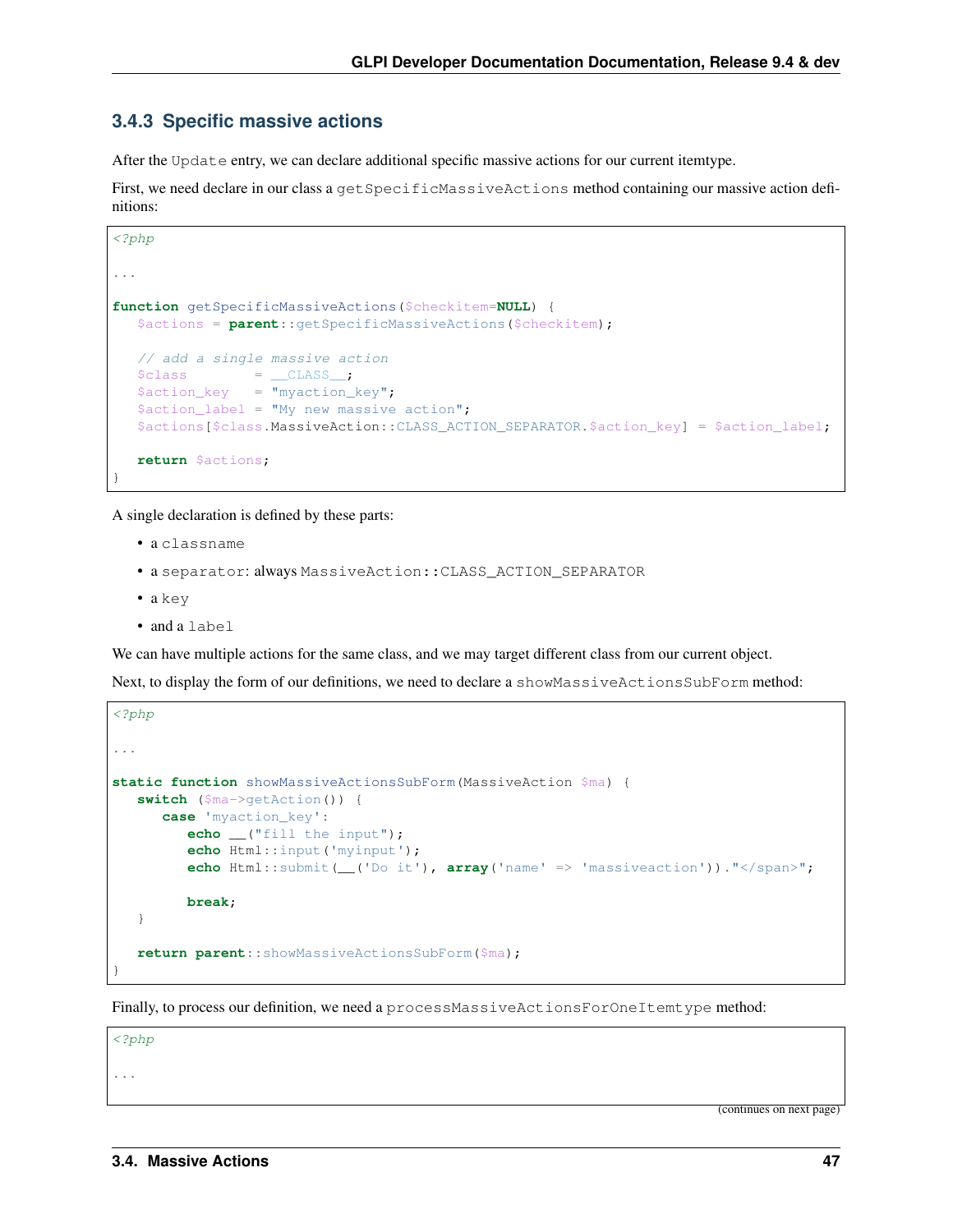### 3.4.3 Specific massive actions

After the `Update` entry, we can declare additional specific massive actions for our current itemtype.

First, we need declare in our class a `getSpecificMassiveActions` method containing our massive action definitions:

```php
<?php

...

function getSpecificMassiveActions($checkitem=NULL) {
   $actions = parent::getSpecificMassiveActions($checkitem);

   // add a single massive action
   $class        = __CLASS__;
   $action_key   = "myaction_key";
   $action_label = "My new massive action";
   $actions[$class.MassiveAction::CLASS_ACTION_SEPARATOR.$action_key] = $action_label;

   return $actions;
}
```

A single declaration is defined by these parts:

- a `classname`
- a `separator`: always `MassiveAction::CLASS_ACTION_SEPARATOR`
- a `key`
- and a `label`

We can have multiple actions for the same class, and we may target different class from our current object.

Next, to display the form of our definitions, we need to declare a `showMassiveActionsSubForm` method:

```php
<?php

...

static function showMassiveActionsSubForm(MassiveAction $ma) {
   switch ($ma->getAction()) {
      case 'myaction_key':
         echo __("fill the input");
         echo Html::input('myinput');
         echo Html::submit(__('Do it'), array('name' => 'massiveaction'))."</span>";

         break;
   }

   return parent::showMassiveActionsSubForm($ma);
}
```

Finally, to process our definition, we need a `processMassiveActionsForOneItemtype` method:

```php
<?php

...
```

(continues on next page)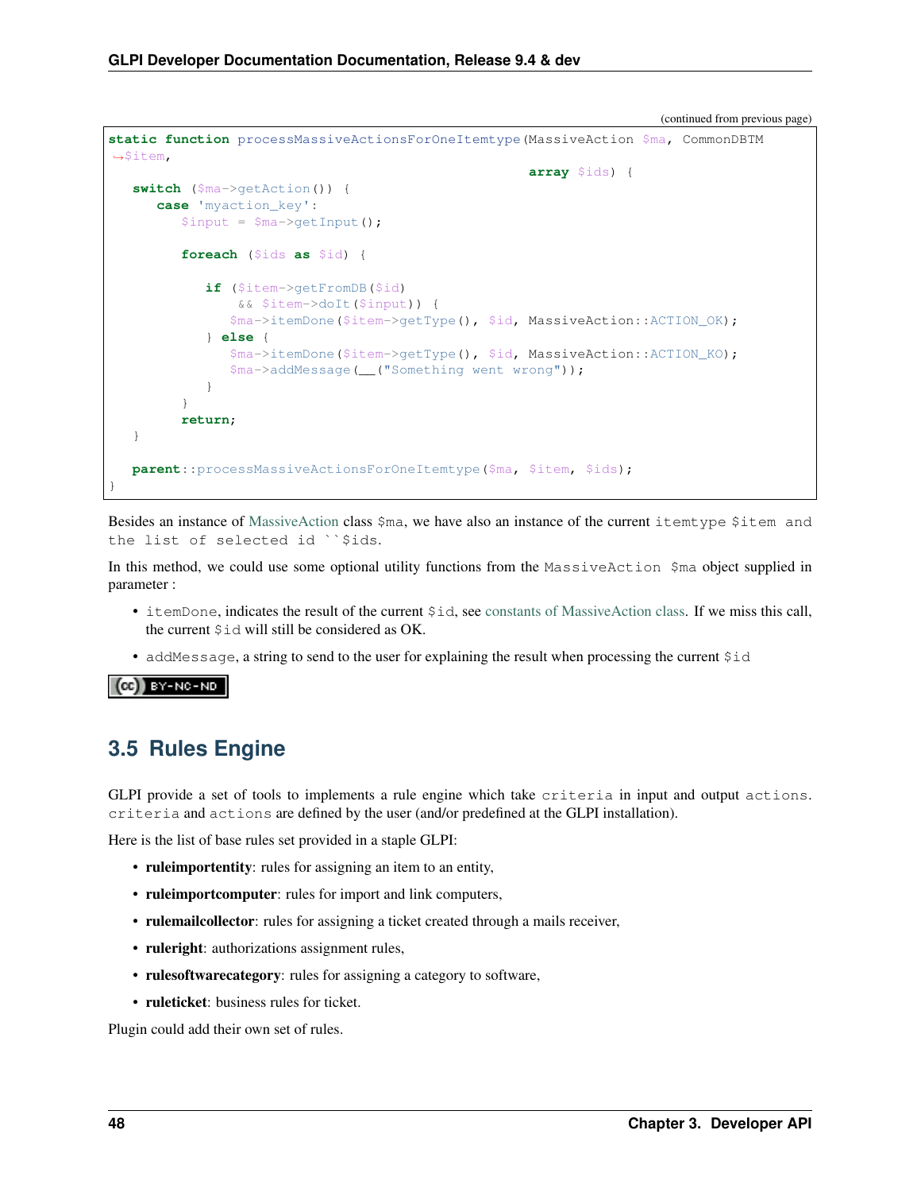(continued from previous page)

```php
static function processMassiveActionsForOneItemtype(MassiveAction $ma, CommonDBTM
↪$item,
                                                    array $ids) {
   switch ($ma->getAction()) {
      case 'myaction_key':
         $input = $ma->getInput();

         foreach ($ids as $id) {

            if ($item->getFromDB($id)
                && $item->doIt($input)) {
               $ma->itemDone($item->getType(), $id, MassiveAction::ACTION_OK);
            } else {
               $ma->itemDone($item->getType(), $id, MassiveAction::ACTION_KO);
               $ma->addMessage(__("Something went wrong"));
            }
         }
         return;
   }

   parent::processMassiveActionsForOneItemtype($ma, $item, $ids);
}
```

Besides an instance of MassiveAction class `$ma`, we have also an instance of the current `itemtype $item and the list of selected id ``$ids`.

In this method, we could use some optional utility functions from the `MassiveAction $ma` object supplied in parameter :

- `itemDone`, indicates the result of the current `$id`, see constants of MassiveAction class. If we miss this call, the current `$id` will still be considered as OK.
- `addMessage`, a string to send to the user for explaining the result when processing the current `$id`

## 3.5 Rules Engine

GLPI provide a set of tools to implements a rule engine which take `criteria` in input and output `actions`. `criteria` and `actions` are defined by the user (and/or predefined at the GLPI installation).

Here is the list of base rules set provided in a staple GLPI:

- **ruleimportentity**: rules for assigning an item to an entity,
- **ruleimportcomputer**: rules for import and link computers,
- **rulemailcollector**: rules for assigning a ticket created through a mails receiver,
- **ruleright**: authorizations assignment rules,
- **rulesoftwarecategory**: rules for assigning a category to software,
- **ruleticket**: business rules for ticket.

Plugin could add their own set of rules.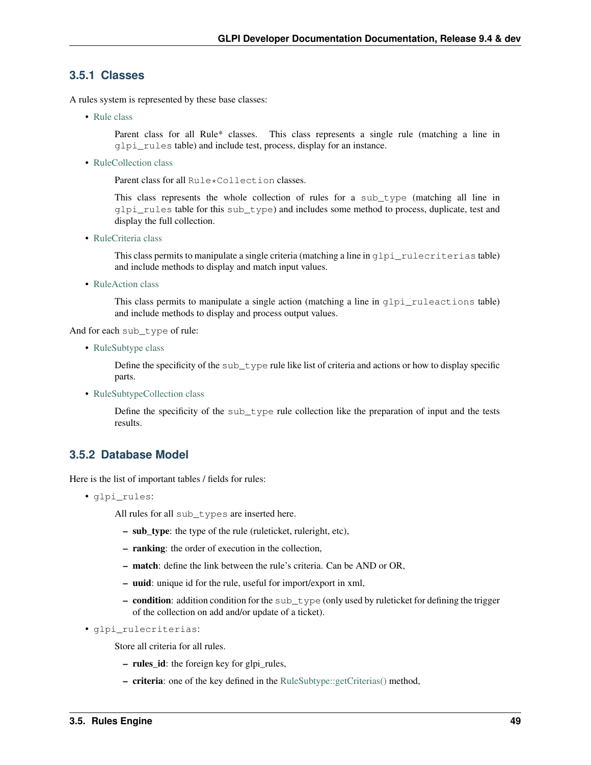### 3.5.1 Classes

A rules system is represented by these base classes:

- Rule class

  Parent class for all Rule* classes. This class represents a single rule (matching a line in `glpi_rules` table) and include test, process, display for an instance.

- RuleCollection class

  Parent class for all `Rule*Collection` classes.

  This class represents the whole collection of rules for a `sub_type` (matching all line in `glpi_rules` table for this `sub_type`) and includes some method to process, duplicate, test and display the full collection.

- RuleCriteria class

  This class permits to manipulate a single criteria (matching a line in `glpi_rulecriterias` table) and include methods to display and match input values.

- RuleAction class

  This class permits to manipulate a single action (matching a line in `glpi_ruleactions` table) and include methods to display and process output values.

And for each `sub_type` of rule:

- RuleSubtype class

  Define the specificity of the `sub_type` rule like list of criteria and actions or how to display specific parts.

- RuleSubtypeCollection class

  Define the specificity of the `sub_type` rule collection like the preparation of input and the tests results.

### 3.5.2 Database Model

Here is the list of important tables / fields for rules:

- `glpi_rules`:

  All rules for all `sub_types` are inserted here.

  - **sub_type**: the type of the rule (ruleticket, ruleright, etc),
  - **ranking**: the order of execution in the collection,
  - **match**: define the link between the rule's criteria. Can be AND or OR,
  - **uuid**: unique id for the rule, useful for import/export in xml,
  - **condition**: addition condition for the `sub_type` (only used by ruleticket for defining the trigger of the collection on add and/or update of a ticket).

- `glpi_rulecriterias`:

  Store all criteria for all rules.

  - **rules_id**: the foreign key for glpi_rules,
  - **criteria**: one of the key defined in the RuleSubtype::getCriterias() method,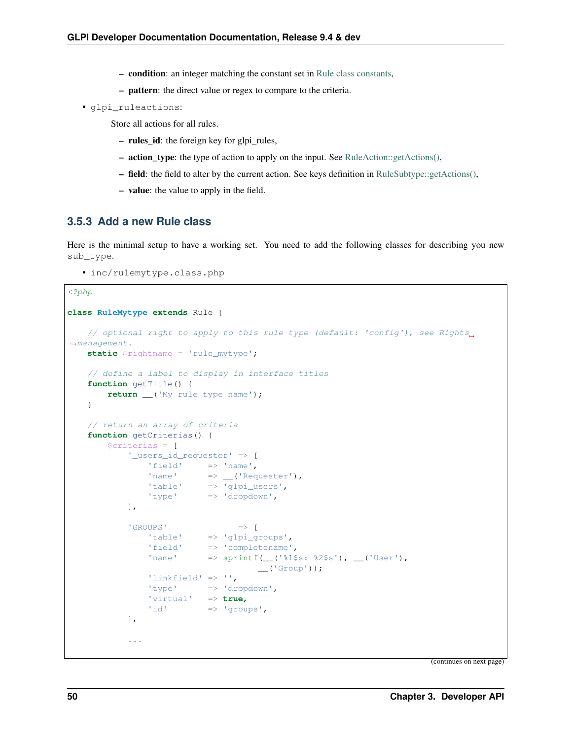- **condition**: an integer matching the constant set in Rule class constants,
- **pattern**: the direct value or regex to compare to the criteria.

- glpi_ruleactions:

  Store all actions for all rules.

  - **rules_id**: the foreign key for glpi_rules,
  - **action_type**: the type of action to apply on the input. See RuleAction::getActions(),
  - **field**: the field to alter by the current action. See keys definition in RuleSubtype::getActions(),
  - **value**: the value to apply in the field.

### 3.5.3 Add a new Rule class

Here is the minimal setup to have a working set. You need to add the following classes for describing you new sub_type.

- inc/rulemytype.class.php

```php
<?php

class RuleMytype extends Rule {

    // optional right to apply to this rule type (default: 'config'), see Rights management.
    static $rightname = 'rule_mytype';

    // define a label to display in interface titles
    function getTitle() {
        return __('My rule type name');
    }

    // return an array of criteria
    function getCriterias() {
        $criterias = [
            '_users_id_requester' => [
                'field'     => 'name',
                'name'      => __('Requester'),
                'table'     => 'glpi_users',
                'type'      => 'dropdown',
            ],

            'GROUPS'              => [
                'table'     => 'glpi_groups',
                'field'     => 'completename',
                'name'      => sprintf(__('%1$s: %2$s'), __('User'),
                                  __('Group'));
                'linkfield' => '',
                'type'      => 'dropdown',
                'virtual'   => true,
                'id'        => 'groups',
            ],

            ...
```

(continues on next page)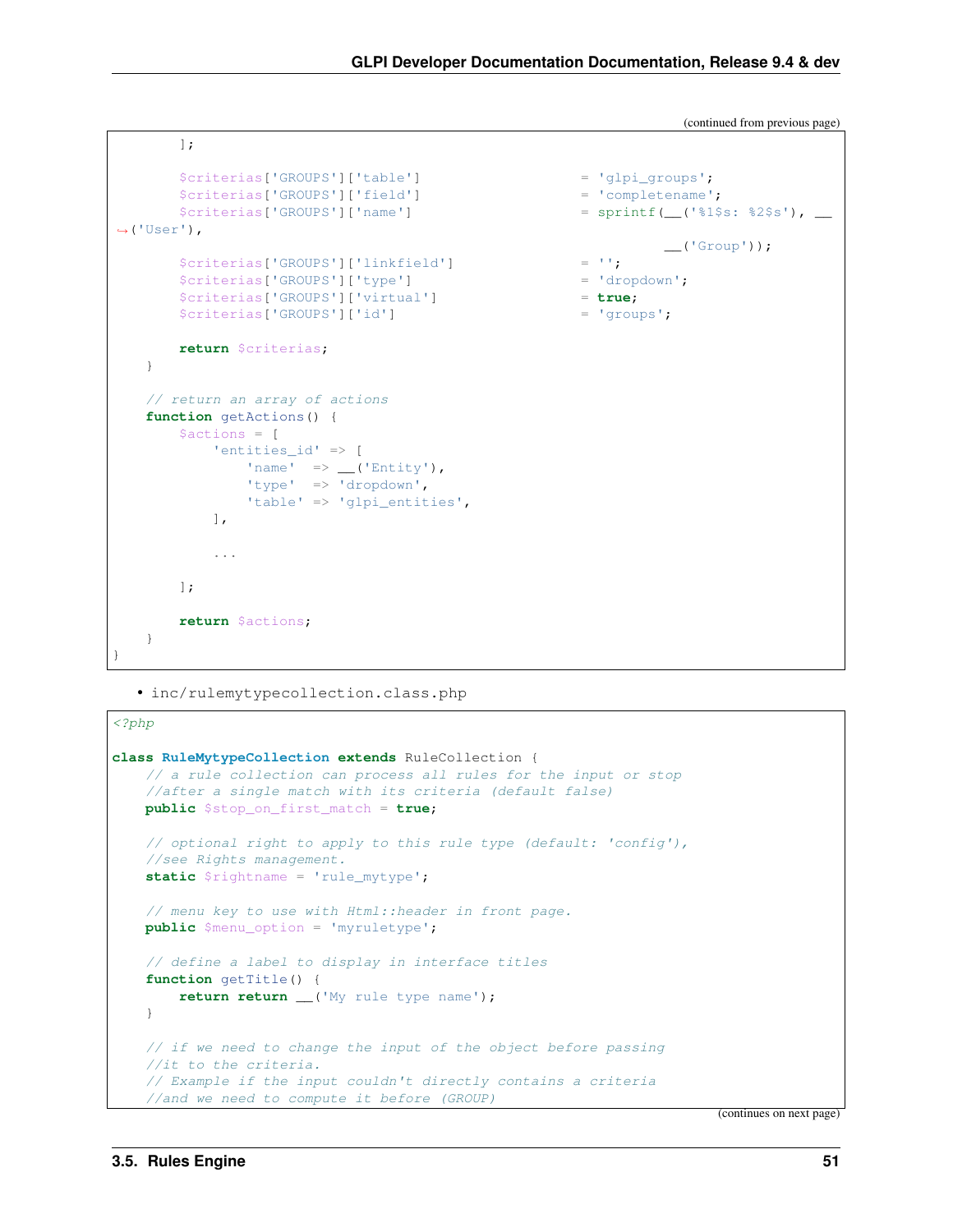(continued from previous page)

```
        ];

        $criterias['GROUPS']['table']                    = 'glpi_groups';
        $criterias['GROUPS']['field']                    = 'completename';
        $criterias['GROUPS']['name']                     = sprintf(__('%1$s: %2$s'), __
→('User'),
                                                                   __('Group'));
        $criterias['GROUPS']['linkfield']                = '';
        $criterias['GROUPS']['type']                     = 'dropdown';
        $criterias['GROUPS']['virtual']                  = true;
        $criterias['GROUPS']['id']                       = 'groups';

        return $criterias;
    }

    // return an array of actions
    function getActions() {
        $actions = [
            'entities_id' => [
                'name'  => __('Entity'),
                'type'  => 'dropdown',
                'table' => 'glpi_entities',
            ],

            ...

        ];

        return $actions;
    }
}
```

- inc/rulemytypecollection.class.php

```
<?php

class RuleMytypeCollection extends RuleCollection {
    // a rule collection can process all rules for the input or stop
    //after a single match with its criteria (default false)
    public $stop_on_first_match = true;

    // optional right to apply to this rule type (default: 'config'),
    //see Rights management.
    static $rightname = 'rule_mytype';

    // menu key to use with Html::header in front page.
    public $menu_option = 'myruletype';

    // define a label to display in interface titles
    function getTitle() {
        return return __('My rule type name');
    }

    // if we need to change the input of the object before passing
    //it to the criteria.
    // Example if the input couldn't directly contains a criteria
    //and we need to compute it before (GROUP)
```

(continues on next page)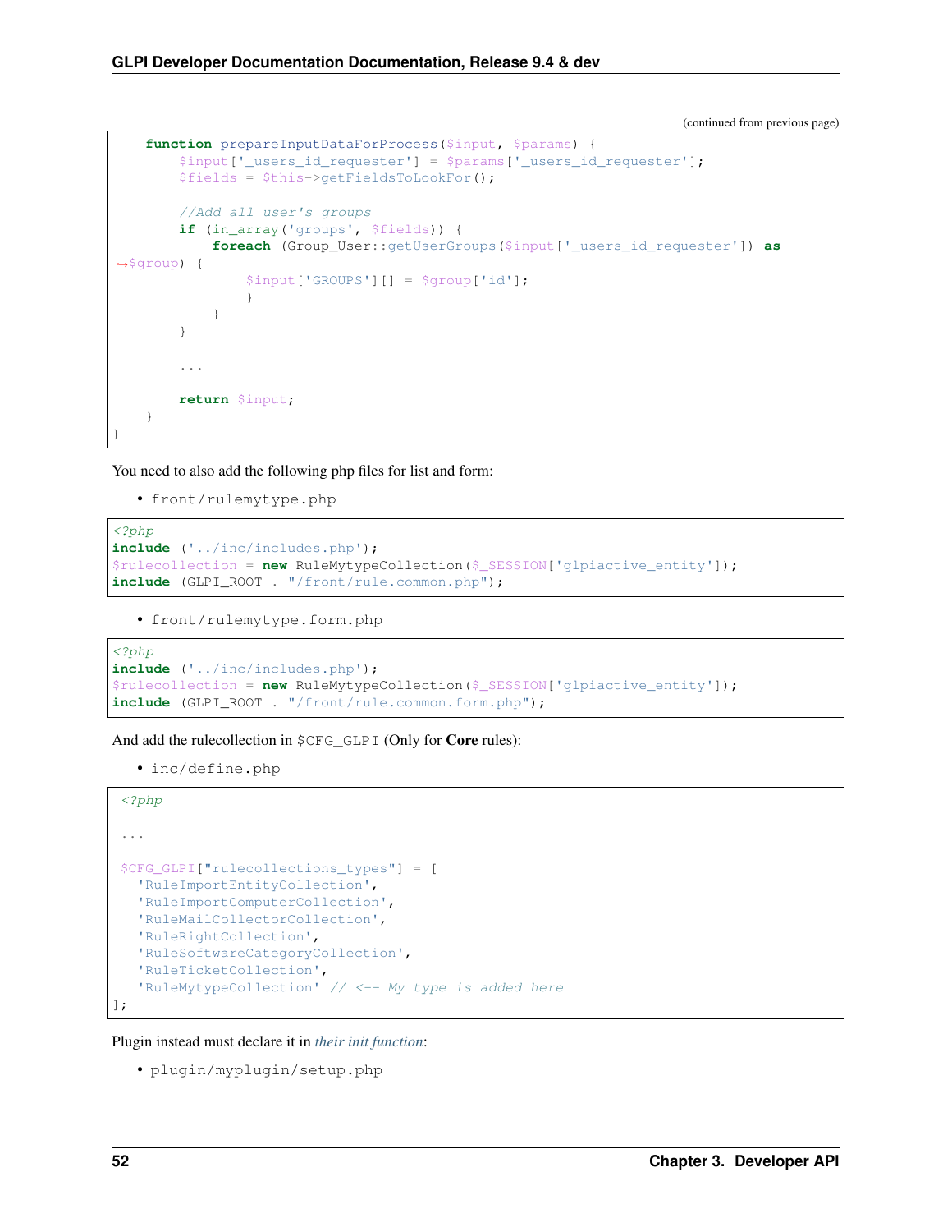(continued from previous page)

```php
    function prepareInputDataForProcess($input, $params) {
        $input['_users_id_requester'] = $params['_users_id_requester'];
        $fields = $this->getFieldsToLookFor();

        //Add all user's groups
        if (in_array('groups', $fields)) {
            foreach (Group_User::getUserGroups($input['_users_id_requester']) as $group) {
                    $input['GROUPS'][] = $group['id'];
                    }
            }
        }

        ...

        return $input;
    }
}
```

You need to also add the following php files for list and form:

- front/rulemytype.php

```php
<?php
include ('../inc/includes.php');
$rulecollection = new RuleMytypeCollection($_SESSION['glpiactive_entity']);
include (GLPI_ROOT . "/front/rule.common.php");
```

- front/rulemytype.form.php

```php
<?php
include ('../inc/includes.php');
$rulecollection = new RuleMytypeCollection($_SESSION['glpiactive_entity']);
include (GLPI_ROOT . "/front/rule.common.form.php");
```

And add the rulecollection in `$CFG_GLPI` (Only for **Core** rules):

- inc/define.php

```php
<?php

...

$CFG_GLPI["rulecollections_types"] = [
  'RuleImportEntityCollection',
  'RuleImportComputerCollection',
  'RuleMailCollectorCollection',
  'RuleRightCollection',
  'RuleSoftwareCategoryCollection',
  'RuleTicketCollection',
  'RuleMytypeCollection' // <-- My type is added here
];
```

Plugin instead must declare it in *their init function*:

- plugin/myplugin/setup.php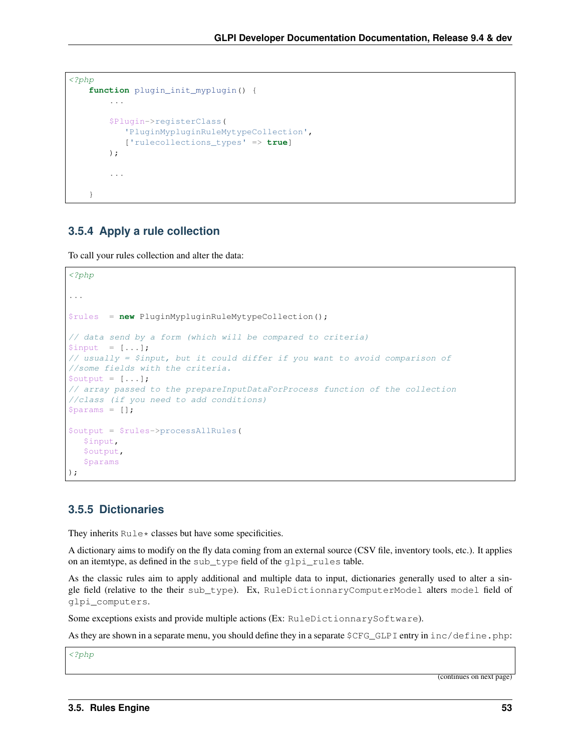```php
<?php
    function plugin_init_myplugin() {
        ...

        $Plugin->registerClass(
           'PluginMypluginRuleMytypeCollection',
           ['rulecollections_types' => true]
        );

        ...

    }
```

### 3.5.4 Apply a rule collection

To call your rules collection and alter the data:

```php
<?php

...

$rules  = new PluginMypluginRuleMytypeCollection();

// data send by a form (which will be compared to criteria)
$input  = [...];
// usually = $input, but it could differ if you want to avoid comparison of
//some fields with the criteria.
$output = [...];
// array passed to the prepareInputDataForProcess function of the collection
//class (if you need to add conditions)
$params = [];

$output = $rules->processAllRules(
   $input,
   $output,
   $params
);
```

### 3.5.5 Dictionaries

They inherits `Rule*` classes but have some specificities.

A dictionary aims to modify on the fly data coming from an external source (CSV file, inventory tools, etc.). It applies on an itemtype, as defined in the `sub_type` field of the `glpi_rules` table.

As the classic rules aim to apply additional and multiple data to input, dictionaries generally used to alter a single field (relative to the their `sub_type`). Ex, `RuleDictionnaryComputerModel` alters `model` field of `glpi_computers`.

Some exceptions exists and provide multiple actions (Ex: `RuleDictionnarySoftware`).

As they are shown in a separate menu, you should define they in a separate `$CFG_GLPI` entry in `inc/define.php`:

```php
<?php
```

(continues on next page)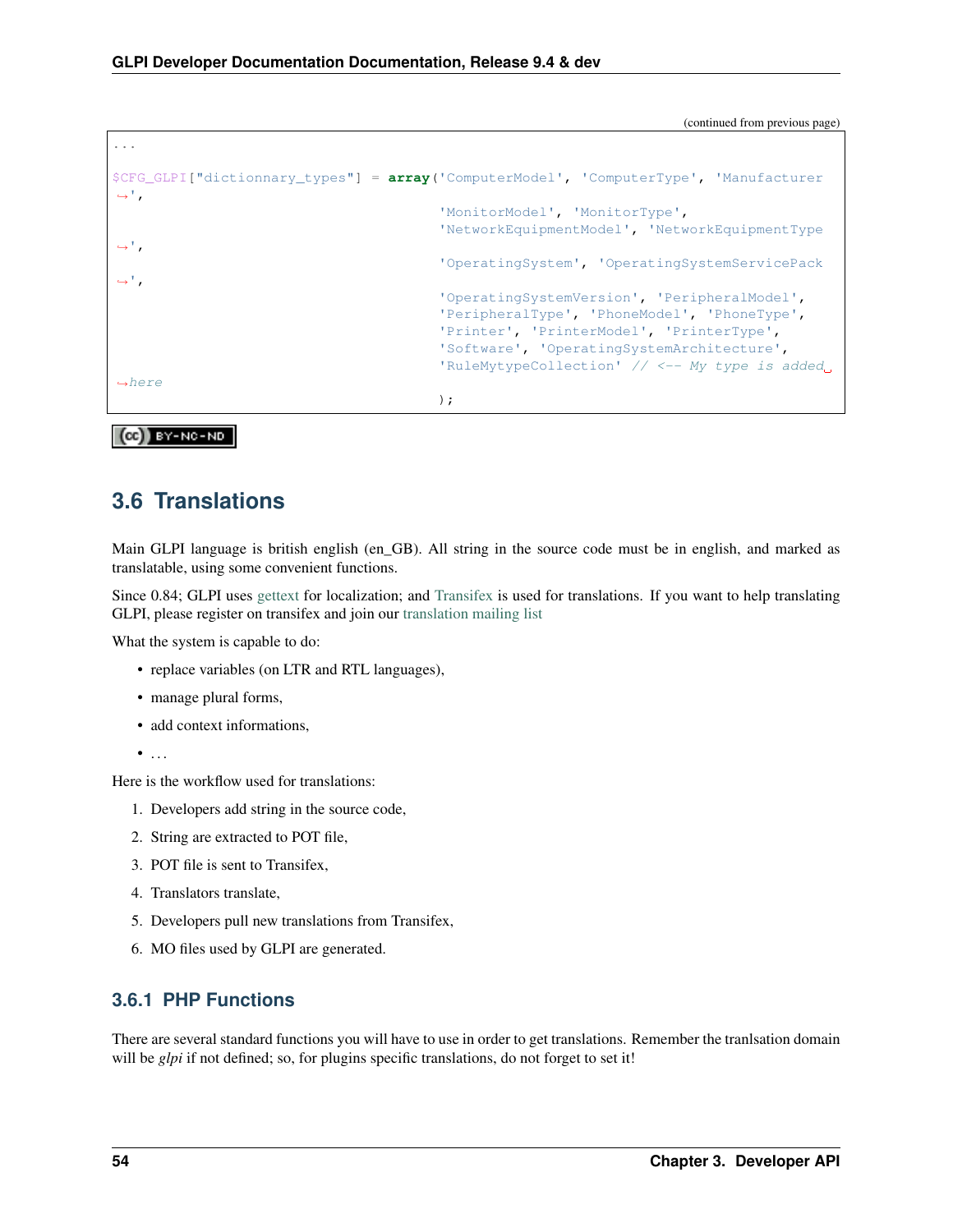(continued from previous page)

```
...

$CFG_GLPI["dictionnary_types"] = array('ComputerModel', 'ComputerType', 'Manufacturer',
                                       'MonitorModel', 'MonitorType',
                                       'NetworkEquipmentModel', 'NetworkEquipmentType',
                                       'OperatingSystem', 'OperatingSystemServicePack',
                                       'OperatingSystemVersion', 'PeripheralModel',
                                       'PeripheralType', 'PhoneModel', 'PhoneType',
                                       'Printer', 'PrinterModel', 'PrinterType',
                                       'Software', 'OperatingSystemArchitecture',
                                       'RuleMytypeCollection' // <-- My type is added here
                                       );
```

BY-NC-ND

## 3.6 Translations

Main GLPI language is british english (en_GB). All string in the source code must be in english, and marked as translatable, using some convenient functions.

Since 0.84; GLPI uses gettext for localization; and Transifex is used for translations. If you want to help translating GLPI, please register on transifex and join our translation mailing list

What the system is capable to do:

- replace variables (on LTR and RTL languages),
- manage plural forms,
- add context informations,
- ...

Here is the workflow used for translations:

1. Developers add string in the source code,
2. String are extracted to POT file,
3. POT file is sent to Transifex,
4. Translators translate,
5. Developers pull new translations from Transifex,
6. MO files used by GLPI are generated.

### 3.6.1 PHP Functions

There are several standard functions you will have to use in order to get translations. Remember the tranlsation domain will be *glpi* if not defined; so, for plugins specific translations, do not forget to set it!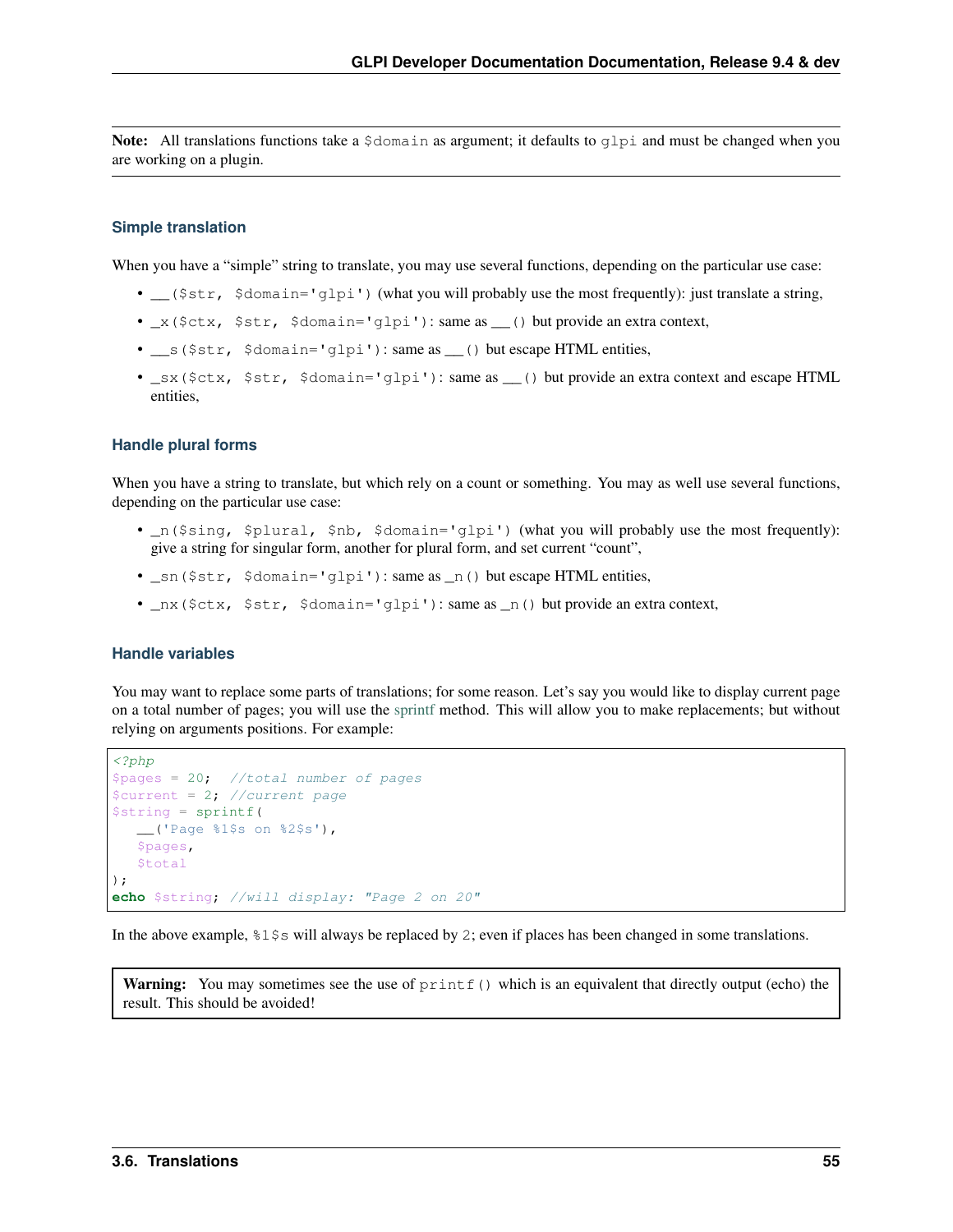**Note:** All translations functions take a `$domain` as argument; it defaults to `glpi` and must be changed when you are working on a plugin.

### Simple translation

When you have a "simple" string to translate, you may use several functions, depending on the particular use case:

- `__($str, $domain='glpi')` (what you will probably use the most frequently): just translate a string,
- `_x($ctx, $str, $domain='glpi')`: same as `__()` but provide an extra context,
- `__s($str, $domain='glpi')`: same as `__()` but escape HTML entities,
- `_sx($ctx, $str, $domain='glpi')`: same as `__()` but provide an extra context and escape HTML entities,

### Handle plural forms

When you have a string to translate, but which rely on a count or something. You may as well use several functions, depending on the particular use case:

- `_n($sing, $plural, $nb, $domain='glpi')` (what you will probably use the most frequently): give a string for singular form, another for plural form, and set current "count",
- `_sn($str, $domain='glpi')`: same as `_n()` but escape HTML entities,
- `_nx($ctx, $str, $domain='glpi')`: same as `_n()` but provide an extra context,

### Handle variables

You may want to replace some parts of translations; for some reason. Let's say you would like to display current page on a total number of pages; you will use the sprintf method. This will allow you to make replacements; but without relying on arguments positions. For example:

```php
<?php
$pages = 20;  //total number of pages
$current = 2; //current page
$string = sprintf(
   __('Page %1$s on %2$s'),
   $pages,
   $total
);
echo $string; //will display: "Page 2 on 20"
```

In the above example, `%1$s` will always be replaced by `2`; even if places has been changed in some translations.

**Warning:** You may sometimes see the use of `printf()` which is an equivalent that directly output (echo) the result. This should be avoided!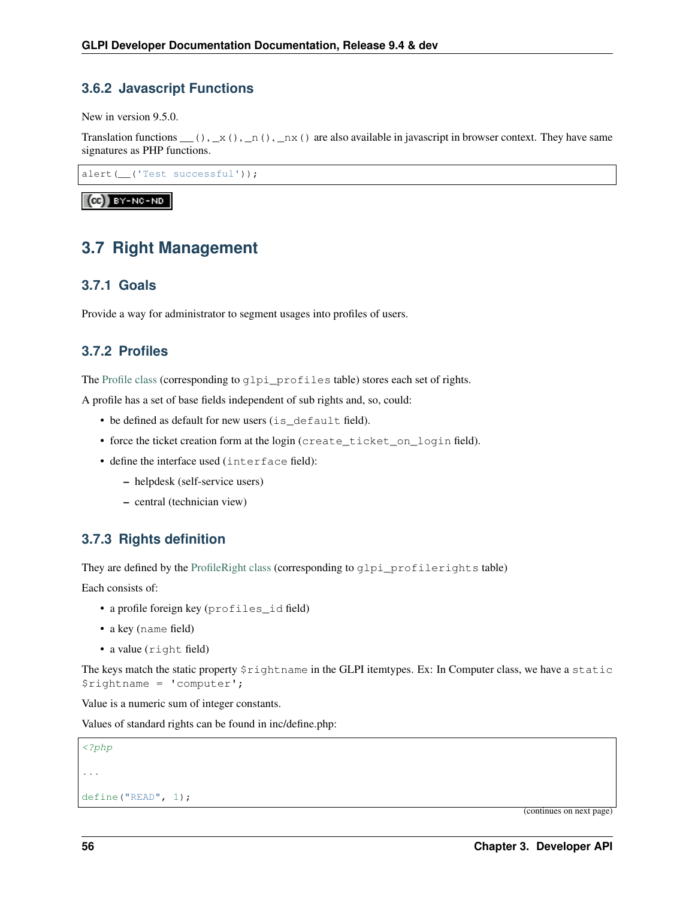### 3.6.2 Javascript Functions

New in version 9.5.0.

Translation functions `__()`, `_x()`, `_n()`, `_nx()` are also available in javascript in browser context. They have same signatures as PHP functions.

```
alert(__('Test successful'));
```

## 3.7 Right Management

### 3.7.1 Goals

Provide a way for administrator to segment usages into profiles of users.

### 3.7.2 Profiles

The Profile class (corresponding to `glpi_profiles` table) stores each set of rights.

A profile has a set of base fields independent of sub rights and, so, could:

- be defined as default for new users (`is_default` field).
- force the ticket creation form at the login (`create_ticket_on_login` field).
- define the interface used (`interface` field):
  - helpdesk (self-service users)
  - central (technician view)

### 3.7.3 Rights definition

They are defined by the ProfileRight class (corresponding to `glpi_profilerights` table)

Each consists of:

- a profile foreign key (`profiles_id` field)
- a key (`name` field)
- a value (`right` field)

The keys match the static property `$rightname` in the GLPI itemtypes. Ex: In Computer class, we have a `static $rightname = 'computer';`

Value is a numeric sum of integer constants.

Values of standard rights can be found in inc/define.php:

```php
<?php

...

define("READ", 1);
```

(continues on next page)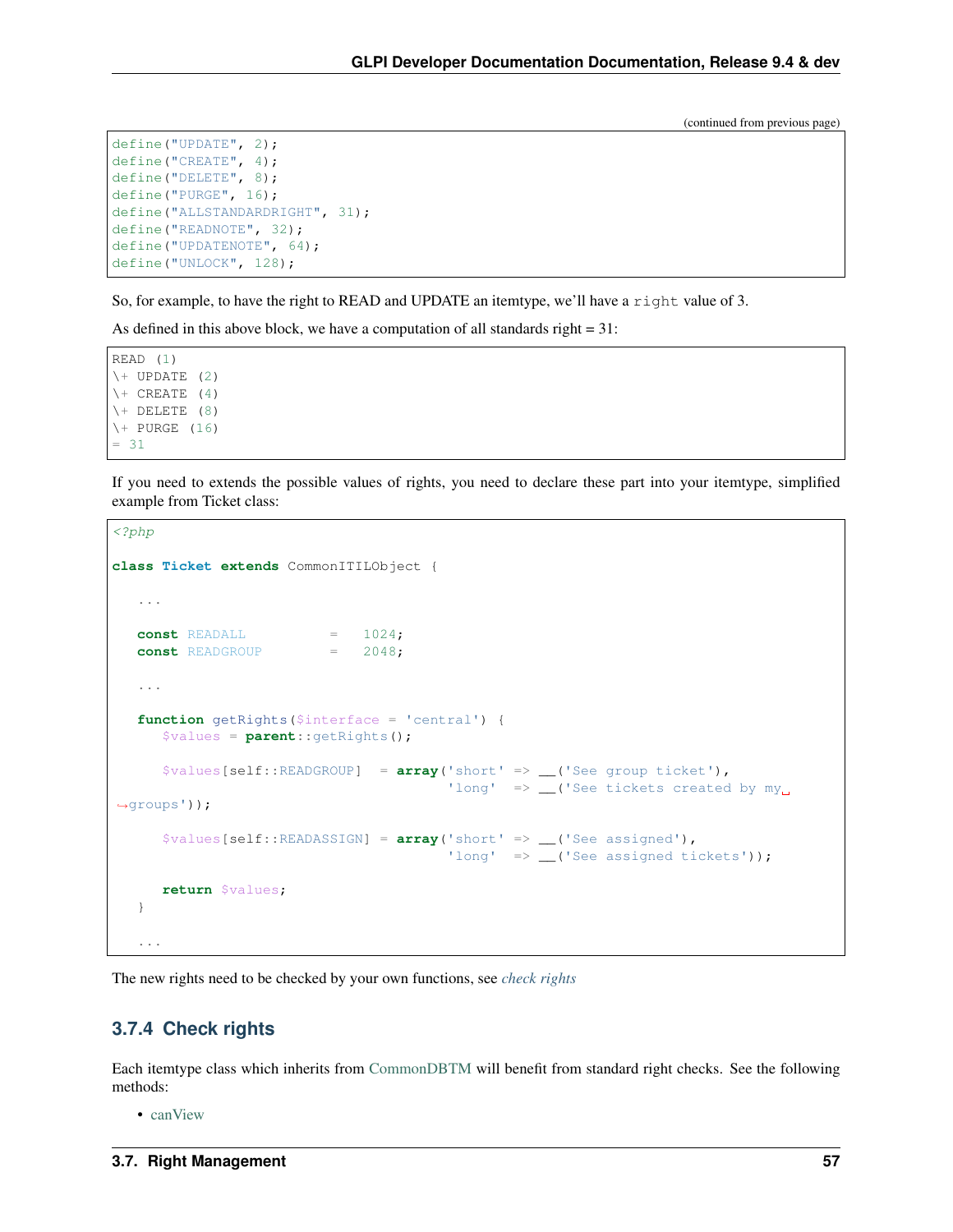(continued from previous page)

```
define("UPDATE", 2);
define("CREATE", 4);
define("DELETE", 8);
define("PURGE", 16);
define("ALLSTANDARDRIGHT", 31);
define("READNOTE", 32);
define("UPDATENOTE", 64);
define("UNLOCK", 128);
```

So, for example, to have the right to READ and UPDATE an itemtype, we'll have a `right` value of 3.

As defined in this above block, we have a computation of all standards right = 31:

```
READ (1)
\+ UPDATE (2)
\+ CREATE (4)
\+ DELETE (8)
\+ PURGE (16)
= 31
```

If you need to extends the possible values of rights, you need to declare these part into your itemtype, simplified example from Ticket class:

```php
<?php

class Ticket extends CommonITILObject {

   ...

   const READALL          =   1024;
   const READGROUP        =   2048;

   ...

   function getRights($interface = 'central') {
      $values = parent::getRights();

      $values[self::READGROUP]  = array('short' => __('See group ticket'),
                                        'long'  => __('See tickets created by my groups'));

      $values[self::READASSIGN] = array('short' => __('See assigned'),
                                        'long'  => __('See assigned tickets'));

      return $values;
   }

   ...
```

The new rights need to be checked by your own functions, see *check rights*

### 3.7.4 Check rights

Each itemtype class which inherits from CommonDBTM will benefit from standard right checks. See the following methods:

- canView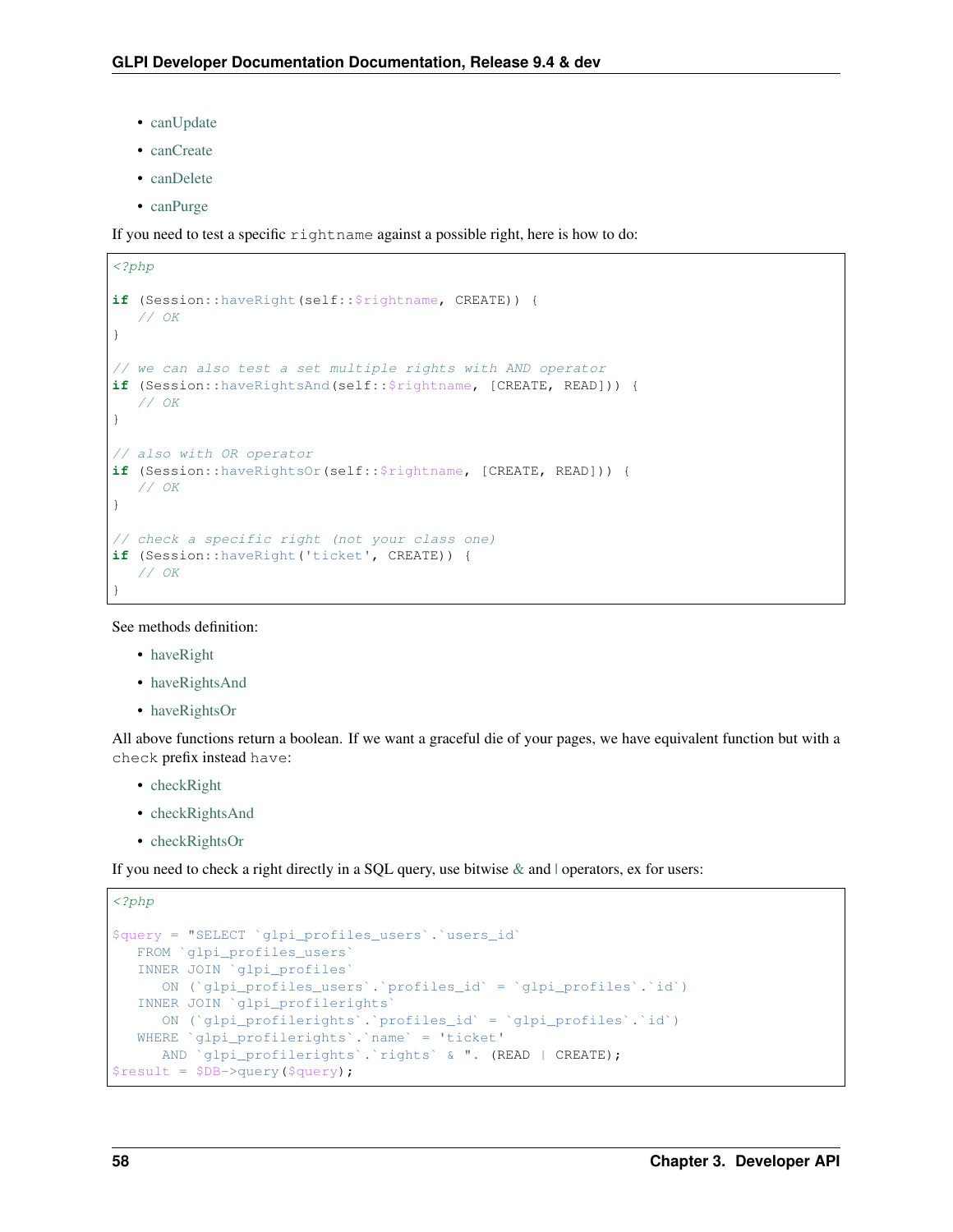- canUpdate
- canCreate
- canDelete
- canPurge

If you need to test a specific `rightname` against a possible right, here is how to do:

```
<?php

if (Session::haveRight(self::$rightname, CREATE)) {
   // OK
}

// we can also test a set multiple rights with AND operator
if (Session::haveRightsAnd(self::$rightname, [CREATE, READ])) {
   // OK
}

// also with OR operator
if (Session::haveRightsOr(self::$rightname, [CREATE, READ])) {
   // OK
}

// check a specific right (not your class one)
if (Session::haveRight('ticket', CREATE)) {
   // OK
}
```

See methods definition:

- haveRight
- haveRightsAnd
- haveRightsOr

All above functions return a boolean. If we want a graceful die of your pages, we have equivalent function but with a `check` prefix instead `have`:

- checkRight
- checkRightsAnd
- checkRightsOr

If you need to check a right directly in a SQL query, use bitwise & and | operators, ex for users:

```
<?php

$query = "SELECT `glpi_profiles_users`.`users_id`
   FROM `glpi_profiles_users`
   INNER JOIN `glpi_profiles`
      ON (`glpi_profiles_users`.`profiles_id` = `glpi_profiles`.`id`)
   INNER JOIN `glpi_profilerights`
      ON (`glpi_profilerights`.`profiles_id` = `glpi_profiles`.`id`)
   WHERE `glpi_profilerights`.`name` = 'ticket'
      AND `glpi_profilerights`.`rights` & ". (READ | CREATE);
$result = $DB->query($query);
```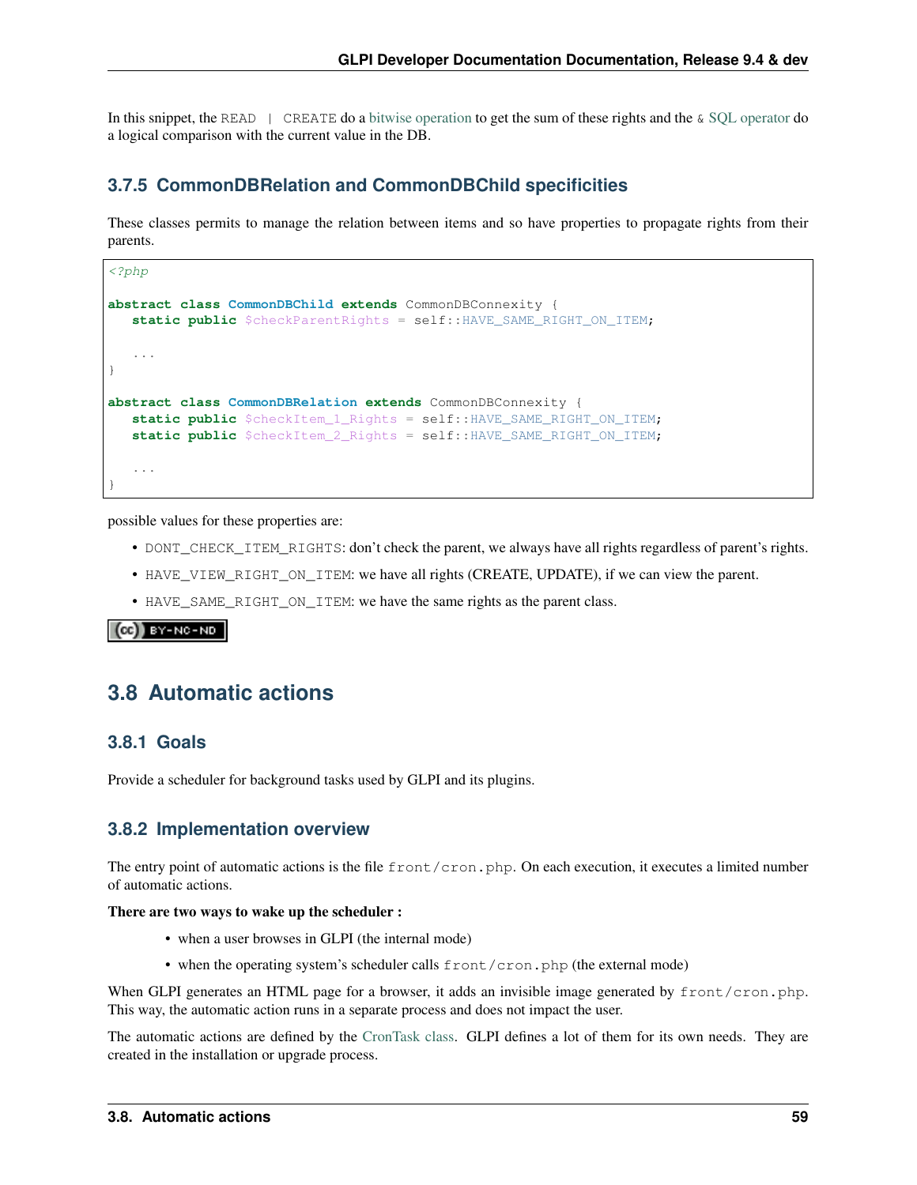In this snippet, the `READ | CREATE` do a bitwise operation to get the sum of these rights and the `&` SQL operator do a logical comparison with the current value in the DB.

### 3.7.5 CommonDBRelation and CommonDBChild specificities

These classes permits to manage the relation between items and so have properties to propagate rights from their parents.

```php
<?php

abstract class CommonDBChild extends CommonDBConnexity {
   static public $checkParentRights = self::HAVE_SAME_RIGHT_ON_ITEM;

   ...
}

abstract class CommonDBRelation extends CommonDBConnexity {
   static public $checkItem_1_Rights = self::HAVE_SAME_RIGHT_ON_ITEM;
   static public $checkItem_2_Rights = self::HAVE_SAME_RIGHT_ON_ITEM;

   ...
}
```

possible values for these properties are:

- `DONT_CHECK_ITEM_RIGHTS`: don't check the parent, we always have all rights regardless of parent's rights.
- `HAVE_VIEW_RIGHT_ON_ITEM`: we have all rights (CREATE, UPDATE), if we can view the parent.
- `HAVE_SAME_RIGHT_ON_ITEM`: we have the same rights as the parent class.

## 3.8 Automatic actions

### 3.8.1 Goals

Provide a scheduler for background tasks used by GLPI and its plugins.

### 3.8.2 Implementation overview

The entry point of automatic actions is the file `front/cron.php`. On each execution, it executes a limited number of automatic actions.

**There are two ways to wake up the scheduler :**

- when a user browses in GLPI (the internal mode)
- when the operating system's scheduler calls `front/cron.php` (the external mode)

When GLPI generates an HTML page for a browser, it adds an invisible image generated by `front/cron.php`. This way, the automatic action runs in a separate process and does not impact the user.

The automatic actions are defined by the CronTask class. GLPI defines a lot of them for its own needs. They are created in the installation or upgrade process.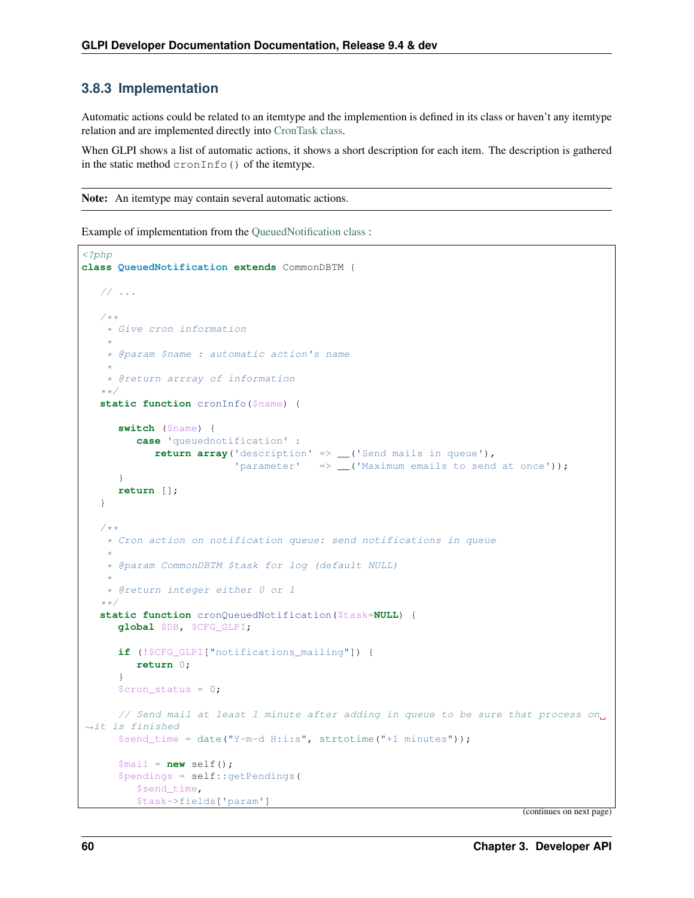### 3.8.3 Implementation

Automatic actions could be related to an itemtype and the implemention is defined in its class or haven't any itemtype relation and are implemented directly into CronTask class.

When GLPI shows a list of automatic actions, it shows a short description for each item. The description is gathered in the static method `cronInfo()` of the itemtype.

**Note:** An itemtype may contain several automatic actions.

Example of implementation from the QueuedNotification class :

```php
<?php
class QueuedNotification extends CommonDBTM {

   // ...

   /**
    * Give cron information
    *
    * @param $name : automatic action's name
    *
    * @return arrray of information
   **/
   static function cronInfo($name) {

      switch ($name) {
         case 'queuednotification' :
            return array('description' => __('Send mails in queue'),
                         'parameter'   => __('Maximum emails to send at once'));
      }
      return [];
   }

   /**
    * Cron action on notification queue: send notifications in queue
    *
    * @param CommonDBTM $task for log (default NULL)
    *
    * @return integer either 0 or 1
   **/
   static function cronQueuedNotification($task=NULL) {
      global $DB, $CFG_GLPI;

      if (!$CFG_GLPI["notifications_mailing"]) {
         return 0;
      }
      $cron_status = 0;

      // Send mail at least 1 minute after adding in queue to be sure that process on
↪it is finished
      $send_time = date("Y-m-d H:i:s", strtotime("+1 minutes"));

      $mail = new self();
      $pendings = self::getPendings(
         $send_time,
         $task->fields['param']
```

(continues on next page)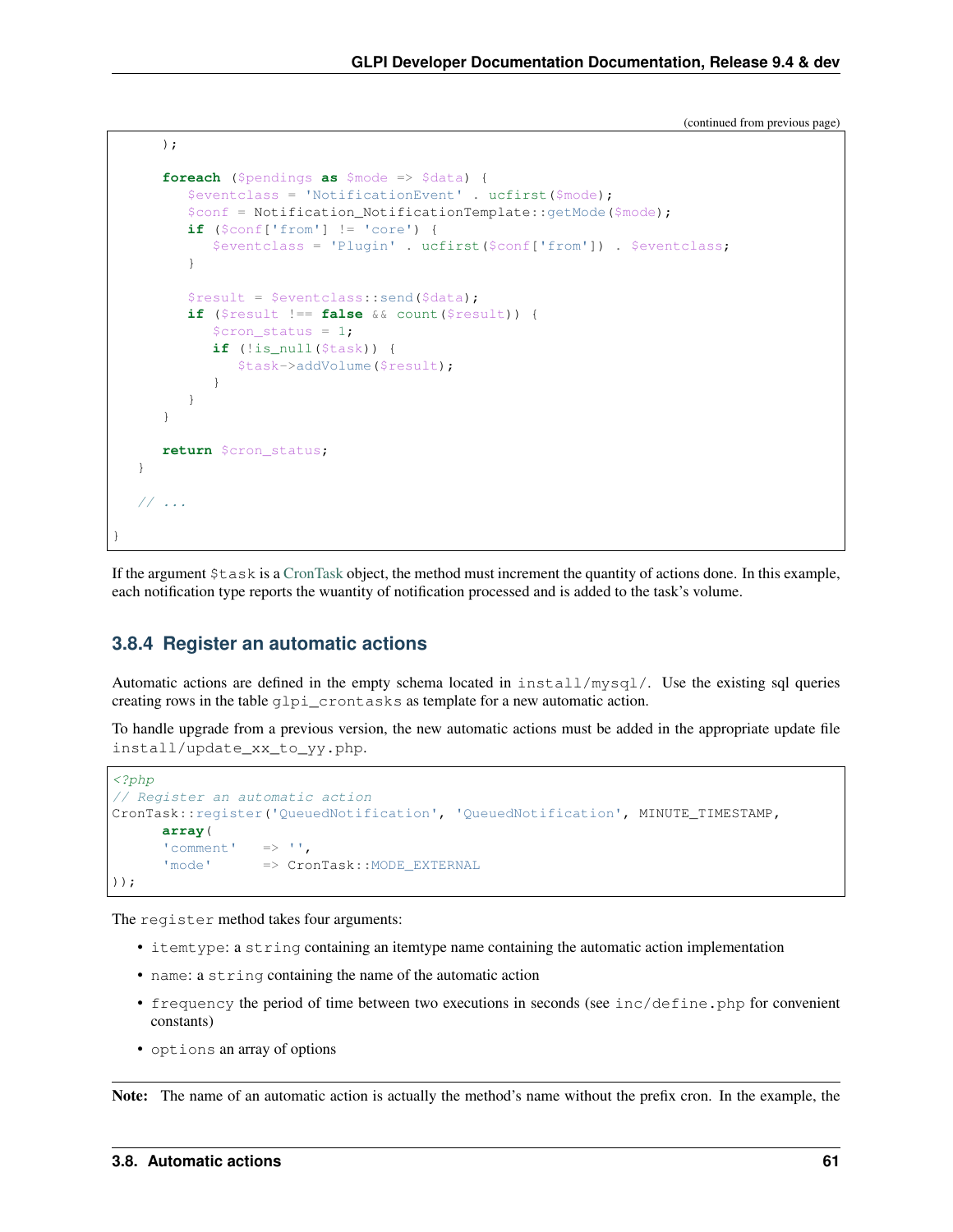(continued from previous page)

```
      );

      foreach ($pendings as $mode => $data) {
         $eventclass = 'NotificationEvent' . ucfirst($mode);
         $conf = Notification_NotificationTemplate::getMode($mode);
         if ($conf['from'] != 'core') {
            $eventclass = 'Plugin' . ucfirst($conf['from']) . $eventclass;
         }

         $result = $eventclass::send($data);
         if ($result !== false && count($result)) {
            $cron_status = 1;
            if (!is_null($task)) {
               $task->addVolume($result);
            }
         }
      }

      return $cron_status;
   }

   // ...

}
```

If the argument `$task` is a CronTask object, the method must increment the quantity of actions done. In this example, each notification type reports the wuantity of notification processed and is added to the task's volume.

### 3.8.4 Register an automatic actions

Automatic actions are defined in the empty schema located in `install/mysql/`. Use the existing sql queries creating rows in the table `glpi_crontasks` as template for a new automatic action.

To handle upgrade from a previous version, the new automatic actions must be added in the appropriate update file `install/update_xx_to_yy.php`.

```php
<?php
// Register an automatic action
CronTask::register('QueuedNotification', 'QueuedNotification', MINUTE_TIMESTAMP,
      array(
      'comment'   => '',
      'mode'      => CronTask::MODE_EXTERNAL
));
```

The `register` method takes four arguments:

- `itemtype`: a `string` containing an itemtype name containing the automatic action implementation
- `name`: a `string` containing the name of the automatic action
- `frequency` the period of time between two executions in seconds (see `inc/define.php` for convenient constants)
- `options` an array of options

**Note:** The name of an automatic action is actually the method's name without the prefix cron. In the example, the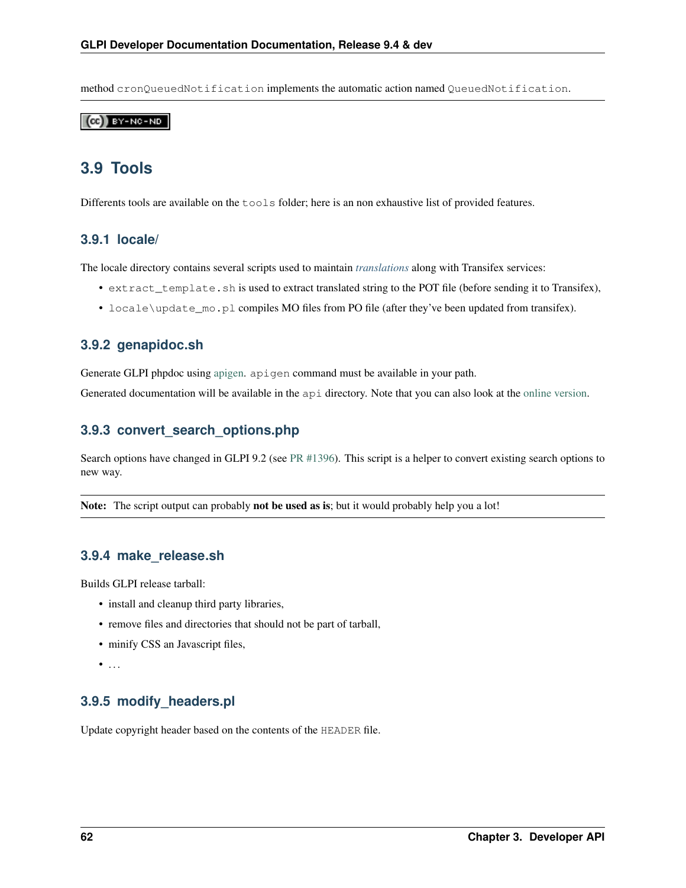method `cronQueuedNotification` implements the automatic action named `QueuedNotification`.

## 3.9 Tools

Differents tools are available on the `tools` folder; here is an non exhaustive list of provided features.

### 3.9.1 locale/

The locale directory contains several scripts used to maintain *translations* along with Transifex services:

- `extract_template.sh` is used to extract translated string to the POT file (before sending it to Transifex),
- `locale\update_mo.pl` compiles MO files from PO file (after they've been updated from transifex).

### 3.9.2 genapidoc.sh

Generate GLPI phpdoc using apigen. `apigen` command must be available in your path.

Generated documentation will be available in the `api` directory. Note that you can also look at the online version.

### 3.9.3 convert_search_options.php

Search options have changed in GLPI 9.2 (see PR #1396). This script is a helper to convert existing search options to new way.

**Note:** The script output can probably **not be used as is**; but it would probably help you a lot!

### 3.9.4 make_release.sh

Builds GLPI release tarball:

- install and cleanup third party libraries,
- remove files and directories that should not be part of tarball,
- minify CSS an Javascript files,
- ...

### 3.9.5 modify_headers.pl

Update copyright header based on the contents of the `HEADER` file.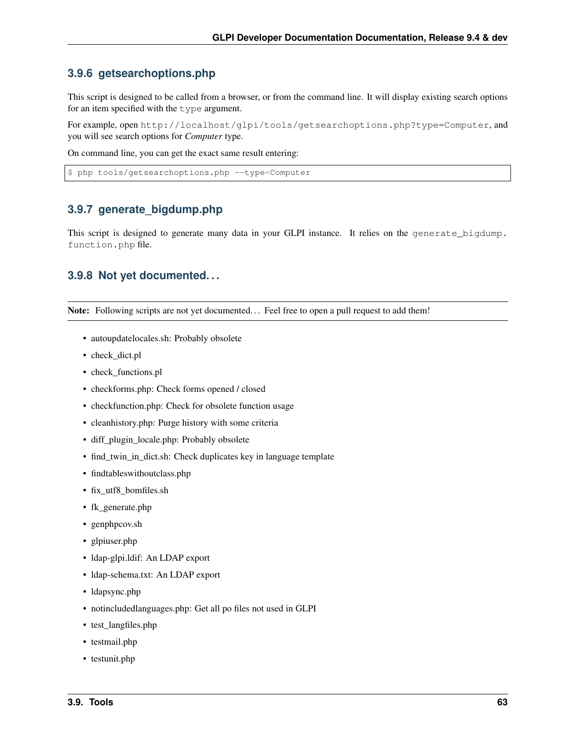### 3.9.6 getsearchoptions.php

This script is designed to be called from a browser, or from the command line. It will display existing search options for an item specified with the `type` argument.

For example, open `http://localhost/glpi/tools/getsearchoptions.php?type=Computer`, and you will see search options for *Computer* type.

On command line, you can get the exact same result entering:

```
$ php tools/getsearchoptions.php --type=Computer
```

### 3.9.7 generate_bigdump.php

This script is designed to generate many data in your GLPI instance. It relies on the `generate_bigdump.function.php` file.

### 3.9.8 Not yet documented...

**Note:** Following scripts are not yet documented... Feel free to open a pull request to add them!

- autoupdatelocales.sh: Probably obsolete
- check_dict.pl
- check_functions.pl
- checkforms.php: Check forms opened / closed
- checkfunction.php: Check for obsolete function usage
- cleanhistory.php: Purge history with some criteria
- diff_plugin_locale.php: Probably obsolete
- find_twin_in_dict.sh: Check duplicates key in language template
- findtableswithoutclass.php
- fix_utf8_bomfiles.sh
- fk_generate.php
- genphpcov.sh
- glpiuser.php
- ldap-glpi.ldif: An LDAP export
- ldap-schema.txt: An LDAP export
- ldapsync.php
- notincludedlanguages.php: Get all po files not used in GLPI
- test_langfiles.php
- testmail.php
- testunit.php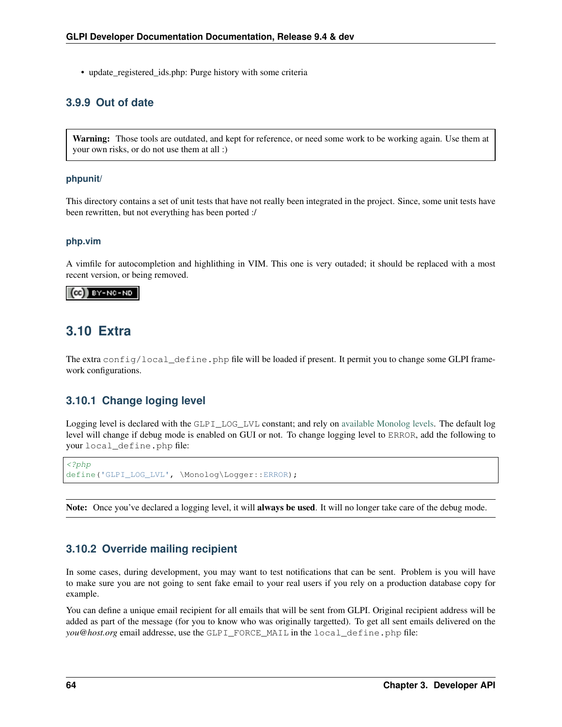- update_registered_ids.php: Purge history with some criteria

### 3.9.9 Out of date

> **Warning:** Those tools are outdated, and kept for reference, or need some work to be working again. Use them at your own risks, or do not use them at all :)

#### phpunit/

This directory contains a set of unit tests that have not really been integrated in the project. Since, some unit tests have been rewritten, but not everything has been ported :/

#### php.vim

A vimfile for autocompletion and highlithing in VIM. This one is very outaded; it should be replaced with a most recent version, or being removed.

## 3.10 Extra

The extra `config/local_define.php` file will be loaded if present. It permit you to change some GLPI framework configurations.

### 3.10.1 Change loging level

Logging level is declared with the `GLPI_LOG_LVL` constant; and rely on available Monolog levels. The default log level will change if debug mode is enabled on GUI or not. To change logging level to `ERROR`, add the following to your `local_define.php` file:

```php
<?php
define('GLPI_LOG_LVL', \Monolog\Logger::ERROR);
```

> **Note:** Once you've declared a logging level, it will **always be used**. It will no longer take care of the debug mode.

### 3.10.2 Override mailing recipient

In some cases, during development, you may want to test notifications that can be sent. Problem is you will have to make sure you are not going to sent fake email to your real users if you rely on a production database copy for example.

You can define a unique email recipient for all emails that will be sent from GLPI. Original recipient address will be added as part of the message (for you to know who was originally targetted). To get all sent emails delivered on the *you@host.org* email addresse, use the `GLPI_FORCE_MAIL` in the `local_define.php` file: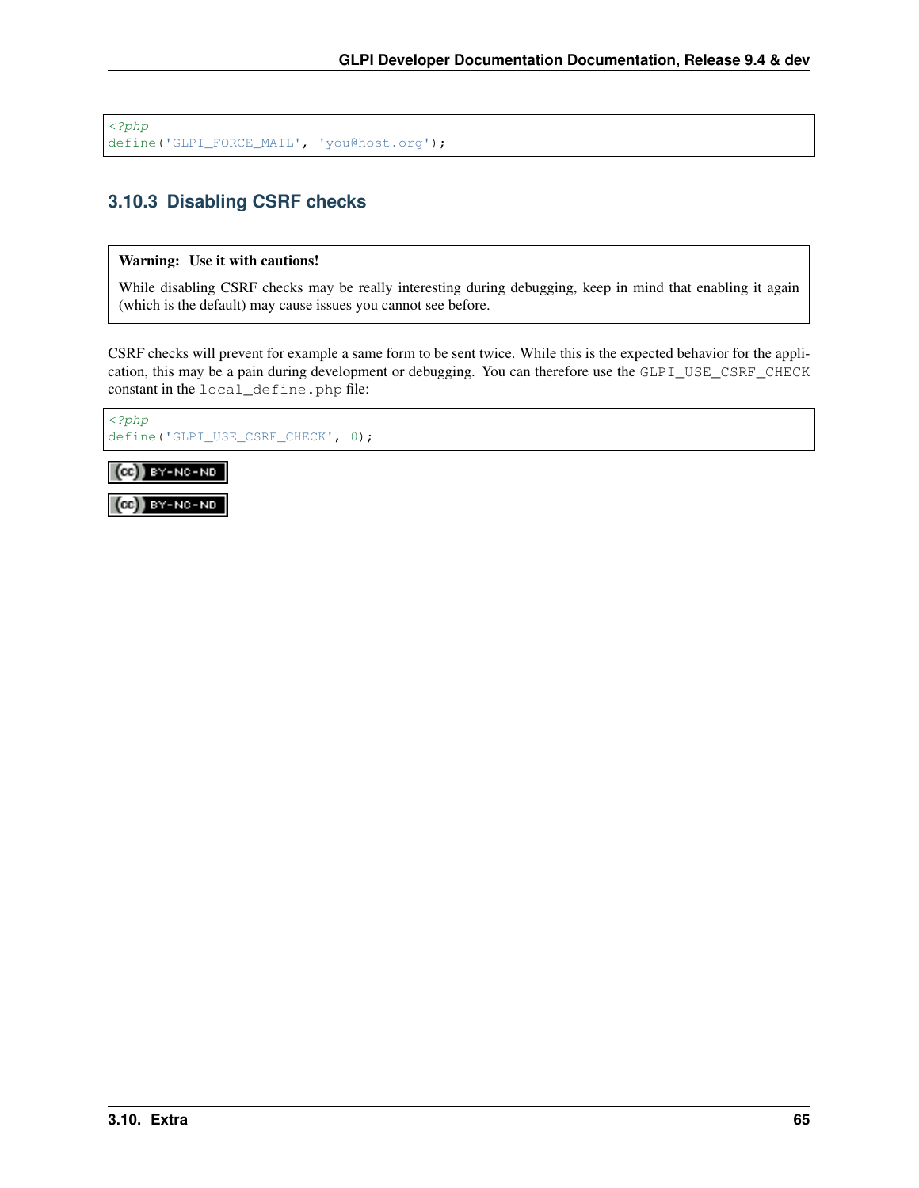```php
<?php
define('GLPI_FORCE_MAIL', 'you@host.org');
```

### 3.10.3 Disabling CSRF checks

> **Warning: Use it with cautions!**
>
> While disabling CSRF checks may be really interesting during debugging, keep in mind that enabling it again (which is the default) may cause issues you cannot see before.

CSRF checks will prevent for example a same form to be sent twice. While this is the expected behavior for the application, this may be a pain during development or debugging. You can therefore use the `GLPI_USE_CSRF_CHECK` constant in the `local_define.php` file:

```php
<?php
define('GLPI_USE_CSRF_CHECK', 0);
```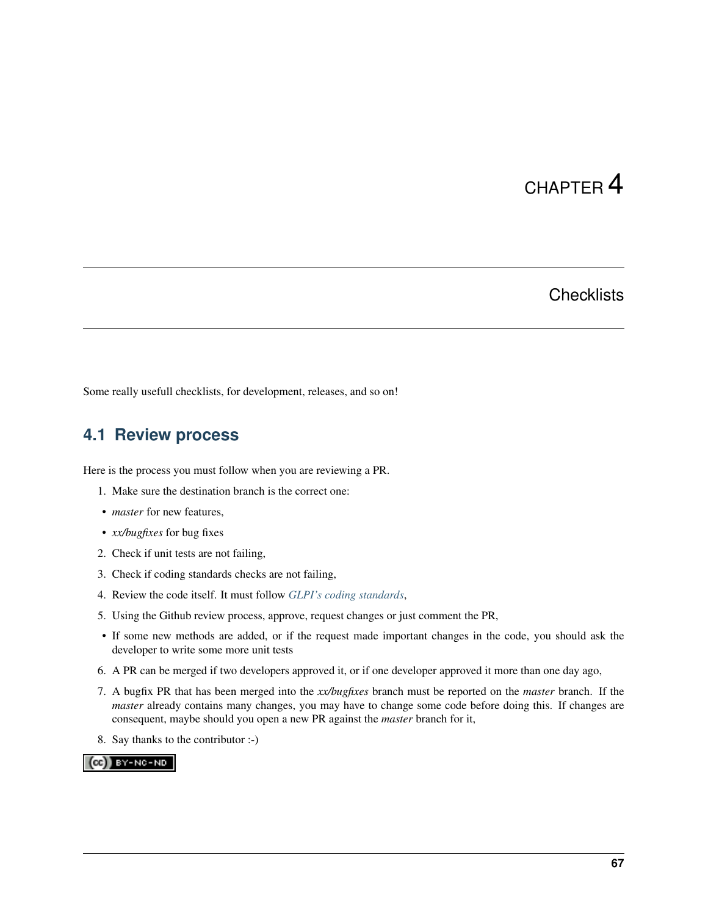# CHAPTER 4

# Checklists

Some really usefull checklists, for development, releases, and so on!

## 4.1 Review process

Here is the process you must follow when you are reviewing a PR.

1. Make sure the destination branch is the correct one:

- *master* for new features,
- *xx/bugfixes* for bug fixes

2. Check if unit tests are not failing,
3. Check if coding standards checks are not failing,
4. Review the code itself. It must follow *GLPI's coding standards*,
5. Using the Github review process, approve, request changes or just comment the PR,

- If some new methods are added, or if the request made important changes in the code, you should ask the developer to write some more unit tests

6. A PR can be merged if two developers approved it, or if one developer approved it more than one day ago,
7. A bugfix PR that has been merged into the *xx/bugfixes* branch must be reported on the *master* branch. If the *master* already contains many changes, you may have to change some code before doing this. If changes are consequent, maybe should you open a new PR against the *master* branch for it,
8. Say thanks to the contributor :-)

(cc) BY-NC-ND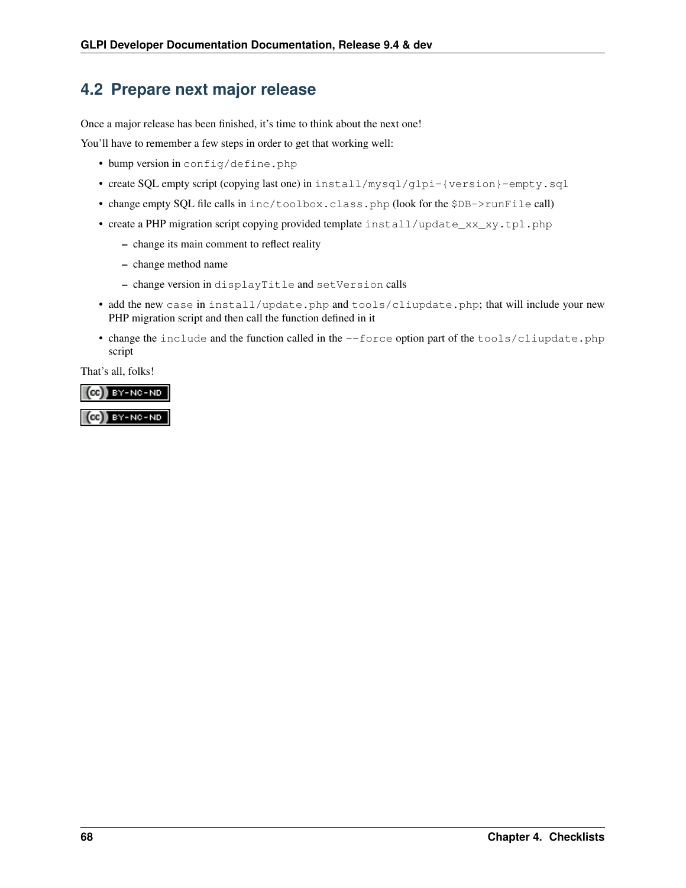## 4.2 Prepare next major release

Once a major release has been finished, it's time to think about the next one!

You'll have to remember a few steps in order to get that working well:

- bump version in `config/define.php`
- create SQL empty script (copying last one) in `install/mysql/glpi-{version}-empty.sql`
- change empty SQL file calls in `inc/toolbox.class.php` (look for the `$DB->runFile` call)
- create a PHP migration script copying provided template `install/update_xx_xy.tpl.php`
  - change its main comment to reflect reality
  - change method name
  - change version in `displayTitle` and `setVersion` calls
- add the new `case` in `install/update.php` and `tools/cliupdate.php`; that will include your new PHP migration script and then call the function defined in it
- change the `include` and the function called in the `--force` option part of the `tools/cliupdate.php` script

That's all, folks!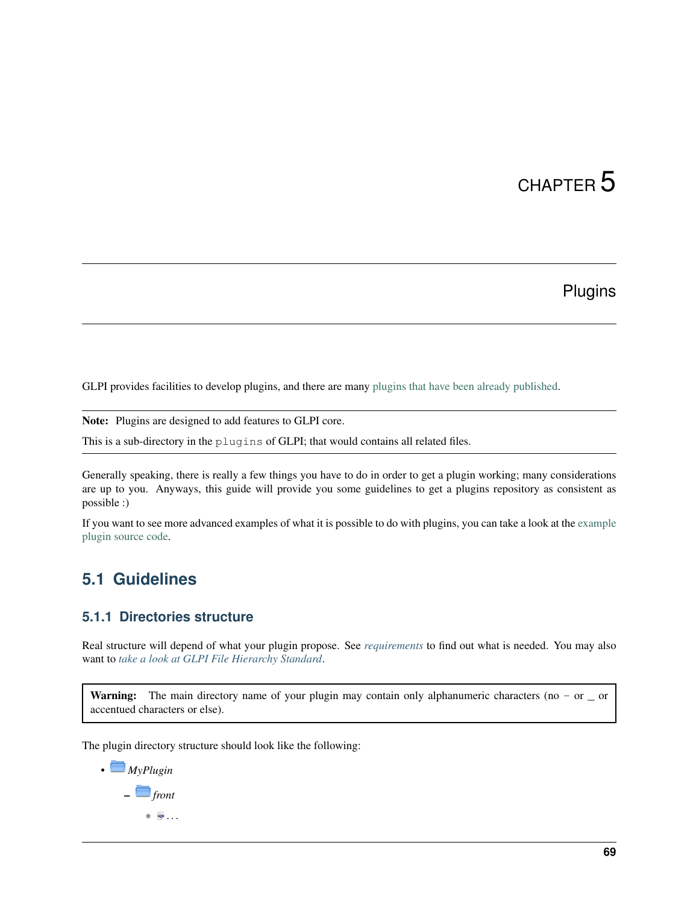# CHAPTER 5

# Plugins

GLPI provides facilities to develop plugins, and there are many plugins that have been already published.

**Note:** Plugins are designed to add features to GLPI core.

This is a sub-directory in the `plugins` of GLPI; that would contains all related files.

Generally speaking, there is really a few things you have to do in order to get a plugin working; many considerations are up to you. Anyways, this guide will provide you some guidelines to get a plugins repository as consistent as possible :)

If you want to see more advanced examples of what it is possible to do with plugins, you can take a look at the example plugin source code.

## 5.1 Guidelines

### 5.1.1 Directories structure

Real structure will depend of what your plugin propose. See *requirements* to find out what is needed. You may also want to *take a look at GLPI File Hierarchy Standard*.

**Warning:** The main directory name of your plugin may contain only alphanumeric characters (no - or _ or accentued characters or else).

The plugin directory structure should look like the following:

- *MyPlugin*
  - *front*
    - ...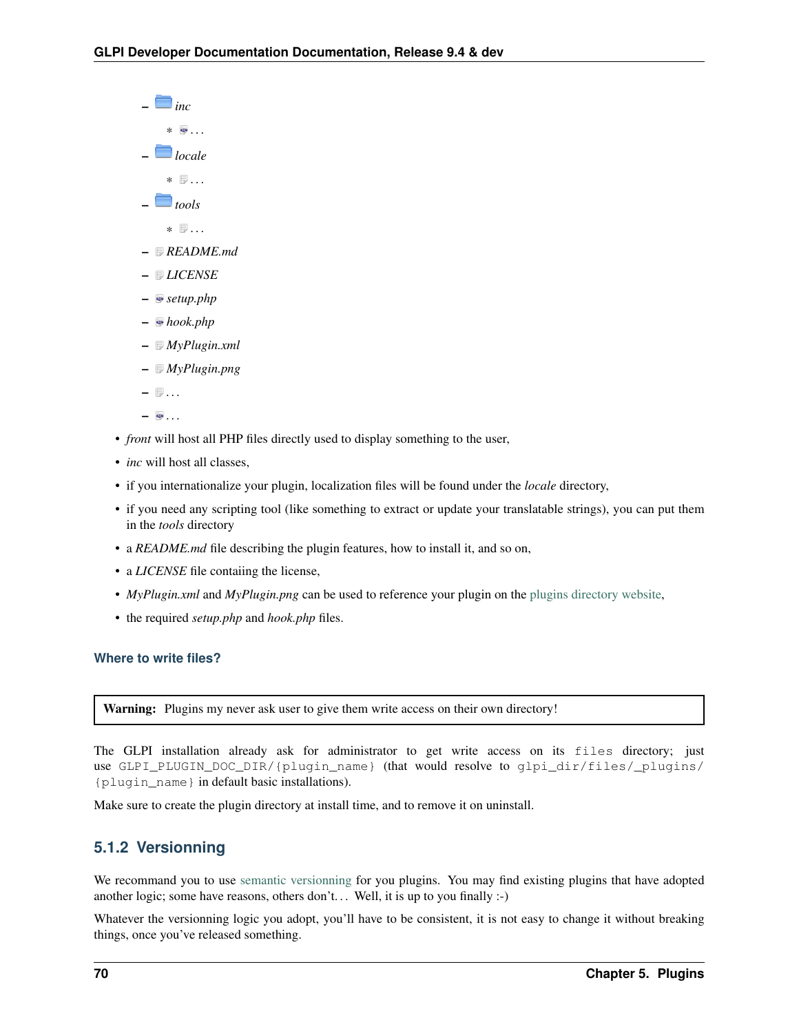- *inc*
    * ...
  - *locale*
    * ...
  - *tools*
    * ...
  - *README.md*
  - *LICENSE*
  - *setup.php*
  - *hook.php*
  - *MyPlugin.xml*
  - *MyPlugin.png*
  - ...
  - ...

- *front* will host all PHP files directly used to display something to the user,
- *inc* will host all classes,
- if you internationalize your plugin, localization files will be found under the *locale* directory,
- if you need any scripting tool (like something to extract or update your translatable strings), you can put them in the *tools* directory
- a *README.md* file describing the plugin features, how to install it, and so on,
- a *LICENSE* file containg the license,
- *MyPlugin.xml* and *MyPlugin.png* can be used to reference your plugin on the plugins directory website,
- the required *setup.php* and *hook.php* files.

#### Where to write files?

> **Warning:** Plugins my never ask user to give them write access on their own directory!

The GLPI installation already ask for administrator to get write access on its `files` directory; just use `GLPI_PLUGIN_DOC_DIR/{plugin_name}` (that would resolve to `glpi_dir/files/_plugins/{plugin_name}` in default basic installations).

Make sure to create the plugin directory at install time, and to remove it on uninstall.

### 5.1.2 Versionning

We recommand you to use semantic versionning for you plugins. You may find existing plugins that have adopted another logic; some have reasons, others don't... Well, it is up to you finally :-)

Whatever the versionning logic you adopt, you'll have to be consistent, it is not easy to change it without breaking things, once you've released something.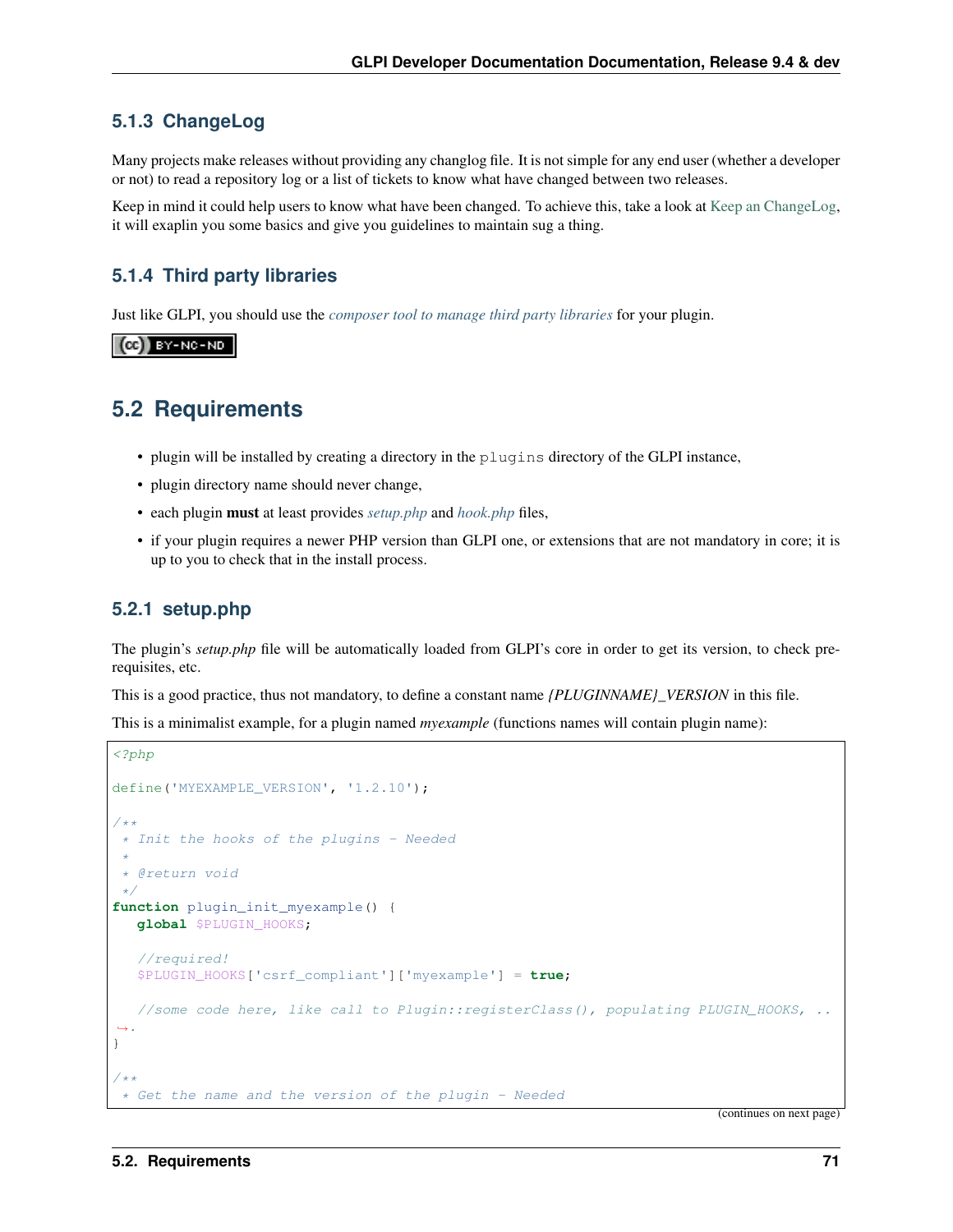### 5.1.3 ChangeLog

Many projects make releases without providing any changlog file. It is not simple for any end user (whether a developer or not) to read a repository log or a list of tickets to know what have changed between two releases.

Keep in mind it could help users to know what have been changed. To achieve this, take a look at Keep an ChangeLog, it will exaplin you some basics and give you guidelines to maintain sug a thing.

### 5.1.4 Third party libraries

Just like GLPI, you should use the *composer tool to manage third party libraries* for your plugin.

CC BY-NC-ND

## 5.2 Requirements

- plugin will be installed by creating a directory in the `plugins` directory of the GLPI instance,
- plugin directory name should never change,
- each plugin **must** at least provides *setup.php* and *hook.php* files,
- if your plugin requires a newer PHP version than GLPI one, or extensions that are not mandatory in core; it is up to you to check that in the install process.

### 5.2.1 setup.php

The plugin's *setup.php* file will be automatically loaded from GLPI's core in order to get its version, to check pre-requisites, etc.

This is a good practice, thus not mandatory, to define a constant name *{PLUGINNAME}_VERSION* in this file.

This is a minimalist example, for a plugin named *myexample* (functions names will contain plugin name):

```php
<?php

define('MYEXAMPLE_VERSION', '1.2.10');

/**
 * Init the hooks of the plugins - Needed
 *
 * @return void
 */
function plugin_init_myexample() {
   global $PLUGIN_HOOKS;

   //required!
   $PLUGIN_HOOKS['csrf_compliant']['myexample'] = true;

   //some code here, like call to Plugin::registerClass(), populating PLUGIN_HOOKS, ...
}

/**
 * Get the name and the version of the plugin - Needed
```

(continues on next page)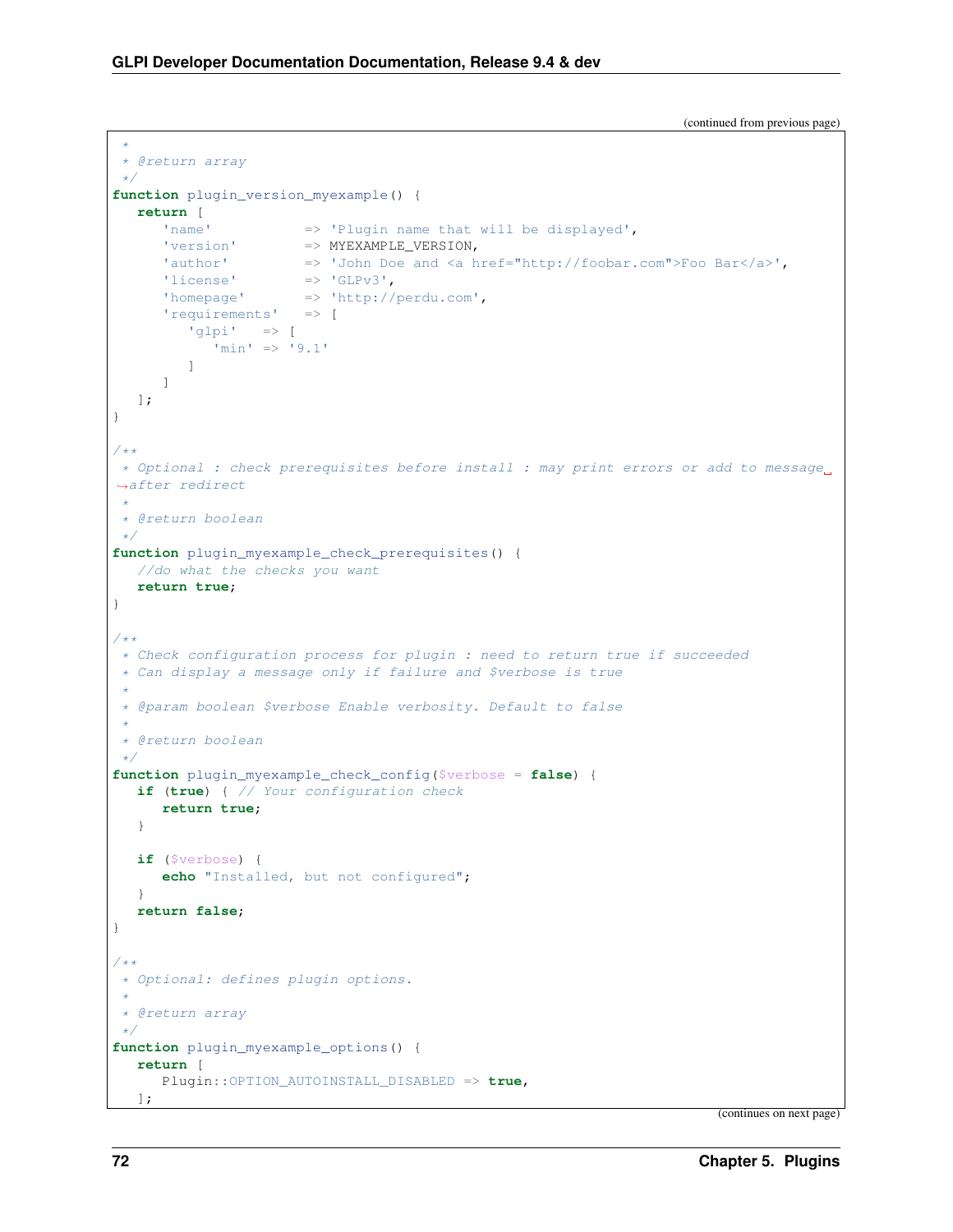(continued from previous page)

```php
 *
 * @return array
 */
function plugin_version_myexample() {
   return [
      'name'           => 'Plugin name that will be displayed',
      'version'        => MYEXAMPLE_VERSION,
      'author'         => 'John Doe and <a href="http://foobar.com">Foo Bar</a>',
      'license'        => 'GLPv3',
      'homepage'       => 'http://perdu.com',
      'requirements'   => [
         'glpi'   => [
            'min' => '9.1'
         ]
      ]
   ];
}

/**
 * Optional : check prerequisites before install : may print errors or add to message
 ↪after redirect
 *
 * @return boolean
 */
function plugin_myexample_check_prerequisites() {
   //do what the checks you want
   return true;
}

/**
 * Check configuration process for plugin : need to return true if succeeded
 * Can display a message only if failure and $verbose is true
 *
 * @param boolean $verbose Enable verbosity. Default to false
 *
 * @return boolean
 */
function plugin_myexample_check_config($verbose = false) {
   if (true) { // Your configuration check
      return true;
   }

   if ($verbose) {
      echo "Installed, but not configured";
   }
   return false;
}

/**
 * Optional: defines plugin options.
 *
 * @return array
 */
function plugin_myexample_options() {
   return [
      Plugin::OPTION_AUTOINSTALL_DISABLED => true,
   ];
```

(continues on next page)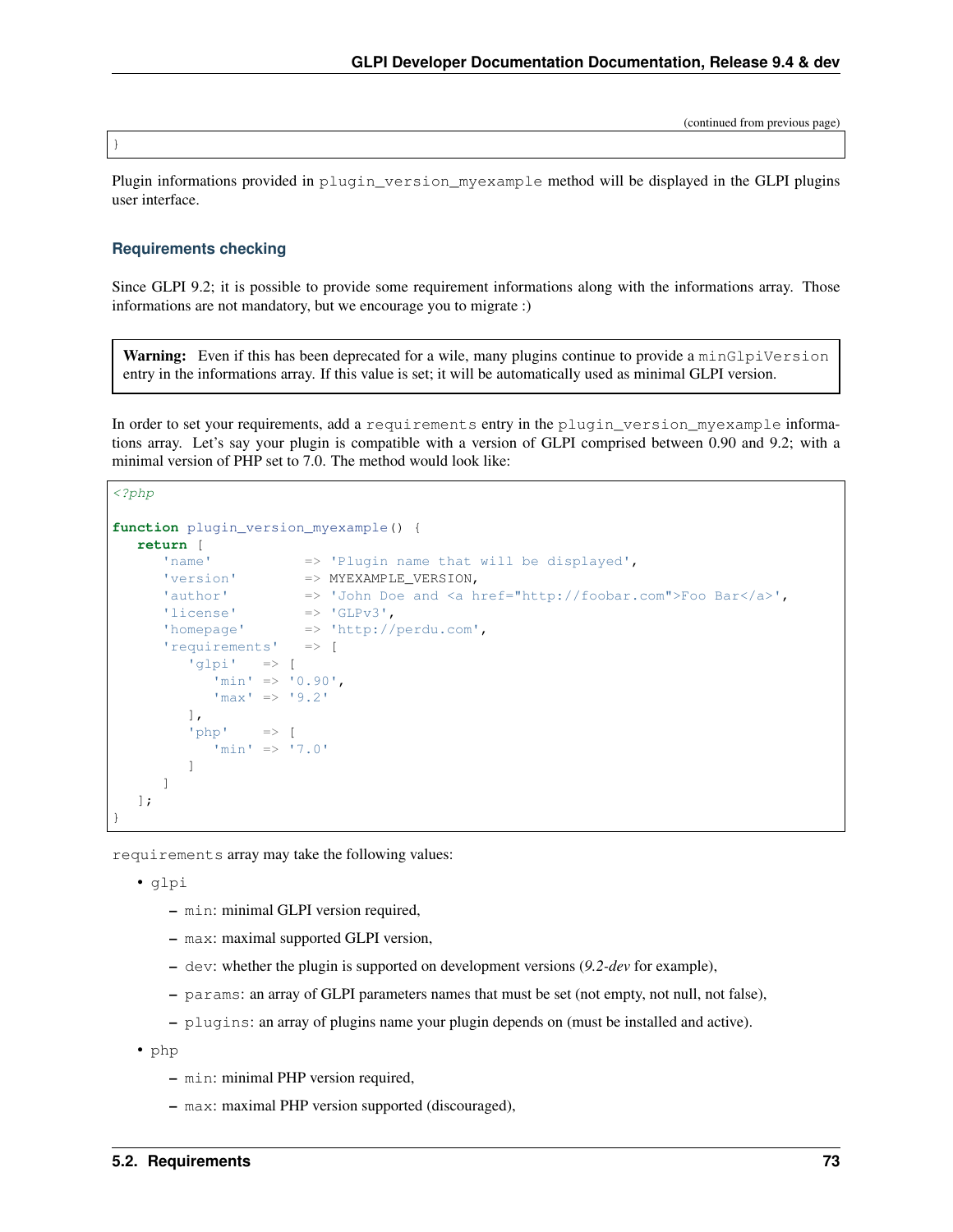(continued from previous page)

```
}
```

Plugin informations provided in `plugin_version_myexample` method will be displayed in the GLPI plugins user interface.

### Requirements checking

Since GLPI 9.2; it is possible to provide some requirement informations along with the informations array. Those informations are not mandatory, but we encourage you to migrate :)

> **Warning:** Even if this has been deprecated for a wile, many plugins continue to provide a `minGlpiVersion` entry in the informations array. If this value is set; it will be automatically used as minimal GLPI version.

In order to set your requirements, add a `requirements` entry in the `plugin_version_myexample` informations array. Let's say your plugin is compatible with a version of GLPI comprised between 0.90 and 9.2; with a minimal version of PHP set to 7.0. The method would look like:

```php
<?php

function plugin_version_myexample() {
   return [
      'name'           => 'Plugin name that will be displayed',
      'version'        => MYEXAMPLE_VERSION,
      'author'         => 'John Doe and <a href="http://foobar.com">Foo Bar</a>',
      'license'        => 'GLPv3',
      'homepage'       => 'http://perdu.com',
      'requirements'   => [
         'glpi'   => [
            'min' => '0.90',
            'max' => '9.2'
         ],
         'php'    => [
            'min' => '7.0'
         ]
      ]
   ];
}
```

`requirements` array may take the following values:

- `glpi`
  - `min`: minimal GLPI version required,
  - `max`: maximal supported GLPI version,
  - `dev`: whether the plugin is supported on development versions (*9.2-dev* for example),
  - `params`: an array of GLPI parameters names that must be set (not empty, not null, not false),
  - `plugins`: an array of plugins name your plugin depends on (must be installed and active).
- `php`
  - `min`: minimal PHP version required,
  - `max`: maximal PHP version supported (discouraged),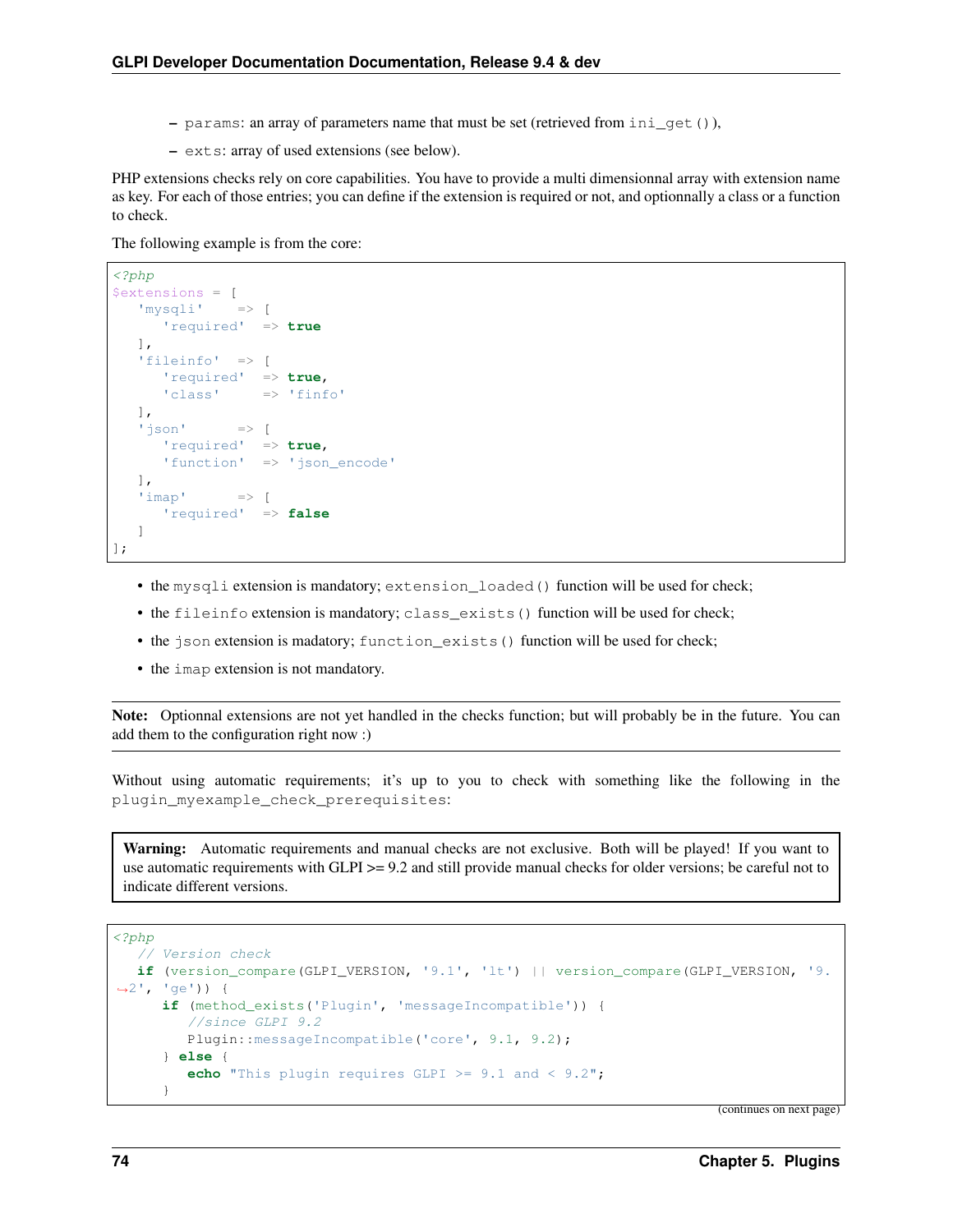- params: an array of parameters name that must be set (retrieved from ini_get()),
- exts: array of used extensions (see below).

PHP extensions checks rely on core capabilities. You have to provide a multi dimensionnal array with extension name as key. For each of those entries; you can define if the extension is required or not, and optionnally a class or a function to check.

The following example is from the core:

```php
<?php
$extensions = [
   'mysqli'    => [
      'required'  => true
   ],
   'fileinfo'  => [
      'required'  => true,
      'class'     => 'finfo'
   ],
   'json'      => [
      'required'  => true,
      'function'  => 'json_encode'
   ],
   'imap'      => [
      'required'  => false
   ]
];
```

- the mysqli extension is mandatory; extension_loaded() function will be used for check;
- the fileinfo extension is mandatory; class_exists() function will be used for check;
- the json extension is madatory; function_exists() function will be used for check;
- the imap extension is not mandatory.

**Note:** Optionnal extensions are not yet handled in the checks function; but will probably be in the future. You can add them to the configuration right now :)

Without using automatic requirements; it's up to you to check with something like the following in the plugin_myexample_check_prerequisites:

**Warning:** Automatic requirements and manual checks are not exclusive. Both will be played! If you want to use automatic requirements with GLPI >= 9.2 and still provide manual checks for older versions; be careful not to indicate different versions.

```php
<?php
   // Version check
   if (version_compare(GLPI_VERSION, '9.1', 'lt') || version_compare(GLPI_VERSION, '9.2', 'ge')) {
      if (method_exists('Plugin', 'messageIncompatible')) {
         //since GLPI 9.2
         Plugin::messageIncompatible('core', 9.1, 9.2);
      } else {
         echo "This plugin requires GLPI >= 9.1 and < 9.2";
      }
```

(continues on next page)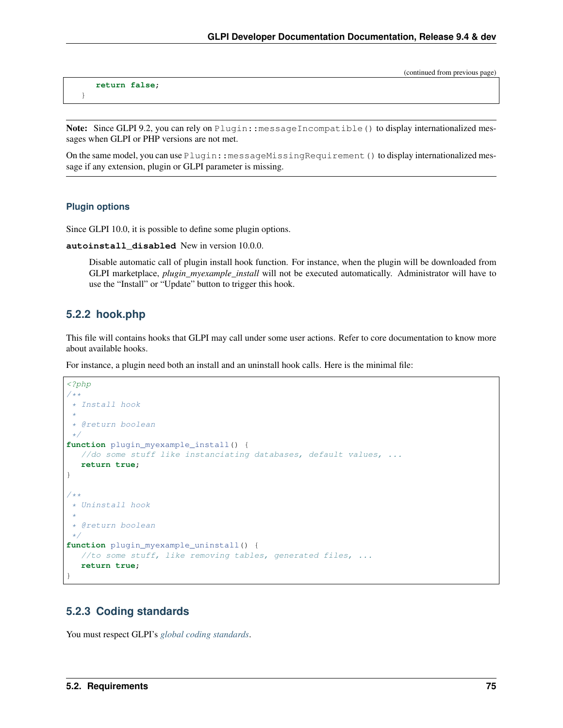(continued from previous page)

```
        return false;
    }
```

**Note:** Since GLPI 9.2, you can rely on `Plugin::messageIncompatible()` to display internationalized messages when GLPI or PHP versions are not met.

On the same model, you can use `Plugin::messageMissingRequirement()` to display internationalized message if any extension, plugin or GLPI parameter is missing.

#### Plugin options

Since GLPI 10.0, it is possible to define some plugin options.

**`autoinstall_disabled`** New in version 10.0.0.

Disable automatic call of plugin install hook function. For instance, when the plugin will be downloaded from GLPI marketplace, *plugin_myexample_install* will not be executed automatically. Administrator will have to use the "Install" or "Update" button to trigger this hook.

### 5.2.2 hook.php

This file will contains hooks that GLPI may call under some user actions. Refer to core documentation to know more about available hooks.

For instance, a plugin need both an install and an uninstall hook calls. Here is the minimal file:

```php
<?php
/**
 * Install hook
 *
 * @return boolean
 */
function plugin_myexample_install() {
   //do some stuff like instanciating databases, default values, ...
   return true;
}

/**
 * Uninstall hook
 *
 * @return boolean
 */
function plugin_myexample_uninstall() {
   //to some stuff, like removing tables, generated files, ...
   return true;
}
```

### 5.2.3 Coding standards

You must respect GLPI's *global coding standards*.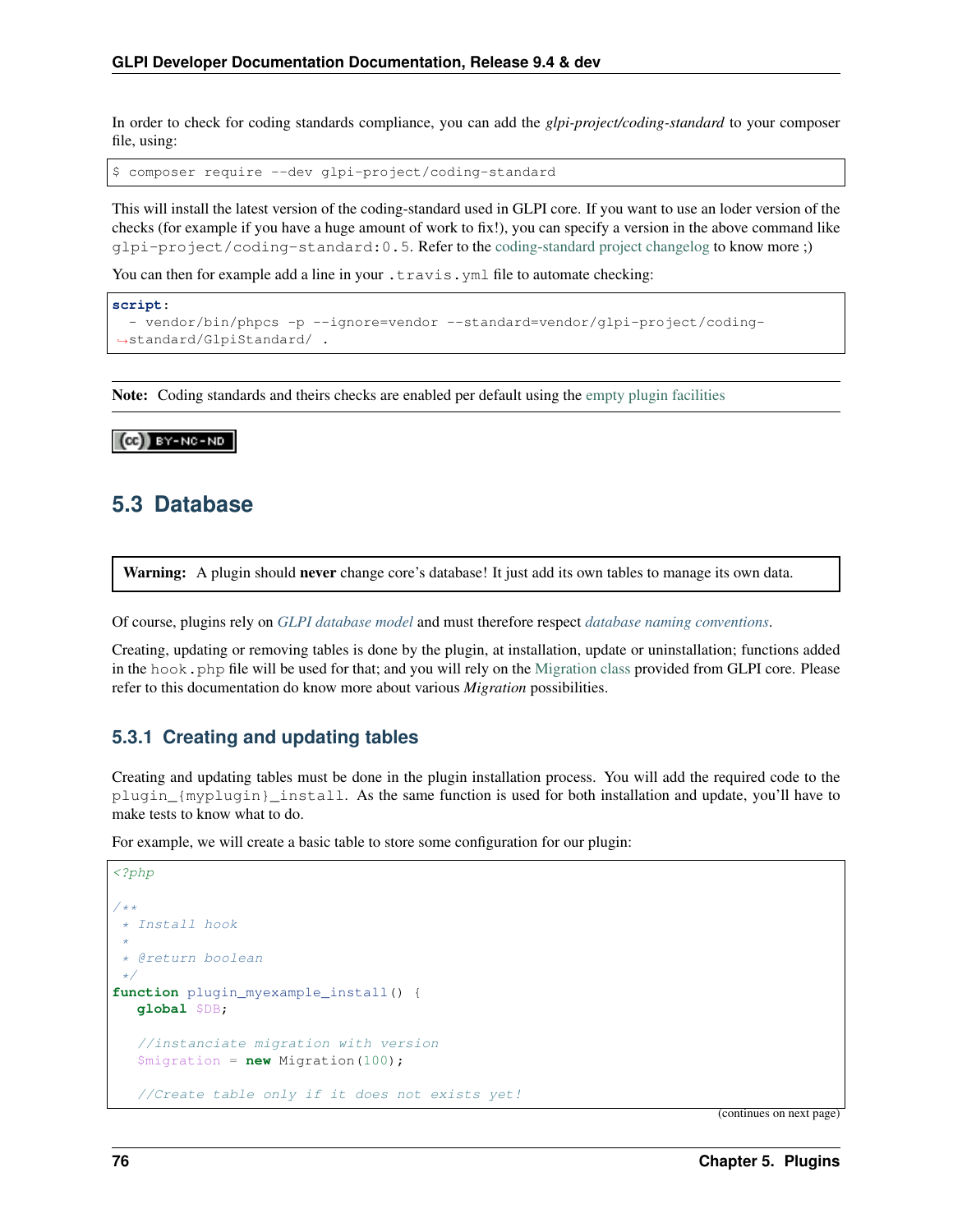In order to check for coding standards compliance, you can add the *glpi-project/coding-standard* to your composer file, using:

```
$ composer require --dev glpi-project/coding-standard
```

This will install the latest version of the coding-standard used in GLPI core. If you want to use an loder version of the checks (for example if you have a huge amount of work to fix!), you can specify a version in the above command like `glpi-project/coding-standard:0.5`. Refer to the coding-standard project changelog to know more ;)

You can then for example add a line in your `.travis.yml` file to automate checking:

```
script:
  - vendor/bin/phpcs -p --ignore=vendor --standard=vendor/glpi-project/coding-standard/GlpiStandard/ .
```

**Note:** Coding standards and theirs checks are enabled per default using the empty plugin facilities

## 5.3 Database

**Warning:** A plugin should **never** change core's database! It just add its own tables to manage its own data.

Of course, plugins rely on *GLPI database model* and must therefore respect *database naming conventions*.

Creating, updating or removing tables is done by the plugin, at installation, update or uninstallation; functions added in the `hook.php` file will be used for that; and you will rely on the Migration class provided from GLPI core. Please refer to this documentation do know more about various *Migration* possibilities.

### 5.3.1 Creating and updating tables

Creating and updating tables must be done in the plugin installation process. You will add the required code to the `plugin_{myplugin}_install`. As the same function is used for both installation and update, you'll have to make tests to know what to do.

For example, we will create a basic table to store some configuration for our plugin:

```php
<?php

/**
 * Install hook
 *
 * @return boolean
 */
function plugin_myexample_install() {
   global $DB;

   //instanciate migration with version
   $migration = new Migration(100);

   //Create table only if it does not exists yet!
```

(continues on next page)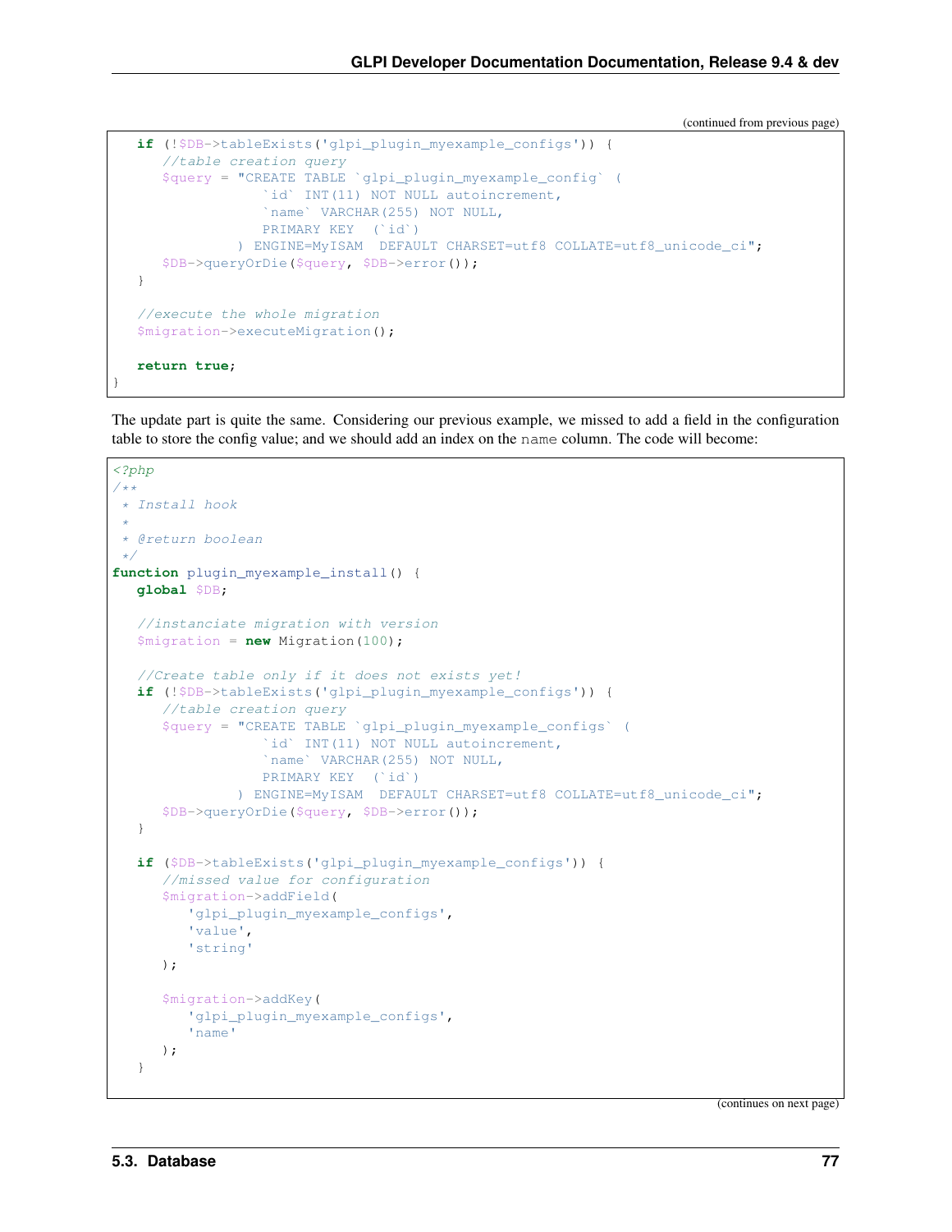(continued from previous page)

```php
   if (!$DB->tableExists('glpi_plugin_myexample_configs')) {
      //table creation query
      $query = "CREATE TABLE `glpi_plugin_myexample_config` (
                  `id` INT(11) NOT NULL autoincrement,
                  `name` VARCHAR(255) NOT NULL,
                  PRIMARY KEY  (`id`)
               ) ENGINE=MyISAM  DEFAULT CHARSET=utf8 COLLATE=utf8_unicode_ci";
      $DB->queryOrDie($query, $DB->error());
   }

   //execute the whole migration
   $migration->executeMigration();

   return true;
}
```

The update part is quite the same. Considering our previous example, we missed to add a field in the configuration table to store the config value; and we should add an index on the `name` column. The code will become:

```php
<?php
/**
 * Install hook
 *
 * @return boolean
 */
function plugin_myexample_install() {
   global $DB;

   //instanciate migration with version
   $migration = new Migration(100);

   //Create table only if it does not exists yet!
   if (!$DB->tableExists('glpi_plugin_myexample_configs')) {
      //table creation query
      $query = "CREATE TABLE `glpi_plugin_myexample_configs` (
                  `id` INT(11) NOT NULL autoincrement,
                  `name` VARCHAR(255) NOT NULL,
                  PRIMARY KEY  (`id`)
               ) ENGINE=MyISAM  DEFAULT CHARSET=utf8 COLLATE=utf8_unicode_ci";
      $DB->queryOrDie($query, $DB->error());
   }

   if ($DB->tableExists('glpi_plugin_myexample_configs')) {
      //missed value for configuration
      $migration->addField(
         'glpi_plugin_myexample_configs',
         'value',
         'string'
      );

      $migration->addKey(
         'glpi_plugin_myexample_configs',
         'name'
      );
   }
```

(continues on next page)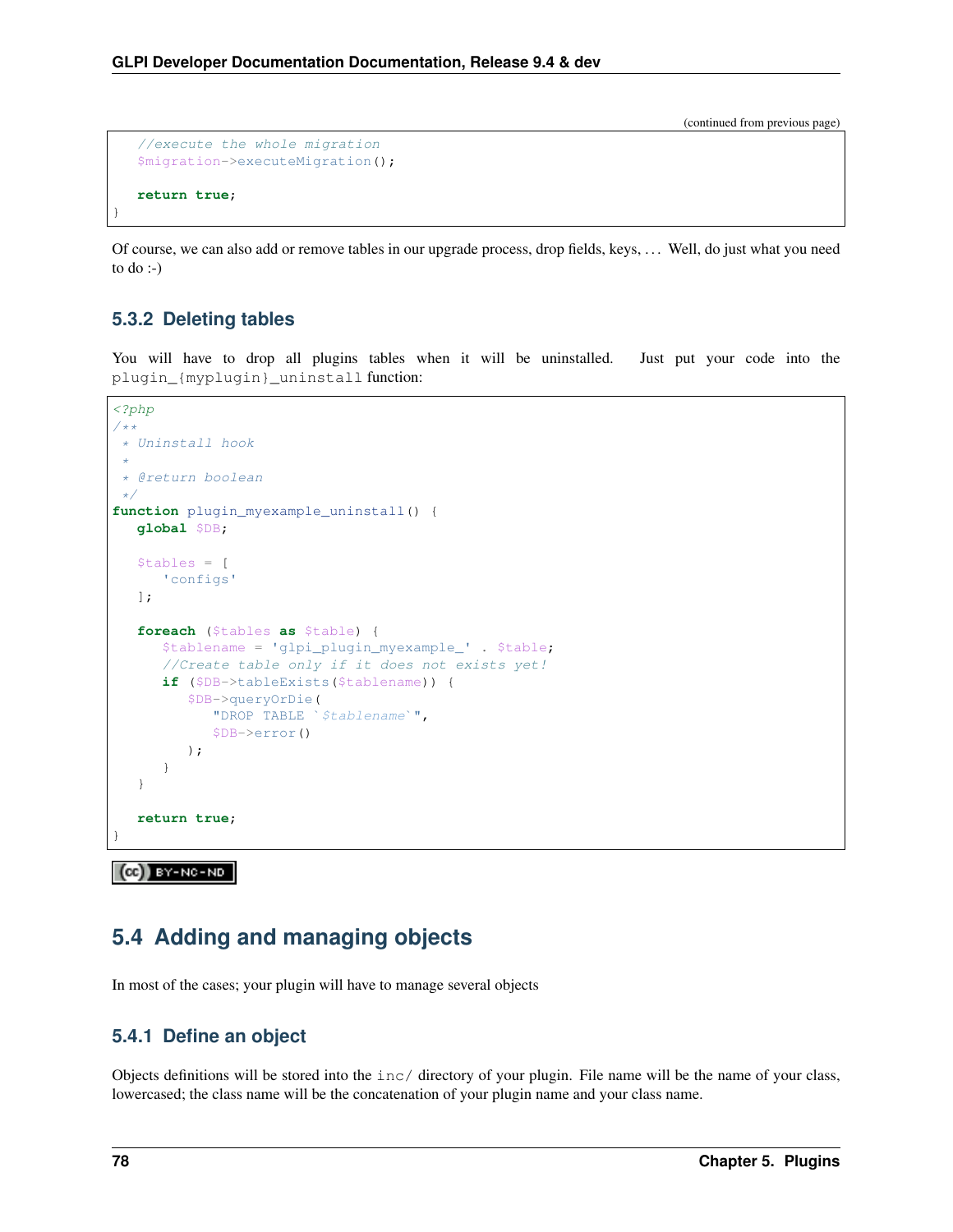(continued from previous page)

```
    //execute the whole migration
    $migration->executeMigration();

    return true;
}
```

Of course, we can also add or remove tables in our upgrade process, drop fields, keys, . . . Well, do just what you need to do :-)

### 5.3.2 Deleting tables

You will have to drop all plugins tables when it will be uninstalled. Just put your code into the `plugin_{myplugin}_uninstall` function:

```php
<?php
/**
 * Uninstall hook
 *
 * @return boolean
 */
function plugin_myexample_uninstall() {
    global $DB;

    $tables = [
        'configs'
    ];

    foreach ($tables as $table) {
        $tablename = 'glpi_plugin_myexample_' . $table;
        //Create table only if it does not exists yet!
        if ($DB->tableExists($tablename)) {
            $DB->queryOrDie(
                "DROP TABLE `$tablename`",
                $DB->error()
            );
        }
    }

    return true;
}
```

## 5.4 Adding and managing objects

In most of the cases; your plugin will have to manage several objects

### 5.4.1 Define an object

Objects definitions will be stored into the `inc/` directory of your plugin. File name will be the name of your class, lowercased; the class name will be the concatenation of your plugin name and your class name.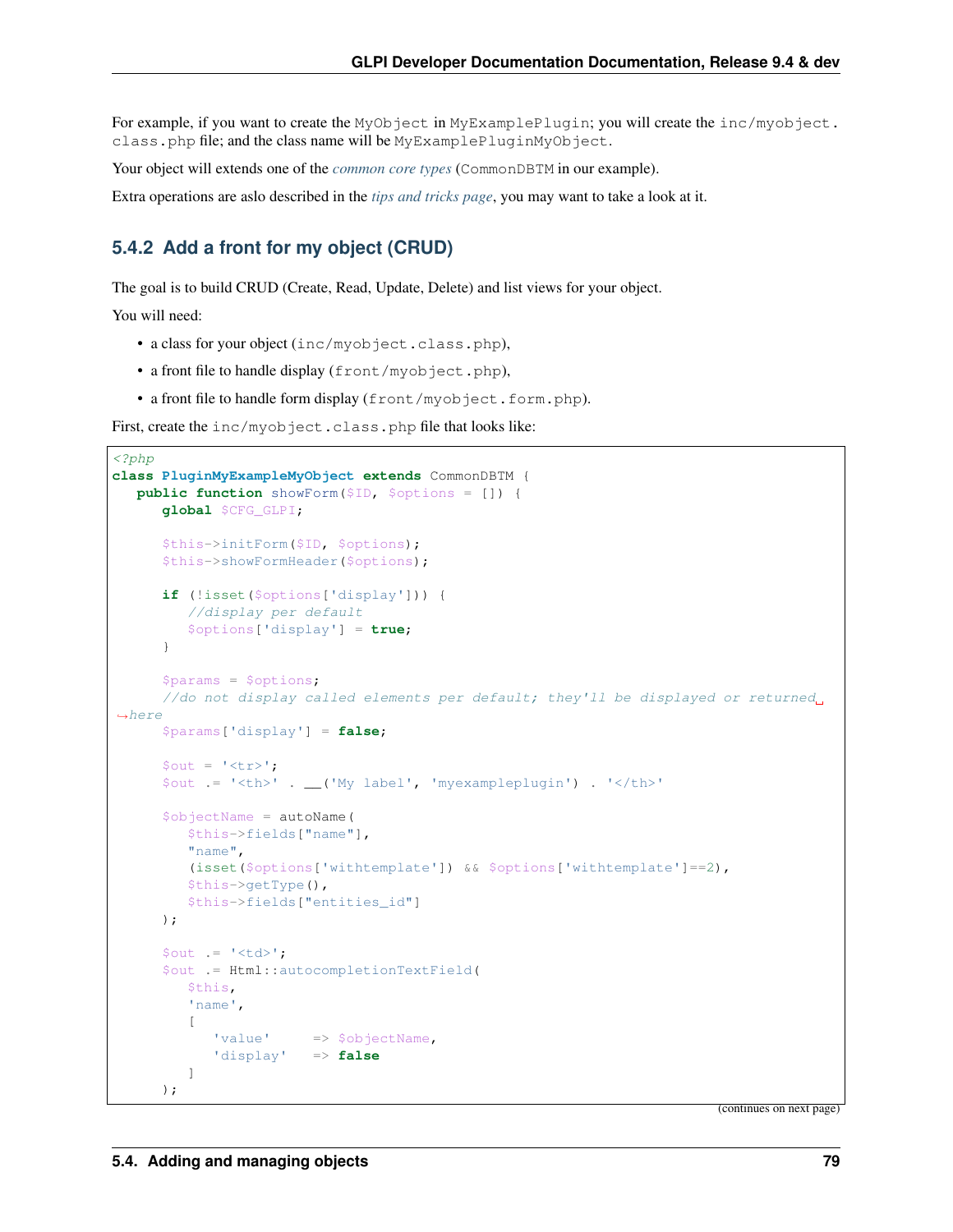For example, if you want to create the `MyObject` in `MyExamplePlugin`; you will create the `inc/myobject.class.php` file; and the class name will be `MyExamplePluginMyObject`.

Your object will extends one of the *common core types* (`CommonDBTM` in our example).

Extra operations are aslo described in the *tips and tricks page*, you may want to take a look at it.

### 5.4.2 Add a front for my object (CRUD)

The goal is to build CRUD (Create, Read, Update, Delete) and list views for your object.

You will need:

- a class for your object (`inc/myobject.class.php`),
- a front file to handle display (`front/myobject.php`),
- a front file to handle form display (`front/myobject.form.php`).

First, create the `inc/myobject.class.php` file that looks like:

```php
<?php
class PluginMyExampleMyObject extends CommonDBTM {
   public function showForm($ID, $options = []) {
      global $CFG_GLPI;

      $this->initForm($ID, $options);
      $this->showFormHeader($options);

      if (!isset($options['display'])) {
         //display per default
         $options['display'] = true;
      }

      $params = $options;
      //do not display called elements per default; they'll be displayed or returned here
      $params['display'] = false;

      $out = '<tr>';
      $out .= '<th>' . __('My label', 'myexampleplugin') . '</th>'

      $objectName = autoName(
         $this->fields["name"],
         "name",
         (isset($options['withtemplate']) && $options['withtemplate']==2),
         $this->getType(),
         $this->fields["entities_id"]
      );

      $out .= '<td>';
      $out .= Html::autocompletionTextField(
         $this,
         'name',
         [
            'value'     => $objectName,
            'display'   => false
         ]
      );
```

(continues on next page)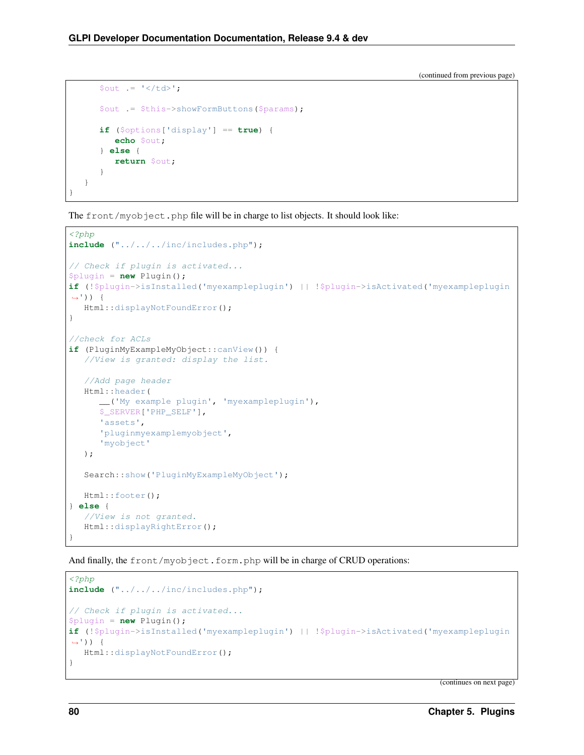(continued from previous page)

```php
      $out .= '</td>';

      $out .= $this->showFormButtons($params);

      if ($options['display'] == true) {
         echo $out;
      } else {
         return $out;
      }
   }
}
```

The `front/myobject.php` file will be in charge to list objects. It should look like:

```php
<?php
include ("../../../inc/includes.php");

// Check if plugin is activated...
$plugin = new Plugin();
if (!$plugin->isInstalled('myexampleplugin') || !$plugin->isActivated('myexampleplugin')) {
   Html::displayNotFoundError();
}

//check for ACLs
if (PluginMyExampleMyObject::canView()) {
   //View is granted: display the list.

   //Add page header
   Html::header(
      __('My example plugin', 'myexampleplugin'),
      $_SERVER['PHP_SELF'],
      'assets',
      'pluginmyexamplemyobject',
      'myobject'
   );

   Search::show('PluginMyExampleMyObject');

   Html::footer();
} else {
   //View is not granted.
   Html::displayRightError();
}
```

And finally, the `front/myobject.form.php` will be in charge of CRUD operations:

```php
<?php
include ("../../../inc/includes.php");

// Check if plugin is activated...
$plugin = new Plugin();
if (!$plugin->isInstalled('myexampleplugin') || !$plugin->isActivated('myexampleplugin')) {
   Html::displayNotFoundError();
}
```

(continues on next page)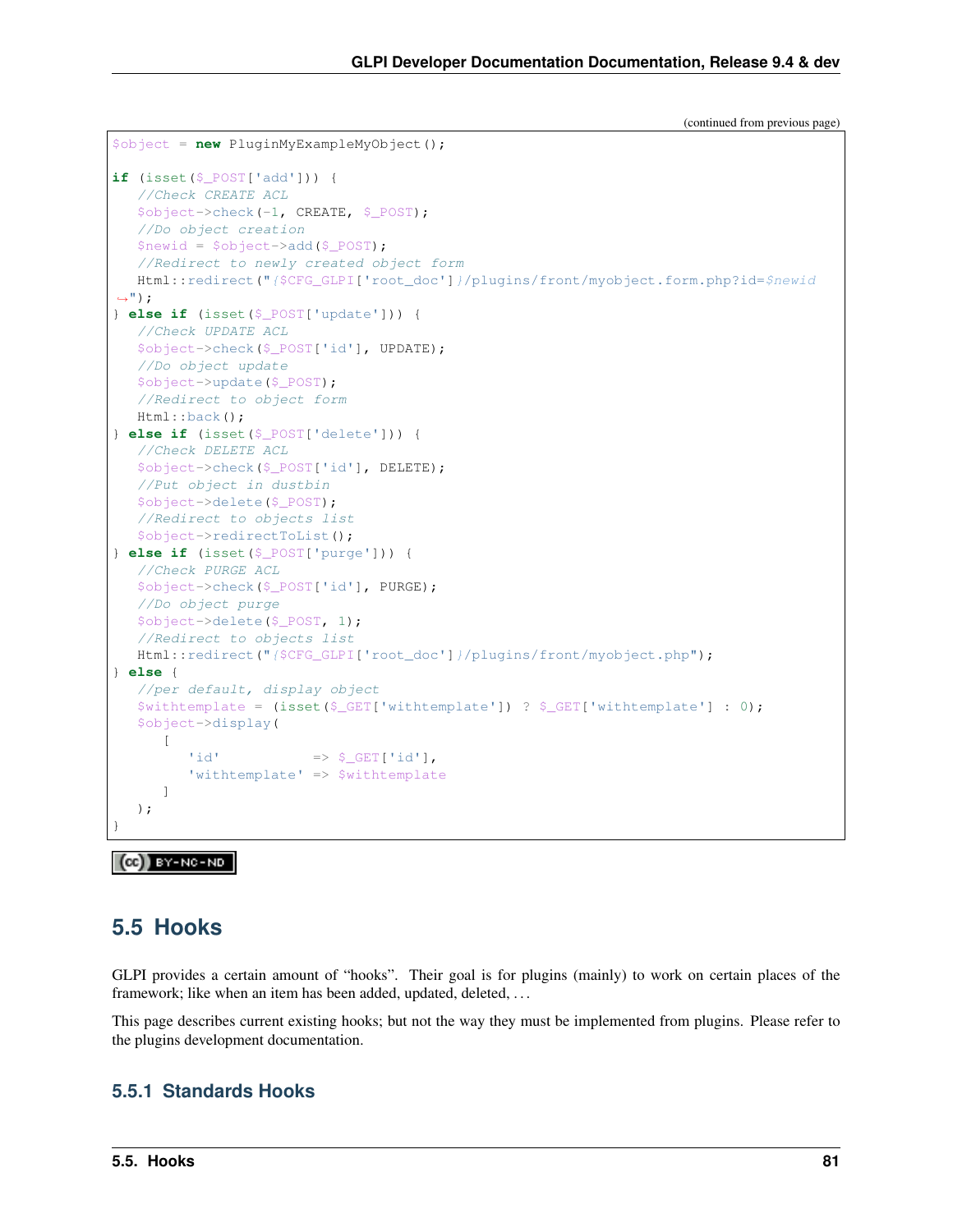(continued from previous page)

```php
$object = new PluginMyExampleMyObject();

if (isset($_POST['add'])) {
   //Check CREATE ACL
   $object->check(-1, CREATE, $_POST);
   //Do object creation
   $newid = $object->add($_POST);
   //Redirect to newly created object form
   Html::redirect("{$CFG_GLPI['root_doc']}/plugins/front/myobject.form.php?id=$newid");
} else if (isset($_POST['update'])) {
   //Check UPDATE ACL
   $object->check($_POST['id'], UPDATE);
   //Do object update
   $object->update($_POST);
   //Redirect to object form
   Html::back();
} else if (isset($_POST['delete'])) {
   //Check DELETE ACL
   $object->check($_POST['id'], DELETE);
   //Put object in dustbin
   $object->delete($_POST);
   //Redirect to objects list
   $object->redirectToList();
} else if (isset($_POST['purge'])) {
   //Check PURGE ACL
   $object->check($_POST['id'], PURGE);
   //Do object purge
   $object->delete($_POST, 1);
   //Redirect to objects list
   Html::redirect("{$CFG_GLPI['root_doc']}/plugins/front/myobject.php");
} else {
   //per default, display object
   $withtemplate = (isset($_GET['withtemplate']) ? $_GET['withtemplate'] : 0);
   $object->display(
      [
         'id'           => $_GET['id'],
         'withtemplate' => $withtemplate
      ]
   );
}
```

## 5.5 Hooks

GLPI provides a certain amount of "hooks". Their goal is for plugins (mainly) to work on certain places of the framework; like when an item has been added, updated, deleted, . . .

This page describes current existing hooks; but not the way they must be implemented from plugins. Please refer to the plugins development documentation.

### 5.5.1 Standards Hooks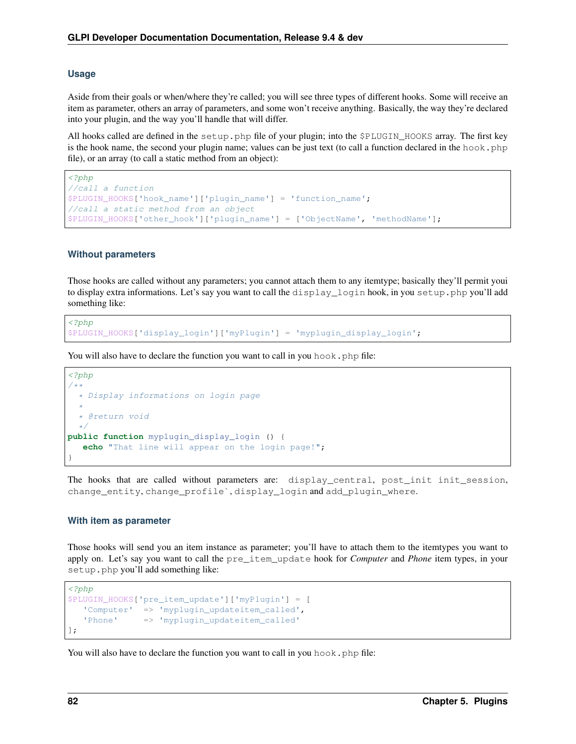### Usage

Aside from their goals or when/where they're called; you will see three types of different hooks. Some will receive an item as parameter, others an array of parameters, and some won't receive anything. Basically, the way they're declared into your plugin, and the way you'll handle that will differ.

All hooks called are defined in the `setup.php` file of your plugin; into the `$PLUGIN_HOOKS` array. The first key is the hook name, the second your plugin name; values can be just text (to call a function declared in the `hook.php` file), or an array (to call a static method from an object):

```
<?php
//call a function
$PLUGIN_HOOKS['hook_name']['plugin_name'] = 'function_name';
//call a static method from an object
$PLUGIN_HOOKS['other_hook']['plugin_name'] = ['ObjectName', 'methodName'];
```

### Without parameters

Those hooks are called without any parameters; you cannot attach them to any itemtype; basically they'll permit youi to display extra informations. Let's say you want to call the `display_login` hook, in you `setup.php` you'll add something like:

```
<?php
$PLUGIN_HOOKS['display_login']['myPlugin'] = 'myplugin_display_login';
```

You will also have to declare the function you want to call in you `hook.php` file:

```
<?php
/**
 * Display informations on login page
 *
 * @return void
 */
public function myplugin_display_login () {
   echo "That line will appear on the login page!";
}
```

The hooks that are called without parameters are: `display_central`, `post_init` `init_session`, `change_entity`, `change_profile``, `display_login` and `add_plugin_where`.

### With item as parameter

Those hooks will send you an item instance as parameter; you'll have to attach them to the itemtypes you want to apply on. Let's say you want to call the `pre_item_update` hook for *Computer* and *Phone* item types, in your `setup.php` you'll add something like:

```
<?php
$PLUGIN_HOOKS['pre_item_update']['myPlugin'] = [
   'Computer'  => 'myplugin_updateitem_called',
   'Phone'     => 'myplugin_updateitem_called'
];
```

You will also have to declare the function you want to call in you `hook.php` file: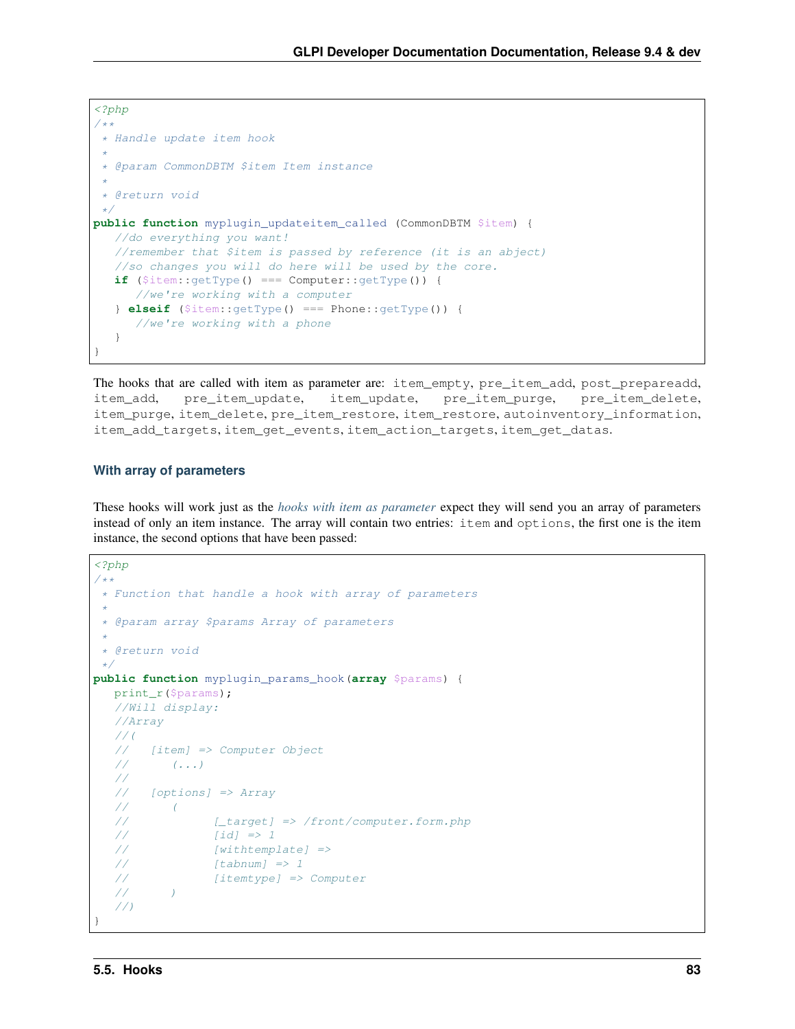```php
<?php
/**
 * Handle update item hook
 *
 * @param CommonDBTM $item Item instance
 *
 * @return void
 */
public function myplugin_updateitem_called (CommonDBTM $item) {
   //do everything you want!
   //remember that $item is passed by reference (it is an abject)
   //so changes you will do here will be used by the core.
   if ($item::getType() === Computer::getType()) {
      //we're working with a computer
   } elseif ($item::getType() === Phone::getType()) {
      //we're working with a phone
   }
}
```

The hooks that are called with item as parameter are: `item_empty`, `pre_item_add`, `post_prepareadd`, `item_add`, `pre_item_update`, `item_update`, `pre_item_purge`, `pre_item_delete`, `item_purge`, `item_delete`, `pre_item_restore`, `item_restore`, `autoinventory_information`, `item_add_targets`, `item_get_events`, `item_action_targets`, `item_get_datas`.

### With array of parameters

These hooks will work just as the *hooks with item as parameter* expect they will send you an array of parameters instead of only an item instance. The array will contain two entries: `item` and `options`, the first one is the item instance, the second options that have been passed:

```php
<?php
/**
 * Function that handle a hook with array of parameters
 *
 * @param array $params Array of parameters
 *
 * @return void
 */
public function myplugin_params_hook(array $params) {
   print_r($params);
   //Will display:
   //Array
   //(
   //   [item] => Computer Object
   //      (...)
   //
   //   [options] => Array
   //      (
   //            [_target] => /front/computer.form.php
   //            [id] => 1
   //            [withtemplate] =>
   //            [tabnum] => 1
   //            [itemtype] => Computer
   //      )
   //)
}
```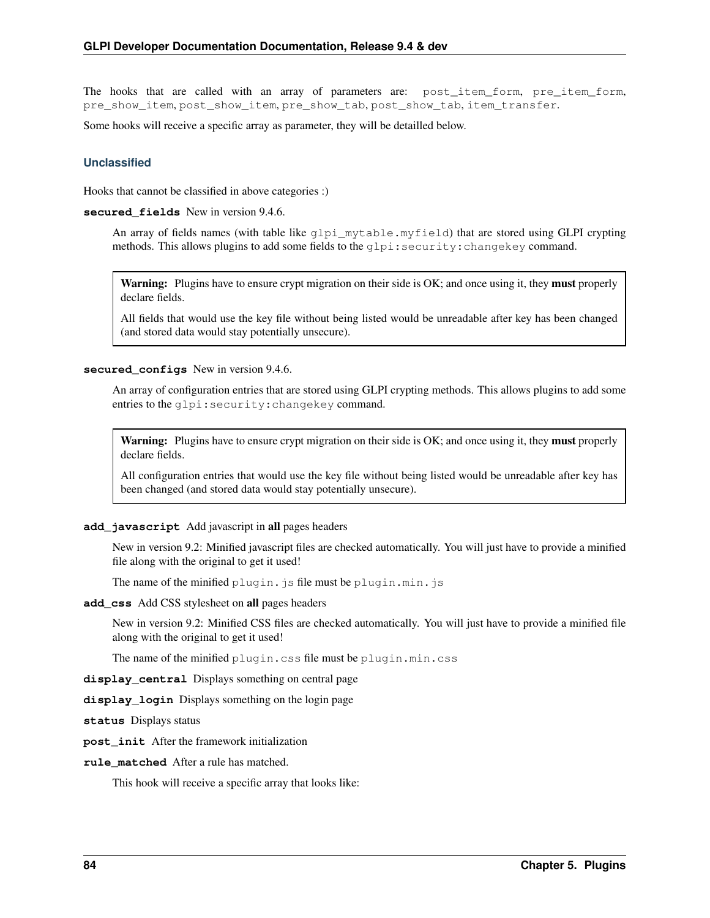The hooks that are called with an array of parameters are: `post_item_form`, `pre_item_form`, `pre_show_item`, `post_show_item`, `pre_show_tab`, `post_show_tab`, `item_transfer`.

Some hooks will receive a specific array as parameter, they will be detailled below.

### Unclassified

Hooks that cannot be classified in above categories :)

**`secured_fields`** New in version 9.4.6.

An array of fields names (with table like `glpi_mytable.myfield`) that are stored using GLPI crypting methods. This allows plugins to add some fields to the `glpi:security:changekey` command.

> **Warning:** Plugins have to ensure crypt migration on their side is OK; and once using it, they **must** properly declare fields.
>
> All fields that would use the key file without being listed would be unreadable after key has been changed (and stored data would stay potentially unsecure).

**`secured_configs`** New in version 9.4.6.

An array of configuration entries that are stored using GLPI crypting methods. This allows plugins to add some entries to the `glpi:security:changekey` command.

> **Warning:** Plugins have to ensure crypt migration on their side is OK; and once using it, they **must** properly declare fields.
>
> All configuration entries that would use the key file without being listed would be unreadable after key has been changed (and stored data would stay potentially unsecure).

**`add_javascript`** Add javascript in **all** pages headers

New in version 9.2: Minified javascript files are checked automatically. You will just have to provide a minified file along with the original to get it used!

The name of the minified `plugin.js` file must be `plugin.min.js`

**`add_css`** Add CSS stylesheet on **all** pages headers

New in version 9.2: Minified CSS files are checked automatically. You will just have to provide a minified file along with the original to get it used!

The name of the minified `plugin.css` file must be `plugin.min.css`

**`display_central`** Displays something on central page

**`display_login`** Displays something on the login page

**`status`** Displays status

**`post_init`** After the framework initialization

**`rule_matched`** After a rule has matched.

This hook will receive a specific array that looks like: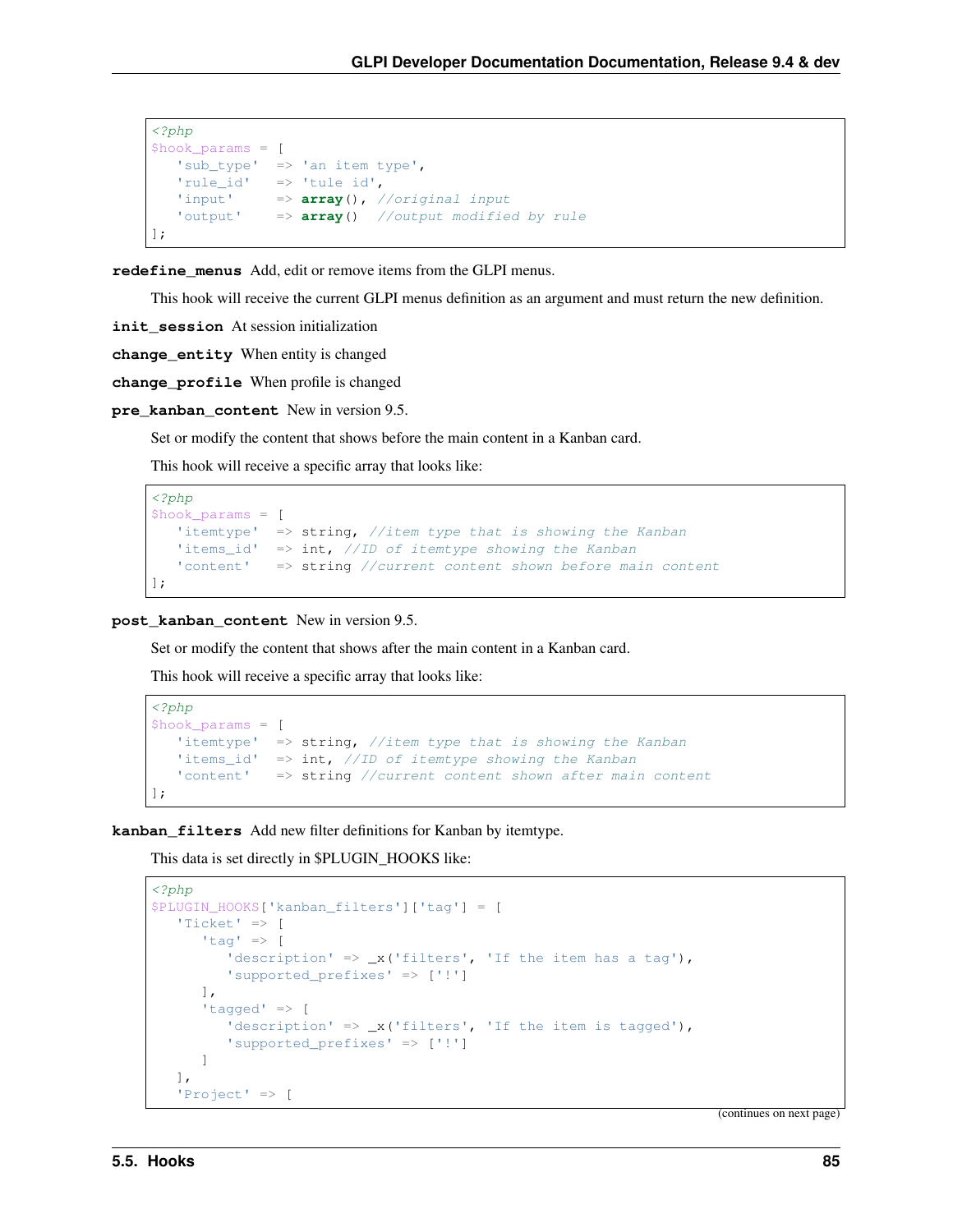```php
<?php
$hook_params = [
   'sub_type'  => 'an item type',
   'rule_id'   => 'tule id',
   'input'     => array(), //original input
   'output'    => array()  //output modified by rule
];
```

**redefine_menus** Add, edit or remove items from the GLPI menus.

This hook will receive the current GLPI menus definition as an argument and must return the new definition.

**init_session** At session initialization

**change_entity** When entity is changed

**change_profile** When profile is changed

**pre_kanban_content** New in version 9.5.

Set or modify the content that shows before the main content in a Kanban card.

This hook will receive a specific array that looks like:

```php
<?php
$hook_params = [
   'itemtype'  => string, //item type that is showing the Kanban
   'items_id'  => int, //ID of itemtype showing the Kanban
   'content'   => string //current content shown before main content
];
```

**post_kanban_content** New in version 9.5.

Set or modify the content that shows after the main content in a Kanban card.

This hook will receive a specific array that looks like:

```php
<?php
$hook_params = [
   'itemtype'  => string, //item type that is showing the Kanban
   'items_id'  => int, //ID of itemtype showing the Kanban
   'content'   => string //current content shown after main content
];
```

**kanban_filters** Add new filter definitions for Kanban by itemtype.

This data is set directly in $PLUGIN_HOOKS like:

```php
<?php
$PLUGIN_HOOKS['kanban_filters']['tag'] = [
   'Ticket' => [
      'tag' => [
         'description' => _x('filters', 'If the item has a tag'),
         'supported_prefixes' => ['!']
      ],
      'tagged' => [
         'description' => _x('filters', 'If the item is tagged'),
         'supported_prefixes' => ['!']
      ]
   ],
   'Project' => [
```

(continues on next page)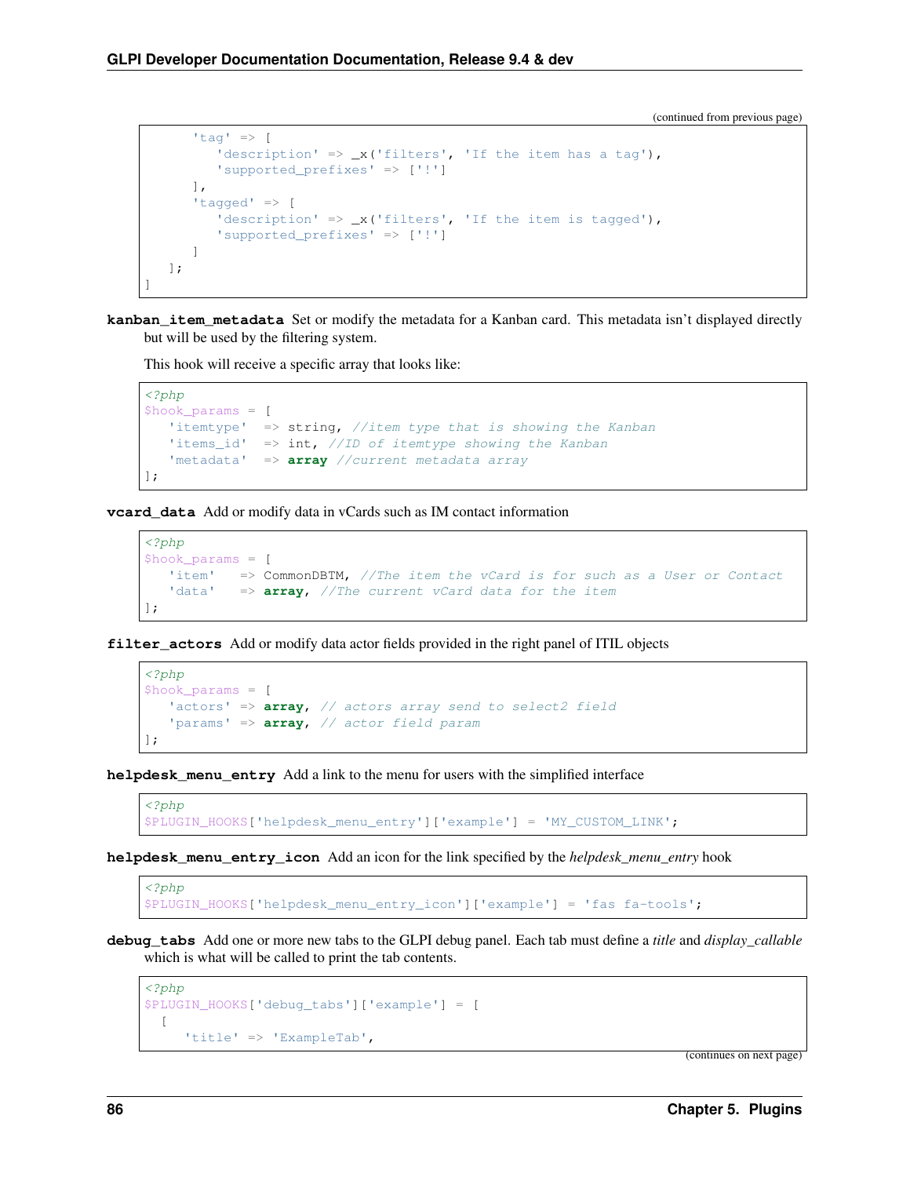(continued from previous page)

```
      'tag' => [
         'description' => _x('filters', 'If the item has a tag'),
         'supported_prefixes' => ['!']
      ],
      'tagged' => [
         'description' => _x('filters', 'If the item is tagged'),
         'supported_prefixes' => ['!']
      ]
   ];
]
```

**kanban_item_metadata** Set or modify the metadata for a Kanban card. This metadata isn't displayed directly but will be used by the filtering system.

This hook will receive a specific array that looks like:

```
<?php
$hook_params = [
   'itemtype'  => string, //item type that is showing the Kanban
   'items_id'  => int, //ID of itemtype showing the Kanban
   'metadata'  => array //current metadata array
];
```

**vcard_data** Add or modify data in vCards such as IM contact information

```
<?php
$hook_params = [
   'item'   => CommonDBTM, //The item the vCard is for such as a User or Contact
   'data'   => array, //The current vCard data for the item
];
```

**filter_actors** Add or modify data actor fields provided in the right panel of ITIL objects

```
<?php
$hook_params = [
   'actors' => array, // actors array send to select2 field
   'params' => array, // actor field param
];
```

**helpdesk_menu_entry** Add a link to the menu for users with the simplified interface

```
<?php
$PLUGIN_HOOKS['helpdesk_menu_entry']['example'] = 'MY_CUSTOM_LINK';
```

**helpdesk_menu_entry_icon** Add an icon for the link specified by the *helpdesk_menu_entry* hook

```
<?php
$PLUGIN_HOOKS['helpdesk_menu_entry_icon']['example'] = 'fas fa-tools';
```

**debug_tabs** Add one or more new tabs to the GLPI debug panel. Each tab must define a *title* and *display_callable* which is what will be called to print the tab contents.

```
<?php
$PLUGIN_HOOKS['debug_tabs']['example'] = [
  [
     'title' => 'ExampleTab',
```

(continues on next page)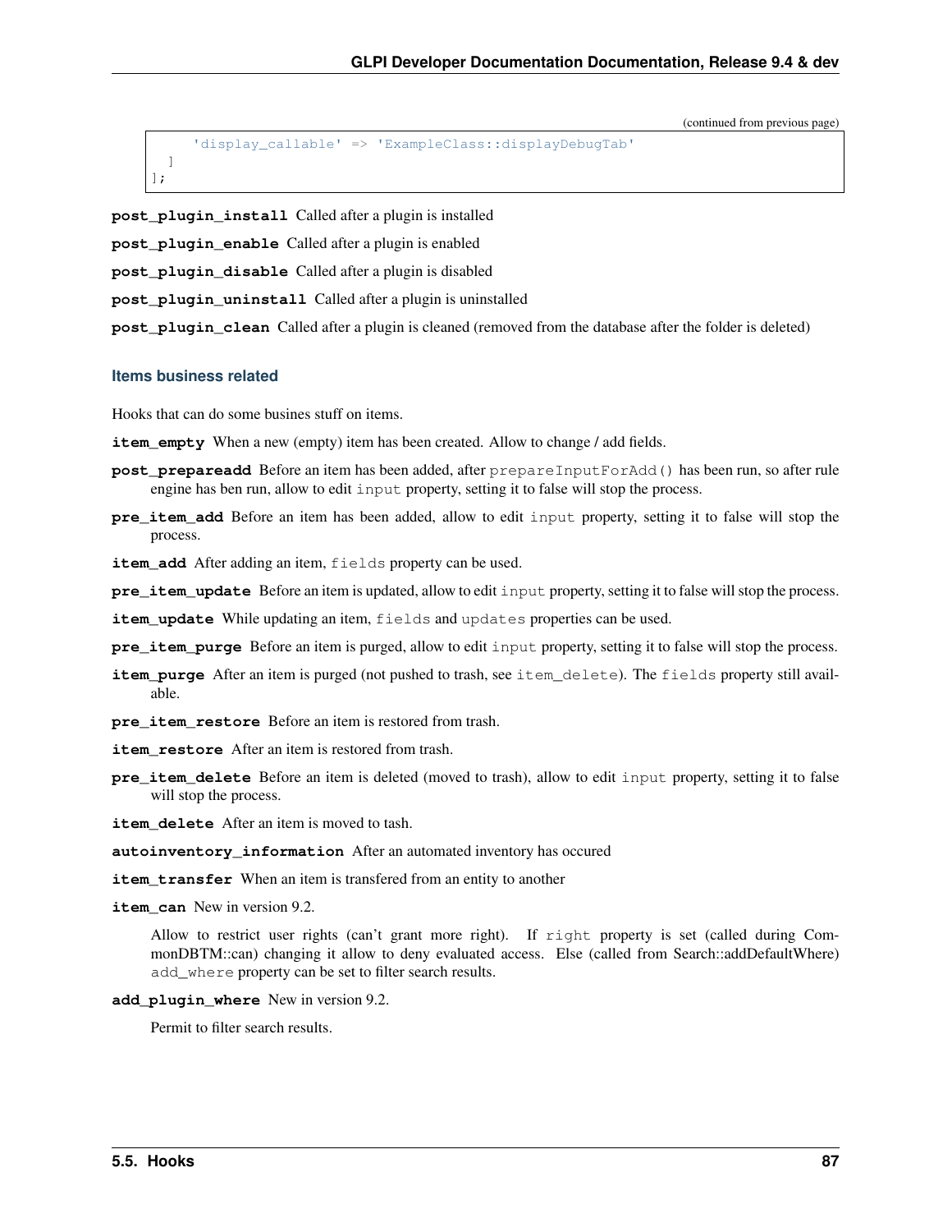(continued from previous page)

```
        'display_callable' => 'ExampleClass::displayDebugTab'
    ]
];
```

**post_plugin_install** Called after a plugin is installed

**post_plugin_enable** Called after a plugin is enabled

**post_plugin_disable** Called after a plugin is disabled

**post_plugin_uninstall** Called after a plugin is uninstalled

**post_plugin_clean** Called after a plugin is cleaned (removed from the database after the folder is deleted)

### Items business related

Hooks that can do some busines stuff on items.

**item_empty** When a new (empty) item has been created. Allow to change / add fields.

**post_prepareadd** Before an item has been added, after `prepareInputForAdd()` has been run, so after rule engine has ben run, allow to edit `input` property, setting it to false will stop the process.

**pre_item_add** Before an item has been added, allow to edit `input` property, setting it to false will stop the process.

**item_add** After adding an item, `fields` property can be used.

**pre_item_update** Before an item is updated, allow to edit `input` property, setting it to false will stop the process.

**item_update** While updating an item, `fields` and `updates` properties can be used.

**pre_item_purge** Before an item is purged, allow to edit `input` property, setting it to false will stop the process.

**item_purge** After an item is purged (not pushed to trash, see `item_delete`). The `fields` property still available.

**pre_item_restore** Before an item is restored from trash.

**item_restore** After an item is restored from trash.

**pre_item_delete** Before an item is deleted (moved to trash), allow to edit `input` property, setting it to false will stop the process.

**item_delete** After an item is moved to tash.

**autoinventory_information** After an automated inventory has occured

**item_transfer** When an item is transfered from an entity to another

**item_can** New in version 9.2.

Allow to restrict user rights (can't grant more right). If `right` property is set (called during CommonDBTM::can) changing it allow to deny evaluated access. Else (called from Search::addDefaultWhere) `add_where` property can be set to filter search results.

**add_plugin_where** New in version 9.2.

Permit to filter search results.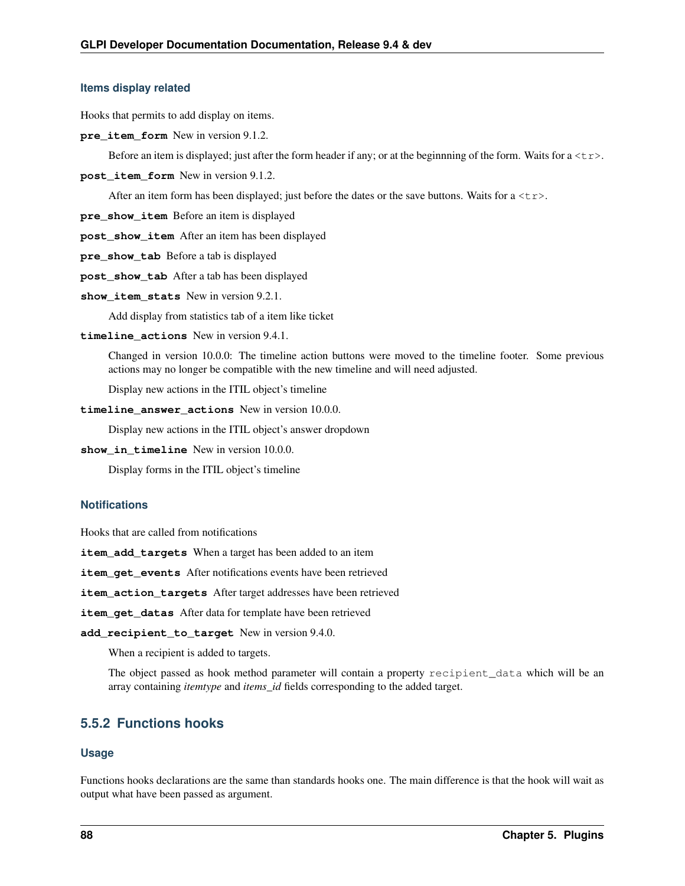#### Items display related

Hooks that permits to add display on items.

**`pre_item_form`** New in version 9.1.2.

Before an item is displayed; just after the form header if any; or at the beginnning of the form. Waits for a `<tr>`.

**`post_item_form`** New in version 9.1.2.

After an item form has been displayed; just before the dates or the save buttons. Waits for a `<tr>`.

**`pre_show_item`** Before an item is displayed

**`post_show_item`** After an item has been displayed

**`pre_show_tab`** Before a tab is displayed

**`post_show_tab`** After a tab has been displayed

**`show_item_stats`** New in version 9.2.1.

Add display from statistics tab of a item like ticket

**`timeline_actions`** New in version 9.4.1.

Changed in version 10.0.0: The timeline action buttons were moved to the timeline footer. Some previous actions may no longer be compatible with the new timeline and will need adjusted.

Display new actions in the ITIL object's timeline

**`timeline_answer_actions`** New in version 10.0.0.

Display new actions in the ITIL object's answer dropdown

**`show_in_timeline`** New in version 10.0.0.

Display forms in the ITIL object's timeline

#### Notifications

Hooks that are called from notifications

**`item_add_targets`** When a target has been added to an item

**`item_get_events`** After notifications events have been retrieved

**`item_action_targets`** After target addresses have been retrieved

**`item_get_datas`** After data for template have been retrieved

**`add_recipient_to_target`** New in version 9.4.0.

When a recipient is added to targets.

The object passed as hook method parameter will contain a property `recipient_data` which will be an array containing *itemtype* and *items_id* fields corresponding to the added target.

### 5.5.2 Functions hooks

#### Usage

Functions hooks declarations are the same than standards hooks one. The main difference is that the hook will wait as output what have been passed as argument.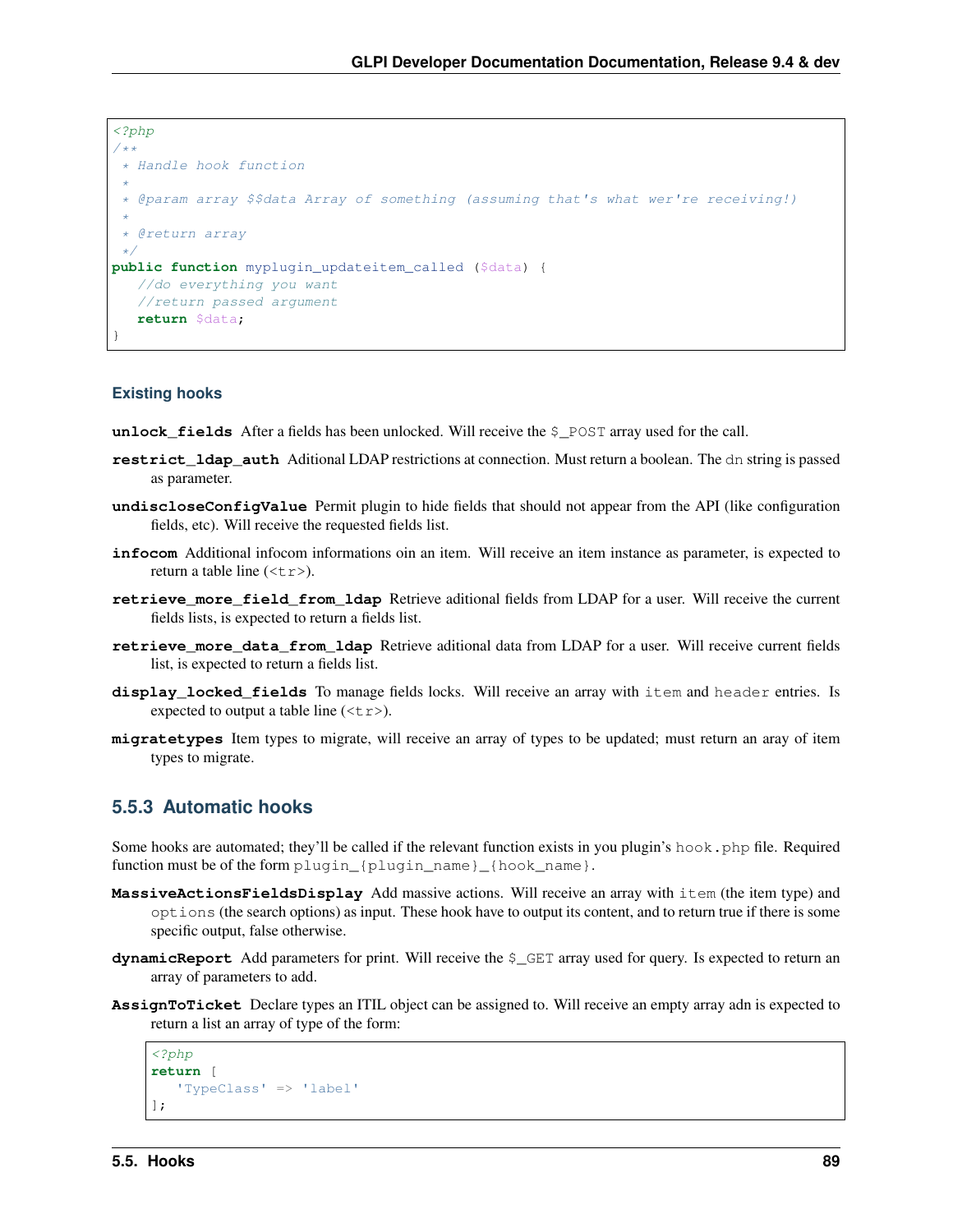```php
<?php
/**
 * Handle hook function
 *
 * @param array $$data Array of something (assuming that's what wer're receiving!)
 *
 * @return array
 */
public function myplugin_updateitem_called ($data) {
   //do everything you want
   //return passed argument
   return $data;
}
```

#### Existing hooks

**unlock_fields** After a fields has been unlocked. Will receive the `$_POST` array used for the call.

**restrict_ldap_auth** Aditional LDAP restrictions at connection. Must return a boolean. The `dn` string is passed as parameter.

**undiscloseConfigValue** Permit plugin to hide fields that should not appear from the API (like configuration fields, etc). Will receive the requested fields list.

**infocom** Additional infocom informations oin an item. Will receive an item instance as parameter, is expected to return a table line (`<tr>`).

**retrieve_more_field_from_ldap** Retrieve aditional fields from LDAP for a user. Will receive the current fields lists, is expected to return a fields list.

**retrieve_more_data_from_ldap** Retrieve aditional data from LDAP for a user. Will receive current fields list, is expected to return a fields list.

**display_locked_fields** To manage fields locks. Will receive an array with `item` and `header` entries. Is expected to output a table line (`<tr>`).

**migratetypes** Item types to migrate, will receive an array of types to be updated; must return an aray of item types to migrate.

### 5.5.3 Automatic hooks

Some hooks are automated; they'll be called if the relevant function exists in you plugin's `hook.php` file. Required function must be of the form `plugin_{plugin_name}_{hook_name}`.

**MassiveActionsFieldsDisplay** Add massive actions. Will receive an array with `item` (the item type) and `options` (the search options) as input. These hook have to output its content, and to return true if there is some specific output, false otherwise.

**dynamicReport** Add parameters for print. Will receive the `$_GET` array used for query. Is expected to return an array of parameters to add.

**AssignToTicket** Declare types an ITIL object can be assigned to. Will receive an empty array adn is expected to return a list an array of type of the form:

```php
<?php
return [
   'TypeClass' => 'label'
];
```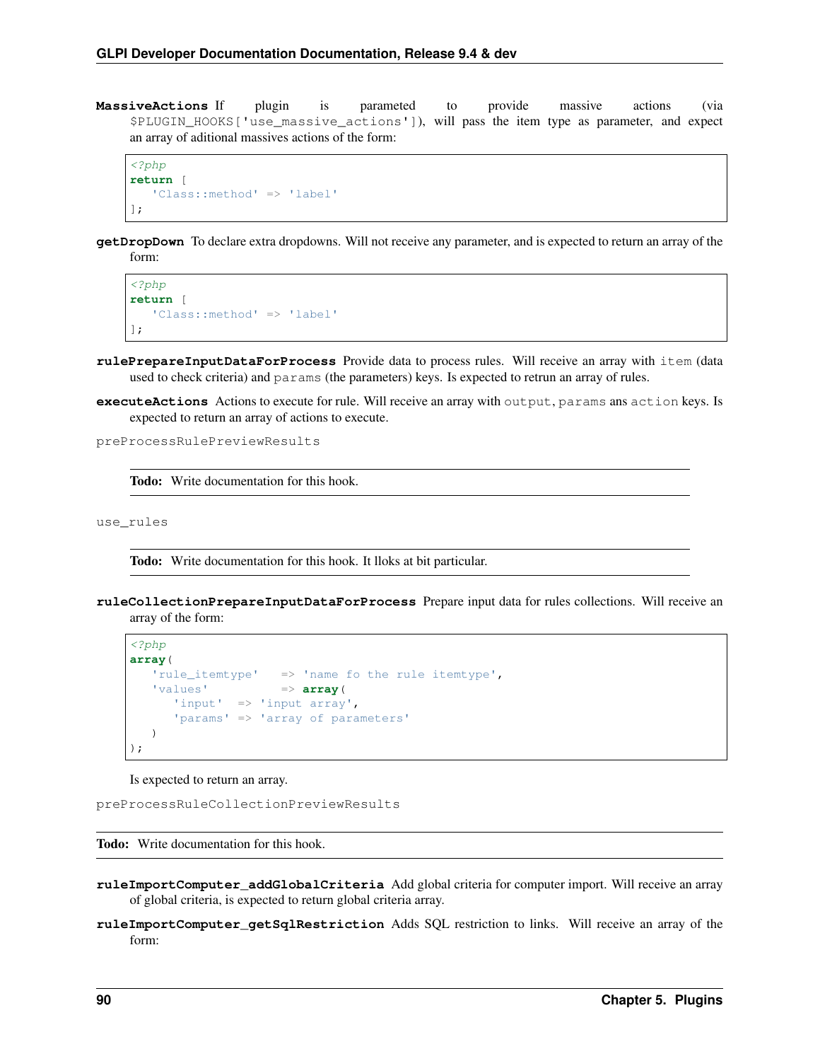**MassiveActions** If plugin is parameted to provide massive actions (via `$PLUGIN_HOOKS['use_massive_actions']`), will pass the item type as parameter, and expect an array of aditional massives actions of the form:

```php
<?php
return [
   'Class::method' => 'label'
];
```

**getDropDown** To declare extra dropdowns. Will not receive any parameter, and is expected to return an array of the form:

```php
<?php
return [
   'Class::method' => 'label'
];
```

**rulePrepareInputDataForProcess** Provide data to process rules. Will receive an array with `item` (data used to check criteria) and `params` (the parameters) keys. Is expected to retrun an array of rules.

**executeActions** Actions to execute for rule. Will receive an array with `output`, `params` ans `action` keys. Is expected to return an array of actions to execute.

`preProcessRulePreviewResults`

> **Todo:** Write documentation for this hook.

`use_rules`

> **Todo:** Write documentation for this hook. It lloks at bit particular.

**ruleCollectionPrepareInputDataForProcess** Prepare input data for rules collections. Will receive an array of the form:

```php
<?php
array(
   'rule_itemtype'   => 'name fo the rule itemtype',
   'values'          => array(
      'input'  => 'input array',
      'params' => 'array of parameters'
   )
);
```

Is expected to return an array.

`preProcessRuleCollectionPreviewResults`

> **Todo:** Write documentation for this hook.

**ruleImportComputer_addGlobalCriteria** Add global criteria for computer import. Will receive an array of global criteria, is expected to return global criteria array.

**ruleImportComputer_getSqlRestriction** Adds SQL restriction to links. Will receive an array of the form: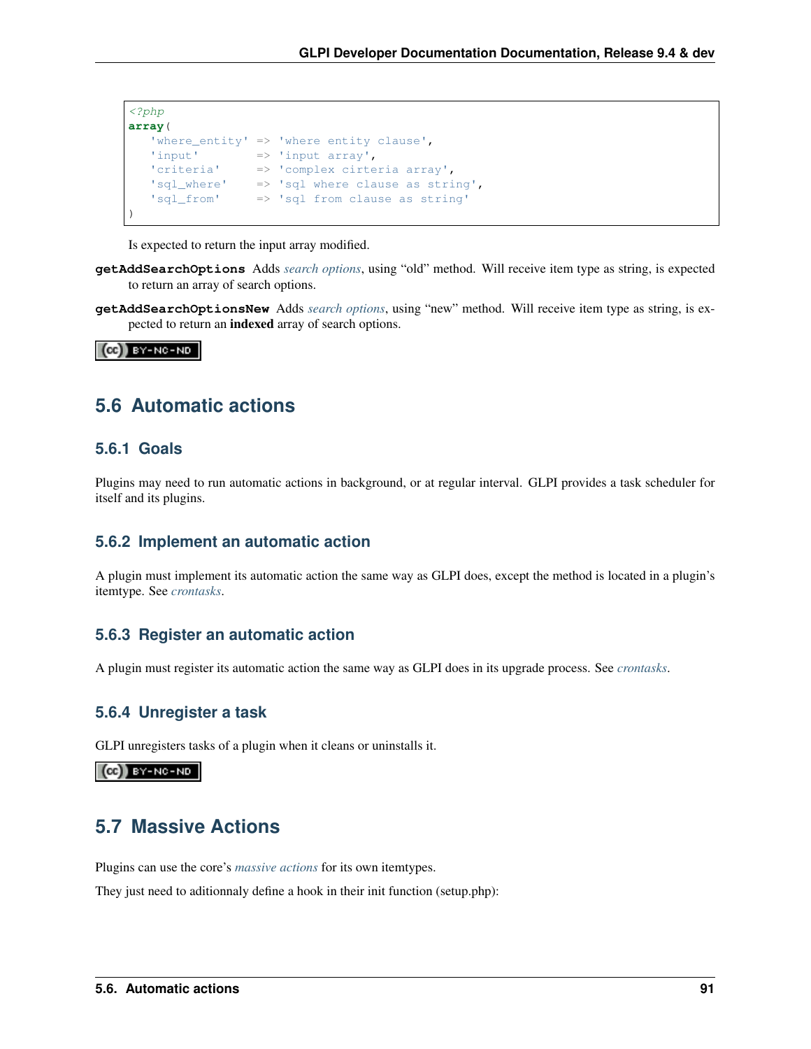```php
<?php
array(
   'where_entity' => 'where entity clause',
   'input'        => 'input array',
   'criteria'     => 'complex cirteria array',
   'sql_where'    => 'sql where clause as string',
   'sql_from'     => 'sql from clause as string'
)
```

Is expected to return the input array modified.

**getAddSearchOptions** Adds *search options*, using "old" method. Will receive item type as string, is expected to return an array of search options.

**getAddSearchOptionsNew** Adds *search options*, using "new" method. Will receive item type as string, is expected to return an **indexed** array of search options.

## 5.6 Automatic actions

### 5.6.1 Goals

Plugins may need to run automatic actions in background, or at regular interval. GLPI provides a task scheduler for itself and its plugins.

### 5.6.2 Implement an automatic action

A plugin must implement its automatic action the same way as GLPI does, except the method is located in a plugin's itemtype. See *crontasks*.

### 5.6.3 Register an automatic action

A plugin must register its automatic action the same way as GLPI does in its upgrade process. See *crontasks*.

### 5.6.4 Unregister a task

GLPI unregisters tasks of a plugin when it cleans or uninstalls it.

## 5.7 Massive Actions

Plugins can use the core's *massive actions* for its own itemtypes.

They just need to aditionnaly define a hook in their init function (setup.php):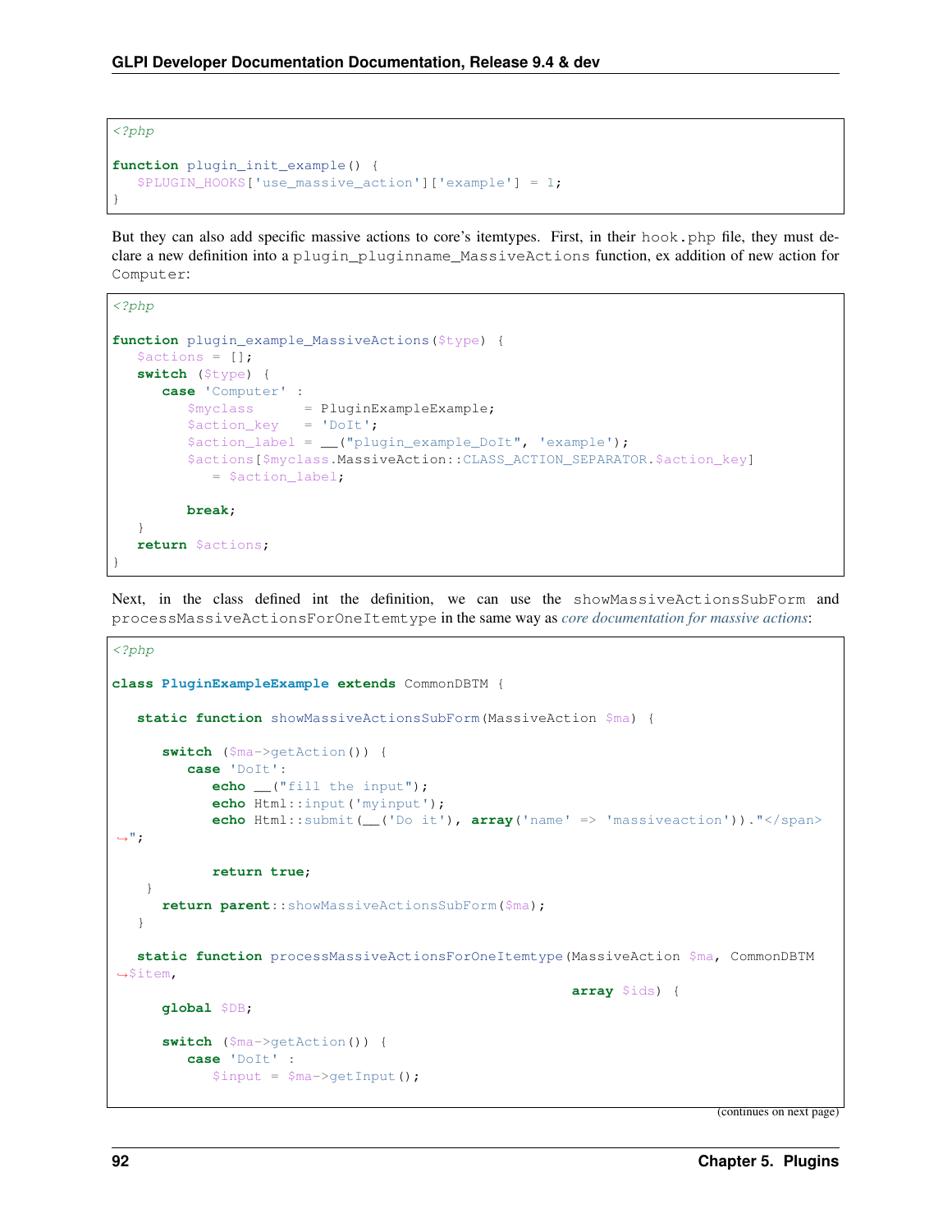```php
<?php

function plugin_init_example() {
   $PLUGIN_HOOKS['use_massive_action']['example'] = 1;
}
```

But they can also add specific massive actions to core's itemtypes. First, in their `hook.php` file, they must declare a new definition into a `plugin_pluginname_MassiveActions` function, ex addition of new action for `Computer`:

```php
<?php

function plugin_example_MassiveActions($type) {
   $actions = [];
   switch ($type) {
      case 'Computer' :
         $myclass      = PluginExampleExample;
         $action_key   = 'DoIt';
         $action_label = __("plugin_example_DoIt", 'example');
         $actions[$myclass.MassiveAction::CLASS_ACTION_SEPARATOR.$action_key]
            = $action_label;

         break;
   }
   return $actions;
}
```

Next, in the class defined int the definition, we can use the `showMassiveActionsSubForm` and `processMassiveActionsForOneItemtype` in the same way as *core documentation for massive actions*:

```php
<?php

class PluginExampleExample extends CommonDBTM {

   static function showMassiveActionsSubForm(MassiveAction $ma) {

      switch ($ma->getAction()) {
         case 'DoIt':
            echo __("fill the input");
            echo Html::input('myinput');
            echo Html::submit(__('Do it'), array('name' => 'massiveaction'))."</span>
↪";

            return true;
    }
      return parent::showMassiveActionsSubForm($ma);
   }

   static function processMassiveActionsForOneItemtype(MassiveAction $ma, CommonDBTM
↪$item,
                                                       array $ids) {
      global $DB;

      switch ($ma->getAction()) {
         case 'DoIt' :
            $input = $ma->getInput();
```

(continues on next page)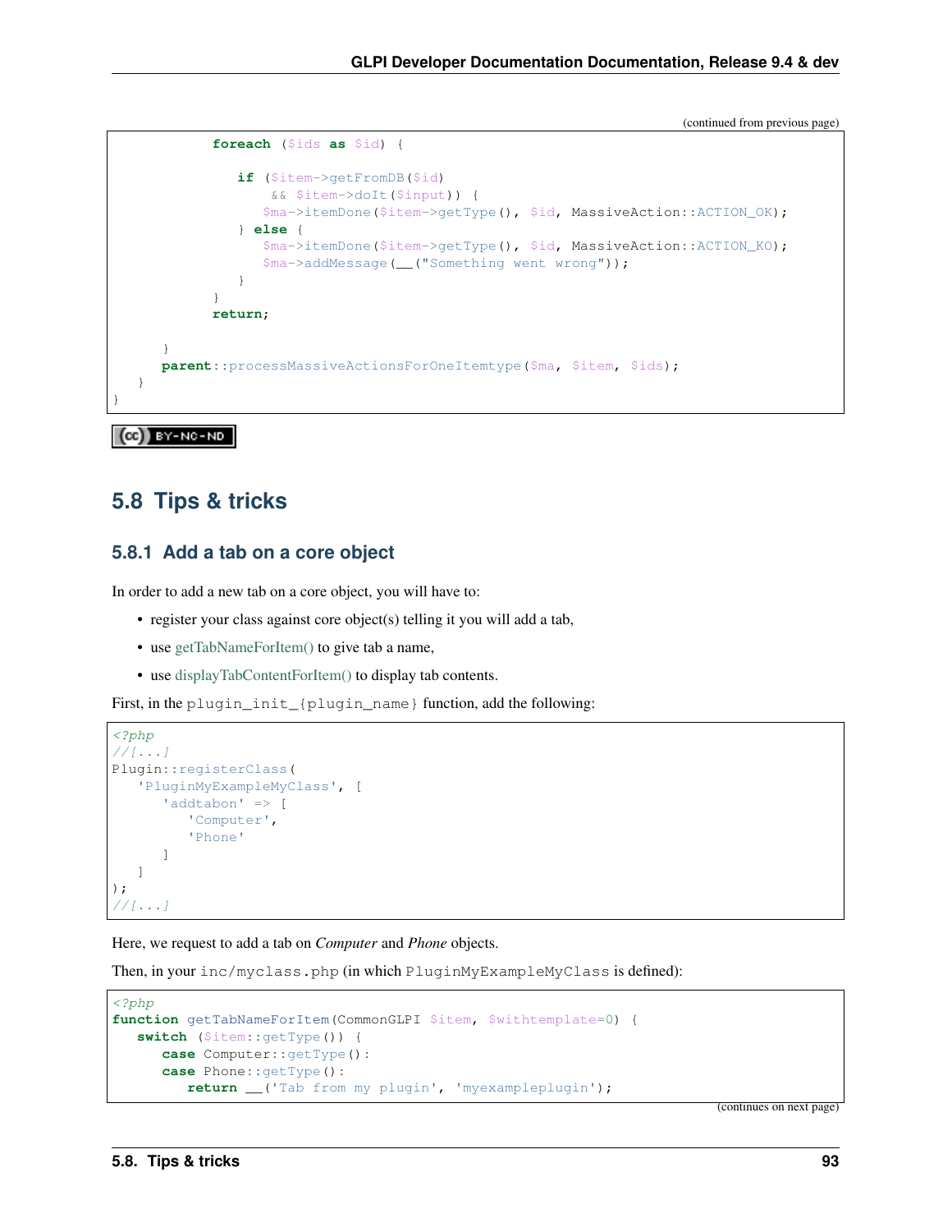(continued from previous page)

```
            foreach ($ids as $id) {

               if ($item->getFromDB($id)
                   && $item->doIt($input)) {
                  $ma->itemDone($item->getType(), $id, MassiveAction::ACTION_OK);
               } else {
                  $ma->itemDone($item->getType(), $id, MassiveAction::ACTION_KO);
                  $ma->addMessage(__("Something went wrong"));
               }
            }
            return;

      }
      parent::processMassiveActionsForOneItemtype($ma, $item, $ids);
   }
}
```

## 5.8 Tips & tricks

### 5.8.1 Add a tab on a core object

In order to add a new tab on a core object, you will have to:

- register your class against core object(s) telling it you will add a tab,
- use getTabNameForItem() to give tab a name,
- use displayTabContentForItem() to display tab contents.

First, in the `plugin_init_{plugin_name}` function, add the following:

```
<?php
//[...]
Plugin::registerClass(
   'PluginMyExampleMyClass', [
      'addtabon' => [
         'Computer',
         'Phone'
      ]
   ]
);
//[...]
```

Here, we request to add a tab on *Computer* and *Phone* objects.

Then, in your `inc/myclass.php` (in which `PluginMyExampleMyClass` is defined):

```
<?php
function getTabNameForItem(CommonGLPI $item, $withtemplate=0) {
   switch ($item::getType()) {
      case Computer::getType():
      case Phone::getType():
         return __('Tab from my plugin', 'myexampleplugin');
```

(continues on next page)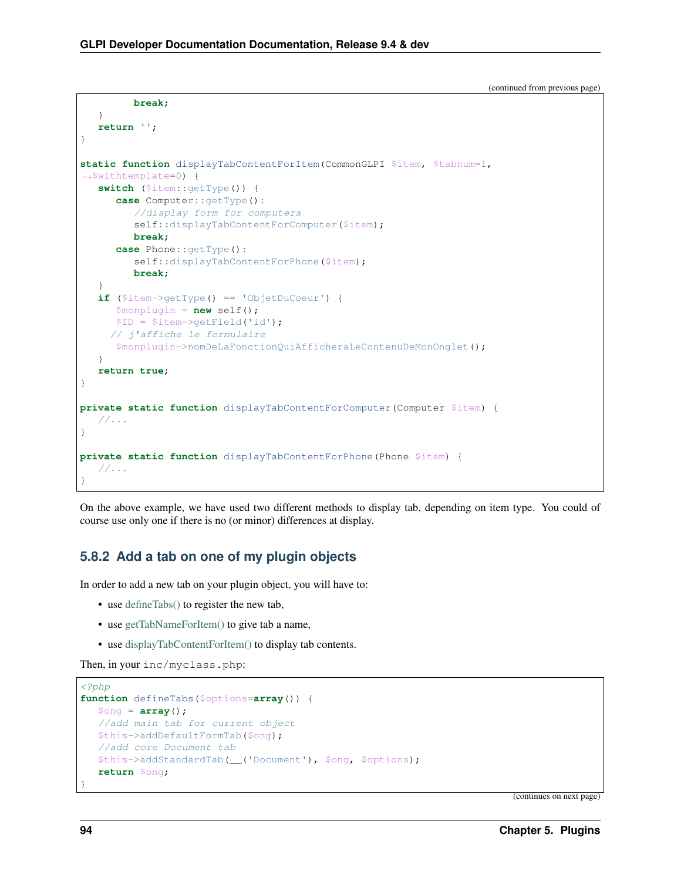(continued from previous page)

```php
         break;
   }
   return '';
}

static function displayTabContentForItem(CommonGLPI $item, $tabnum=1,
↪$withtemplate=0) {
   switch ($item::getType()) {
      case Computer::getType():
         //display form for computers
         self::displayTabContentForComputer($item);
         break;
      case Phone::getType():
         self::displayTabContentForPhone($item);
         break;
   }
   if ($item->getType() == 'ObjetDuCoeur') {
      $monplugin = new self();
      $ID = $item->getField('id');
     // j'affiche le formulaire
      $monplugin->nomDeLaFonctionQuiAfficheraLeContenuDeMonOnglet();
   }
   return true;
}

private static function displayTabContentForComputer(Computer $item) {
   //...
}

private static function displayTabContentForPhone(Phone $item) {
   //...
}
```

On the above example, we have used two different methods to display tab, depending on item type. You could of course use only one if there is no (or minor) differences at display.

### 5.8.2 Add a tab on one of my plugin objects

In order to add a new tab on your plugin object, you will have to:

- use defineTabs() to register the new tab,
- use getTabNameForItem() to give tab a name,
- use displayTabContentForItem() to display tab contents.

Then, in your `inc/myclass.php`:

```php
<?php
function defineTabs($options=array()) {
   $ong = array();
   //add main tab for current object
   $this->addDefaultFormTab($ong);
   //add core Document tab
   $this->addStandardTab(__('Document'), $ong, $options);
   return $ong;
}
```

(continues on next page)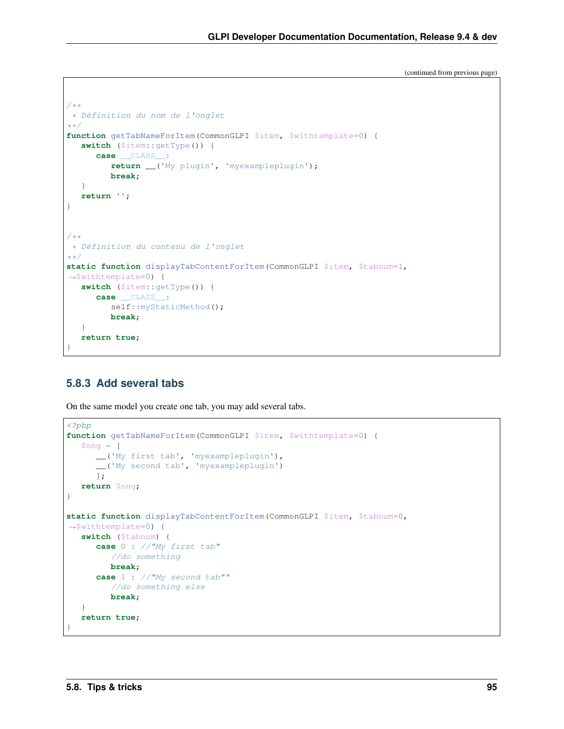(continued from previous page)

```php
/**
 * Définition du nom de l'onglet
 **/
function getTabNameForItem(CommonGLPI $item, $withtemplate=0) {
   switch ($item::getType()) {
      case __CLASS__:
         return __('My plugin', 'myexampleplugin');
         break;
   }
   return '';
}


/**
 * Définition du contenu de l'onglet
 **/
static function displayTabContentForItem(CommonGLPI $item, $tabnum=1,
 ↪$withtemplate=0) {
   switch ($item::getType()) {
      case __CLASS__:
         self::myStaticMethod();
         break;
   }
   return true;
}
```

### 5.8.3 Add several tabs

On the same model you create one tab, you may add several tabs.

```php
<?php
function getTabNameForItem(CommonGLPI $item, $withtemplate=0) {
   $ong = [
      __('My first tab', 'myexampleplugin'),
      __('My second tab', 'myexampleplugin')
      ];
   return $ong;
}

static function displayTabContentForItem(CommonGLPI $item, $tabnum=0,
 ↪$withtemplate=0) {
   switch ($tabnum) {
      case 0 : //"My first tab"
         //do something
         break;
      case 1 : //"My second tab""
         //do something else
         break;
   }
   return true;
}
```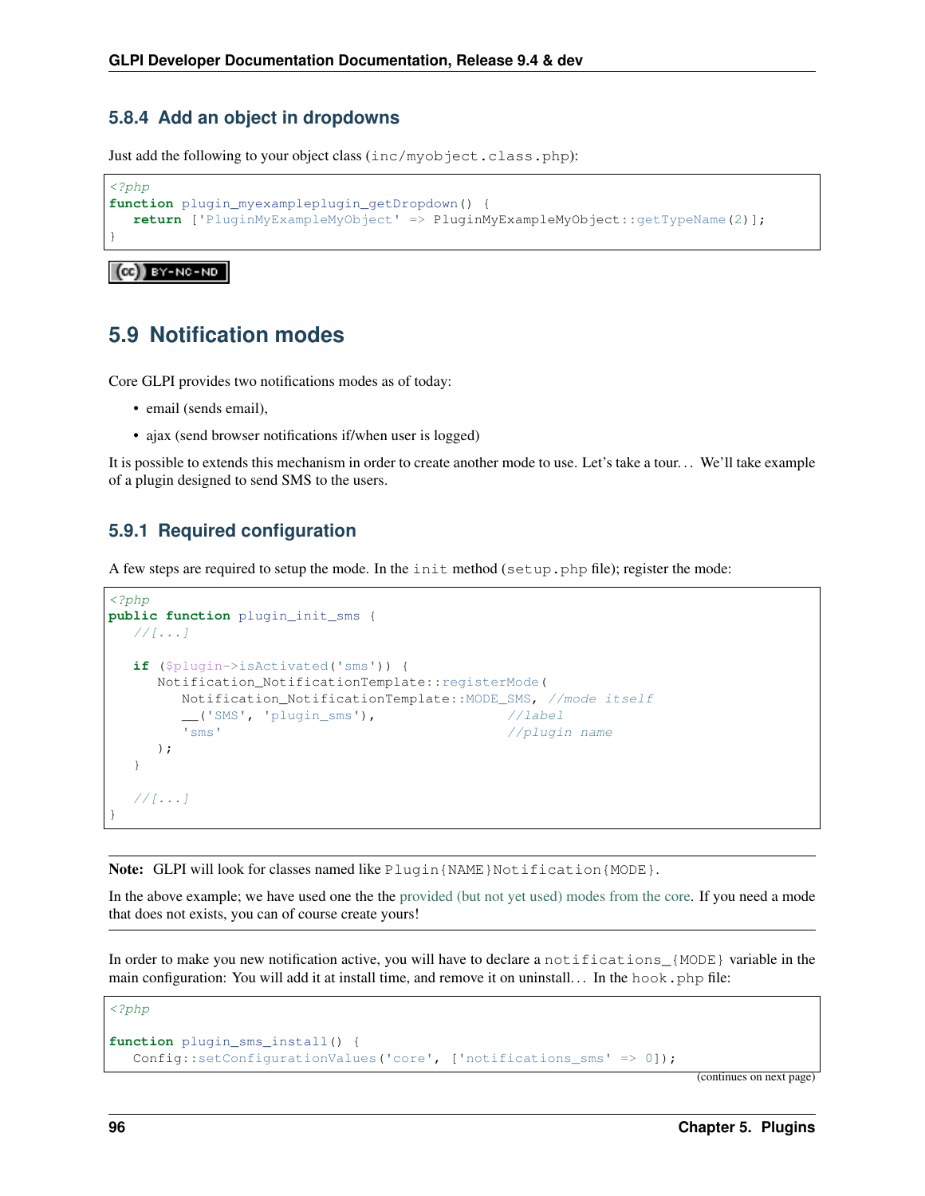### 5.8.4 Add an object in dropdowns

Just add the following to your object class (inc/myobject.class.php):

```
<?php
function plugin_myexampleplugin_getDropdown() {
   return ['PluginMyExampleMyObject' => PluginMyExampleMyObject::getTypeName(2)];
}
```

## 5.9 Notification modes

Core GLPI provides two notifications modes as of today:

- email (sends email),
- ajax (send browser notifications if/when user is logged)

It is possible to extends this mechanism in order to create another mode to use. Let's take a tour… We'll take example of a plugin designed to send SMS to the users.

### 5.9.1 Required configuration

A few steps are required to setup the mode. In the init method (setup.php file); register the mode:

```
<?php
public function plugin_init_sms {
   //[...]

   if ($plugin->isActivated('sms')) {
      Notification_NotificationTemplate::registerMode(
         Notification_NotificationTemplate::MODE_SMS, //mode itself
         __('SMS', 'plugin_sms'),                    //label
         'sms'                                        //plugin name
      );
   }

   //[...]
}
```

**Note:** GLPI will look for classes named like Plugin{NAME}Notification{MODE}.

In the above example; we have used one the the provided (but not yet used) modes from the core. If you need a mode that does not exists, you can of course create yours!

In order to make you new notification active, you will have to declare a notifications_{MODE} variable in the main configuration: You will add it at install time, and remove it on uninstall… In the hook.php file:

```
<?php

function plugin_sms_install() {
   Config::setConfigurationValues('core', ['notifications_sms' => 0]);
```

(continues on next page)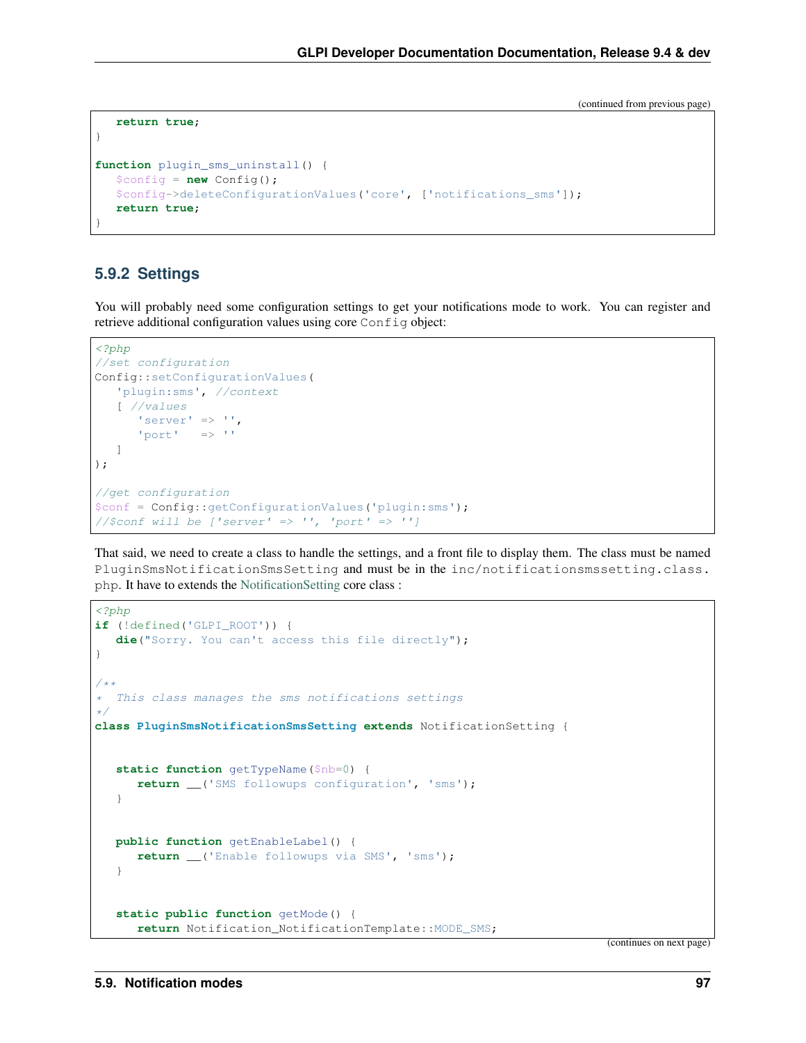(continued from previous page)

```php
   return true;
}

function plugin_sms_uninstall() {
   $config = new Config();
   $config->deleteConfigurationValues('core', ['notifications_sms']);
   return true;
}
```

### 5.9.2 Settings

You will probably need some configuration settings to get your notifications mode to work. You can register and retrieve additional configuration values using core `Config` object:

```php
<?php
//set configuration
Config::setConfigurationValues(
   'plugin:sms', //context
   [ //values
      'server' => '',
      'port'   => ''
   ]
);

//get configuration
$conf = Config::getConfigurationValues('plugin:sms');
//$conf will be ['server' => '', 'port' => '']
```

That said, we need to create a class to handle the settings, and a front file to display them. The class must be named `PluginSmsNotificationSmsSetting` and must be in the `inc/notificationsmssetting.class.php`. It have to extends the NotificationSetting core class :

```php
<?php
if (!defined('GLPI_ROOT')) {
   die("Sorry. You can't access this file directly");
}

/**
*  This class manages the sms notifications settings
*/
class PluginSmsNotificationSmsSetting extends NotificationSetting {


   static function getTypeName($nb=0) {
      return __('SMS followups configuration', 'sms');
   }


   public function getEnableLabel() {
      return __('Enable followups via SMS', 'sms');
   }


   static public function getMode() {
      return Notification_NotificationTemplate::MODE_SMS;
```

(continues on next page)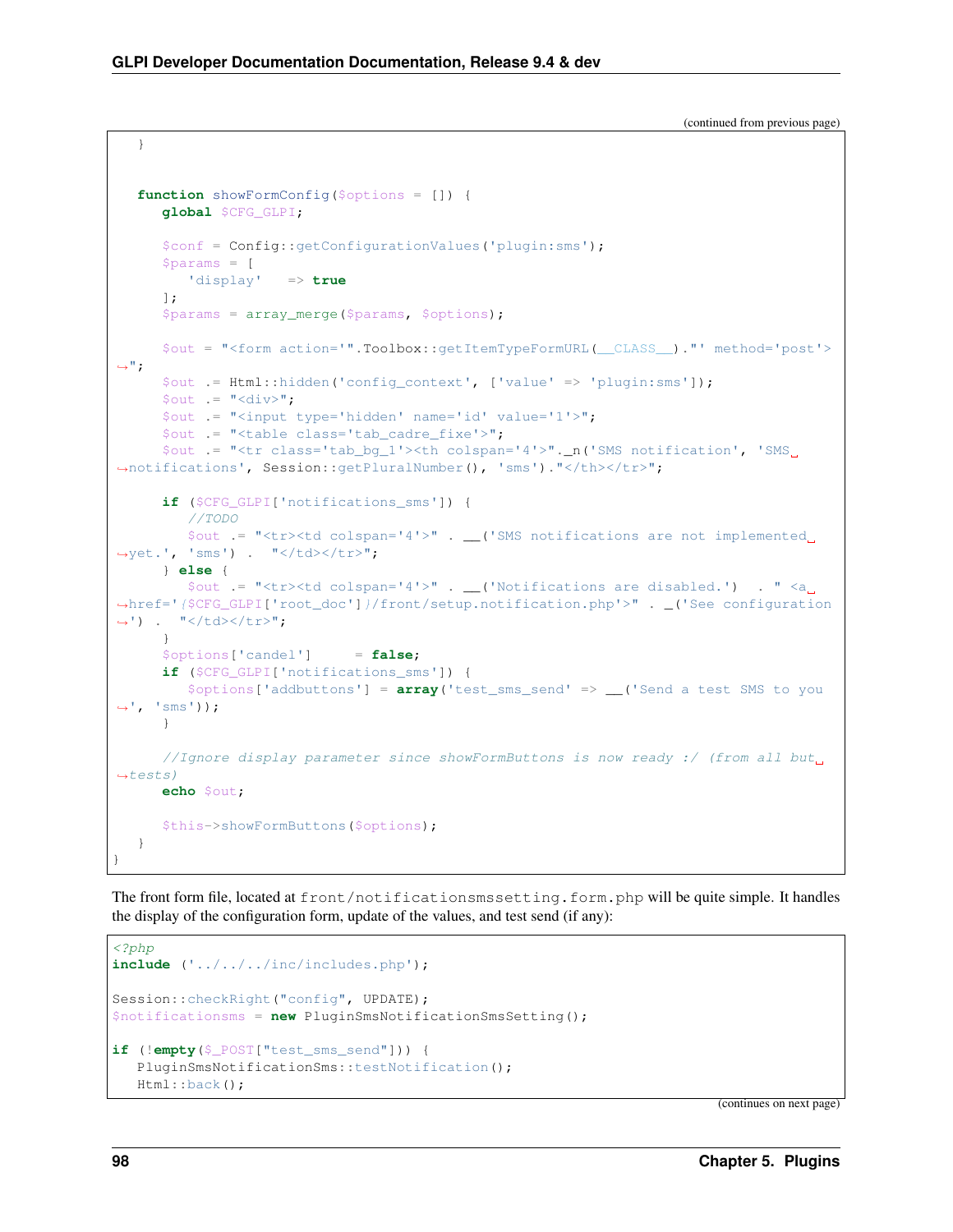(continued from previous page)

```
   }


   function showFormConfig($options = []) {
      global $CFG_GLPI;

      $conf = Config::getConfigurationValues('plugin:sms');
      $params = [
         'display'   => true
      ];
      $params = array_merge($params, $options);

      $out = "<form action='".Toolbox::getItemTypeFormURL(__CLASS__)."' method='post'>
↪";
      $out .= Html::hidden('config_context', ['value' => 'plugin:sms']);
      $out .= "<div>";
      $out .= "<input type='hidden' name='id' value='1'>";
      $out .= "<table class='tab_cadre_fixe'>";
      $out .= "<tr class='tab_bg_1'><th colspan='4'>"._n('SMS notification', 'SMS␣
↪notifications', Session::getPluralNumber(), 'sms')."</th></tr>";

      if ($CFG_GLPI['notifications_sms']) {
         //TODO
         $out .= "<tr><td colspan='4'>" . __('SMS notifications are not implemented␣
↪yet.', 'sms') .  "</td></tr>";
      } else {
         $out .= "<tr><td colspan='4'>" . __('Notifications are disabled.')  . " <a␣
↪href='{$CFG_GLPI['root_doc']}/front/setup.notification.php'>" . _('See configuration
↪') .  "</td></tr>";
      }
      $options['candel']     = false;
      if ($CFG_GLPI['notifications_sms']) {
         $options['addbuttons'] = array('test_sms_send' => __('Send a test SMS to you
↪', 'sms'));
      }

      //Ignore display parameter since showFormButtons is now ready :/ (from all but␣
↪tests)
      echo $out;

      $this->showFormButtons($options);
   }
}
```

The front form file, located at `front/notificationsmssetting.form.php` will be quite simple. It handles the display of the configuration form, update of the values, and test send (if any):

```
<?php
include ('../../../inc/includes.php');

Session::checkRight("config", UPDATE);
$notificationsms = new PluginSmsNotificationSmsSetting();

if (!empty($_POST["test_sms_send"])) {
   PluginSmsNotificationSms::testNotification();
   Html::back();
```

(continues on next page)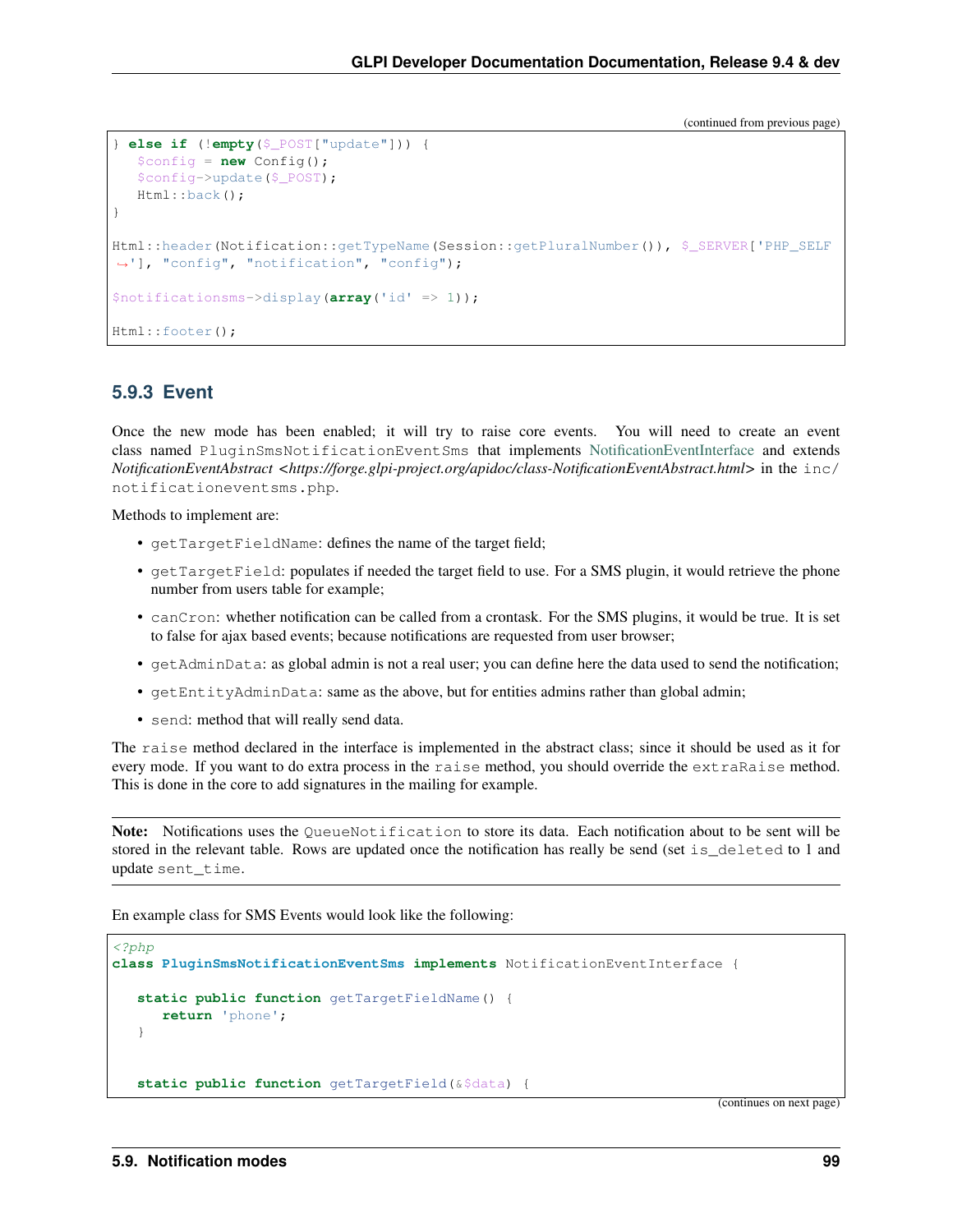(continued from previous page)

```php
} else if (!empty($_POST["update"])) {
   $config = new Config();
   $config->update($_POST);
   Html::back();
}

Html::header(Notification::getTypeName(Session::getPluralNumber()), $_SERVER['PHP_SELF
↪'], "config", "notification", "config");

$notificationsms->display(array('id' => 1));

Html::footer();
```

### 5.9.3 Event

Once the new mode has been enabled; it will try to raise core events. You will need to create an event class named `PluginSmsNotificationEventSms` that implements NotificationEventInterface and extends *NotificationEventAbstract <https://forge.glpi-project.org/apidoc/class-NotificationEventAbstract.html>* in the `inc/notificationeventsms.php`.

Methods to implement are:

- `getTargetFieldName`: defines the name of the target field;
- `getTargetField`: populates if needed the target field to use. For a SMS plugin, it would retrieve the phone number from users table for example;
- `canCron`: whether notification can be called from a crontask. For the SMS plugins, it would be true. It is set to false for ajax based events; because notifications are requested from user browser;
- `getAdminData`: as global admin is not a real user; you can define here the data used to send the notification;
- `getEntityAdminData`: same as the above, but for entities admins rather than global admin;
- `send`: method that will really send data.

The `raise` method declared in the interface is implemented in the abstract class; since it should be used as it for every mode. If you want to do extra process in the `raise` method, you should override the `extraRaise` method. This is done in the core to add signatures in the mailing for example.

**Note:** Notifications uses the `QueueNotification` to store its data. Each notification about to be sent will be stored in the relevant table. Rows are updated once the notification has really be send (set `is_deleted` to 1 and update `sent_time`.

En example class for SMS Events would look like the following:

```php
<?php
class PluginSmsNotificationEventSms implements NotificationEventInterface {

   static public function getTargetFieldName() {
      return 'phone';
   }


   static public function getTargetField(&$data) {
```

(continues on next page)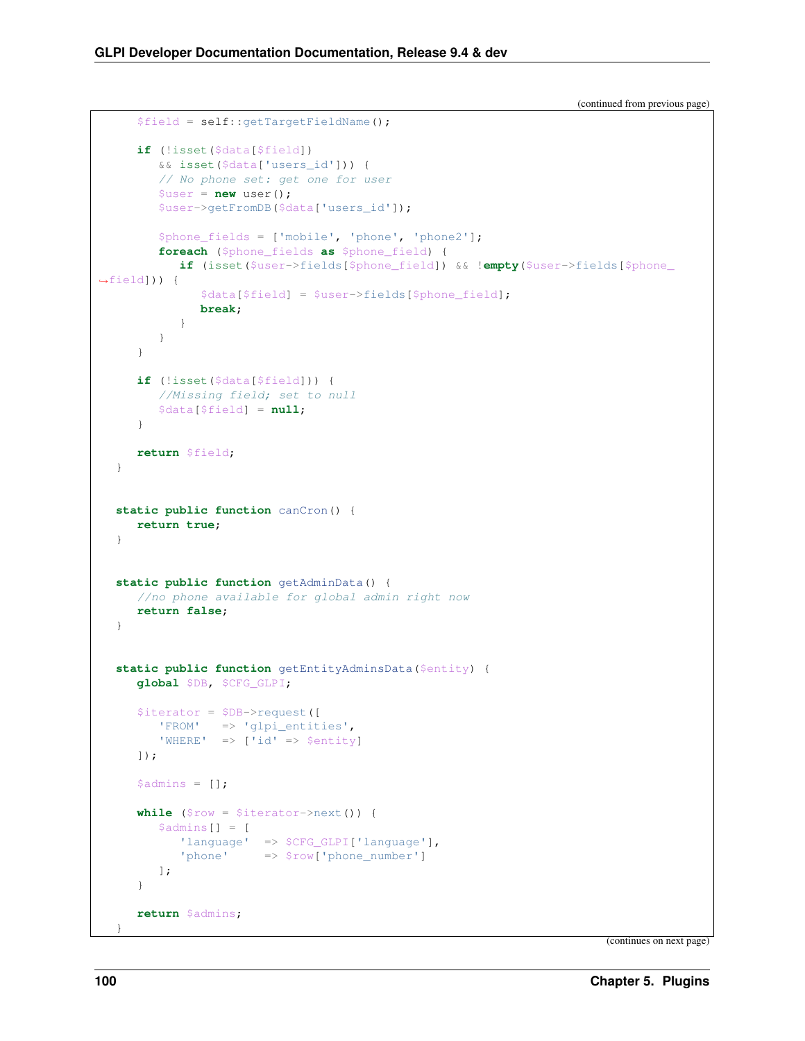(continued from previous page)

```
      $field = self::getTargetFieldName();

      if (!isset($data[$field])
         && isset($data['users_id'])) {
         // No phone set: get one for user
         $user = new user();
         $user->getFromDB($data['users_id']);

         $phone_fields = ['mobile', 'phone', 'phone2'];
         foreach ($phone_fields as $phone_field) {
            if (isset($user->fields[$phone_field]) && !empty($user->fields[$phone_
↪field])) {
               $data[$field] = $user->fields[$phone_field];
               break;
            }
         }
      }

      if (!isset($data[$field])) {
         //Missing field; set to null
         $data[$field] = null;
      }

      return $field;
   }


   static public function canCron() {
      return true;
   }


   static public function getAdminData() {
      //no phone available for global admin right now
      return false;
   }


   static public function getEntityAdminsData($entity) {
      global $DB, $CFG_GLPI;

      $iterator = $DB->request([
         'FROM'   => 'glpi_entities',
         'WHERE'  => ['id' => $entity]
      ]);

      $admins = [];

      while ($row = $iterator->next()) {
         $admins[] = [
            'language'  => $CFG_GLPI['language'],
            'phone'     => $row['phone_number']
         ];
      }

      return $admins;
   }
```

(continues on next page)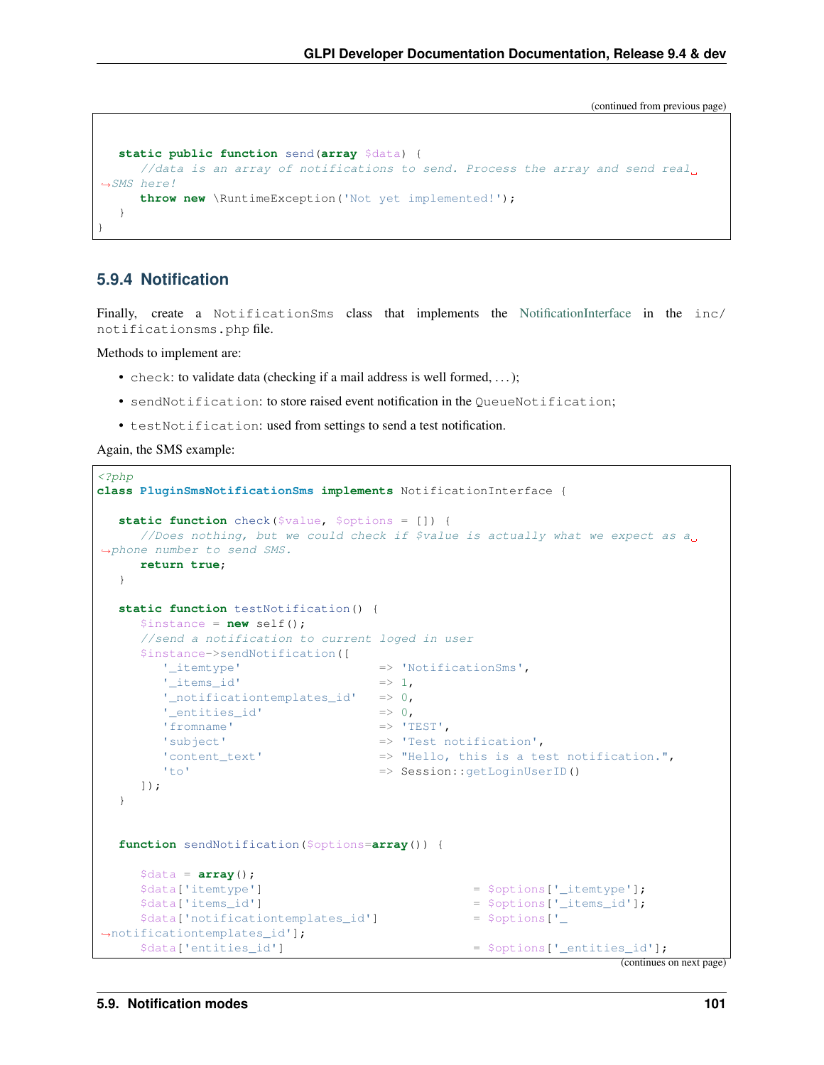```
static public function send(array $data) {
      //data is an array of notifications to send. Process the array and send real SMS here!
      throw new \RuntimeException('Not yet implemented!');
   }
}
```

### 5.9.4 Notification

Finally, create a `NotificationSms` class that implements the NotificationInterface in the `inc/notificationsms.php` file.

Methods to implement are:

- `check`: to validate data (checking if a mail address is well formed, . . . );
- `sendNotification`: to store raised event notification in the `QueueNotification`;
- `testNotification`: used from settings to send a test notification.

Again, the SMS example:

```php
<?php
class PluginSmsNotificationSms implements NotificationInterface {

   static function check($value, $options = []) {
      //Does nothing, but we could check if $value is actually what we expect as a phone number to send SMS.
      return true;
   }

   static function testNotification() {
      $instance = new self();
      //send a notification to current loged in user
      $instance->sendNotification([
         '_itemtype'                   => 'NotificationSms',
         '_items_id'                   => 1,
         '_notificationtemplates_id'   => 0,
         '_entities_id'                => 0,
         'fromname'                    => 'TEST',
         'subject'                     => 'Test notification',
         'content_text'                => "Hello, this is a test notification.",
         'to'                          => Session::getLoginUserID()
      ]);
   }


   function sendNotification($options=array()) {

      $data = array();
      $data['itemtype']                             = $options['_itemtype'];
      $data['items_id']                             = $options['_items_id'];
      $data['notificationtemplates_id']             = $options['_notificationtemplates_id'];
      $data['entities_id']                          = $options['_entities_id'];
```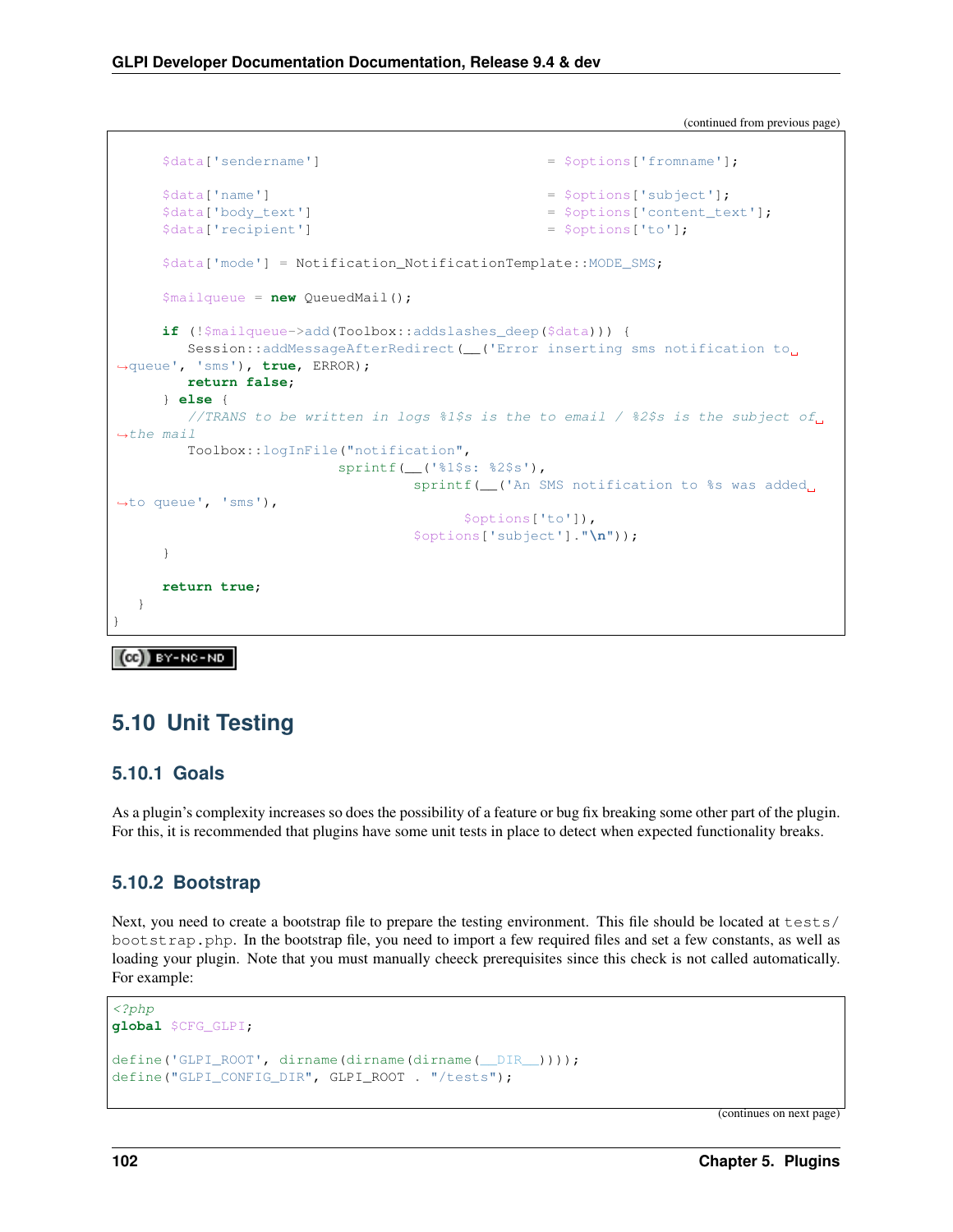(continued from previous page)

```
      $data['sendername']                                = $options['fromname'];

      $data['name']                                      = $options['subject'];
      $data['body_text']                                 = $options['content_text'];
      $data['recipient']                                 = $options['to'];

      $data['mode'] = Notification_NotificationTemplate::MODE_SMS;

      $mailqueue = new QueuedMail();

      if (!$mailqueue->add(Toolbox::addslashes_deep($data))) {
         Session::addMessageAfterRedirect(__('Error inserting sms notification to queue', 'sms'), true, ERROR);
         return false;
      } else {
         //TRANS to be written in logs %1$s is the to email / %2$s is the subject of the mail
         Toolbox::logInFile("notification",
                            sprintf(__('%1$s: %2$s'),
                                    sprintf(__('An SMS notification to %s was added to queue', 'sms'),
                                            $options['to']),
                                    $options['subject']."\n"));
      }

      return true;
   }
}
```

## 5.10 Unit Testing

### 5.10.1 Goals

As a plugin's complexity increases so does the possibility of a feature or bug fix breaking some other part of the plugin. For this, it is recommended that plugins have some unit tests in place to detect when expected functionality breaks.

### 5.10.2 Bootstrap

Next, you need to create a bootstrap file to prepare the testing environment. This file should be located at `tests/bootstrap.php`. In the bootstrap file, you need to import a few required files and set a few constants, as well as loading your plugin. Note that you must manually cheeck prerequisites since this check is not called automatically. For example:

```
<?php
global $CFG_GLPI;

define('GLPI_ROOT', dirname(dirname(dirname(__DIR__))));
define("GLPI_CONFIG_DIR", GLPI_ROOT . "/tests");
```

(continues on next page)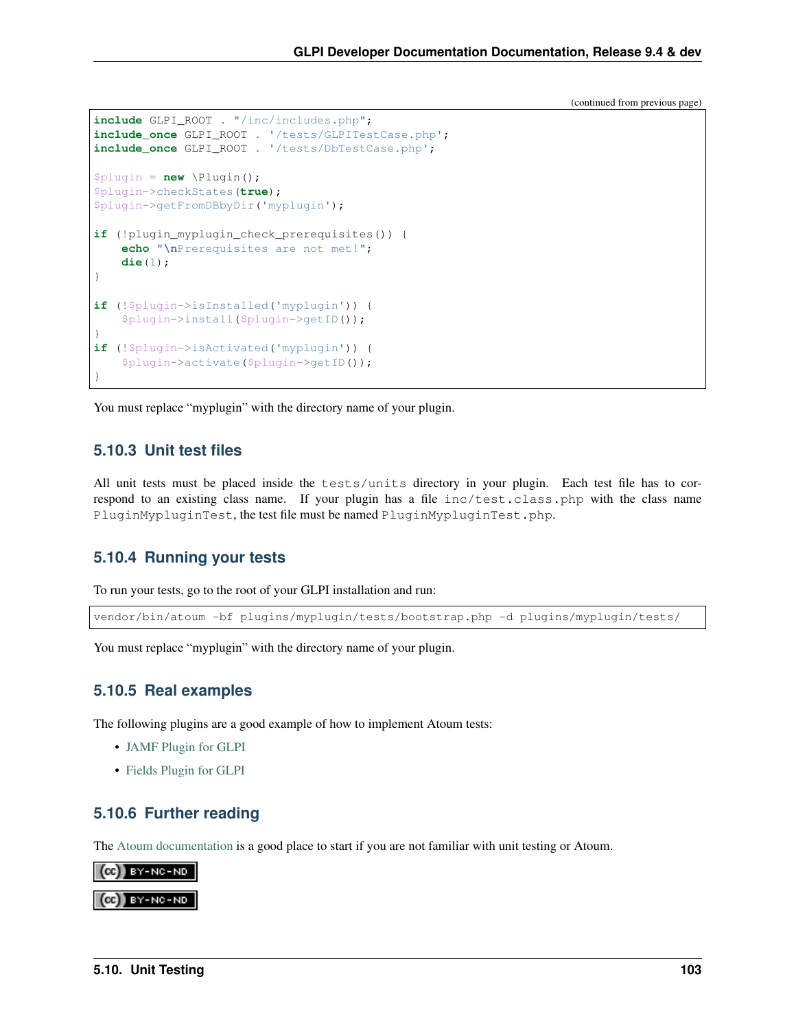(continued from previous page)

```php
include GLPI_ROOT . "/inc/includes.php";
include_once GLPI_ROOT . '/tests/GLPITestCase.php';
include_once GLPI_ROOT . '/tests/DbTestCase.php';

$plugin = new \Plugin();
$plugin->checkStates(true);
$plugin->getFromDBbyDir('myplugin');

if (!plugin_myplugin_check_prerequisites()) {
    echo "\nPrerequisites are not met!";
    die(1);
}

if (!$plugin->isInstalled('myplugin')) {
    $plugin->install($plugin->getID());
}
if (!$plugin->isActivated('myplugin')) {
    $plugin->activate($plugin->getID());
}
```

You must replace "myplugin" with the directory name of your plugin.

### 5.10.3 Unit test files

All unit tests must be placed inside the `tests/units` directory in your plugin. Each test file has to correspond to an existing class name. If your plugin has a file `inc/test.class.php` with the class name `PluginMypluginTest`, the test file must be named `PluginMypluginTest.php`.

### 5.10.4 Running your tests

To run your tests, go to the root of your GLPI installation and run:

```
vendor/bin/atoum -bf plugins/myplugin/tests/bootstrap.php -d plugins/myplugin/tests/
```

You must replace "myplugin" with the directory name of your plugin.

### 5.10.5 Real examples

The following plugins are a good example of how to implement Atoum tests:

- JAMF Plugin for GLPI
- Fields Plugin for GLPI

### 5.10.6 Further reading

The Atoum documentation is a good place to start if you are not familiar with unit testing or Atoum.

(cc) BY-NC-ND

(cc) BY-NC-ND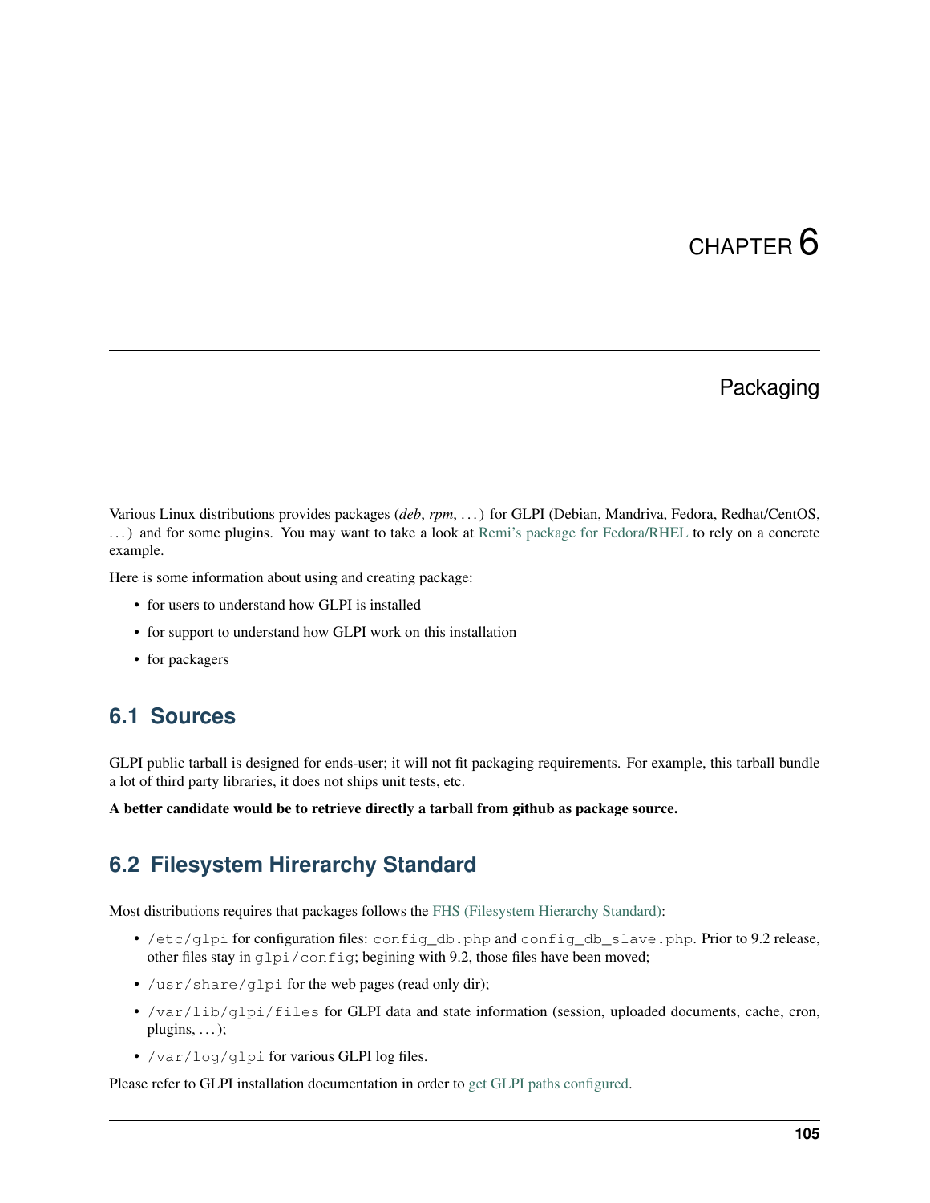# CHAPTER 6

## Packaging

Various Linux distributions provides packages (*deb*, *rpm*, . . . ) for GLPI (Debian, Mandriva, Fedora, Redhat/CentOS, . . . ) and for some plugins. You may want to take a look at Remi's package for Fedora/RHEL to rely on a concrete example.

Here is some information about using and creating package:

- for users to understand how GLPI is installed
- for support to understand how GLPI work on this installation
- for packagers

## 6.1 Sources

GLPI public tarball is designed for ends-user; it will not fit packaging requirements. For example, this tarball bundle a lot of third party libraries, it does not ships unit tests, etc.

**A better candidate would be to retrieve directly a tarball from github as package source.**

## 6.2 Filesystem Hirerarchy Standard

Most distributions requires that packages follows the FHS (Filesystem Hierarchy Standard):

- `/etc/glpi` for configuration files: `config_db.php` and `config_db_slave.php`. Prior to 9.2 release, other files stay in `glpi/config`; begining with 9.2, those files have been moved;
- `/usr/share/glpi` for the web pages (read only dir);
- `/var/lib/glpi/files` for GLPI data and state information (session, uploaded documents, cache, cron, plugins, . . . );
- `/var/log/glpi` for various GLPI log files.

Please refer to GLPI installation documentation in order to get GLPI paths configured.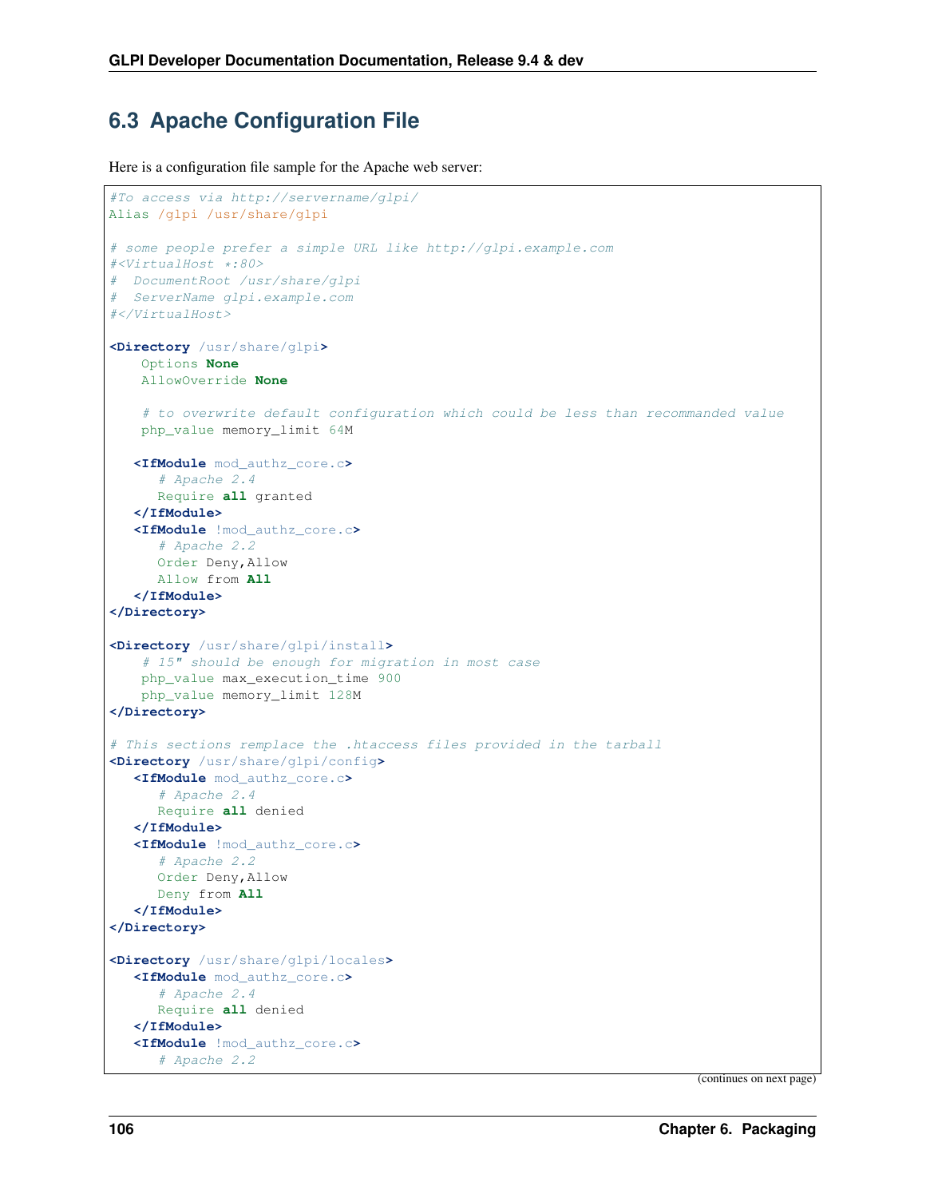## 6.3 Apache Configuration File

Here is a configuration file sample for the Apache web server:

```
#To access via http://servername/glpi/
Alias /glpi /usr/share/glpi

# some people prefer a simple URL like http://glpi.example.com
#<VirtualHost *:80>
#  DocumentRoot /usr/share/glpi
#  ServerName glpi.example.com
#</VirtualHost>

<Directory /usr/share/glpi>
    Options None
    AllowOverride None

    # to overwrite default configuration which could be less than recommanded value
    php_value memory_limit 64M

   <IfModule mod_authz_core.c>
      # Apache 2.4
      Require all granted
   </IfModule>
   <IfModule !mod_authz_core.c>
      # Apache 2.2
      Order Deny,Allow
      Allow from All
   </IfModule>
</Directory>

<Directory /usr/share/glpi/install>
    # 15" should be enough for migration in most case
    php_value max_execution_time 900
    php_value memory_limit 128M
</Directory>

# This sections remplace the .htaccess files provided in the tarball
<Directory /usr/share/glpi/config>
   <IfModule mod_authz_core.c>
      # Apache 2.4
      Require all denied
   </IfModule>
   <IfModule !mod_authz_core.c>
      # Apache 2.2
      Order Deny,Allow
      Deny from All
   </IfModule>
</Directory>

<Directory /usr/share/glpi/locales>
   <IfModule mod_authz_core.c>
      # Apache 2.4
      Require all denied
   </IfModule>
   <IfModule !mod_authz_core.c>
      # Apache 2.2
```

(continues on next page)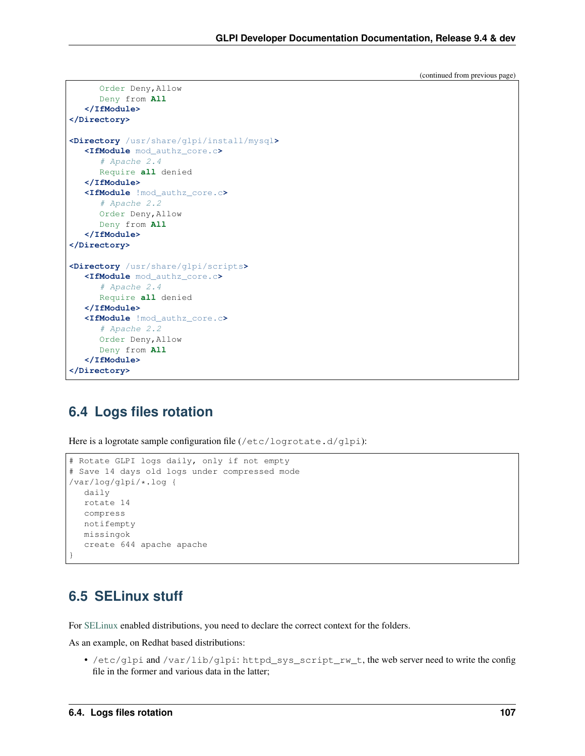(continued from previous page)

```
      Order Deny,Allow
      Deny from All
   </IfModule>
</Directory>

<Directory /usr/share/glpi/install/mysql>
   <IfModule mod_authz_core.c>
      # Apache 2.4
      Require all denied
   </IfModule>
   <IfModule !mod_authz_core.c>
      # Apache 2.2
      Order Deny,Allow
      Deny from All
   </IfModule>
</Directory>

<Directory /usr/share/glpi/scripts>
   <IfModule mod_authz_core.c>
      # Apache 2.4
      Require all denied
   </IfModule>
   <IfModule !mod_authz_core.c>
      # Apache 2.2
      Order Deny,Allow
      Deny from All
   </IfModule>
</Directory>
```

## 6.4 Logs files rotation

Here is a logrotate sample configuration file (`/etc/logrotate.d/glpi`):

```
# Rotate GLPI logs daily, only if not empty
# Save 14 days old logs under compressed mode
/var/log/glpi/*.log {
   daily
   rotate 14
   compress
   notifempty
   missingok
   create 644 apache apache
}
```

## 6.5 SELinux stuff

For SELinux enabled distributions, you need to declare the correct context for the folders.

As an example, on Redhat based distributions:

- `/etc/glpi` and `/var/lib/glpi`: `httpd_sys_script_rw_t`, the web server need to write the config file in the former and various data in the latter;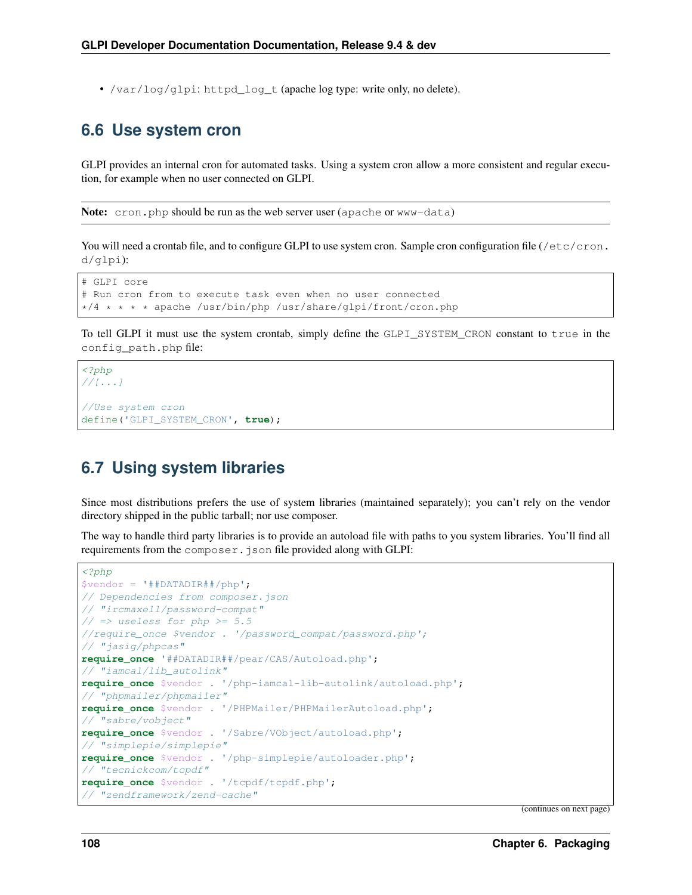- /var/log/glpi: httpd_log_t (apache log type: write only, no delete).

## 6.6 Use system cron

GLPI provides an internal cron for automated tasks. Using a system cron allow a more consistent and regular execution, for example when no user connected on GLPI.

**Note:** cron.php should be run as the web server user (apache or www-data)

You will need a crontab file, and to configure GLPI to use system cron. Sample cron configuration file (/etc/cron.d/glpi):

```
# GLPI core
# Run cron from to execute task even when no user connected
*/4 * * * * apache /usr/bin/php /usr/share/glpi/front/cron.php
```

To tell GLPI it must use the system crontab, simply define the GLPI_SYSTEM_CRON constant to true in the config_path.php file:

```php
<?php
//[...]

//Use system cron
define('GLPI_SYSTEM_CRON', true);
```

## 6.7 Using system libraries

Since most distributions prefers the use of system libraries (maintained separately); you can't rely on the vendor directory shipped in the public tarball; nor use composer.

The way to handle third party libraries is to provide an autoload file with paths to you system libraries. You'll find all requirements from the composer.json file provided along with GLPI:

```php
<?php
$vendor = '##DATADIR##/php';
// Dependencies from composer.json
// "ircmaxell/password-compat"
// => useless for php >= 5.5
//require_once $vendor . '/password_compat/password.php';
// "jasig/phpcas"
require_once '##DATADIR##/pear/CAS/Autoload.php';
// "iamcal/lib_autolink"
require_once $vendor . '/php-iamcal-lib-autolink/autoload.php';
// "phpmailer/phpmailer"
require_once $vendor . '/PHPMailer/PHPMailerAutoload.php';
// "sabre/vobject"
require_once $vendor . '/Sabre/VObject/autoload.php';
// "simplepie/simplepie"
require_once $vendor . '/php-simplepie/autoloader.php';
// "tecnickcom/tcpdf"
require_once $vendor . '/tcpdf/tcpdf.php';
// "zendframework/zend-cache"
```

(continues on next page)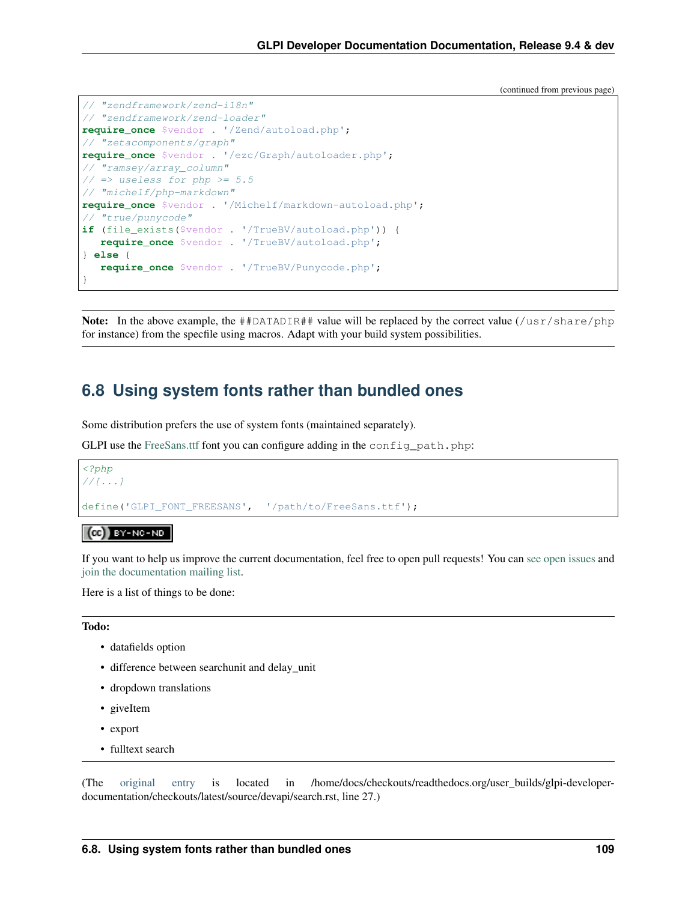(continued from previous page)

```
// "zendframework/zend-i18n"
// "zendframework/zend-loader"
require_once $vendor . '/Zend/autoload.php';
// "zetacomponents/graph"
require_once $vendor . '/ezc/Graph/autoloader.php';
// "ramsey/array_column"
// => useless for php >= 5.5
// "michelf/php-markdown"
require_once $vendor . '/Michelf/markdown-autoload.php';
// "true/punycode"
if (file_exists($vendor . '/TrueBV/autoload.php')) {
   require_once $vendor . '/TrueBV/autoload.php';
} else {
   require_once $vendor . '/TrueBV/Punycode.php';
}
```

**Note:** In the above example, the `##DATADIR##` value will be replaced by the correct value (`/usr/share/php` for instance) from the specfile using macros. Adapt with your build system possibilities.

## 6.8 Using system fonts rather than bundled ones

Some distribution prefers the use of system fonts (maintained separately).

GLPI use the FreeSans.ttf font you can configure adding in the `config_path.php`:

```php
<?php
//[...]

define('GLPI_FONT_FREESANS',  '/path/to/FreeSans.ttf');
```

If you want to help us improve the current documentation, feel free to open pull requests! You can see open issues and join the documentation mailing list.

Here is a list of things to be done:

**Todo:**

- datafields option
- difference between searchunit and delay_unit
- dropdown translations
- giveItem
- export
- fulltext search

(The original entry is located in /home/docs/checkouts/readthedocs.org/user_builds/glpi-developer-documentation/checkouts/latest/source/devapi/search.rst, line 27.)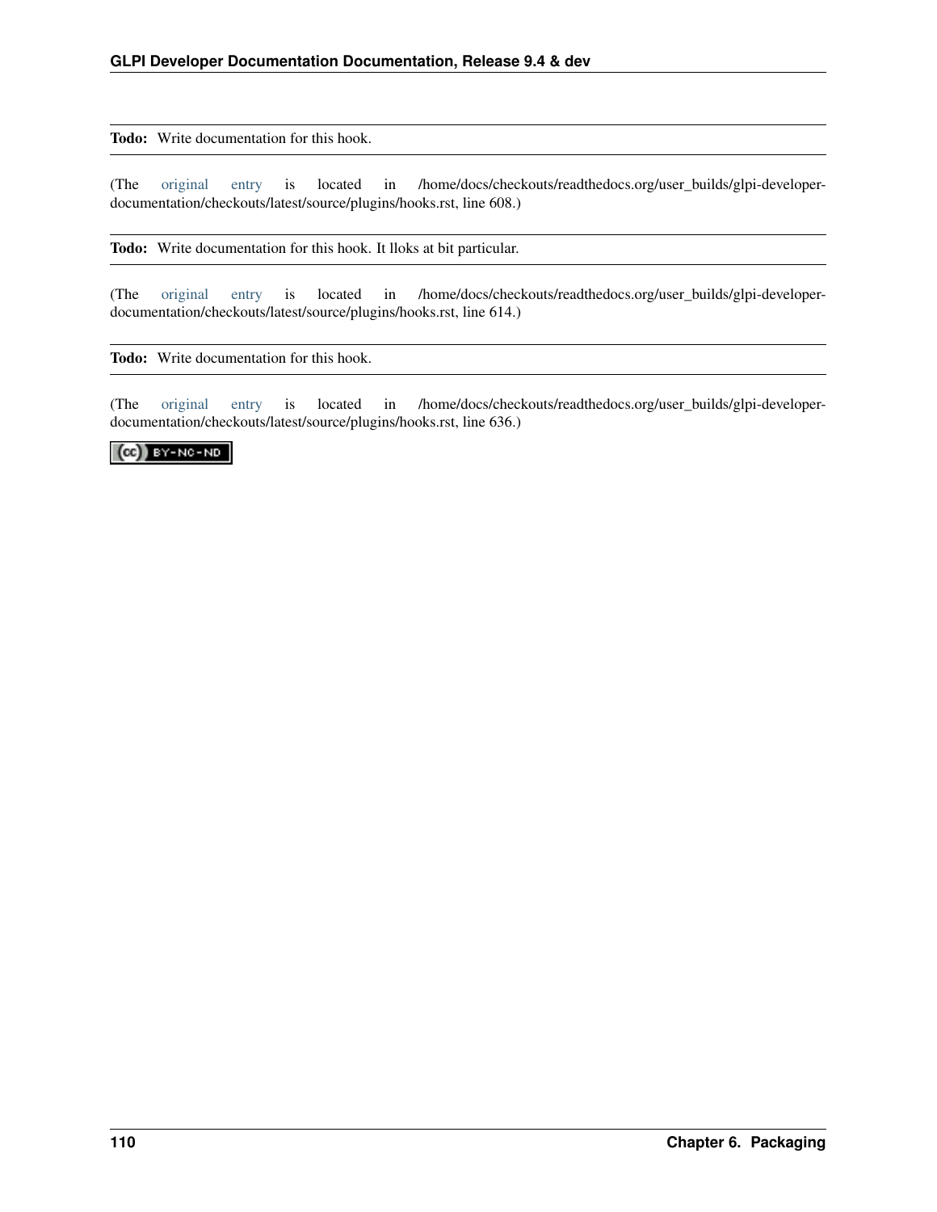**Todo:** Write documentation for this hook.

(The original entry is located in /home/docs/checkouts/readthedocs.org/user_builds/glpi-developer-documentation/checkouts/latest/source/plugins/hooks.rst, line 608.)

**Todo:** Write documentation for this hook. It lloks at bit particular.

(The original entry is located in /home/docs/checkouts/readthedocs.org/user_builds/glpi-developer-documentation/checkouts/latest/source/plugins/hooks.rst, line 614.)

**Todo:** Write documentation for this hook.

(The original entry is located in /home/docs/checkouts/readthedocs.org/user_builds/glpi-developer-documentation/checkouts/latest/source/plugins/hooks.rst, line 636.)

(cc) BY-NC-ND